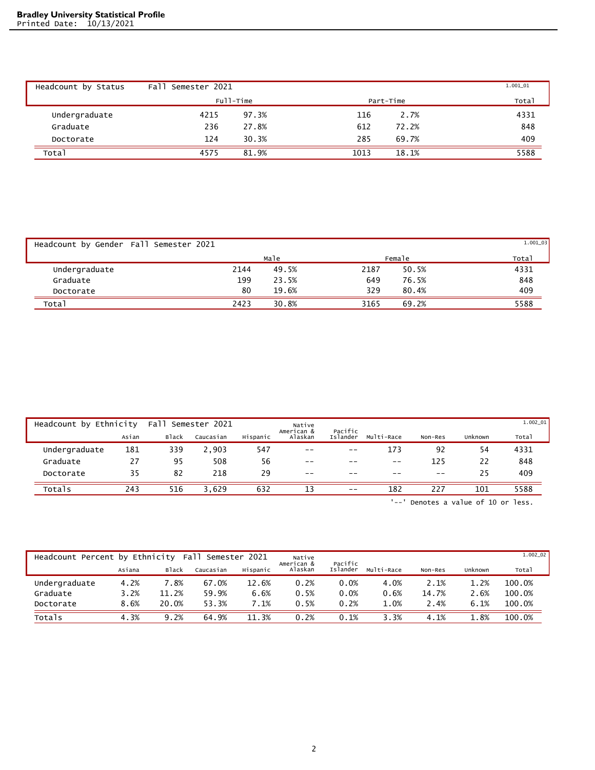**Bradley University Statistical Profile**
Printed Date: 10/13/2021

| Headcount by Status | Fall Semester 2021 | | | | 1.001_01 |
|---|---|---|---|---|---|
| | Full-Time | | Part-Time | | Total |
| Undergraduate | 4215 | 97.3% | 116 | 2.7% | 4331 |
| Graduate | 236 | 27.8% | 612 | 72.2% | 848 |
| Doctorate | 124 | 30.3% | 285 | 69.7% | 409 |
| Total | 4575 | 81.9% | 1013 | 18.1% | 5588 |

| Headcount by Gender Fall Semester 2021 | | | | | 1.001_03 |
|---|---|---|---|---|---|
| | Male | | Female | | Total |
| Undergraduate | 2144 | 49.5% | 2187 | 50.5% | 4331 |
| Graduate | 199 | 23.5% | 649 | 76.5% | 848 |
| Doctorate | 80 | 19.6% | 329 | 80.4% | 409 |
| Total | 2423 | 30.8% | 3165 | 69.2% | 5588 |

| Headcount by Ethnicity Fall Semester 2021 | Asian | Black | Caucasian | Hispanic | Native American & Alaskan | Pacific Islander | Multi-Race | Non-Res | Unknown | Total 1.002_01 |
|---|---|---|---|---|---|---|---|---|---|---|
| Undergraduate | 181 | 339 | 2,903 | 547 | -- | -- | 173 | 92 | 54 | 4331 |
| Graduate | 27 | 95 | 508 | 56 | -- | -- | -- | 125 | 22 | 848 |
| Doctorate | 35 | 82 | 218 | 29 | -- | -- | -- | -- | 25 | 409 |
| Totals | 243 | 516 | 3,629 | 632 | 13 | -- | 182 | 227 | 101 | 5588 |

'--' Denotes a value of 10 or less.

| Headcount Percent by Ethnicity Fall Semester 2021 | Asiana | Black | Caucasian | Hispanic | Native American & Alaskan | Pacific Islander | Multi-Race | Non-Res | Unknown | Total 1.002_02 |
|---|---|---|---|---|---|---|---|---|---|---|
| Undergraduate | 4.2% | 7.8% | 67.0% | 12.6% | 0.2% | 0.0% | 4.0% | 2.1% | 1.2% | 100.0% |
| Graduate | 3.2% | 11.2% | 59.9% | 6.6% | 0.5% | 0.0% | 0.6% | 14.7% | 2.6% | 100.0% |
| Doctorate | 8.6% | 20.0% | 53.3% | 7.1% | 0.5% | 0.2% | 1.0% | 2.4% | 6.1% | 100.0% |
| Totals | 4.3% | 9.2% | 64.9% | 11.3% | 0.2% | 0.1% | 3.3% | 4.1% | 1.8% | 100.0% |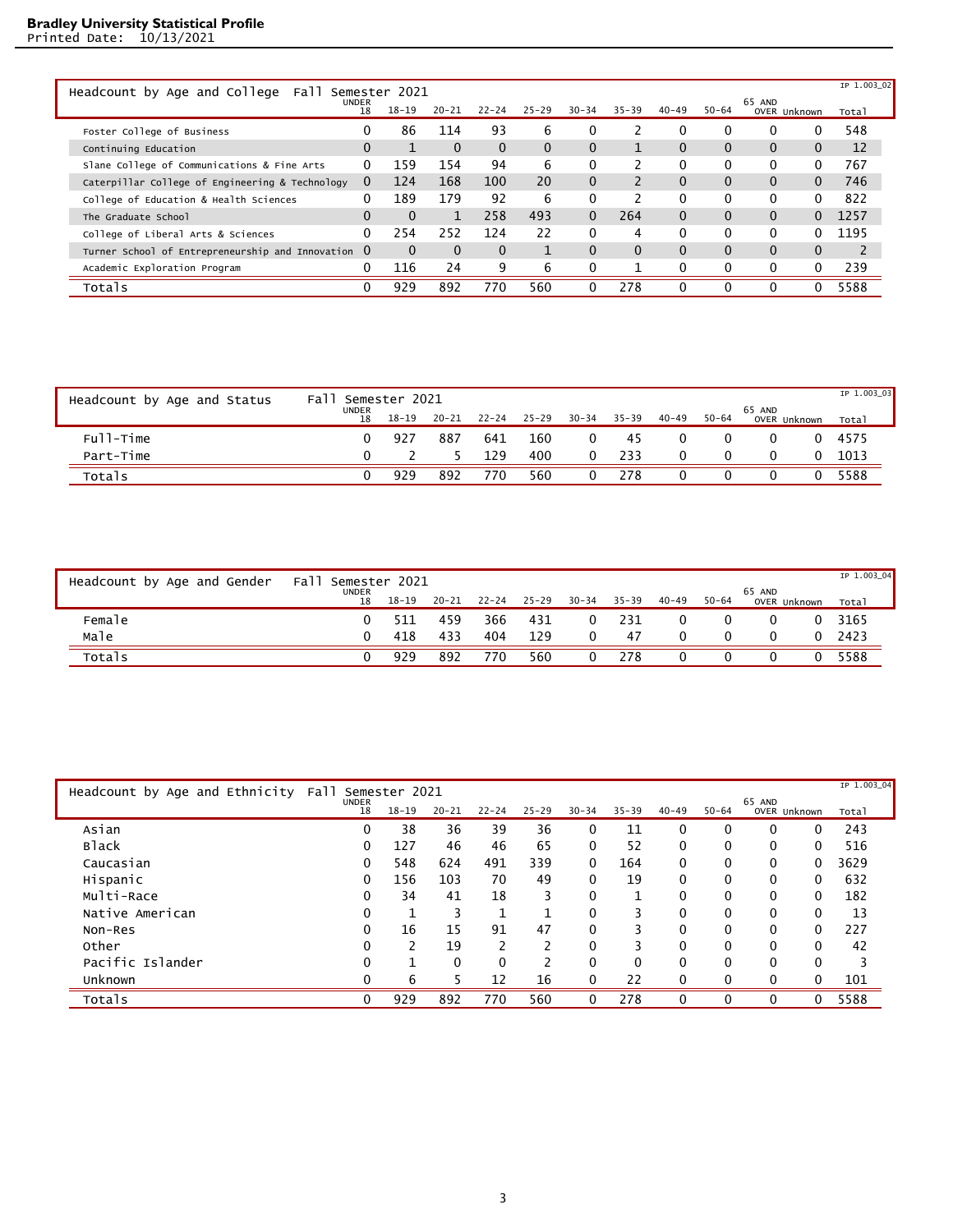**Bradley University Statistical Profile**
Printed Date: 10/13/2021

IP 1.003_02

| Headcount by Age and College Fall Semester 2021 | UNDER 18 | 18-19 | 20-21 | 22-24 | 25-29 | 30-34 | 35-39 | 40-49 | 50-64 | 65 AND OVER | Unknown | Total |
|---|---|---|---|---|---|---|---|---|---|---|---|---|
| Foster College of Business | 0 | 86 | 114 | 93 | 6 | 0 | 2 | 0 | 0 | 0 | 0 | 548 |
| Continuing Education | 0 | 1 | 0 | 0 | 0 | 0 | 1 | 0 | 0 | 0 | 0 | 12 |
| Slane College of Communications & Fine Arts | 0 | 159 | 154 | 94 | 6 | 0 | 2 | 0 | 0 | 0 | 0 | 767 |
| Caterpillar College of Engineering & Technology | 0 | 124 | 168 | 100 | 20 | 0 | 2 | 0 | 0 | 0 | 0 | 746 |
| College of Education & Health Sciences | 0 | 189 | 179 | 92 | 6 | 0 | 2 | 0 | 0 | 0 | 0 | 822 |
| The Graduate School | 0 | 0 | 1 | 258 | 493 | 0 | 264 | 0 | 0 | 0 | 0 | 1257 |
| College of Liberal Arts & Sciences | 0 | 254 | 252 | 124 | 22 | 0 | 4 | 0 | 0 | 0 | 0 | 1195 |
| Turner School of Entrepreneurship and Innovation | 0 | 0 | 0 | 0 | 1 | 0 | 0 | 0 | 0 | 0 | 0 | 2 |
| Academic Exploration Program | 0 | 116 | 24 | 9 | 6 | 0 | 1 | 0 | 0 | 0 | 0 | 239 |
| Totals | 0 | 929 | 892 | 770 | 560 | 0 | 278 | 0 | 0 | 0 | 0 | 5588 |

IP 1.003_03

| Headcount by Age and Status Fall Semester 2021 | UNDER 18 | 18-19 | 20-21 | 22-24 | 25-29 | 30-34 | 35-39 | 40-49 | 50-64 | 65 AND OVER | Unknown | Total |
|---|---|---|---|---|---|---|---|---|---|---|---|---|
| Full-Time | 0 | 927 | 887 | 641 | 160 | 0 | 45 | 0 | 0 | 0 | 0 | 4575 |
| Part-Time | 0 | 2 | 5 | 129 | 400 | 0 | 233 | 0 | 0 | 0 | 0 | 1013 |
| Totals | 0 | 929 | 892 | 770 | 560 | 0 | 278 | 0 | 0 | 0 | 0 | 5588 |

IP 1.003_04

| Headcount by Age and Gender Fall Semester 2021 | UNDER 18 | 18-19 | 20-21 | 22-24 | 25-29 | 30-34 | 35-39 | 40-49 | 50-64 | 65 AND OVER | Unknown | Total |
|---|---|---|---|---|---|---|---|---|---|---|---|---|
| Female | 0 | 511 | 459 | 366 | 431 | 0 | 231 | 0 | 0 | 0 | 0 | 3165 |
| Male | 0 | 418 | 433 | 404 | 129 | 0 | 47 | 0 | 0 | 0 | 0 | 2423 |
| Totals | 0 | 929 | 892 | 770 | 560 | 0 | 278 | 0 | 0 | 0 | 0 | 5588 |

IP 1.003_04

| Headcount by Age and Ethnicity Fall Semester 2021 | UNDER 18 | 18-19 | 20-21 | 22-24 | 25-29 | 30-34 | 35-39 | 40-49 | 50-64 | 65 AND OVER | Unknown | Total |
|---|---|---|---|---|---|---|---|---|---|---|---|---|
| Asian | 0 | 38 | 36 | 39 | 36 | 0 | 11 | 0 | 0 | 0 | 0 | 243 |
| Black | 0 | 127 | 46 | 46 | 65 | 0 | 52 | 0 | 0 | 0 | 0 | 516 |
| Caucasian | 0 | 548 | 624 | 491 | 339 | 0 | 164 | 0 | 0 | 0 | 0 | 3629 |
| Hispanic | 0 | 156 | 103 | 70 | 49 | 0 | 19 | 0 | 0 | 0 | 0 | 632 |
| Multi-Race | 0 | 34 | 41 | 18 | 3 | 0 | 1 | 0 | 0 | 0 | 0 | 182 |
| Native American | 0 | 1 | 3 | 1 | 1 | 0 | 3 | 0 | 0 | 0 | 0 | 13 |
| Non-Res | 0 | 16 | 15 | 91 | 47 | 0 | 3 | 0 | 0 | 0 | 0 | 227 |
| Other | 0 | 2 | 19 | 2 | 2 | 0 | 3 | 0 | 0 | 0 | 0 | 42 |
| Pacific Islander | 0 | 1 | 0 | 0 | 2 | 0 | 0 | 0 | 0 | 0 | 0 | 3 |
| Unknown | 0 | 6 | 5 | 12 | 16 | 0 | 22 | 0 | 0 | 0 | 0 | 101 |
| Totals | 0 | 929 | 892 | 770 | 560 | 0 | 278 | 0 | 0 | 0 | 0 | 5588 |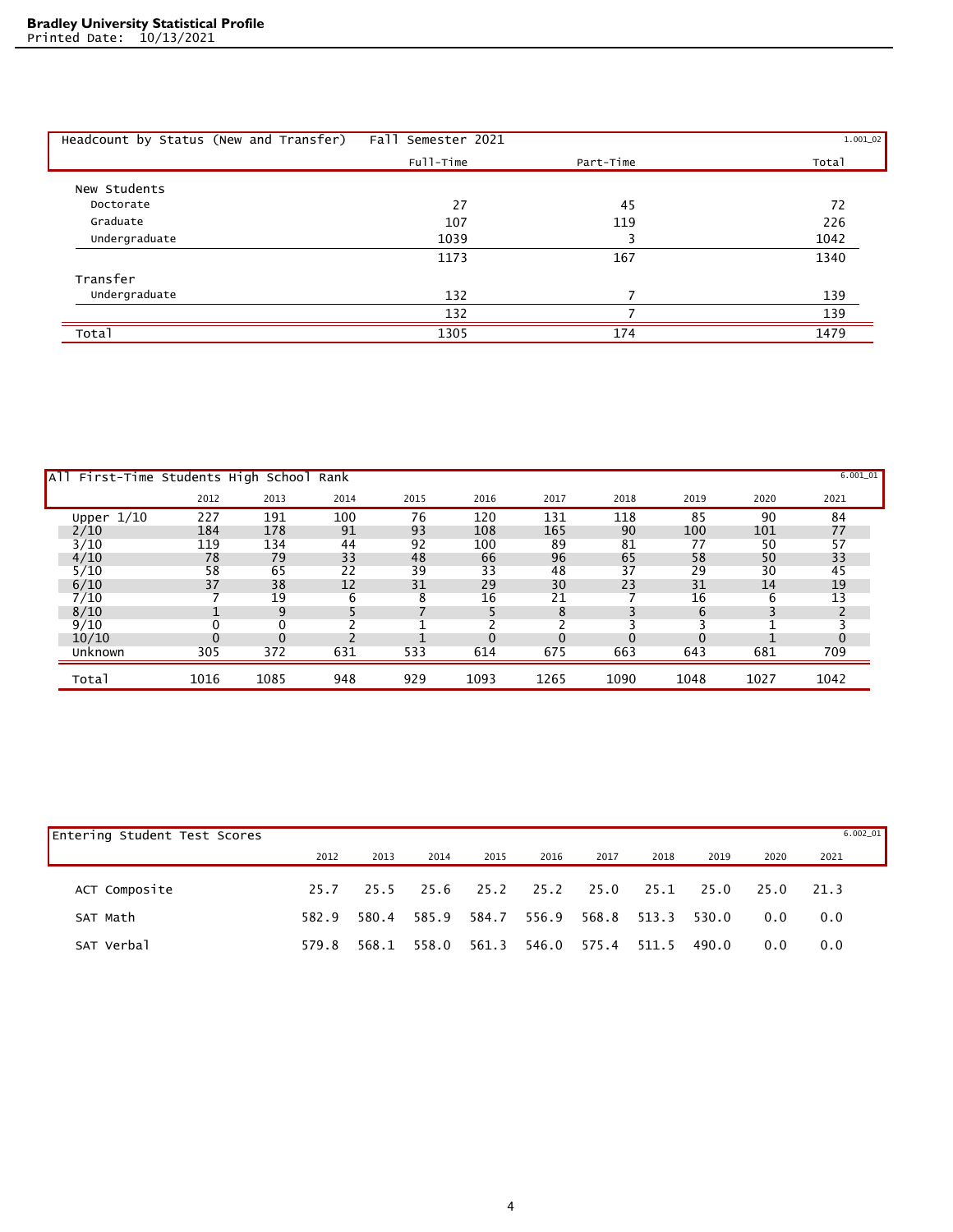## Headcount by Status (New and Transfer) — Fall Semester 2021

1.001_02

| | Full-Time | Part-Time | Total |
|---|---|---|---|
| **New Students** | | | |
| Doctorate | 27 | 45 | 72 |
| Graduate | 107 | 119 | 226 |
| Undergraduate | 1039 | 3 | 1042 |
| | 1173 | 167 | 1340 |
| **Transfer** | | | |
| Undergraduate | 132 | 7 | 139 |
| | 132 | 7 | 139 |
| Total | 1305 | 174 | 1479 |

## All First-Time Students High School Rank

6.001_01

| | 2012 | 2013 | 2014 | 2015 | 2016 | 2017 | 2018 | 2019 | 2020 | 2021 |
|---|---|---|---|---|---|---|---|---|---|---|
| Upper 1/10 | 227 | 191 | 100 | 76 | 120 | 131 | 118 | 85 | 90 | 84 |
| 2/10 | 184 | 178 | 91 | 93 | 108 | 165 | 90 | 100 | 101 | 77 |
| 3/10 | 119 | 134 | 44 | 92 | 100 | 89 | 81 | 77 | 50 | 57 |
| 4/10 | 78 | 79 | 33 | 48 | 66 | 96 | 65 | 58 | 50 | 33 |
| 5/10 | 58 | 65 | 22 | 39 | 33 | 48 | 37 | 29 | 30 | 45 |
| 6/10 | 37 | 38 | 12 | 31 | 29 | 30 | 23 | 31 | 14 | 19 |
| 7/10 | 7 | 19 | 6 | 8 | 16 | 21 | 7 | 16 | 6 | 13 |
| 8/10 | 1 | 9 | 5 | 7 | 5 | 8 | 3 | 6 | 3 | 2 |
| 9/10 | 0 | 0 | 2 | 1 | 2 | 2 | 3 | 3 | 1 | 3 |
| 10/10 | 0 | 0 | 2 | 1 | 0 | 0 | 0 | 0 | 1 | 0 |
| Unknown | 305 | 372 | 631 | 533 | 614 | 675 | 663 | 643 | 681 | 709 |
| Total | 1016 | 1085 | 948 | 929 | 1093 | 1265 | 1090 | 1048 | 1027 | 1042 |

## Entering Student Test Scores

6.002_01

| | 2012 | 2013 | 2014 | 2015 | 2016 | 2017 | 2018 | 2019 | 2020 | 2021 |
|---|---|---|---|---|---|---|---|---|---|---|
| ACT Composite | 25.7 | 25.5 | 25.6 | 25.2 | 25.2 | 25.0 | 25.1 | 25.0 | 25.0 | 21.3 |
| SAT Math | 582.9 | 580.4 | 585.9 | 584.7 | 556.9 | 568.8 | 513.3 | 530.0 | 0.0 | 0.0 |
| SAT Verbal | 579.8 | 568.1 | 558.0 | 561.3 | 546.0 | 575.4 | 511.5 | 490.0 | 0.0 | 0.0 |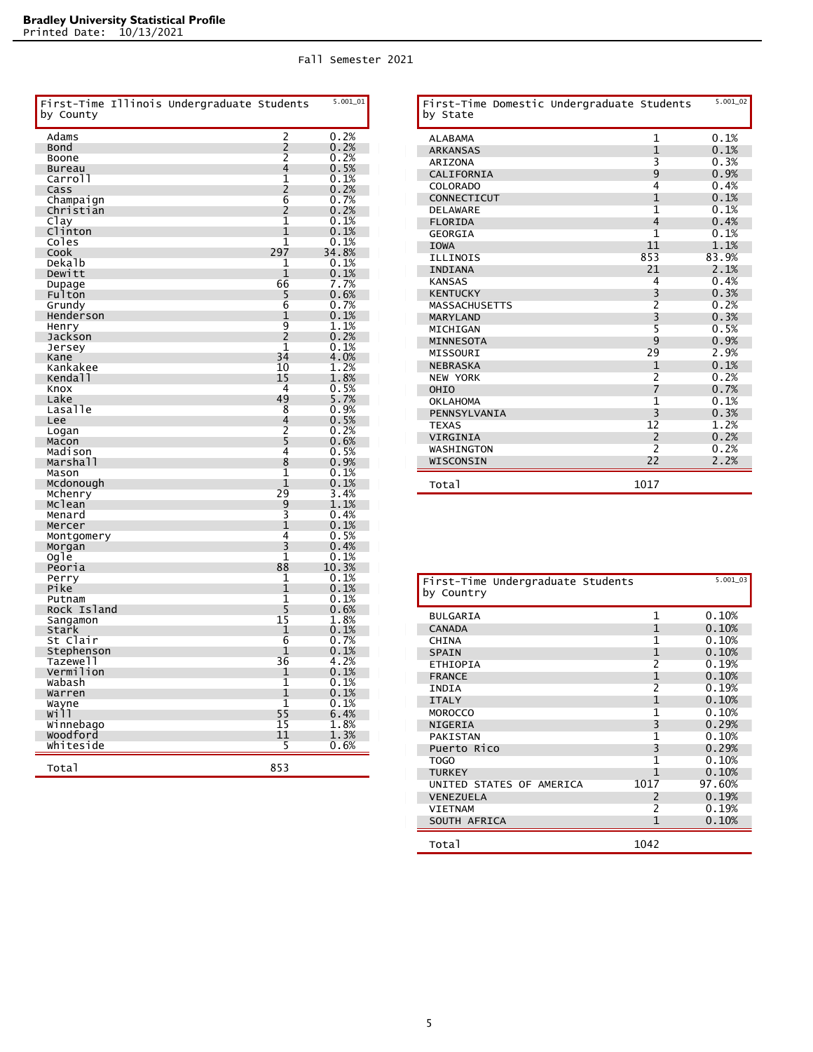**Bradley University Statistical Profile**
Printed Date: 10/13/2021

Fall Semester 2021

| First-Time Illinois Undergraduate Students by County | | 5.001_01 |
|---|---|---|
| Adams | 2 | 0.2% |
| Bond | 2 | 0.2% |
| Boone | 2 | 0.2% |
| Bureau | 4 | 0.5% |
| Carroll | 1 | 0.1% |
| Cass | 2 | 0.2% |
| Champaign | 6 | 0.7% |
| Christian | 2 | 0.2% |
| Clay | 1 | 0.1% |
| Clinton | 1 | 0.1% |
| Coles | 1 | 0.1% |
| Cook | 297 | 34.8% |
| Dekalb | 1 | 0.1% |
| Dewitt | 1 | 0.1% |
| Dupage | 66 | 7.7% |
| Fulton | 5 | 0.6% |
| Grundy | 6 | 0.7% |
| Henderson | 1 | 0.1% |
| Henry | 9 | 1.1% |
| Jackson | 2 | 0.2% |
| Jersey | 1 | 0.1% |
| Kane | 34 | 4.0% |
| Kankakee | 10 | 1.2% |
| Kendall | 15 | 1.8% |
| Knox | 4 | 0.5% |
| Lake | 49 | 5.7% |
| Lasalle | 8 | 0.9% |
| Lee | 4 | 0.5% |
| Logan | 2 | 0.2% |
| Macon | 5 | 0.6% |
| Madison | 4 | 0.5% |
| Marshall | 8 | 0.9% |
| Mason | 1 | 0.1% |
| Mcdonough | 1 | 0.1% |
| Mchenry | 29 | 3.4% |
| Mclean | 9 | 1.1% |
| Menard | 3 | 0.4% |
| Mercer | 1 | 0.1% |
| Montgomery | 4 | 0.5% |
| Morgan | 3 | 0.4% |
| Ogle | 1 | 0.1% |
| Peoria | 88 | 10.3% |
| Perry | 1 | 0.1% |
| Pike | 1 | 0.1% |
| Putnam | 1 | 0.1% |
| Rock Island | 5 | 0.6% |
| Sangamon | 15 | 1.8% |
| Stark | 1 | 0.1% |
| St Clair | 6 | 0.7% |
| Stephenson | 1 | 0.1% |
| Tazewell | 36 | 4.2% |
| Vermilion | 1 | 0.1% |
| Wabash | 1 | 0.1% |
| Warren | 1 | 0.1% |
| Wayne | 1 | 0.1% |
| Will | 55 | 6.4% |
| Winnebago | 15 | 1.8% |
| Woodford | 11 | 1.3% |
| Whiteside | 5 | 0.6% |
| Total | 853 | |

| First-Time Domestic Undergraduate Students by State | | 5.001_02 |
|---|---|---|
| ALABAMA | 1 | 0.1% |
| ARKANSAS | 1 | 0.1% |
| ARIZONA | 3 | 0.3% |
| CALIFORNIA | 9 | 0.9% |
| COLORADO | 4 | 0.4% |
| CONNECTICUT | 1 | 0.1% |
| DELAWARE | 1 | 0.1% |
| FLORIDA | 4 | 0.4% |
| GEORGIA | 1 | 0.1% |
| IOWA | 11 | 1.1% |
| ILLINOIS | 853 | 83.9% |
| INDIANA | 21 | 2.1% |
| KANSAS | 4 | 0.4% |
| KENTUCKY | 3 | 0.3% |
| MASSACHUSETTS | 2 | 0.2% |
| MARYLAND | 3 | 0.3% |
| MICHIGAN | 5 | 0.5% |
| MINNESOTA | 9 | 0.9% |
| MISSOURI | 29 | 2.9% |
| NEBRASKA | 1 | 0.1% |
| NEW YORK | 2 | 0.2% |
| OHIO | 7 | 0.7% |
| OKLAHOMA | 1 | 0.1% |
| PENNSYLVANIA | 3 | 0.3% |
| TEXAS | 12 | 1.2% |
| VIRGINIA | 2 | 0.2% |
| WASHINGTON | 2 | 0.2% |
| WISCONSIN | 22 | 2.2% |
| Total | 1017 | |

| First-Time Undergraduate Students by Country | | 5.001_03 |
|---|---|---|
| BULGARIA | 1 | 0.10% |
| CANADA | 1 | 0.10% |
| CHINA | 1 | 0.10% |
| SPAIN | 1 | 0.10% |
| ETHIOPIA | 2 | 0.19% |
| FRANCE | 1 | 0.10% |
| INDIA | 2 | 0.19% |
| ITALY | 1 | 0.10% |
| MOROCCO | 1 | 0.10% |
| NIGERIA | 3 | 0.29% |
| PAKISTAN | 1 | 0.10% |
| Puerto Rico | 3 | 0.29% |
| TOGO | 1 | 0.10% |
| TURKEY | 1 | 0.10% |
| UNITED STATES OF AMERICA | 1017 | 97.60% |
| VENEZUELA | 2 | 0.19% |
| VIETNAM | 2 | 0.19% |
| SOUTH AFRICA | 1 | 0.10% |
| Total | 1042 | |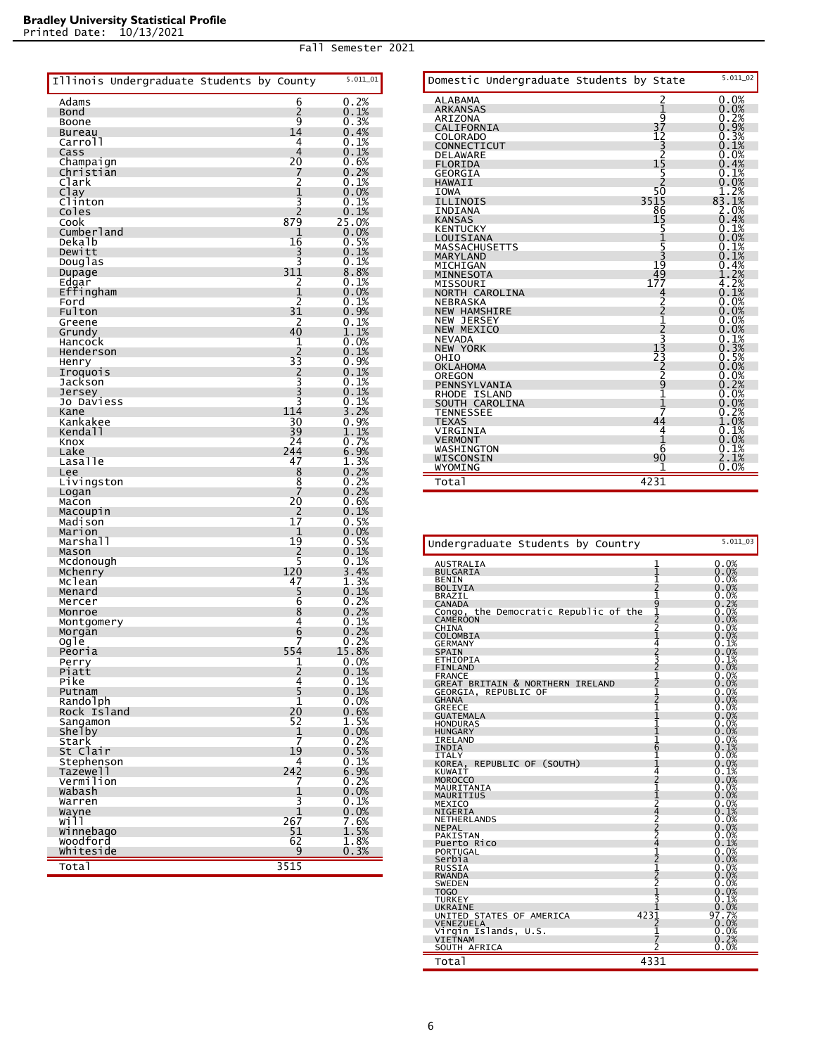**Bradley University Statistical Profile**
Printed Date: 10/13/2021

Fall Semester 2021

## Illinois Undergraduate Students by County

5.011_01

| County | Count | Percent |
|---|---|---|
| Adams | 6 | 0.2% |
| Bond | 2 | 0.1% |
| Boone | 9 | 0.3% |
| Bureau | 14 | 0.4% |
| Carroll | 4 | 0.1% |
| Cass | 4 | 0.1% |
| Champaign | 20 | 0.6% |
| Christian | 7 | 0.2% |
| Clark | 2 | 0.1% |
| Clay | 1 | 0.0% |
| Clinton | 3 | 0.1% |
| Coles | 2 | 0.1% |
| Cook | 879 | 25.0% |
| Cumberland | 1 | 0.0% |
| Dekalb | 16 | 0.5% |
| Dewitt | 3 | 0.1% |
| Douglas | 3 | 0.1% |
| Dupage | 311 | 8.8% |
| Edgar | 2 | 0.1% |
| Effingham | 1 | 0.0% |
| Ford | 2 | 0.1% |
| Fulton | 31 | 0.9% |
| Greene | 2 | 0.1% |
| Grundy | 40 | 1.1% |
| Hancock | 1 | 0.0% |
| Henderson | 2 | 0.1% |
| Henry | 33 | 0.9% |
| Iroquois | 2 | 0.1% |
| Jackson | 3 | 0.1% |
| Jersey | 3 | 0.1% |
| Jo Daviess | 3 | 0.1% |
| Kane | 114 | 3.2% |
| Kankakee | 30 | 0.9% |
| Kendall | 39 | 1.1% |
| Knox | 24 | 0.7% |
| Lake | 244 | 6.9% |
| Lasalle | 47 | 1.3% |
| Lee | 8 | 0.2% |
| Livingston | 8 | 0.2% |
| Logan | 7 | 0.2% |
| Macon | 20 | 0.6% |
| Macoupin | 2 | 0.1% |
| Madison | 17 | 0.5% |
| Marion | 1 | 0.0% |
| Marshall | 19 | 0.5% |
| Mason | 2 | 0.1% |
| Mcdonough | 5 | 0.1% |
| Mchenry | 120 | 3.4% |
| Mclean | 47 | 1.3% |
| Menard | 5 | 0.1% |
| Mercer | 6 | 0.2% |
| Monroe | 8 | 0.2% |
| Montgomery | 4 | 0.1% |
| Morgan | 6 | 0.2% |
| Ogle | 7 | 0.2% |
| Peoria | 554 | 15.8% |
| Perry | 1 | 0.0% |
| Piatt | 2 | 0.1% |
| Pike | 4 | 0.1% |
| Putnam | 5 | 0.1% |
| Randolph | 1 | 0.0% |
| Rock Island | 20 | 0.6% |
| Sangamon | 52 | 1.5% |
| Shelby | 1 | 0.0% |
| Stark | 7 | 0.2% |
| St Clair | 19 | 0.5% |
| Stephenson | 4 | 0.1% |
| Tazewell | 242 | 6.9% |
| Vermilion | 7 | 0.2% |
| Wabash | 1 | 0.0% |
| Warren | 3 | 0.1% |
| Wayne | 1 | 0.0% |
| Will | 267 | 7.6% |
| Winnebago | 51 | 1.5% |
| Woodford | 62 | 1.8% |
| Whiteside | 9 | 0.3% |
| Total | 3515 | |

## Domestic Undergraduate Students by State

5.011_02

| State | Count | Percent |
|---|---|---|
| ALABAMA | 2 | 0.0% |
| ARKANSAS | 1 | 0.0% |
| ARIZONA | 9 | 0.2% |
| CALIFORNIA | 37 | 0.9% |
| COLORADO | 12 | 0.3% |
| CONNECTICUT | 3 | 0.1% |
| DELAWARE | 2 | 0.0% |
| FLORIDA | 15 | 0.4% |
| GEORGIA | 5 | 0.1% |
| HAWAII | 2 | 0.0% |
| IOWA | 50 | 1.2% |
| ILLINOIS | 3515 | 83.1% |
| INDIANA | 86 | 2.0% |
| KANSAS | 15 | 0.4% |
| KENTUCKY | 5 | 0.1% |
| LOUISIANA | 1 | 0.0% |
| MASSACHUSETTS | 5 | 0.1% |
| MARYLAND | 3 | 0.1% |
| MICHIGAN | 19 | 0.4% |
| MINNESOTA | 49 | 1.2% |
| MISSOURI | 177 | 4.2% |
| NORTH CAROLINA | 4 | 0.1% |
| NEBRASKA | 2 | 0.0% |
| NEW HAMSHIRE | 2 | 0.0% |
| NEW JERSEY | 1 | 0.0% |
| NEW MEXICO | 2 | 0.0% |
| NEVADA | 3 | 0.1% |
| NEW YORK | 13 | 0.3% |
| OHIO | 23 | 0.5% |
| OKLAHOMA | 2 | 0.0% |
| OREGON | 2 | 0.0% |
| PENNSYLVANIA | 9 | 0.2% |
| RHODE ISLAND | 1 | 0.0% |
| SOUTH CAROLINA | 1 | 0.0% |
| TENNESSEE | 7 | 0.2% |
| TEXAS | 44 | 1.0% |
| VIRGINIA | 4 | 0.1% |
| VERMONT | 1 | 0.0% |
| WASHINGTON | 6 | 0.1% |
| WISCONSIN | 90 | 2.1% |
| WYOMING | 1 | 0.0% |
| Total | 4231 | |

## Undergraduate Students by Country

5.011_03

| Country | Count | Percent |
|---|---|---|
| AUSTRALIA | 1 | 0.0% |
| BULGARIA | 1 | 0.0% |
| BENIN | 1 | 0.0% |
| BOLIVIA | 2 | 0.0% |
| BRAZIL | 1 | 0.0% |
| CANADA | 9 | 0.2% |
| Congo, the Democratic Republic of the | 1 | 0.0% |
| CAMEROON | 2 | 0.0% |
| CHINA | 2 | 0.0% |
| COLOMBIA | 1 | 0.0% |
| GERMANY | 4 | 0.1% |
| SPAIN | 2 | 0.0% |
| ETHIOPIA | 3 | 0.1% |
| FINLAND | 2 | 0.0% |
| FRANCE | 1 | 0.0% |
| GREAT BRITAIN & NORTHERN IRELAND | 2 | 0.0% |
| GEORGIA, REPUBLIC OF | 1 | 0.0% |
| GHANA | 2 | 0.0% |
| GREECE | 1 | 0.0% |
| GUATEMALA | 1 | 0.0% |
| HONDURAS | 1 | 0.0% |
| HUNGARY | 1 | 0.0% |
| IRELAND | 1 | 0.0% |
| INDIA | 6 | 0.1% |
| ITALY | 1 | 0.0% |
| KOREA, REPUBLIC OF (SOUTH) | 1 | 0.0% |
| KUWAIT | 4 | 0.1% |
| MOROCCO | 2 | 0.0% |
| MAURITANIA | 1 | 0.0% |
| MAURITIUS | 1 | 0.0% |
| MEXICO | 2 | 0.0% |
| NIGERIA | 4 | 0.1% |
| NETHERLANDS | 2 | 0.0% |
| NEPAL | 2 | 0.0% |
| PAKISTAN | 2 | 0.0% |
| Puerto Rico | 4 | 0.1% |
| PORTUGAL | 1 | 0.0% |
| Serbia | 2 | 0.0% |
| RUSSIA | 1 | 0.0% |
| RWANDA | 2 | 0.0% |
| SWEDEN | 2 | 0.0% |
| TOGO | 1 | 0.0% |
| TURKEY | 3 | 0.1% |
| UKRAINE | 1 | 0.0% |
| UNITED STATES OF AMERICA | 4231 | 97.7% |
| VENEZUELA | 2 | 0.0% |
| Virgin Islands, U.S. | 1 | 0.0% |
| VIETNAM | 7 | 0.2% |
| SOUTH AFRICA | 2 | 0.0% |
| Total | 4331 | |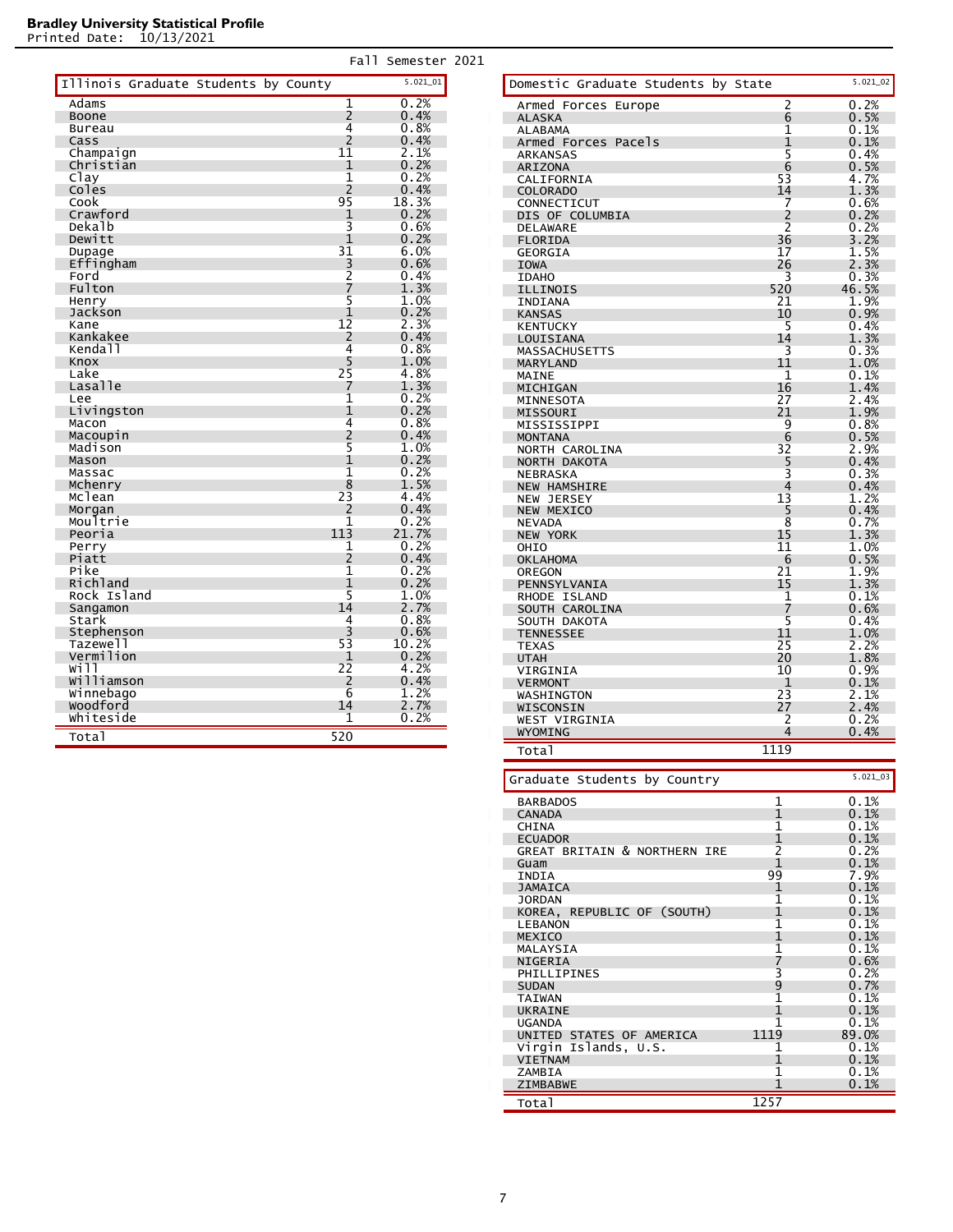**Bradley University Statistical Profile**
Printed Date: 10/13/2021

Fall Semester 2021

## Illinois Graduate Students by County (5.021_01)

| County | Count | Percent |
|---|---|---|
| Adams | 1 | 0.2% |
| Boone | 2 | 0.4% |
| Bureau | 4 | 0.8% |
| Cass | 2 | 0.4% |
| Champaign | 11 | 2.1% |
| Christian | 1 | 0.2% |
| Clay | 1 | 0.2% |
| Coles | 2 | 0.4% |
| Cook | 95 | 18.3% |
| Crawford | 1 | 0.2% |
| Dekalb | 3 | 0.6% |
| Dewitt | 1 | 0.2% |
| Dupage | 31 | 6.0% |
| Effingham | 3 | 0.6% |
| Ford | 2 | 0.4% |
| Fulton | 7 | 1.3% |
| Henry | 5 | 1.0% |
| Jackson | 1 | 0.2% |
| Kane | 12 | 2.3% |
| Kankakee | 2 | 0.4% |
| Kendall | 4 | 0.8% |
| Knox | 5 | 1.0% |
| Lake | 25 | 4.8% |
| Lasalle | 7 | 1.3% |
| Lee | 1 | 0.2% |
| Livingston | 1 | 0.2% |
| Macon | 4 | 0.8% |
| Macoupin | 2 | 0.4% |
| Madison | 5 | 1.0% |
| Mason | 1 | 0.2% |
| Massac | 1 | 0.2% |
| Mchenry | 8 | 1.5% |
| Mclean | 23 | 4.4% |
| Morgan | 2 | 0.4% |
| Moultrie | 1 | 0.2% |
| Peoria | 113 | 21.7% |
| Perry | 1 | 0.2% |
| Piatt | 2 | 0.4% |
| Pike | 1 | 0.2% |
| Richland | 1 | 0.2% |
| Rock Island | 5 | 1.0% |
| Sangamon | 14 | 2.7% |
| Stark | 4 | 0.8% |
| Stephenson | 3 | 0.6% |
| Tazewell | 53 | 10.2% |
| Vermilion | 1 | 0.2% |
| Will | 22 | 4.2% |
| Williamson | 2 | 0.4% |
| Winnebago | 6 | 1.2% |
| Woodford | 14 | 2.7% |
| Whiteside | 1 | 0.2% |
| Total | 520 | |

## Domestic Graduate Students by State (5.021_02)

| State | Count | Percent |
|---|---|---|
| Armed Forces Europe | 2 | 0.2% |
| ALASKA | 6 | 0.5% |
| ALABAMA | 1 | 0.1% |
| Armed Forces Pacels | 1 | 0.1% |
| ARKANSAS | 5 | 0.4% |
| ARIZONA | 6 | 0.5% |
| CALIFORNIA | 53 | 4.7% |
| COLORADO | 14 | 1.3% |
| CONNECTICUT | 7 | 0.6% |
| DIS OF COLUMBIA | 2 | 0.2% |
| DELAWARE | 2 | 0.2% |
| FLORIDA | 36 | 3.2% |
| GEORGIA | 17 | 1.5% |
| IOWA | 26 | 2.3% |
| IDAHO | 3 | 0.3% |
| ILLINOIS | 520 | 46.5% |
| INDIANA | 21 | 1.9% |
| KANSAS | 10 | 0.9% |
| KENTUCKY | 5 | 0.4% |
| LOUISIANA | 14 | 1.3% |
| MASSACHUSETTS | 3 | 0.3% |
| MARYLAND | 11 | 1.0% |
| MAINE | 1 | 0.1% |
| MICHIGAN | 16 | 1.4% |
| MINNESOTA | 27 | 2.4% |
| MISSOURI | 21 | 1.9% |
| MISSISSIPPI | 9 | 0.8% |
| MONTANA | 6 | 0.5% |
| NORTH CAROLINA | 32 | 2.9% |
| NORTH DAKOTA | 5 | 0.4% |
| NEBRASKA | 3 | 0.3% |
| NEW HAMSHIRE | 4 | 0.4% |
| NEW JERSEY | 13 | 1.2% |
| NEW MEXICO | 5 | 0.4% |
| NEVADA | 8 | 0.7% |
| NEW YORK | 15 | 1.3% |
| OHIO | 11 | 1.0% |
| OKLAHOMA | 6 | 0.5% |
| OREGON | 21 | 1.9% |
| PENNSYLVANIA | 15 | 1.3% |
| RHODE ISLAND | 1 | 0.1% |
| SOUTH CAROLINA | 7 | 0.6% |
| SOUTH DAKOTA | 5 | 0.4% |
| TENNESSEE | 11 | 1.0% |
| TEXAS | 25 | 2.2% |
| UTAH | 20 | 1.8% |
| VIRGINIA | 10 | 0.9% |
| VERMONT | 1 | 0.1% |
| WASHINGTON | 23 | 2.1% |
| WISCONSIN | 27 | 2.4% |
| WEST VIRGINIA | 2 | 0.2% |
| WYOMING | 4 | 0.4% |
| Total | 1119 | |

## Graduate Students by Country (5.021_03)

| Country | Count | Percent |
|---|---|---|
| BARBADOS | 1 | 0.1% |
| CANADA | 1 | 0.1% |
| CHINA | 1 | 0.1% |
| ECUADOR | 1 | 0.1% |
| GREAT BRITAIN & NORTHERN IRE | 2 | 0.2% |
| Guam | 1 | 0.1% |
| INDIA | 99 | 7.9% |
| JAMAICA | 1 | 0.1% |
| JORDAN | 1 | 0.1% |
| KOREA, REPUBLIC OF (SOUTH) | 1 | 0.1% |
| LEBANON | 1 | 0.1% |
| MEXICO | 1 | 0.1% |
| MALAYSIA | 1 | 0.1% |
| NIGERIA | 7 | 0.6% |
| PHILLIPINES | 3 | 0.2% |
| SUDAN | 9 | 0.7% |
| TAIWAN | 1 | 0.1% |
| UKRAINE | 1 | 0.1% |
| UGANDA | 1 | 0.1% |
| UNITED STATES OF AMERICA | 1119 | 89.0% |
| Virgin Islands, U.S. | 1 | 0.1% |
| VIETNAM | 1 | 0.1% |
| ZAMBIA | 1 | 0.1% |
| ZIMBABWE | 1 | 0.1% |
| Total | 1257 | |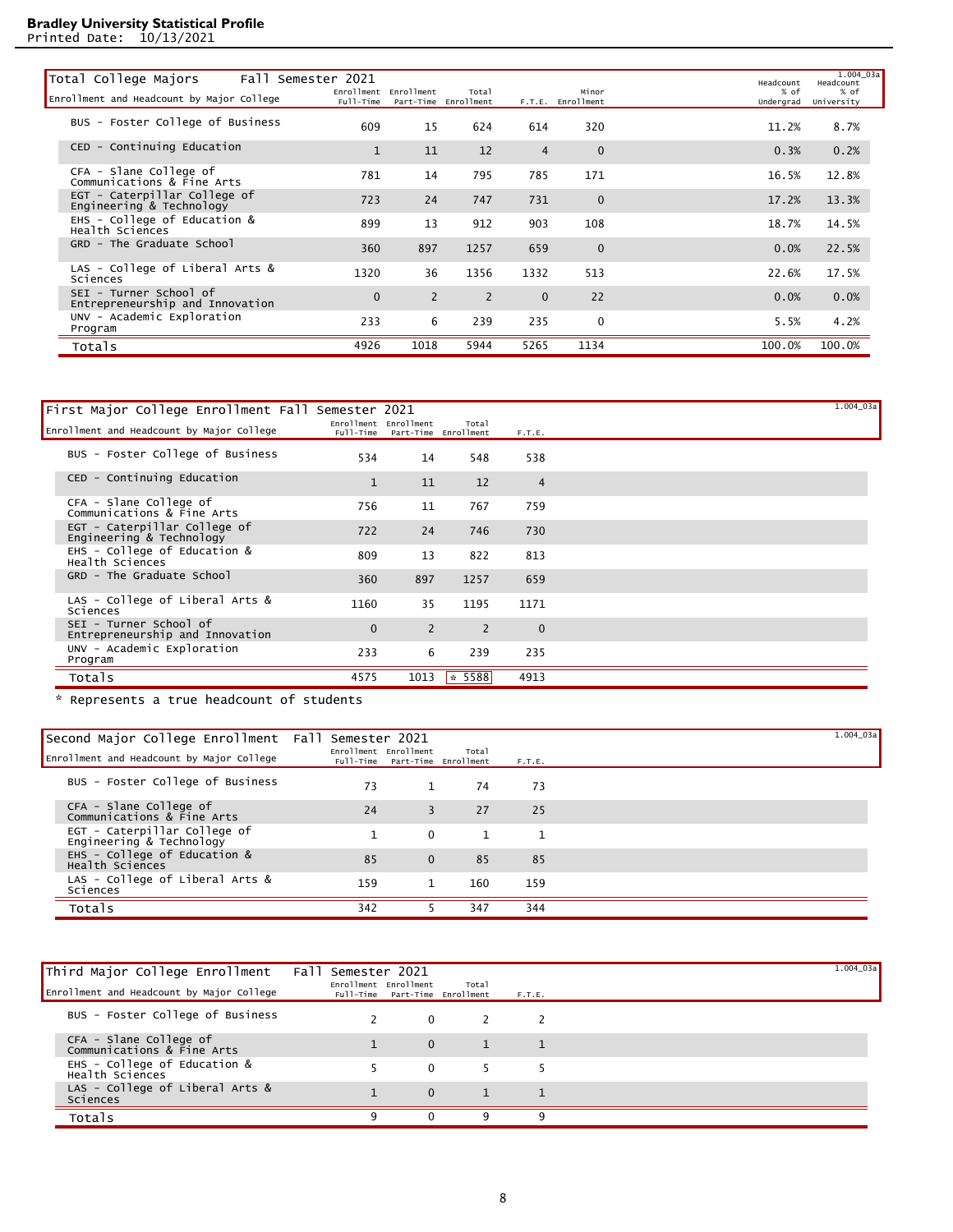**Bradley University Statistical Profile**
Printed Date: 10/13/2021

## Total College Majors — Fall Semester 2021

1.004_03a

| Enrollment and Headcount by Major College | Enrollment Full-Time | Enrollment Part-Time | Total Enrollment | F.T.E. | Minor Enrollment | Headcount % of Undergrad | Headcount % of University |
|---|---|---|---|---|---|---|---|
| BUS - Foster College of Business | 609 | 15 | 624 | 614 | 320 | 11.2% | 8.7% |
| CED - Continuing Education | 1 | 11 | 12 | 4 | 0 | 0.3% | 0.2% |
| CFA - Slane College of Communications & Fine Arts | 781 | 14 | 795 | 785 | 171 | 16.5% | 12.8% |
| EGT - Caterpillar College of Engineering & Technology | 723 | 24 | 747 | 731 | 0 | 17.2% | 13.3% |
| EHS - College of Education & Health Sciences | 899 | 13 | 912 | 903 | 108 | 18.7% | 14.5% |
| GRD - The Graduate School | 360 | 897 | 1257 | 659 | 0 | 0.0% | 22.5% |
| LAS - College of Liberal Arts & Sciences | 1320 | 36 | 1356 | 1332 | 513 | 22.6% | 17.5% |
| SEI - Turner School of Entrepreneurship and Innovation | 0 | 2 | 2 | 0 | 22 | 0.0% | 0.0% |
| UNV - Academic Exploration Program | 233 | 6 | 239 | 235 | 0 | 5.5% | 4.2% |
| Totals | 4926 | 1018 | 5944 | 5265 | 1134 | 100.0% | 100.0% |

## First Major College Enrollment Fall Semester 2021

1.004_03a

| Enrollment and Headcount by Major College | Enrollment Full-Time | Enrollment Part-Time | Total Enrollment | F.T.E. |
|---|---|---|---|---|
| BUS - Foster College of Business | 534 | 14 | 548 | 538 |
| CED - Continuing Education | 1 | 11 | 12 | 4 |
| CFA - Slane College of Communications & Fine Arts | 756 | 11 | 767 | 759 |
| EGT - Caterpillar College of Engineering & Technology | 722 | 24 | 746 | 730 |
| EHS - College of Education & Health Sciences | 809 | 13 | 822 | 813 |
| GRD - The Graduate School | 360 | 897 | 1257 | 659 |
| LAS - College of Liberal Arts & Sciences | 1160 | 35 | 1195 | 1171 |
| SEI - Turner School of Entrepreneurship and Innovation | 0 | 2 | 2 | 0 |
| UNV - Academic Exploration Program | 233 | 6 | 239 | 235 |
| Totals | 4575 | 1013 | * 5588 | 4913 |

\* Represents a true headcount of students

## Second Major College Enrollment Fall Semester 2021

1.004_03a

| Enrollment and Headcount by Major College | Enrollment Full-Time | Enrollment Part-Time | Total Enrollment | F.T.E. |
|---|---|---|---|---|
| BUS - Foster College of Business | 73 | 1 | 74 | 73 |
| CFA - Slane College of Communications & Fine Arts | 24 | 3 | 27 | 25 |
| EGT - Caterpillar College of Engineering & Technology | 1 | 0 | 1 | 1 |
| EHS - College of Education & Health Sciences | 85 | 0 | 85 | 85 |
| LAS - College of Liberal Arts & Sciences | 159 | 1 | 160 | 159 |
| Totals | 342 | 5 | 347 | 344 |

## Third Major College Enrollment Fall Semester 2021

1.004_03a

| Enrollment and Headcount by Major College | Enrollment Full-Time | Enrollment Part-Time | Total Enrollment | F.T.E. |
|---|---|---|---|---|
| BUS - Foster College of Business | 2 | 0 | 2 | 2 |
| CFA - Slane College of Communications & Fine Arts | 1 | 0 | 1 | 1 |
| EHS - College of Education & Health Sciences | 5 | 0 | 5 | 5 |
| LAS - College of Liberal Arts & Sciences | 1 | 0 | 1 | 1 |
| Totals | 9 | 0 | 9 | 9 |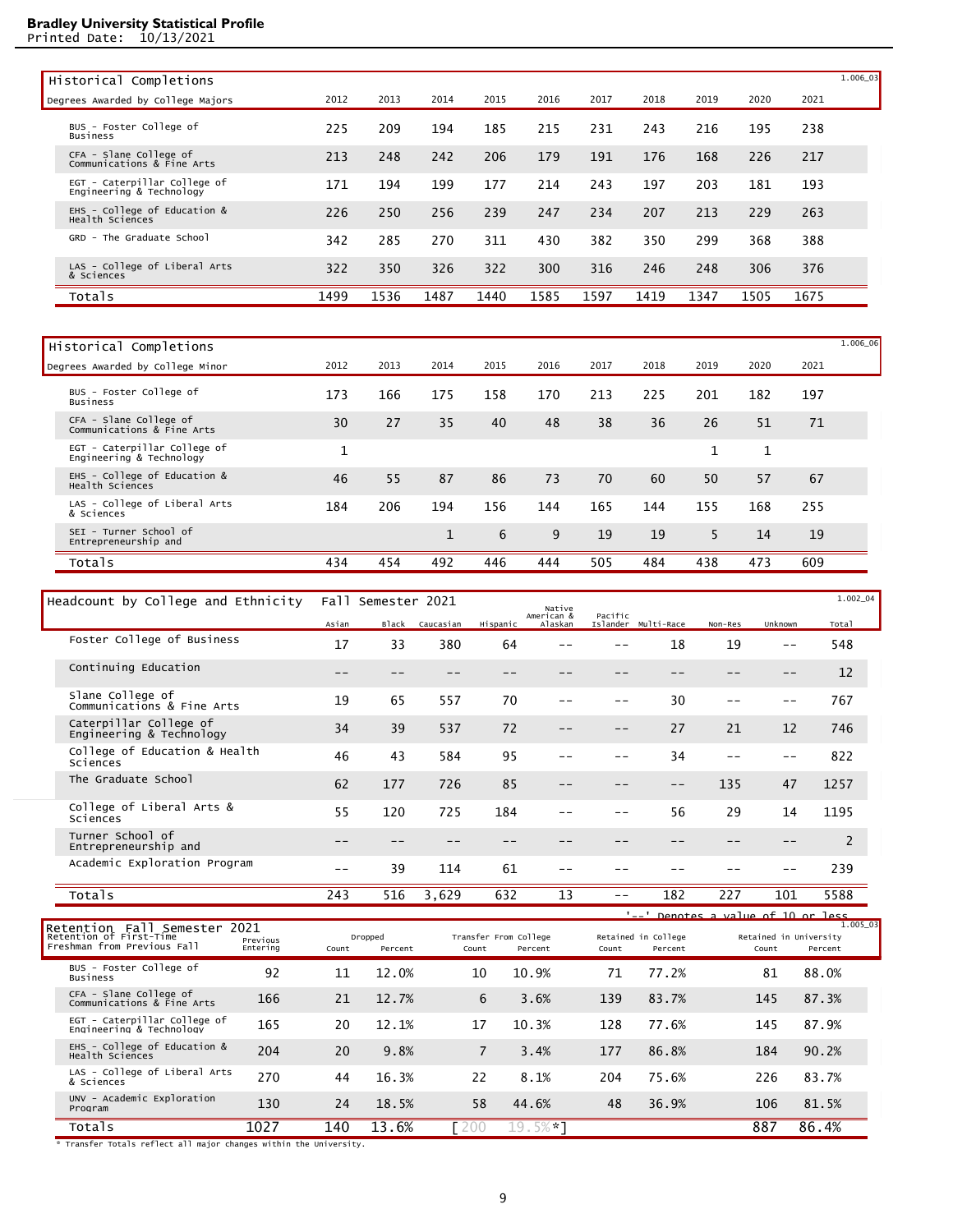**Bradley University Statistical Profile**
Printed Date: 10/13/2021

## Historical Completions

1.006_03

| Degrees Awarded by College Majors | 2012 | 2013 | 2014 | 2015 | 2016 | 2017 | 2018 | 2019 | 2020 | 2021 |
|---|---|---|---|---|---|---|---|---|---|---|
| BUS - Foster College of Business | 225 | 209 | 194 | 185 | 215 | 231 | 243 | 216 | 195 | 238 |
| CFA - Slane College of Communications & Fine Arts | 213 | 248 | 242 | 206 | 179 | 191 | 176 | 168 | 226 | 217 |
| EGT - Caterpillar College of Engineering & Technology | 171 | 194 | 199 | 177 | 214 | 243 | 197 | 203 | 181 | 193 |
| EHS - College of Education & Health Sciences | 226 | 250 | 256 | 239 | 247 | 234 | 207 | 213 | 229 | 263 |
| GRD - The Graduate School | 342 | 285 | 270 | 311 | 430 | 382 | 350 | 299 | 368 | 388 |
| LAS - College of Liberal Arts & Sciences | 322 | 350 | 326 | 322 | 300 | 316 | 246 | 248 | 306 | 376 |
| Totals | 1499 | 1536 | 1487 | 1440 | 1585 | 1597 | 1419 | 1347 | 1505 | 1675 |

## Historical Completions

1.006_06

| Degrees Awarded by College Minor | 2012 | 2013 | 2014 | 2015 | 2016 | 2017 | 2018 | 2019 | 2020 | 2021 |
|---|---|---|---|---|---|---|---|---|---|---|
| BUS - Foster College of Business | 173 | 166 | 175 | 158 | 170 | 213 | 225 | 201 | 182 | 197 |
| CFA - Slane College of Communications & Fine Arts | 30 | 27 | 35 | 40 | 48 | 38 | 36 | 26 | 51 | 71 |
| EGT - Caterpillar College of Engineering & Technology | 1 | | | | | | | 1 | 1 | |
| EHS - College of Education & Health Sciences | 46 | 55 | 87 | 86 | 73 | 70 | 60 | 50 | 57 | 67 |
| LAS - College of Liberal Arts & Sciences | 184 | 206 | 194 | 156 | 144 | 165 | 144 | 155 | 168 | 255 |
| SEI - Turner School of Entrepreneurship and | | | 1 | 6 | 9 | 19 | 19 | 5 | 14 | 19 |
| Totals | 434 | 454 | 492 | 446 | 444 | 505 | 484 | 438 | 473 | 609 |

## Headcount by College and Ethnicity — Fall Semester 2021

1.002_04

| | Asian | Black | Caucasian | Hispanic | Native American & Alaskan | Pacific Islander | Multi-Race | Non-Res | Unknown | Total |
|---|---|---|---|---|---|---|---|---|---|---|
| Foster College of Business | 17 | 33 | 380 | 64 | -- | -- | 18 | 19 | -- | 548 |
| Continuing Education | -- | -- | -- | -- | -- | -- | -- | -- | -- | 12 |
| Slane College of Communications & Fine Arts | 19 | 65 | 557 | 70 | -- | -- | 30 | -- | -- | 767 |
| Caterpillar College of Engineering & Technology | 34 | 39 | 537 | 72 | -- | -- | 27 | 21 | 12 | 746 |
| College of Education & Health Sciences | 46 | 43 | 584 | 95 | -- | -- | 34 | -- | -- | 822 |
| The Graduate School | 62 | 177 | 726 | 85 | -- | -- | -- | 135 | 47 | 1257 |
| College of Liberal Arts & Sciences | 55 | 120 | 725 | 184 | -- | -- | 56 | 29 | 14 | 1195 |
| Turner School of Entrepreneurship and | -- | -- | -- | -- | -- | -- | -- | -- | -- | 2 |
| Academic Exploration Program | -- | 39 | 114 | 61 | -- | -- | -- | -- | -- | 239 |
| Totals | 243 | 516 | 3,629 | 632 | 13 | -- | 182 | 227 | 101 | 5588 |

'--' Denotes a value of 10 or less

## Retention Fall Semester 2021

1.005_03

| Retention of First-Time Freshman from Previous Fall | Previous Entering | Dropped Count | Dropped Percent | Transfer From College Count | Transfer From College Percent | Retained in College Count | Retained in College Percent | Retained in University Count | Retained in University Percent |
|---|---|---|---|---|---|---|---|---|---|
| BUS - Foster College of Business | 92 | 11 | 12.0% | 10 | 10.9% | 71 | 77.2% | 81 | 88.0% |
| CFA - Slane College of Communications & Fine Arts | 166 | 21 | 12.7% | 6 | 3.6% | 139 | 83.7% | 145 | 87.3% |
| EGT - Caterpillar College of Engineering & Technology | 165 | 20 | 12.1% | 17 | 10.3% | 128 | 77.6% | 145 | 87.9% |
| EHS - College of Education & Health Sciences | 204 | 20 | 9.8% | 7 | 3.4% | 177 | 86.8% | 184 | 90.2% |
| LAS - College of Liberal Arts & Sciences | 270 | 44 | 16.3% | 22 | 8.1% | 204 | 75.6% | 226 | 83.7% |
| UNV - Academic Exploration Program | 130 | 24 | 18.5% | 58 | 44.6% | 48 | 36.9% | 106 | 81.5% |
| Totals | 1027 | 140 | 13.6% | [ 200 | 19.5%*] | | | 887 | 86.4% |

* Transfer Totals reflect all major changes within the University.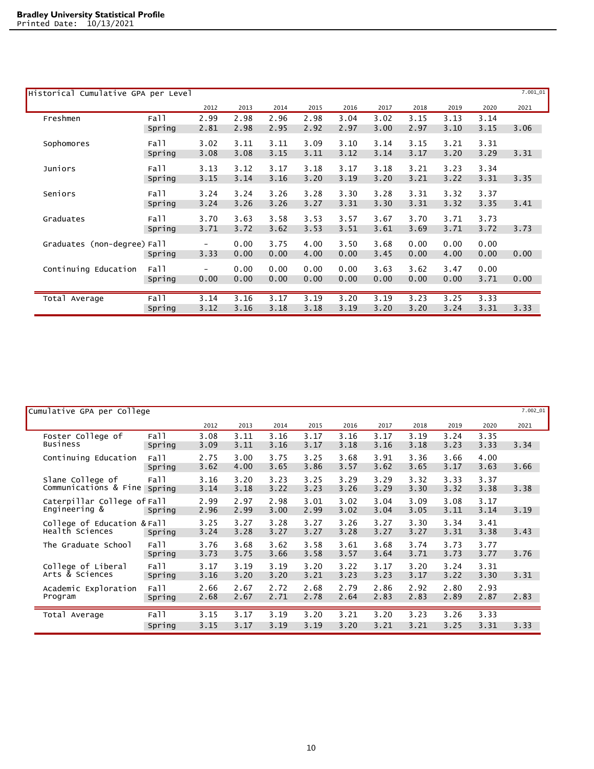**Bradley University Statistical Profile**
Printed Date: 10/13/2021

## Historical Cumulative GPA per Level

7.001_01

| | | 2012 | 2013 | 2014 | 2015 | 2016 | 2017 | 2018 | 2019 | 2020 | 2021 |
|---|---|---|---|---|---|---|---|---|---|---|---|
| Freshmen | Fall | 2.99 | 2.98 | 2.96 | 2.98 | 3.04 | 3.02 | 3.15 | 3.13 | 3.14 | |
| | Spring | 2.81 | 2.98 | 2.95 | 2.92 | 2.97 | 3.00 | 2.97 | 3.10 | 3.15 | 3.06 |
| Sophomores | Fall | 3.02 | 3.11 | 3.11 | 3.09 | 3.10 | 3.14 | 3.15 | 3.21 | 3.31 | |
| | Spring | 3.08 | 3.08 | 3.15 | 3.11 | 3.12 | 3.14 | 3.17 | 3.20 | 3.29 | 3.31 |
| Juniors | Fall | 3.13 | 3.12 | 3.17 | 3.18 | 3.17 | 3.18 | 3.21 | 3.23 | 3.34 | |
| | Spring | 3.15 | 3.14 | 3.16 | 3.20 | 3.19 | 3.20 | 3.21 | 3.22 | 3.31 | 3.35 |
| Seniors | Fall | 3.24 | 3.24 | 3.26 | 3.28 | 3.30 | 3.28 | 3.31 | 3.32 | 3.37 | |
| | Spring | 3.24 | 3.26 | 3.26 | 3.27 | 3.31 | 3.30 | 3.31 | 3.32 | 3.35 | 3.41 |
| Graduates | Fall | 3.70 | 3.63 | 3.58 | 3.53 | 3.57 | 3.67 | 3.70 | 3.71 | 3.73 | |
| | Spring | 3.71 | 3.72 | 3.62 | 3.53 | 3.51 | 3.61 | 3.69 | 3.71 | 3.72 | 3.73 |
| Graduates (non-degree) | Fall | - | 0.00 | 3.75 | 4.00 | 3.50 | 3.68 | 0.00 | 0.00 | 0.00 | |
| | Spring | 3.33 | 0.00 | 0.00 | 4.00 | 0.00 | 3.45 | 0.00 | 4.00 | 0.00 | 0.00 |
| Continuing Education | Fall | - | 0.00 | 0.00 | 0.00 | 0.00 | 3.63 | 3.62 | 3.47 | 0.00 | |
| | Spring | 0.00 | 0.00 | 0.00 | 0.00 | 0.00 | 0.00 | 0.00 | 0.00 | 3.71 | 0.00 |
| Total Average | Fall | 3.14 | 3.16 | 3.17 | 3.19 | 3.20 | 3.19 | 3.23 | 3.25 | 3.33 | |
| | Spring | 3.12 | 3.16 | 3.18 | 3.18 | 3.19 | 3.20 | 3.20 | 3.24 | 3.31 | 3.33 |

## Cumulative GPA per College

7.002_01

| | | 2012 | 2013 | 2014 | 2015 | 2016 | 2017 | 2018 | 2019 | 2020 | 2021 |
|---|---|---|---|---|---|---|---|---|---|---|---|
| Foster College of Business | Fall | 3.08 | 3.11 | 3.16 | 3.17 | 3.16 | 3.17 | 3.19 | 3.24 | 3.35 | |
| | Spring | 3.09 | 3.11 | 3.16 | 3.17 | 3.18 | 3.16 | 3.18 | 3.23 | 3.33 | 3.34 |
| Continuing Education | Fall | 2.75 | 3.00 | 3.75 | 3.25 | 3.68 | 3.91 | 3.36 | 3.66 | 4.00 | |
| | Spring | 3.62 | 4.00 | 3.65 | 3.86 | 3.57 | 3.62 | 3.65 | 3.17 | 3.63 | 3.66 |
| Slane College of Communications & Fine | Fall | 3.16 | 3.20 | 3.23 | 3.25 | 3.29 | 3.29 | 3.32 | 3.33 | 3.37 | |
| | Spring | 3.14 | 3.18 | 3.22 | 3.23 | 3.26 | 3.29 | 3.30 | 3.32 | 3.38 | 3.38 |
| Caterpillar College of Engineering & | Fall | 2.99 | 2.97 | 2.98 | 3.01 | 3.02 | 3.04 | 3.09 | 3.08 | 3.17 | |
| | Spring | 2.96 | 2.99 | 3.00 | 2.99 | 3.02 | 3.04 | 3.05 | 3.11 | 3.14 | 3.19 |
| College of Education & Health Sciences | Fall | 3.25 | 3.27 | 3.28 | 3.27 | 3.26 | 3.27 | 3.30 | 3.34 | 3.41 | |
| | Spring | 3.24 | 3.28 | 3.27 | 3.27 | 3.28 | 3.27 | 3.27 | 3.31 | 3.38 | 3.43 |
| The Graduate School | Fall | 3.76 | 3.68 | 3.62 | 3.58 | 3.61 | 3.68 | 3.74 | 3.73 | 3.77 | |
| | Spring | 3.73 | 3.75 | 3.66 | 3.58 | 3.57 | 3.64 | 3.71 | 3.73 | 3.77 | 3.76 |
| College of Liberal Arts & Sciences | Fall | 3.17 | 3.19 | 3.19 | 3.20 | 3.22 | 3.17 | 3.20 | 3.24 | 3.31 | |
| | Spring | 3.16 | 3.20 | 3.20 | 3.21 | 3.23 | 3.23 | 3.17 | 3.22 | 3.30 | 3.31 |
| Academic Exploration Program | Fall | 2.66 | 2.67 | 2.72 | 2.68 | 2.79 | 2.86 | 2.92 | 2.80 | 2.93 | |
| | Spring | 2.68 | 2.67 | 2.71 | 2.78 | 2.64 | 2.83 | 2.83 | 2.89 | 2.87 | 2.83 |
| Total Average | Fall | 3.15 | 3.17 | 3.19 | 3.20 | 3.21 | 3.20 | 3.23 | 3.26 | 3.33 | |
| | Spring | 3.15 | 3.17 | 3.19 | 3.19 | 3.20 | 3.21 | 3.21 | 3.25 | 3.31 | 3.33 |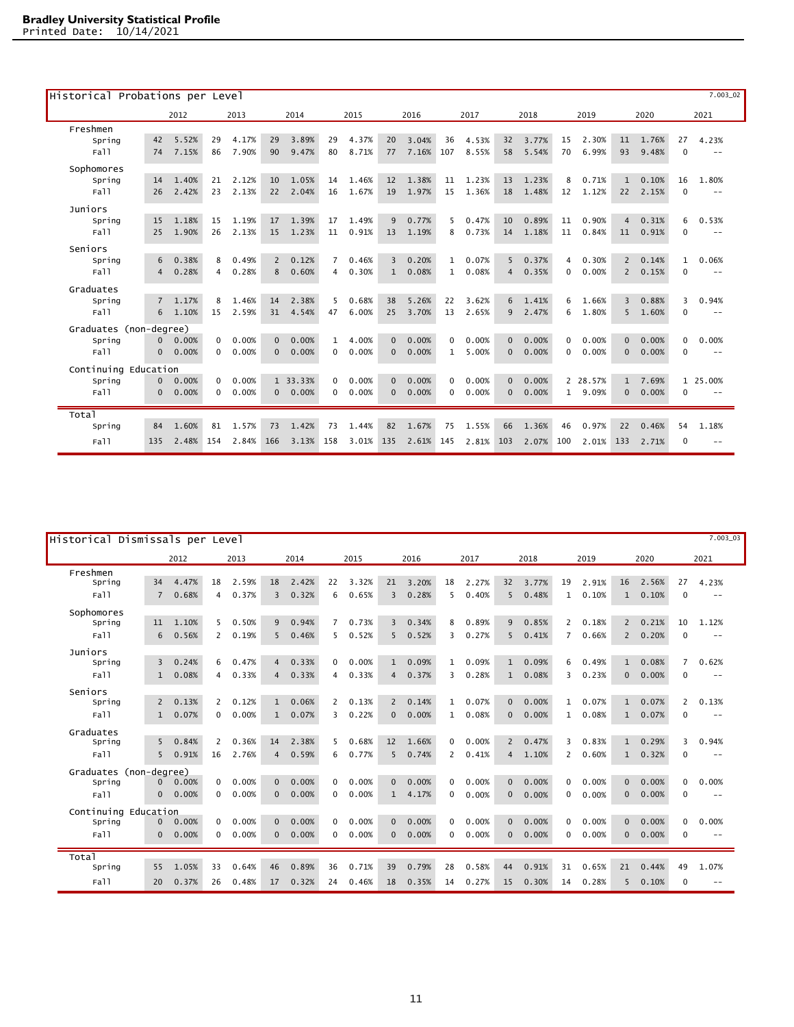**Bradley University Statistical Profile**
Printed Date: 10/14/2021

## Historical Probations per Level

7.003_02

| | 2012 | | 2013 | | 2014 | | 2015 | | 2016 | | 2017 | | 2018 | | 2019 | | 2020 | | 2021 | |
|---|---|---|---|---|---|---|---|---|---|---|---|---|---|---|---|---|---|---|---|---|
| **Freshmen** | | | | | | | | | | | | | | | | | | | | |
| Spring | 42 | 5.52% | 29 | 4.17% | 29 | 3.89% | 29 | 4.37% | 20 | 3.04% | 36 | 4.53% | 32 | 3.77% | 15 | 2.30% | 11 | 1.76% | 27 | 4.23% |
| Fall | 74 | 7.15% | 86 | 7.90% | 90 | 9.47% | 80 | 8.71% | 77 | 7.16% | 107 | 8.55% | 58 | 5.54% | 70 | 6.99% | 93 | 9.48% | 0 | -- |
| **Sophomores** | | | | | | | | | | | | | | | | | | | | |
| Spring | 14 | 1.40% | 21 | 2.12% | 10 | 1.05% | 14 | 1.46% | 12 | 1.38% | 11 | 1.23% | 13 | 1.23% | 8 | 0.71% | 1 | 0.10% | 16 | 1.80% |
| Fall | 26 | 2.42% | 23 | 2.13% | 22 | 2.04% | 16 | 1.67% | 19 | 1.97% | 15 | 1.36% | 18 | 1.48% | 12 | 1.12% | 22 | 2.15% | 0 | -- |
| **Juniors** | | | | | | | | | | | | | | | | | | | | |
| Spring | 15 | 1.18% | 15 | 1.19% | 17 | 1.39% | 17 | 1.49% | 9 | 0.77% | 5 | 0.47% | 10 | 0.89% | 11 | 0.90% | 4 | 0.31% | 6 | 0.53% |
| Fall | 25 | 1.90% | 26 | 2.13% | 15 | 1.23% | 11 | 0.91% | 13 | 1.19% | 8 | 0.73% | 14 | 1.18% | 11 | 0.84% | 11 | 0.91% | 0 | -- |
| **Seniors** | | | | | | | | | | | | | | | | | | | | |
| Spring | 6 | 0.38% | 8 | 0.49% | 2 | 0.12% | 7 | 0.46% | 3 | 0.20% | 1 | 0.07% | 5 | 0.37% | 4 | 0.30% | 2 | 0.14% | 1 | 0.06% |
| Fall | 4 | 0.28% | 4 | 0.28% | 8 | 0.60% | 4 | 0.30% | 1 | 0.08% | 1 | 0.08% | 4 | 0.35% | 0 | 0.00% | 2 | 0.15% | 0 | -- |
| **Graduates** | | | | | | | | | | | | | | | | | | | | |
| Spring | 7 | 1.17% | 8 | 1.46% | 14 | 2.38% | 5 | 0.68% | 38 | 5.26% | 22 | 3.62% | 6 | 1.41% | 6 | 1.66% | 3 | 0.88% | 3 | 0.94% |
| Fall | 6 | 1.10% | 15 | 2.59% | 31 | 4.54% | 47 | 6.00% | 25 | 3.70% | 13 | 2.65% | 9 | 2.47% | 6 | 1.80% | 5 | 1.60% | 0 | -- |
| **Graduates (non-degree)** | | | | | | | | | | | | | | | | | | | | |
| Spring | 0 | 0.00% | 0 | 0.00% | 0 | 0.00% | 1 | 4.00% | 0 | 0.00% | 0 | 0.00% | 0 | 0.00% | 0 | 0.00% | 0 | 0.00% | 0 | 0.00% |
| Fall | 0 | 0.00% | 0 | 0.00% | 0 | 0.00% | 0 | 0.00% | 0 | 0.00% | 1 | 5.00% | 0 | 0.00% | 0 | 0.00% | 0 | 0.00% | 0 | -- |
| **Continuing Education** | | | | | | | | | | | | | | | | | | | | |
| Spring | 0 | 0.00% | 0 | 0.00% | 1 | 33.33% | 0 | 0.00% | 0 | 0.00% | 0 | 0.00% | 0 | 0.00% | 2 | 28.57% | 1 | 7.69% | 1 | 25.00% |
| Fall | 0 | 0.00% | 0 | 0.00% | 0 | 0.00% | 0 | 0.00% | 0 | 0.00% | 0 | 0.00% | 0 | 0.00% | 1 | 9.09% | 0 | 0.00% | 0 | -- |
| **Total** | | | | | | | | | | | | | | | | | | | | |
| Spring | 84 | 1.60% | 81 | 1.57% | 73 | 1.42% | 73 | 1.44% | 82 | 1.67% | 75 | 1.55% | 66 | 1.36% | 46 | 0.97% | 22 | 0.46% | 54 | 1.18% |
| Fall | 135 | 2.48% | 154 | 2.84% | 166 | 3.13% | 158 | 3.01% | 135 | 2.61% | 145 | 2.81% | 103 | 2.07% | 100 | 2.01% | 133 | 2.71% | 0 | -- |

## Historical Dismissals per Level

7.003_03

| | 2012 | | 2013 | | 2014 | | 2015 | | 2016 | | 2017 | | 2018 | | 2019 | | 2020 | | 2021 | |
|---|---|---|---|---|---|---|---|---|---|---|---|---|---|---|---|---|---|---|---|---|
| **Freshmen** | | | | | | | | | | | | | | | | | | | | |
| Spring | 34 | 4.47% | 18 | 2.59% | 18 | 2.42% | 22 | 3.32% | 21 | 3.20% | 18 | 2.27% | 32 | 3.77% | 19 | 2.91% | 16 | 2.56% | 27 | 4.23% |
| Fall | 7 | 0.68% | 4 | 0.37% | 3 | 0.32% | 6 | 0.65% | 3 | 0.28% | 5 | 0.40% | 5 | 0.48% | 1 | 0.10% | 1 | 0.10% | 0 | -- |
| **Sophomores** | | | | | | | | | | | | | | | | | | | | |
| Spring | 11 | 1.10% | 5 | 0.50% | 9 | 0.94% | 7 | 0.73% | 3 | 0.34% | 8 | 0.89% | 9 | 0.85% | 2 | 0.18% | 2 | 0.21% | 10 | 1.12% |
| Fall | 6 | 0.56% | 2 | 0.19% | 5 | 0.46% | 5 | 0.52% | 5 | 0.52% | 3 | 0.27% | 5 | 0.41% | 7 | 0.66% | 2 | 0.20% | 0 | -- |
| **Juniors** | | | | | | | | | | | | | | | | | | | | |
| Spring | 3 | 0.24% | 6 | 0.47% | 4 | 0.33% | 0 | 0.00% | 1 | 0.09% | 1 | 0.09% | 1 | 0.09% | 6 | 0.49% | 1 | 0.08% | 7 | 0.62% |
| Fall | 1 | 0.08% | 4 | 0.33% | 4 | 0.33% | 4 | 0.33% | 4 | 0.37% | 3 | 0.28% | 1 | 0.08% | 3 | 0.23% | 0 | 0.00% | 0 | -- |
| **Seniors** | | | | | | | | | | | | | | | | | | | | |
| Spring | 2 | 0.13% | 2 | 0.12% | 1 | 0.06% | 2 | 0.13% | 2 | 0.14% | 1 | 0.07% | 0 | 0.00% | 1 | 0.07% | 1 | 0.07% | 2 | 0.13% |
| Fall | 1 | 0.07% | 0 | 0.00% | 1 | 0.07% | 3 | 0.22% | 0 | 0.00% | 1 | 0.08% | 0 | 0.00% | 1 | 0.08% | 1 | 0.07% | 0 | -- |
| **Graduates** | | | | | | | | | | | | | | | | | | | | |
| Spring | 5 | 0.84% | 2 | 0.36% | 14 | 2.38% | 5 | 0.68% | 12 | 1.66% | 0 | 0.00% | 2 | 0.47% | 3 | 0.83% | 1 | 0.29% | 3 | 0.94% |
| Fall | 5 | 0.91% | 16 | 2.76% | 4 | 0.59% | 6 | 0.77% | 5 | 0.74% | 2 | 0.41% | 4 | 1.10% | 2 | 0.60% | 1 | 0.32% | 0 | -- |
| **Graduates (non-degree)** | | | | | | | | | | | | | | | | | | | | |
| Spring | 0 | 0.00% | 0 | 0.00% | 0 | 0.00% | 0 | 0.00% | 0 | 0.00% | 0 | 0.00% | 0 | 0.00% | 0 | 0.00% | 0 | 0.00% | 0 | 0.00% |
| Fall | 0 | 0.00% | 0 | 0.00% | 0 | 0.00% | 0 | 0.00% | 1 | 4.17% | 0 | 0.00% | 0 | 0.00% | 0 | 0.00% | 0 | 0.00% | 0 | -- |
| **Continuing Education** | | | | | | | | | | | | | | | | | | | | |
| Spring | 0 | 0.00% | 0 | 0.00% | 0 | 0.00% | 0 | 0.00% | 0 | 0.00% | 0 | 0.00% | 0 | 0.00% | 0 | 0.00% | 0 | 0.00% | 0 | 0.00% |
| Fall | 0 | 0.00% | 0 | 0.00% | 0 | 0.00% | 0 | 0.00% | 0 | 0.00% | 0 | 0.00% | 0 | 0.00% | 0 | 0.00% | 0 | 0.00% | 0 | -- |
| **Total** | | | | | | | | | | | | | | | | | | | | |
| Spring | 55 | 1.05% | 33 | 0.64% | 46 | 0.89% | 36 | 0.71% | 39 | 0.79% | 28 | 0.58% | 44 | 0.91% | 31 | 0.65% | 21 | 0.44% | 49 | 1.07% |
| Fall | 20 | 0.37% | 26 | 0.48% | 17 | 0.32% | 24 | 0.46% | 18 | 0.35% | 14 | 0.27% | 15 | 0.30% | 14 | 0.28% | 5 | 0.10% | 0 | -- |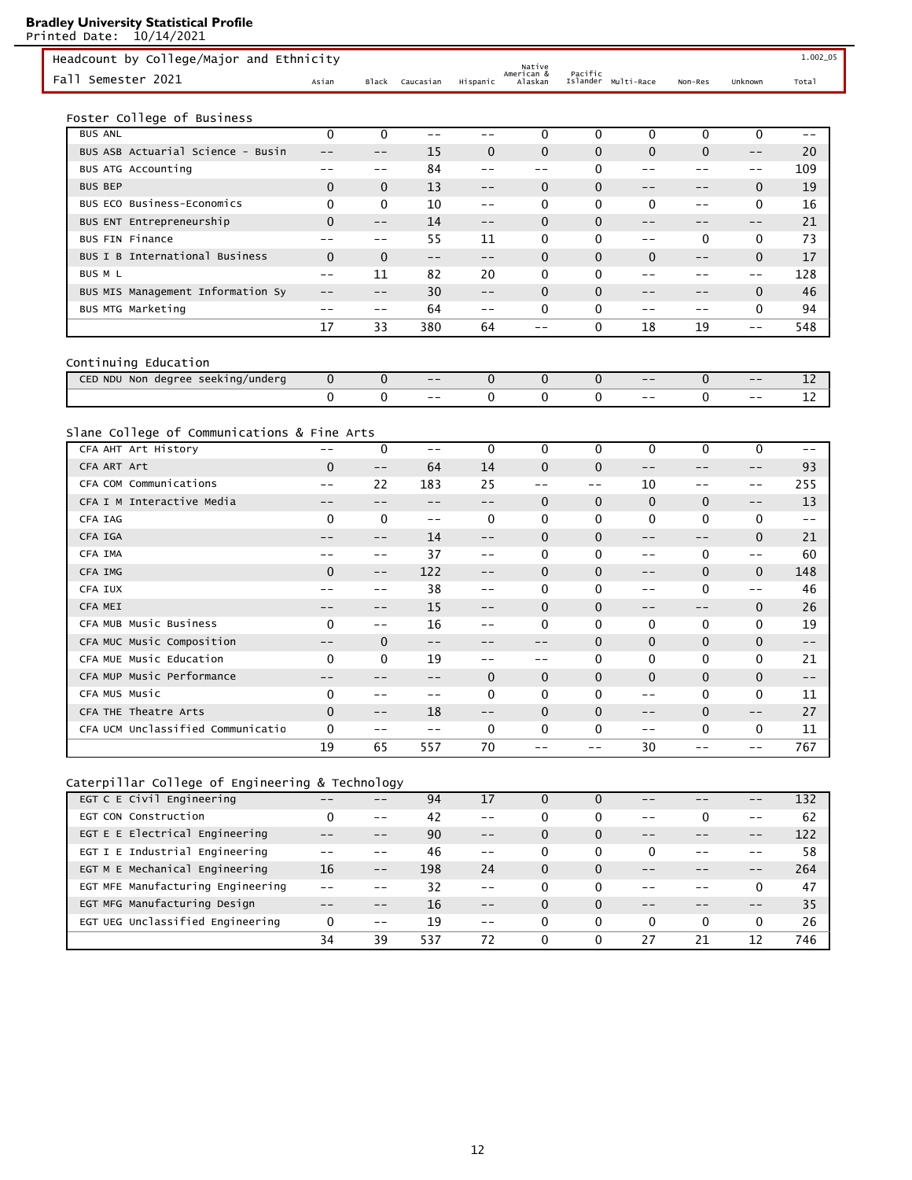**Bradley University Statistical Profile**
Printed Date: 10/14/2021

## Headcount by College/Major and Ethnicity — Fall Semester 2021

1.002_05

### Foster College of Business

| Major | Asian | Black | Caucasian | Hispanic | Native American & Alaskan | Pacific Islander | Multi-Race | Non-Res | Unknown | Total |
|---|---|---|---|---|---|---|---|---|---|---|
| BUS ANL | 0 | 0 | -- | -- | 0 | 0 | 0 | 0 | 0 | -- |
| BUS ASB Actuarial Science - Busin | -- | -- | 15 | 0 | 0 | 0 | 0 | 0 | -- | 20 |
| BUS ATG Accounting | -- | -- | 84 | -- | -- | 0 | -- | -- | -- | 109 |
| BUS BEP | 0 | 0 | 13 | -- | 0 | 0 | -- | -- | 0 | 19 |
| BUS ECO Business-Economics | 0 | 0 | 10 | -- | 0 | 0 | 0 | -- | 0 | 16 |
| BUS ENT Entrepreneurship | 0 | -- | 14 | -- | 0 | 0 | -- | -- | -- | 21 |
| BUS FIN Finance | -- | -- | 55 | 11 | 0 | 0 | -- | 0 | 0 | 73 |
| BUS I B International Business | 0 | 0 | -- | -- | 0 | 0 | 0 | -- | 0 | 17 |
| BUS M L | -- | 11 | 82 | 20 | 0 | 0 | -- | -- | -- | 128 |
| BUS MIS Management Information Sy | -- | -- | 30 | -- | 0 | 0 | -- | -- | 0 | 46 |
| BUS MTG Marketing | -- | -- | 64 | -- | 0 | 0 | -- | -- | 0 | 94 |
| | 17 | 33 | 380 | 64 | -- | 0 | 18 | 19 | -- | 548 |

### Continuing Education

| Major | Asian | Black | Caucasian | Hispanic | Native American & Alaskan | Pacific Islander | Multi-Race | Non-Res | Unknown | Total |
|---|---|---|---|---|---|---|---|---|---|---|
| CED NDU Non degree seeking/underg | 0 | 0 | -- | 0 | 0 | 0 | -- | 0 | -- | 12 |
| | 0 | 0 | -- | 0 | 0 | 0 | -- | 0 | -- | 12 |

### Slane College of Communications & Fine Arts

| Major | Asian | Black | Caucasian | Hispanic | Native American & Alaskan | Pacific Islander | Multi-Race | Non-Res | Unknown | Total |
|---|---|---|---|---|---|---|---|---|---|---|
| CFA AHT Art History | -- | 0 | -- | 0 | 0 | 0 | 0 | 0 | 0 | -- |
| CFA ART Art | 0 | -- | 64 | 14 | 0 | 0 | -- | -- | -- | 93 |
| CFA COM Communications | -- | 22 | 183 | 25 | -- | -- | 10 | -- | -- | 255 |
| CFA I M Interactive Media | -- | -- | -- | -- | 0 | 0 | 0 | 0 | -- | 13 |
| CFA IAG | 0 | 0 | -- | 0 | 0 | 0 | 0 | 0 | 0 | -- |
| CFA IGA | -- | -- | 14 | -- | 0 | 0 | -- | -- | 0 | 21 |
| CFA IMA | -- | -- | 37 | -- | 0 | 0 | -- | 0 | -- | 60 |
| CFA IMG | 0 | -- | 122 | -- | 0 | 0 | -- | 0 | 0 | 148 |
| CFA IUX | -- | -- | 38 | -- | 0 | 0 | -- | 0 | -- | 46 |
| CFA MEI | -- | -- | 15 | -- | 0 | 0 | -- | -- | 0 | 26 |
| CFA MUB Music Business | 0 | -- | 16 | -- | 0 | 0 | 0 | 0 | 0 | 19 |
| CFA MUC Music Composition | -- | 0 | -- | -- | -- | 0 | 0 | 0 | 0 | -- |
| CFA MUE Music Education | 0 | 0 | 19 | -- | -- | 0 | 0 | 0 | 0 | 21 |
| CFA MUP Music Performance | -- | -- | -- | 0 | 0 | 0 | 0 | 0 | 0 | -- |
| CFA MUS Music | 0 | -- | -- | 0 | 0 | 0 | -- | 0 | 0 | 11 |
| CFA THE Theatre Arts | 0 | -- | 18 | -- | 0 | 0 | -- | 0 | -- | 27 |
| CFA UCM Unclassified Communicatio | 0 | -- | -- | 0 | 0 | 0 | -- | 0 | 0 | 11 |
| | 19 | 65 | 557 | 70 | -- | -- | 30 | -- | -- | 767 |

### Caterpillar College of Engineering & Technology

| Major | Asian | Black | Caucasian | Hispanic | Native American & Alaskan | Pacific Islander | Multi-Race | Non-Res | Unknown | Total |
|---|---|---|---|---|---|---|---|---|---|---|
| EGT C E Civil Engineering | -- | -- | 94 | 17 | 0 | 0 | -- | -- | -- | 132 |
| EGT CON Construction | 0 | -- | 42 | -- | 0 | 0 | -- | 0 | -- | 62 |
| EGT E E Electrical Engineering | -- | -- | 90 | -- | 0 | 0 | -- | -- | -- | 122 |
| EGT I E Industrial Engineering | -- | -- | 46 | -- | 0 | 0 | 0 | -- | -- | 58 |
| EGT M E Mechanical Engineering | 16 | -- | 198 | 24 | 0 | 0 | -- | -- | -- | 264 |
| EGT MFE Manufacturing Engineering | -- | -- | 32 | -- | 0 | 0 | -- | -- | 0 | 47 |
| EGT MFG Manufacturing Design | -- | -- | 16 | -- | 0 | 0 | -- | -- | -- | 35 |
| EGT UEG Unclassified Engineering | 0 | -- | 19 | -- | 0 | 0 | 0 | 0 | 0 | 26 |
| | 34 | 39 | 537 | 72 | 0 | 0 | 27 | 21 | 12 | 746 |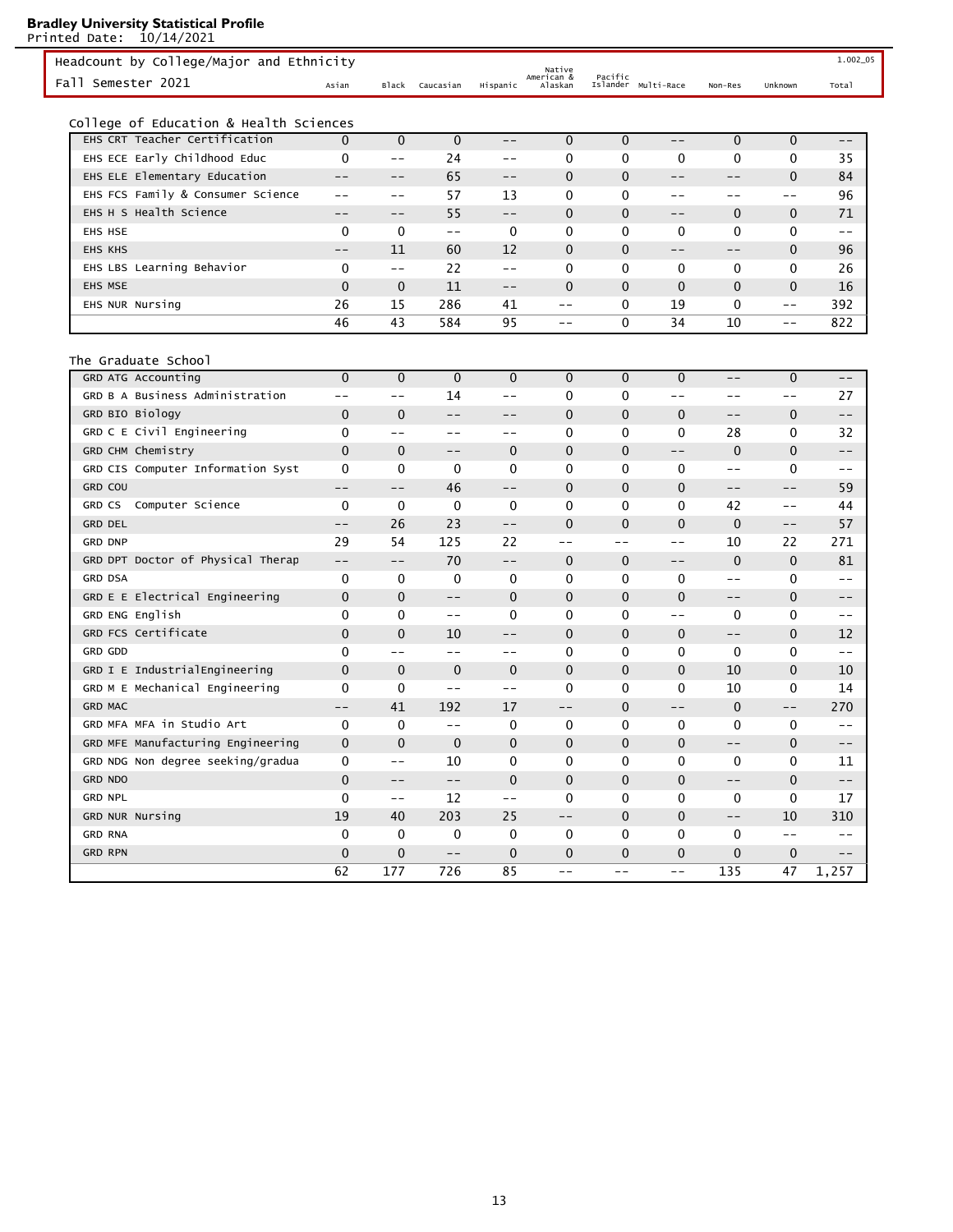**Bradley University Statistical Profile**
Printed Date: 10/14/2021

Headcount by College/Major and Ethnicity — 1.002_05

Fall Semester 2021

## College of Education & Health Sciences

| | Asian | Black | Caucasian | Hispanic | Native American & Alaskan | Pacific Islander | Multi-Race | Non-Res | Unknown | Total |
|---|---|---|---|---|---|---|---|---|---|---|
| EHS CRT Teacher Certification | 0 | 0 | 0 | -- | 0 | 0 | -- | 0 | 0 | -- |
| EHS ECE Early Childhood Educ | 0 | -- | 24 | -- | 0 | 0 | 0 | 0 | 0 | 35 |
| EHS ELE Elementary Education | -- | -- | 65 | -- | 0 | 0 | -- | -- | 0 | 84 |
| EHS FCS Family & Consumer Science | -- | -- | 57 | 13 | 0 | 0 | -- | -- | -- | 96 |
| EHS H S Health Science | -- | -- | 55 | -- | 0 | 0 | -- | 0 | 0 | 71 |
| EHS HSE | 0 | 0 | -- | 0 | 0 | 0 | 0 | 0 | 0 | -- |
| EHS KHS | -- | 11 | 60 | 12 | 0 | 0 | -- | -- | 0 | 96 |
| EHS LBS Learning Behavior | 0 | -- | 22 | -- | 0 | 0 | 0 | 0 | 0 | 26 |
| EHS MSE | 0 | 0 | 11 | -- | 0 | 0 | 0 | 0 | 0 | 16 |
| EHS NUR Nursing | 26 | 15 | 286 | 41 | -- | 0 | 19 | 0 | -- | 392 |
| | 46 | 43 | 584 | 95 | -- | 0 | 34 | 10 | -- | 822 |

## The Graduate School

| | Asian | Black | Caucasian | Hispanic | Native American & Alaskan | Pacific Islander | Multi-Race | Non-Res | Unknown | Total |
|---|---|---|---|---|---|---|---|---|---|---|
| GRD ATG Accounting | 0 | 0 | 0 | 0 | 0 | 0 | 0 | -- | 0 | -- |
| GRD B A Business Administration | -- | -- | 14 | -- | 0 | 0 | -- | -- | -- | 27 |
| GRD BIO Biology | 0 | 0 | -- | -- | 0 | 0 | 0 | -- | 0 | -- |
| GRD C E Civil Engineering | 0 | -- | -- | -- | 0 | 0 | 0 | 28 | 0 | 32 |
| GRD CHM Chemistry | 0 | 0 | -- | 0 | 0 | 0 | -- | 0 | 0 | -- |
| GRD CIS Computer Information Syst | 0 | 0 | 0 | 0 | 0 | 0 | 0 | -- | 0 | -- |
| GRD COU | -- | -- | 46 | -- | 0 | 0 | 0 | -- | -- | 59 |
| GRD CS Computer Science | 0 | 0 | 0 | 0 | 0 | 0 | 0 | 42 | -- | 44 |
| GRD DEL | -- | 26 | 23 | -- | 0 | 0 | 0 | 0 | -- | 57 |
| GRD DNP | 29 | 54 | 125 | 22 | -- | -- | -- | 10 | 22 | 271 |
| GRD DPT Doctor of Physical Therap | -- | -- | 70 | -- | 0 | 0 | -- | 0 | 0 | 81 |
| GRD DSA | 0 | 0 | 0 | 0 | 0 | 0 | 0 | -- | 0 | -- |
| GRD E E Electrical Engineering | 0 | 0 | -- | 0 | 0 | 0 | 0 | -- | 0 | -- |
| GRD ENG English | 0 | 0 | -- | 0 | 0 | 0 | -- | 0 | 0 | -- |
| GRD FCS Certificate | 0 | 0 | 10 | -- | 0 | 0 | 0 | -- | 0 | 12 |
| GRD GDD | 0 | -- | -- | -- | 0 | 0 | 0 | 0 | 0 | -- |
| GRD I E IndustrialEngineering | 0 | 0 | 0 | 0 | 0 | 0 | 0 | 10 | 0 | 10 |
| GRD M E Mechanical Engineering | 0 | 0 | -- | -- | 0 | 0 | 0 | 10 | 0 | 14 |
| GRD MAC | -- | 41 | 192 | 17 | -- | 0 | -- | 0 | -- | 270 |
| GRD MFA MFA in Studio Art | 0 | 0 | -- | 0 | 0 | 0 | 0 | 0 | 0 | -- |
| GRD MFE Manufacturing Engineering | 0 | 0 | 0 | 0 | 0 | 0 | 0 | -- | 0 | -- |
| GRD NDG Non degree seeking/gradua | 0 | -- | 10 | 0 | 0 | 0 | 0 | 0 | 0 | 11 |
| GRD NDO | 0 | -- | -- | 0 | 0 | 0 | 0 | -- | 0 | -- |
| GRD NPL | 0 | -- | 12 | -- | 0 | 0 | 0 | 0 | 0 | 17 |
| GRD NUR Nursing | 19 | 40 | 203 | 25 | -- | 0 | 0 | -- | 10 | 310 |
| GRD RNA | 0 | 0 | 0 | 0 | 0 | 0 | 0 | 0 | -- | -- |
| GRD RPN | 0 | 0 | -- | 0 | 0 | 0 | 0 | 0 | 0 | -- |
| | 62 | 177 | 726 | 85 | -- | -- | -- | 135 | 47 | 1,257 |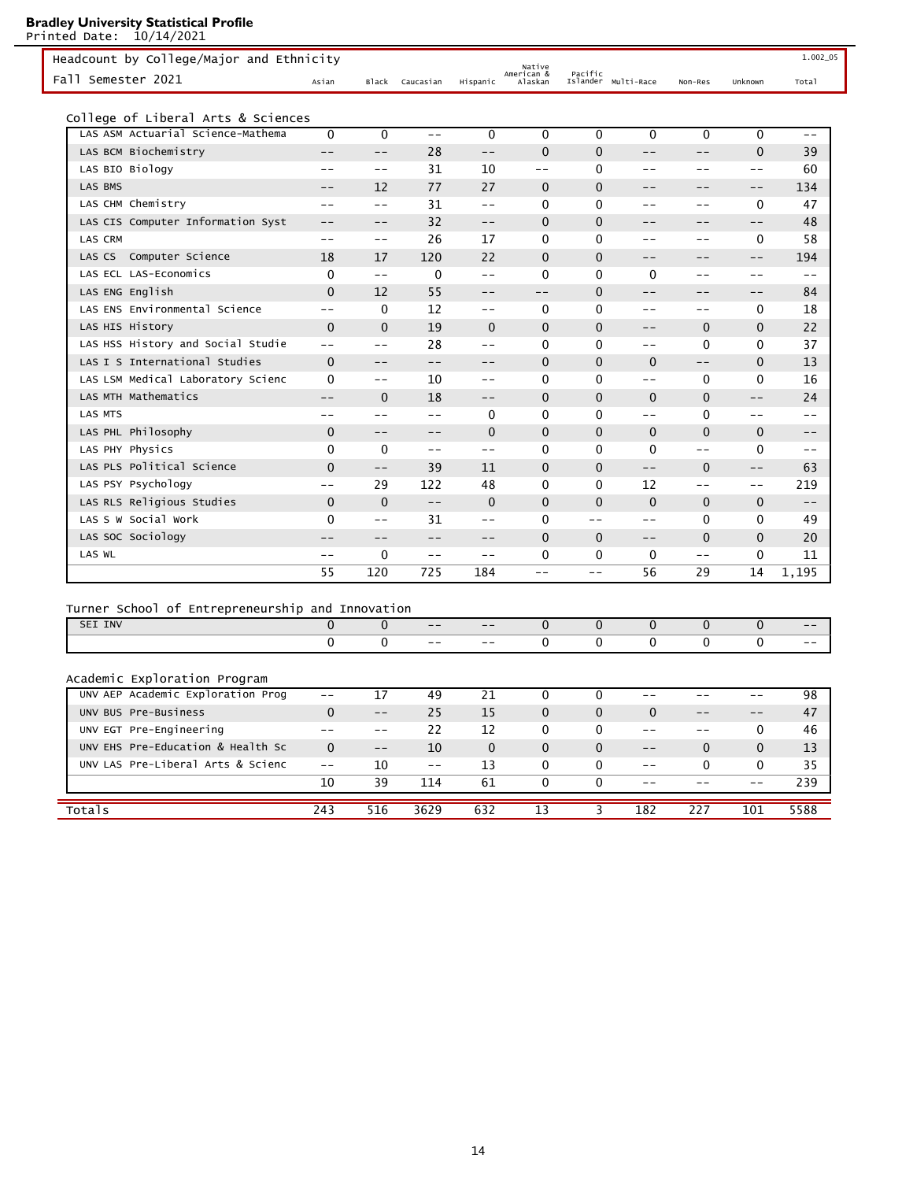**Bradley University Statistical Profile**
Printed Date: 10/14/2021

Headcount by College/Major and Ethnicity
Fall Semester 2021

1.002_05

College of Liberal Arts & Sciences

| | Asian | Black | Caucasian | Hispanic | Native American & Alaskan | Pacific Islander | Multi-Race | Non-Res | Unknown | Total |
|---|---|---|---|---|---|---|---|---|---|---|
| LAS ASM Actuarial Science-Mathema | 0 | 0 | -- | 0 | 0 | 0 | 0 | 0 | 0 | -- |
| LAS BCM Biochemistry | -- | -- | 28 | -- | 0 | 0 | -- | -- | 0 | 39 |
| LAS BIO Biology | -- | -- | 31 | 10 | -- | 0 | -- | -- | -- | 60 |
| LAS BMS | -- | 12 | 77 | 27 | 0 | 0 | -- | -- | -- | 134 |
| LAS CHM Chemistry | -- | -- | 31 | -- | 0 | 0 | -- | -- | 0 | 47 |
| LAS CIS Computer Information Syst | -- | -- | 32 | -- | 0 | 0 | -- | -- | -- | 48 |
| LAS CRM | -- | -- | 26 | 17 | 0 | 0 | -- | -- | 0 | 58 |
| LAS CS Computer Science | 18 | 17 | 120 | 22 | 0 | 0 | -- | -- | -- | 194 |
| LAS ECL LAS-Economics | 0 | -- | 0 | -- | 0 | 0 | 0 | -- | -- | -- |
| LAS ENG English | 0 | 12 | 55 | -- | -- | 0 | -- | -- | -- | 84 |
| LAS ENS Environmental Science | -- | 0 | 12 | -- | 0 | 0 | -- | -- | 0 | 18 |
| LAS HIS History | 0 | 0 | 19 | 0 | 0 | 0 | -- | 0 | 0 | 22 |
| LAS HSS History and Social Studie | -- | -- | 28 | -- | 0 | 0 | -- | 0 | 0 | 37 |
| LAS I S International Studies | 0 | -- | -- | -- | 0 | 0 | 0 | -- | 0 | 13 |
| LAS LSM Medical Laboratory Scienc | 0 | -- | 10 | -- | 0 | 0 | -- | 0 | 0 | 16 |
| LAS MTH Mathematics | -- | 0 | 18 | -- | 0 | 0 | 0 | 0 | -- | 24 |
| LAS MTS | -- | -- | -- | 0 | 0 | 0 | -- | 0 | -- | -- |
| LAS PHL Philosophy | 0 | -- | -- | 0 | 0 | 0 | 0 | 0 | 0 | -- |
| LAS PHY Physics | 0 | 0 | -- | -- | 0 | 0 | 0 | -- | 0 | -- |
| LAS PLS Political Science | 0 | -- | 39 | 11 | 0 | 0 | -- | 0 | -- | 63 |
| LAS PSY Psychology | -- | 29 | 122 | 48 | 0 | 0 | 12 | -- | -- | 219 |
| LAS RLS Religious Studies | 0 | 0 | -- | 0 | 0 | 0 | 0 | 0 | 0 | -- |
| LAS S W Social Work | 0 | -- | 31 | -- | 0 | -- | -- | 0 | 0 | 49 |
| LAS SOC Sociology | -- | -- | -- | -- | 0 | 0 | -- | 0 | 0 | 20 |
| LAS WL | -- | 0 | -- | -- | 0 | 0 | 0 | -- | 0 | 11 |
| | 55 | 120 | 725 | 184 | -- | -- | 56 | 29 | 14 | 1,195 |

Turner School of Entrepreneurship and Innovation

| | Asian | Black | Caucasian | Hispanic | Native American & Alaskan | Pacific Islander | Multi-Race | Non-Res | Unknown | Total |
|---|---|---|---|---|---|---|---|---|---|---|
| SEI INV | 0 | 0 | -- | -- | 0 | 0 | 0 | 0 | 0 | -- |
| | 0 | 0 | -- | -- | 0 | 0 | 0 | 0 | 0 | -- |

Academic Exploration Program

| | Asian | Black | Caucasian | Hispanic | Native American & Alaskan | Pacific Islander | Multi-Race | Non-Res | Unknown | Total |
|---|---|---|---|---|---|---|---|---|---|---|
| UNV AEP Academic Exploration Prog | -- | 17 | 49 | 21 | 0 | 0 | -- | -- | -- | 98 |
| UNV BUS Pre-Business | 0 | -- | 25 | 15 | 0 | 0 | 0 | -- | -- | 47 |
| UNV EGT Pre-Engineering | -- | -- | 22 | 12 | 0 | 0 | -- | -- | 0 | 46 |
| UNV EHS Pre-Education & Health Sc | 0 | -- | 10 | 0 | 0 | 0 | -- | 0 | 0 | 13 |
| UNV LAS Pre-Liberal Arts & Scienc | -- | 10 | -- | 13 | 0 | 0 | -- | 0 | 0 | 35 |
| | 10 | 39 | 114 | 61 | 0 | 0 | -- | -- | -- | 239 |

| | Asian | Black | Caucasian | Hispanic | Native American & Alaskan | Pacific Islander | Multi-Race | Non-Res | Unknown | Total |
|---|---|---|---|---|---|---|---|---|---|---|
| Totals | 243 | 516 | 3629 | 632 | 13 | 3 | 182 | 227 | 101 | 5588 |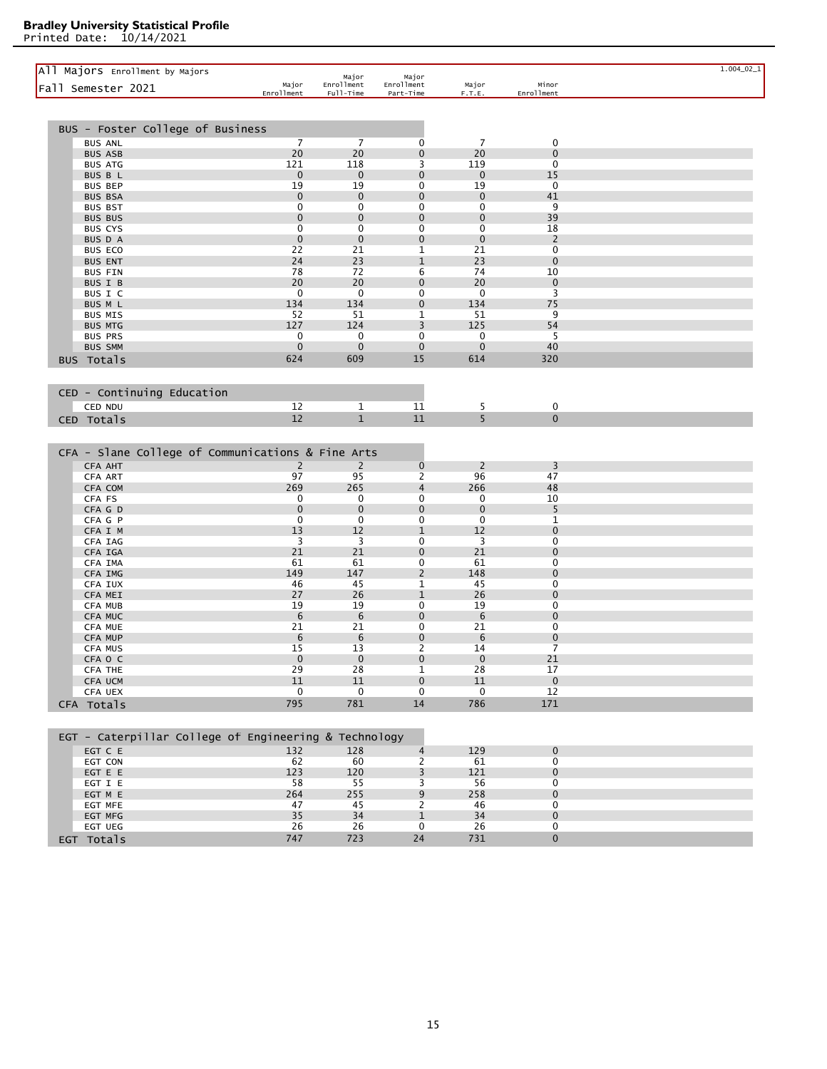**Bradley University Statistical Profile**
Printed Date: 10/14/2021

1.004_02_1

## All Majors Enrollment by Majors

### Fall Semester 2021

| | Major Enrollment | Major Enrollment Full-Time | Major Enrollment Part-Time | Major F.T.E. | Minor Enrollment |
|---|---|---|---|---|---|
| **BUS - Foster College of Business** | | | | | |
| BUS ANL | 7 | 7 | 0 | 7 | 0 |
| BUS ASB | 20 | 20 | 0 | 20 | 0 |
| BUS ATG | 121 | 118 | 3 | 119 | 0 |
| BUS B L | 0 | 0 | 0 | 0 | 15 |
| BUS BEP | 19 | 19 | 0 | 19 | 0 |
| BUS BSA | 0 | 0 | 0 | 0 | 41 |
| BUS BST | 0 | 0 | 0 | 0 | 9 |
| BUS BUS | 0 | 0 | 0 | 0 | 39 |
| BUS CYS | 0 | 0 | 0 | 0 | 18 |
| BUS D A | 0 | 0 | 0 | 0 | 2 |
| BUS ECO | 22 | 21 | 1 | 21 | 0 |
| BUS ENT | 24 | 23 | 1 | 23 | 0 |
| BUS FIN | 78 | 72 | 6 | 74 | 10 |
| BUS I B | 20 | 20 | 0 | 20 | 0 |
| BUS I C | 0 | 0 | 0 | 0 | 3 |
| BUS M L | 134 | 134 | 0 | 134 | 75 |
| BUS MIS | 52 | 51 | 1 | 51 | 9 |
| BUS MTG | 127 | 124 | 3 | 125 | 54 |
| BUS PRS | 0 | 0 | 0 | 0 | 5 |
| BUS SMM | 0 | 0 | 0 | 0 | 40 |
| **BUS Totals** | 624 | 609 | 15 | 614 | 320 |
| **CED - Continuing Education** | | | | | |
| CED NDU | 12 | 1 | 11 | 5 | 0 |
| **CED Totals** | 12 | 1 | 11 | 5 | 0 |
| **CFA - Slane College of Communications & Fine Arts** | | | | | |
| CFA AHT | 2 | 2 | 0 | 2 | 3 |
| CFA ART | 97 | 95 | 2 | 96 | 47 |
| CFA COM | 269 | 265 | 4 | 266 | 48 |
| CFA FS | 0 | 0 | 0 | 0 | 10 |
| CFA G D | 0 | 0 | 0 | 0 | 5 |
| CFA G P | 0 | 0 | 0 | 0 | 1 |
| CFA I M | 13 | 12 | 1 | 12 | 0 |
| CFA IAG | 3 | 3 | 0 | 3 | 0 |
| CFA IGA | 21 | 21 | 0 | 21 | 0 |
| CFA IMA | 61 | 61 | 0 | 61 | 0 |
| CFA IMG | 149 | 147 | 2 | 148 | 0 |
| CFA IUX | 46 | 45 | 1 | 45 | 0 |
| CFA MEI | 27 | 26 | 1 | 26 | 0 |
| CFA MUB | 19 | 19 | 0 | 19 | 0 |
| CFA MUC | 6 | 6 | 0 | 6 | 0 |
| CFA MUE | 21 | 21 | 0 | 21 | 0 |
| CFA MUP | 6 | 6 | 0 | 6 | 0 |
| CFA MUS | 15 | 13 | 2 | 14 | 7 |
| CFA O C | 0 | 0 | 0 | 0 | 21 |
| CFA THE | 29 | 28 | 1 | 28 | 17 |
| CFA UCM | 11 | 11 | 0 | 11 | 0 |
| CFA UEX | 0 | 0 | 0 | 0 | 12 |
| **CFA Totals** | 795 | 781 | 14 | 786 | 171 |
| **EGT - Caterpillar College of Engineering & Technology** | | | | | |
| EGT C E | 132 | 128 | 4 | 129 | 0 |
| EGT CON | 62 | 60 | 2 | 61 | 0 |
| EGT E E | 123 | 120 | 3 | 121 | 0 |
| EGT I E | 58 | 55 | 3 | 56 | 0 |
| EGT M E | 264 | 255 | 9 | 258 | 0 |
| EGT MFE | 47 | 45 | 2 | 46 | 0 |
| EGT MFG | 35 | 34 | 1 | 34 | 0 |
| EGT UEG | 26 | 26 | 0 | 26 | 0 |
| **EGT Totals** | 747 | 723 | 24 | 731 | 0 |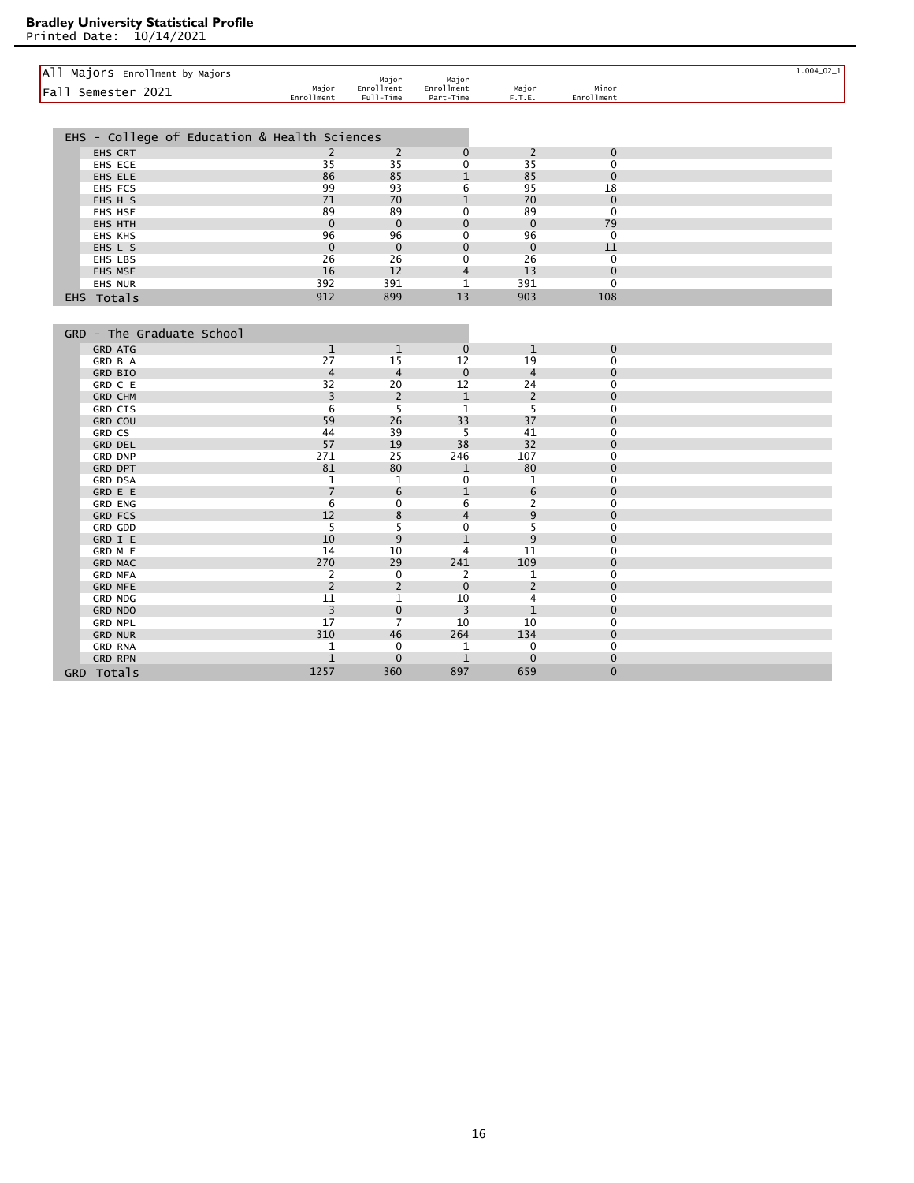**Bradley University Statistical Profile**
Printed Date: 10/14/2021

## All Majors Enrollment by Majors

1.004_02_1

Fall Semester 2021

| | Major Enrollment | Major Enrollment Full-Time | Major Enrollment Part-Time | Major F.T.E. | Minor Enrollment |
|---|---|---|---|---|---|
| **EHS - College of Education & Health Sciences** | | | | | |
| EHS CRT | 2 | 2 | 0 | 2 | 0 |
| EHS ECE | 35 | 35 | 0 | 35 | 0 |
| EHS ELE | 86 | 85 | 1 | 85 | 0 |
| EHS FCS | 99 | 93 | 6 | 95 | 18 |
| EHS H S | 71 | 70 | 1 | 70 | 0 |
| EHS HSE | 89 | 89 | 0 | 89 | 0 |
| EHS HTH | 0 | 0 | 0 | 0 | 79 |
| EHS KHS | 96 | 96 | 0 | 96 | 0 |
| EHS L S | 0 | 0 | 0 | 0 | 11 |
| EHS LBS | 26 | 26 | 0 | 26 | 0 |
| EHS MSE | 16 | 12 | 4 | 13 | 0 |
| EHS NUR | 392 | 391 | 1 | 391 | 0 |
| **EHS Totals** | 912 | 899 | 13 | 903 | 108 |

| | Major Enrollment | Major Enrollment Full-Time | Major Enrollment Part-Time | Major F.T.E. | Minor Enrollment |
|---|---|---|---|---|---|
| **GRD - The Graduate School** | | | | | |
| GRD ATG | 1 | 1 | 0 | 1 | 0 |
| GRD B A | 27 | 15 | 12 | 19 | 0 |
| GRD BIO | 4 | 4 | 0 | 4 | 0 |
| GRD C E | 32 | 20 | 12 | 24 | 0 |
| GRD CHM | 3 | 2 | 1 | 2 | 0 |
| GRD CIS | 6 | 5 | 1 | 5 | 0 |
| GRD COU | 59 | 26 | 33 | 37 | 0 |
| GRD CS | 44 | 39 | 5 | 41 | 0 |
| GRD DEL | 57 | 19 | 38 | 32 | 0 |
| GRD DNP | 271 | 25 | 246 | 107 | 0 |
| GRD DPT | 81 | 80 | 1 | 80 | 0 |
| GRD DSA | 1 | 1 | 0 | 1 | 0 |
| GRD E E | 7 | 6 | 1 | 6 | 0 |
| GRD ENG | 6 | 0 | 6 | 2 | 0 |
| GRD FCS | 12 | 8 | 4 | 9 | 0 |
| GRD GDD | 5 | 5 | 0 | 5 | 0 |
| GRD I E | 10 | 9 | 1 | 9 | 0 |
| GRD M E | 14 | 10 | 4 | 11 | 0 |
| GRD MAC | 270 | 29 | 241 | 109 | 0 |
| GRD MFA | 2 | 0 | 2 | 1 | 0 |
| GRD MFE | 2 | 2 | 0 | 2 | 0 |
| GRD NDG | 11 | 1 | 10 | 4 | 0 |
| GRD NDO | 3 | 0 | 3 | 1 | 0 |
| GRD NPL | 17 | 7 | 10 | 10 | 0 |
| GRD NUR | 310 | 46 | 264 | 134 | 0 |
| GRD RNA | 1 | 0 | 1 | 0 | 0 |
| GRD RPN | 1 | 0 | 1 | 0 | 0 |
| **GRD Totals** | 1257 | 360 | 897 | 659 | 0 |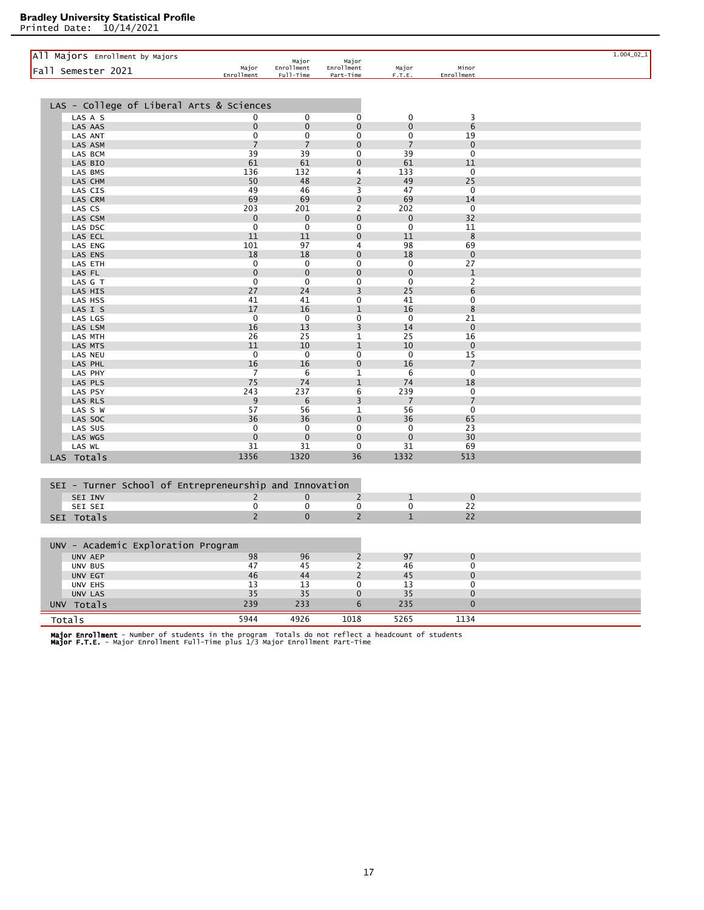**Bradley University Statistical Profile**
Printed Date: 10/14/2021

## All Majors Enrollment by Majors

Fall Semester 2021

1.004_02_1

| | Major Enrollment | Major Enrollment Full-Time | Major Enrollment Part-Time | Major F.T.E. | Minor Enrollment |
|---|---|---|---|---|---|
| **LAS - College of Liberal Arts & Sciences** | | | | | |
| LAS A S | 0 | 0 | 0 | 0 | 3 |
| LAS AAS | 0 | 0 | 0 | 0 | 6 |
| LAS ANT | 0 | 0 | 0 | 0 | 19 |
| LAS ASM | 7 | 7 | 0 | 7 | 0 |
| LAS BCM | 39 | 39 | 0 | 39 | 0 |
| LAS BIO | 61 | 61 | 0 | 61 | 11 |
| LAS BMS | 136 | 132 | 4 | 133 | 0 |
| LAS CHM | 50 | 48 | 2 | 49 | 25 |
| LAS CIS | 49 | 46 | 3 | 47 | 0 |
| LAS CRM | 69 | 69 | 0 | 69 | 14 |
| LAS CS | 203 | 201 | 2 | 202 | 0 |
| LAS CSM | 0 | 0 | 0 | 0 | 32 |
| LAS DSC | 0 | 0 | 0 | 0 | 11 |
| LAS ECL | 11 | 11 | 0 | 11 | 8 |
| LAS ENG | 101 | 97 | 4 | 98 | 69 |
| LAS ENS | 18 | 18 | 0 | 18 | 0 |
| LAS ETH | 0 | 0 | 0 | 0 | 27 |
| LAS FL | 0 | 0 | 0 | 0 | 1 |
| LAS G T | 0 | 0 | 0 | 0 | 2 |
| LAS HIS | 27 | 24 | 3 | 25 | 6 |
| LAS HSS | 41 | 41 | 0 | 41 | 0 |
| LAS I S | 17 | 16 | 1 | 16 | 8 |
| LAS LGS | 0 | 0 | 0 | 0 | 21 |
| LAS LSM | 16 | 13 | 3 | 14 | 0 |
| LAS MTH | 26 | 25 | 1 | 25 | 16 |
| LAS MTS | 11 | 10 | 1 | 10 | 0 |
| LAS NEU | 0 | 0 | 0 | 0 | 15 |
| LAS PHL | 16 | 16 | 0 | 16 | 7 |
| LAS PHY | 7 | 6 | 1 | 6 | 0 |
| LAS PLS | 75 | 74 | 1 | 74 | 18 |
| LAS PSY | 243 | 237 | 6 | 239 | 0 |
| LAS RLS | 9 | 6 | 3 | 7 | 7 |
| LAS S W | 57 | 56 | 1 | 56 | 0 |
| LAS SOC | 36 | 36 | 0 | 36 | 65 |
| LAS SUS | 0 | 0 | 0 | 0 | 23 |
| LAS WGS | 0 | 0 | 0 | 0 | 30 |
| LAS WL | 31 | 31 | 0 | 31 | 69 |
| **LAS Totals** | 1356 | 1320 | 36 | 1332 | 513 |
| **SEI - Turner School of Entrepreneurship and Innovation** | | | | | |
| SEI INV | 2 | 0 | 2 | 1 | 0 |
| SEI SEI | 0 | 0 | 0 | 0 | 22 |
| **SEI Totals** | 2 | 0 | 2 | 1 | 22 |
| **UNV - Academic Exploration Program** | | | | | |
| UNV AEP | 98 | 96 | 2 | 97 | 0 |
| UNV BUS | 47 | 45 | 2 | 46 | 0 |
| UNV EGT | 46 | 44 | 2 | 45 | 0 |
| UNV EHS | 13 | 13 | 0 | 13 | 0 |
| UNV LAS | 35 | 35 | 0 | 35 | 0 |
| **UNV Totals** | 239 | 233 | 6 | 235 | 0 |
| **Totals** | 5944 | 4926 | 1018 | 5265 | 1134 |

**Major Enrollment** - Number of students in the program Totals do not reflect a headcount of students
**Major F.T.E.** - Major Enrollment Full-Time plus 1/3 Major Enrollment Part-Time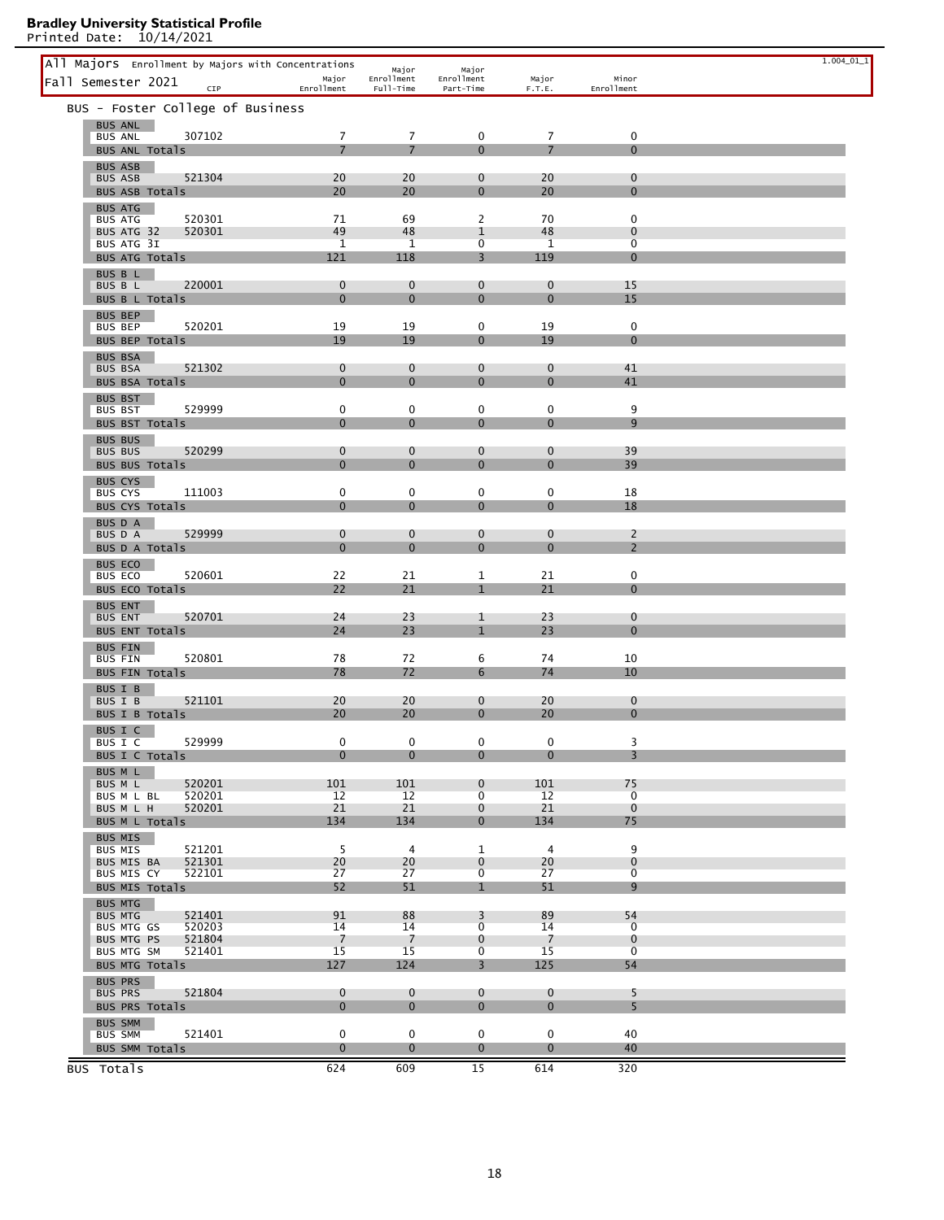**Bradley University Statistical Profile**
Printed Date: 10/14/2021

1.004_01_1

## All Majors Enrollment by Majors with Concentrations
## Fall Semester 2021

### BUS - Foster College of Business

| | CIP | Major Enrollment | Major Enrollment Full-Time | Major Enrollment Part-Time | Major F.T.E. | Minor Enrollment |
|---|---|---|---|---|---|---|
| **BUS ANL** | | | | | | |
| BUS ANL | 307102 | 7 | 7 | 0 | 7 | 0 |
| BUS ANL Totals | | 7 | 7 | 0 | 7 | 0 |
| **BUS ASB** | | | | | | |
| BUS ASB | 521304 | 20 | 20 | 0 | 20 | 0 |
| BUS ASB Totals | | 20 | 20 | 0 | 20 | 0 |
| **BUS ATG** | | | | | | |
| BUS ATG | 520301 | 71 | 69 | 2 | 70 | 0 |
| BUS ATG 32 | 520301 | 49 | 48 | 1 | 48 | 0 |
| BUS ATG 3I | | 1 | 1 | 0 | 1 | 0 |
| BUS ATG Totals | | 121 | 118 | 3 | 119 | 0 |
| **BUS B L** | | | | | | |
| BUS B L | 220001 | 0 | 0 | 0 | 0 | 15 |
| BUS B L Totals | | 0 | 0 | 0 | 0 | 15 |
| **BUS BEP** | | | | | | |
| BUS BEP | 520201 | 19 | 19 | 0 | 19 | 0 |
| BUS BEP Totals | | 19 | 19 | 0 | 19 | 0 |
| **BUS BSA** | | | | | | |
| BUS BSA | 521302 | 0 | 0 | 0 | 0 | 41 |
| BUS BSA Totals | | 0 | 0 | 0 | 0 | 41 |
| **BUS BST** | | | | | | |
| BUS BST | 529999 | 0 | 0 | 0 | 0 | 9 |
| BUS BST Totals | | 0 | 0 | 0 | 0 | 9 |
| **BUS BUS** | | | | | | |
| BUS BUS | 520299 | 0 | 0 | 0 | 0 | 39 |
| BUS BUS Totals | | 0 | 0 | 0 | 0 | 39 |
| **BUS CYS** | | | | | | |
| BUS CYS | 111003 | 0 | 0 | 0 | 0 | 18 |
| BUS CYS Totals | | 0 | 0 | 0 | 0 | 18 |
| **BUS D A** | | | | | | |
| BUS D A | 529999 | 0 | 0 | 0 | 0 | 2 |
| BUS D A Totals | | 0 | 0 | 0 | 0 | 2 |
| **BUS ECO** | | | | | | |
| BUS ECO | 520601 | 22 | 21 | 1 | 21 | 0 |
| BUS ECO Totals | | 22 | 21 | 1 | 21 | 0 |
| **BUS ENT** | | | | | | |
| BUS ENT | 520701 | 24 | 23 | 1 | 23 | 0 |
| BUS ENT Totals | | 24 | 23 | 1 | 23 | 0 |
| **BUS FIN** | | | | | | |
| BUS FIN | 520801 | 78 | 72 | 6 | 74 | 10 |
| BUS FIN Totals | | 78 | 72 | 6 | 74 | 10 |
| **BUS I B** | | | | | | |
| BUS I B | 521101 | 20 | 20 | 0 | 20 | 0 |
| BUS I B Totals | | 20 | 20 | 0 | 20 | 0 |
| **BUS I C** | | | | | | |
| BUS I C | 529999 | 0 | 0 | 0 | 0 | 3 |
| BUS I C Totals | | 0 | 0 | 0 | 0 | 3 |
| **BUS M L** | | | | | | |
| BUS M L | 520201 | 101 | 101 | 0 | 101 | 75 |
| BUS M L BL | 520201 | 12 | 12 | 0 | 12 | 0 |
| BUS M L H | 520201 | 21 | 21 | 0 | 21 | 0 |
| BUS M L Totals | | 134 | 134 | 0 | 134 | 75 |
| **BUS MIS** | | | | | | |
| BUS MIS | 521201 | 5 | 4 | 1 | 4 | 9 |
| BUS MIS BA | 521301 | 20 | 20 | 0 | 20 | 0 |
| BUS MIS CY | 522101 | 27 | 27 | 0 | 27 | 0 |
| BUS MIS Totals | | 52 | 51 | 1 | 51 | 9 |
| **BUS MTG** | | | | | | |
| BUS MTG | 521401 | 91 | 88 | 3 | 89 | 54 |
| BUS MTG GS | 520203 | 14 | 14 | 0 | 14 | 0 |
| BUS MTG PS | 521804 | 7 | 7 | 0 | 7 | 0 |
| BUS MTG SM | 521401 | 15 | 15 | 0 | 15 | 0 |
| BUS MTG Totals | | 127 | 124 | 3 | 125 | 54 |
| **BUS PRS** | | | | | | |
| BUS PRS | 521804 | 0 | 0 | 0 | 0 | 5 |
| BUS PRS Totals | | 0 | 0 | 0 | 0 | 5 |
| **BUS SMM** | | | | | | |
| BUS SMM | 521401 | 0 | 0 | 0 | 0 | 40 |
| BUS SMM Totals | | 0 | 0 | 0 | 0 | 40 |
| **BUS Totals** | | 624 | 609 | 15 | 614 | 320 |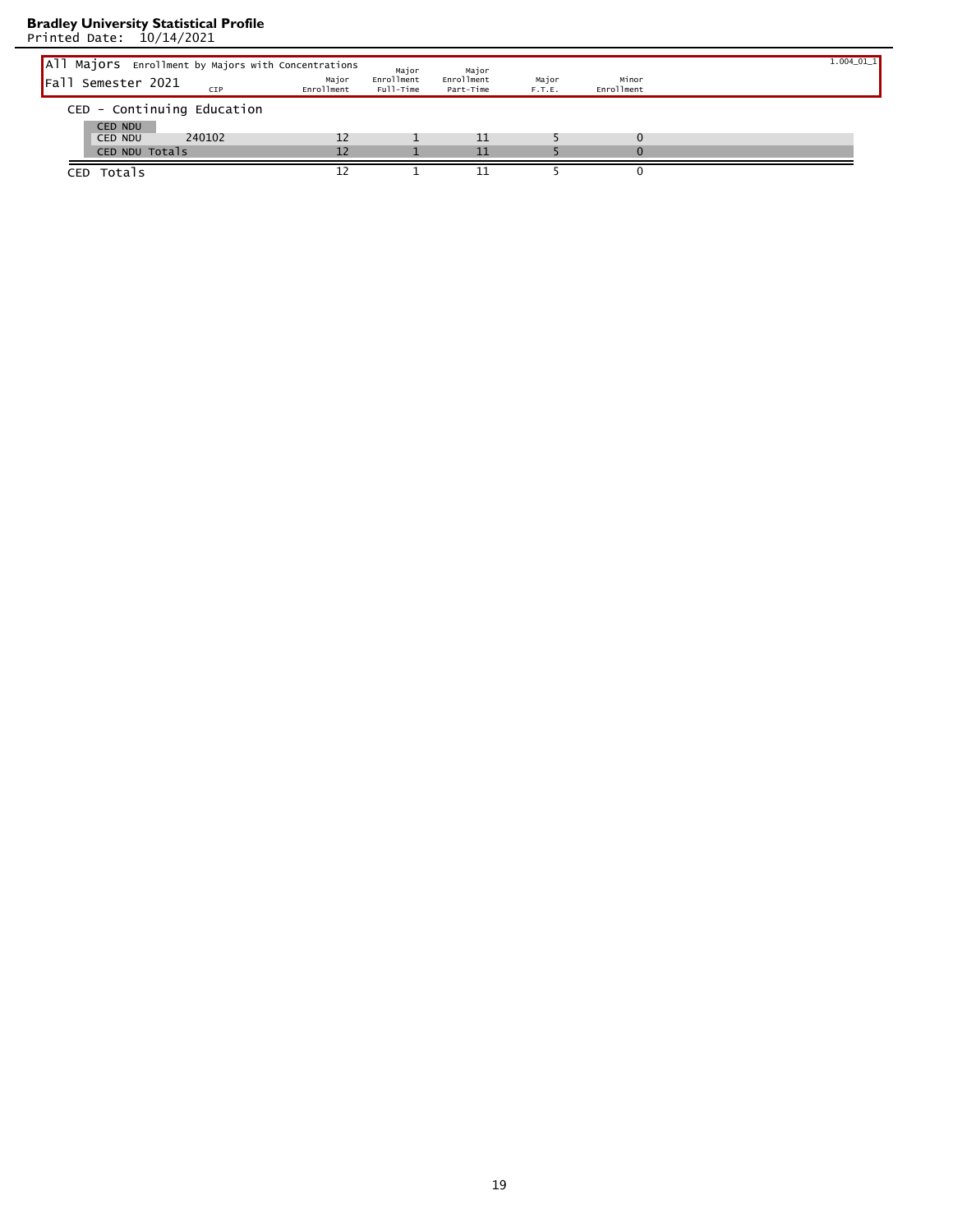**Bradley University Statistical Profile**
Printed Date: 10/14/2021

| All Majors Enrollment by Majors with Concentrations Fall Semester 2021 | CIP | Major Enrollment | Major Enrollment Full-Time | Major Enrollment Part-Time | Major F.T.E. | Minor Enrollment |
|---|---|---|---|---|---|---|
| **CED - Continuing Education** | | | | | | |
| CED NDU | | | | | | |
| CED NDU | 240102 | 12 | 1 | 11 | 5 | 0 |
| CED NDU Totals | | 12 | 1 | 11 | 5 | 0 |
| CED Totals | | 12 | 1 | 11 | 5 | 0 |

1.004_01_1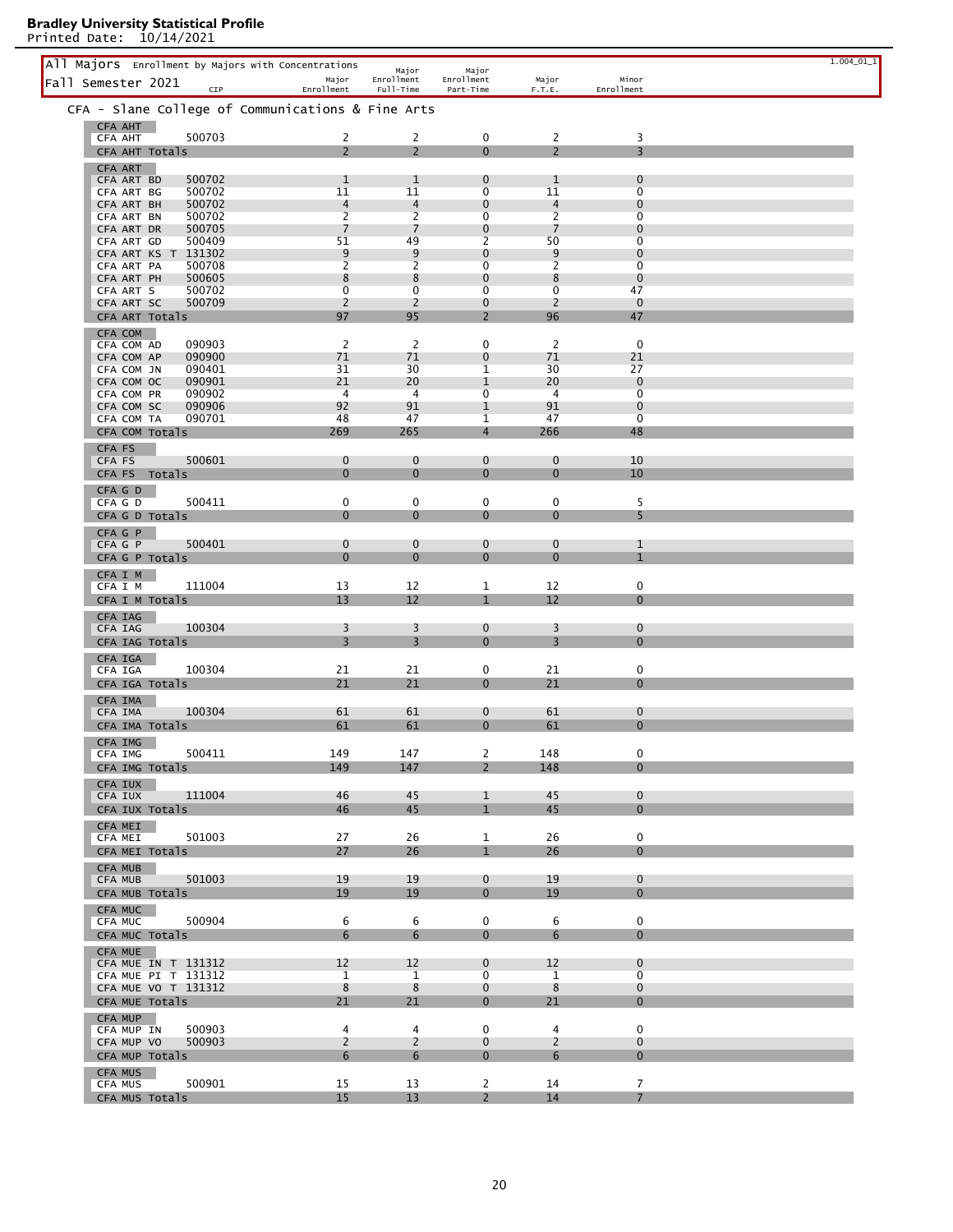**Bradley University Statistical Profile**
Printed Date: 10/14/2021

All Majors Enrollment by Majors with Concentrations — Fall Semester 2021 — 1.004_01_1

## CFA - Slane College of Communications & Fine Arts

| Major | CIP | Major Enrollment | Major Enrollment Full-Time | Major Enrollment Part-Time | Major F.T.E. | Minor Enrollment |
|---|---|---|---|---|---|---|
| **CFA AHT** | | | | | | |
| CFA AHT | 500703 | 2 | 2 | 0 | 2 | 3 |
| CFA AHT Totals | | 2 | 2 | 0 | 2 | 3 |
| **CFA ART** | | | | | | |
| CFA ART BD | 500702 | 1 | 1 | 0 | 1 | 0 |
| CFA ART BG | 500702 | 11 | 11 | 0 | 11 | 0 |
| CFA ART BH | 500702 | 4 | 4 | 0 | 4 | 0 |
| CFA ART BN | 500702 | 2 | 2 | 0 | 2 | 0 |
| CFA ART DR | 500705 | 7 | 7 | 0 | 7 | 0 |
| CFA ART GD | 500409 | 51 | 49 | 2 | 50 | 0 |
| CFA ART KS T | 131302 | 9 | 9 | 0 | 9 | 0 |
| CFA ART PA | 500708 | 2 | 2 | 0 | 2 | 0 |
| CFA ART PH | 500605 | 8 | 8 | 0 | 8 | 0 |
| CFA ART S | 500702 | 0 | 0 | 0 | 0 | 47 |
| CFA ART SC | 500709 | 2 | 2 | 0 | 2 | 0 |
| CFA ART Totals | | 97 | 95 | 2 | 96 | 47 |
| **CFA COM** | | | | | | |
| CFA COM AD | 090903 | 2 | 2 | 0 | 2 | 0 |
| CFA COM AP | 090900 | 71 | 71 | 0 | 71 | 21 |
| CFA COM JN | 090401 | 31 | 30 | 1 | 30 | 27 |
| CFA COM OC | 090901 | 21 | 20 | 1 | 20 | 0 |
| CFA COM PR | 090902 | 4 | 4 | 0 | 4 | 0 |
| CFA COM SC | 090906 | 92 | 91 | 1 | 91 | 0 |
| CFA COM TA | 090701 | 48 | 47 | 1 | 47 | 0 |
| CFA COM Totals | | 269 | 265 | 4 | 266 | 48 |
| **CFA FS** | | | | | | |
| CFA FS | 500601 | 0 | 0 | 0 | 0 | 10 |
| CFA FS Totals | | 0 | 0 | 0 | 0 | 10 |
| **CFA G D** | | | | | | |
| CFA G D | 500411 | 0 | 0 | 0 | 0 | 5 |
| CFA G D Totals | | 0 | 0 | 0 | 0 | 5 |
| **CFA G P** | | | | | | |
| CFA G P | 500401 | 0 | 0 | 0 | 0 | 1 |
| CFA G P Totals | | 0 | 0 | 0 | 0 | 1 |
| **CFA I M** | | | | | | |
| CFA I M | 111004 | 13 | 12 | 1 | 12 | 0 |
| CFA I M Totals | | 13 | 12 | 1 | 12 | 0 |
| **CFA IAG** | | | | | | |
| CFA IAG | 100304 | 3 | 3 | 0 | 3 | 0 |
| CFA IAG Totals | | 3 | 3 | 0 | 3 | 0 |
| **CFA IGA** | | | | | | |
| CFA IGA | 100304 | 21 | 21 | 0 | 21 | 0 |
| CFA IGA Totals | | 21 | 21 | 0 | 21 | 0 |
| **CFA IMA** | | | | | | |
| CFA IMA | 100304 | 61 | 61 | 0 | 61 | 0 |
| CFA IMA Totals | | 61 | 61 | 0 | 61 | 0 |
| **CFA IMG** | | | | | | |
| CFA IMG | 500411 | 149 | 147 | 2 | 148 | 0 |
| CFA IMG Totals | | 149 | 147 | 2 | 148 | 0 |
| **CFA IUX** | | | | | | |
| CFA IUX | 111004 | 46 | 45 | 1 | 45 | 0 |
| CFA IUX Totals | | 46 | 45 | 1 | 45 | 0 |
| **CFA MEI** | | | | | | |
| CFA MEI | 501003 | 27 | 26 | 1 | 26 | 0 |
| CFA MEI Totals | | 27 | 26 | 1 | 26 | 0 |
| **CFA MUB** | | | | | | |
| CFA MUB | 501003 | 19 | 19 | 0 | 19 | 0 |
| CFA MUB Totals | | 19 | 19 | 0 | 19 | 0 |
| **CFA MUC** | | | | | | |
| CFA MUC | 500904 | 6 | 6 | 0 | 6 | 0 |
| CFA MUC Totals | | 6 | 6 | 0 | 6 | 0 |
| **CFA MUE** | | | | | | |
| CFA MUE IN T | 131312 | 12 | 12 | 0 | 12 | 0 |
| CFA MUE PI T | 131312 | 1 | 1 | 0 | 1 | 0 |
| CFA MUE VO T | 131312 | 8 | 8 | 0 | 8 | 0 |
| CFA MUE Totals | | 21 | 21 | 0 | 21 | 0 |
| **CFA MUP** | | | | | | |
| CFA MUP IN | 500903 | 4 | 4 | 0 | 4 | 0 |
| CFA MUP VO | 500903 | 2 | 2 | 0 | 2 | 0 |
| CFA MUP Totals | | 6 | 6 | 0 | 6 | 0 |
| **CFA MUS** | | | | | | |
| CFA MUS | 500901 | 15 | 13 | 2 | 14 | 7 |
| CFA MUS Totals | | 15 | 13 | 2 | 14 | 7 |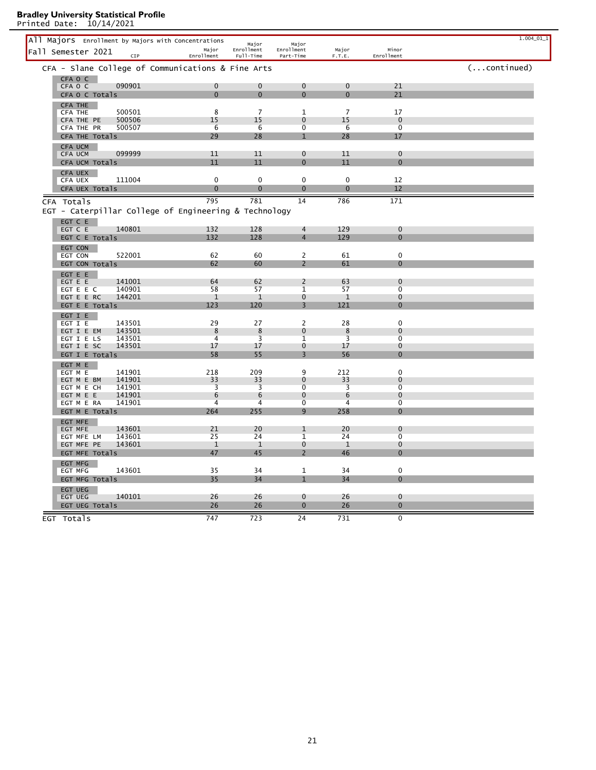**Bradley University Statistical Profile**
Printed Date: 10/14/2021

1.004_01_1

## All Majors Enrollment by Majors with Concentrations

Fall Semester 2021

### CFA - Slane College of Communications & Fine Arts (...continued)

| Major | CIP | Major Enrollment | Major Enrollment Full-Time | Major Enrollment Part-Time | Major F.T.E. | Minor Enrollment |
|---|---|---|---|---|---|---|
| **CFA O C** | | | | | | |
| CFA O C | 090901 | 0 | 0 | 0 | 0 | 21 |
| CFA O C Totals | | 0 | 0 | 0 | 0 | 21 |
| **CFA THE** | | | | | | |
| CFA THE | 500501 | 8 | 7 | 1 | 7 | 17 |
| CFA THE PE | 500506 | 15 | 15 | 0 | 15 | 0 |
| CFA THE PR | 500507 | 6 | 6 | 0 | 6 | 0 |
| CFA THE Totals | | 29 | 28 | 1 | 28 | 17 |
| **CFA UCM** | | | | | | |
| CFA UCM | 099999 | 11 | 11 | 0 | 11 | 0 |
| CFA UCM Totals | | 11 | 11 | 0 | 11 | 0 |
| **CFA UEX** | | | | | | |
| CFA UEX | 111004 | 0 | 0 | 0 | 0 | 12 |
| CFA UEX Totals | | 0 | 0 | 0 | 0 | 12 |
| **CFA Totals** | | 795 | 781 | 14 | 786 | 171 |

### EGT - Caterpillar College of Engineering & Technology

| Major | CIP | Major Enrollment | Major Enrollment Full-Time | Major Enrollment Part-Time | Major F.T.E. | Minor Enrollment |
|---|---|---|---|---|---|---|
| **EGT C E** | | | | | | |
| EGT C E | 140801 | 132 | 128 | 4 | 129 | 0 |
| EGT C E Totals | | 132 | 128 | 4 | 129 | 0 |
| **EGT CON** | | | | | | |
| EGT CON | 522001 | 62 | 60 | 2 | 61 | 0 |
| EGT CON Totals | | 62 | 60 | 2 | 61 | 0 |
| **EGT E E** | | | | | | |
| EGT E E | 141001 | 64 | 62 | 2 | 63 | 0 |
| EGT E E C | 140901 | 58 | 57 | 1 | 57 | 0 |
| EGT E E RC | 144201 | 1 | 1 | 0 | 1 | 0 |
| EGT E E Totals | | 123 | 120 | 3 | 121 | 0 |
| **EGT I E** | | | | | | |
| EGT I E | 143501 | 29 | 27 | 2 | 28 | 0 |
| EGT I E EM | 143501 | 8 | 8 | 0 | 8 | 0 |
| EGT I E LS | 143501 | 4 | 3 | 1 | 3 | 0 |
| EGT I E SC | 143501 | 17 | 17 | 0 | 17 | 0 |
| EGT I E Totals | | 58 | 55 | 3 | 56 | 0 |
| **EGT M E** | | | | | | |
| EGT M E | 141901 | 218 | 209 | 9 | 212 | 0 |
| EGT M E BM | 141901 | 33 | 33 | 0 | 33 | 0 |
| EGT M E CH | 141901 | 3 | 3 | 0 | 3 | 0 |
| EGT M E E | 141901 | 6 | 6 | 0 | 6 | 0 |
| EGT M E RA | 141901 | 4 | 4 | 0 | 4 | 0 |
| EGT M E Totals | | 264 | 255 | 9 | 258 | 0 |
| **EGT MFE** | | | | | | |
| EGT MFE | 143601 | 21 | 20 | 1 | 20 | 0 |
| EGT MFE LM | 143601 | 25 | 24 | 1 | 24 | 0 |
| EGT MFE PE | 143601 | 1 | 1 | 0 | 1 | 0 |
| EGT MFE Totals | | 47 | 45 | 2 | 46 | 0 |
| **EGT MFG** | | | | | | |
| EGT MFG | 143601 | 35 | 34 | 1 | 34 | 0 |
| EGT MFG Totals | | 35 | 34 | 1 | 34 | 0 |
| **EGT UEG** | | | | | | |
| EGT UEG | 140101 | 26 | 26 | 0 | 26 | 0 |
| EGT UEG Totals | | 26 | 26 | 0 | 26 | 0 |
| **EGT Totals** | | 747 | 723 | 24 | 731 | 0 |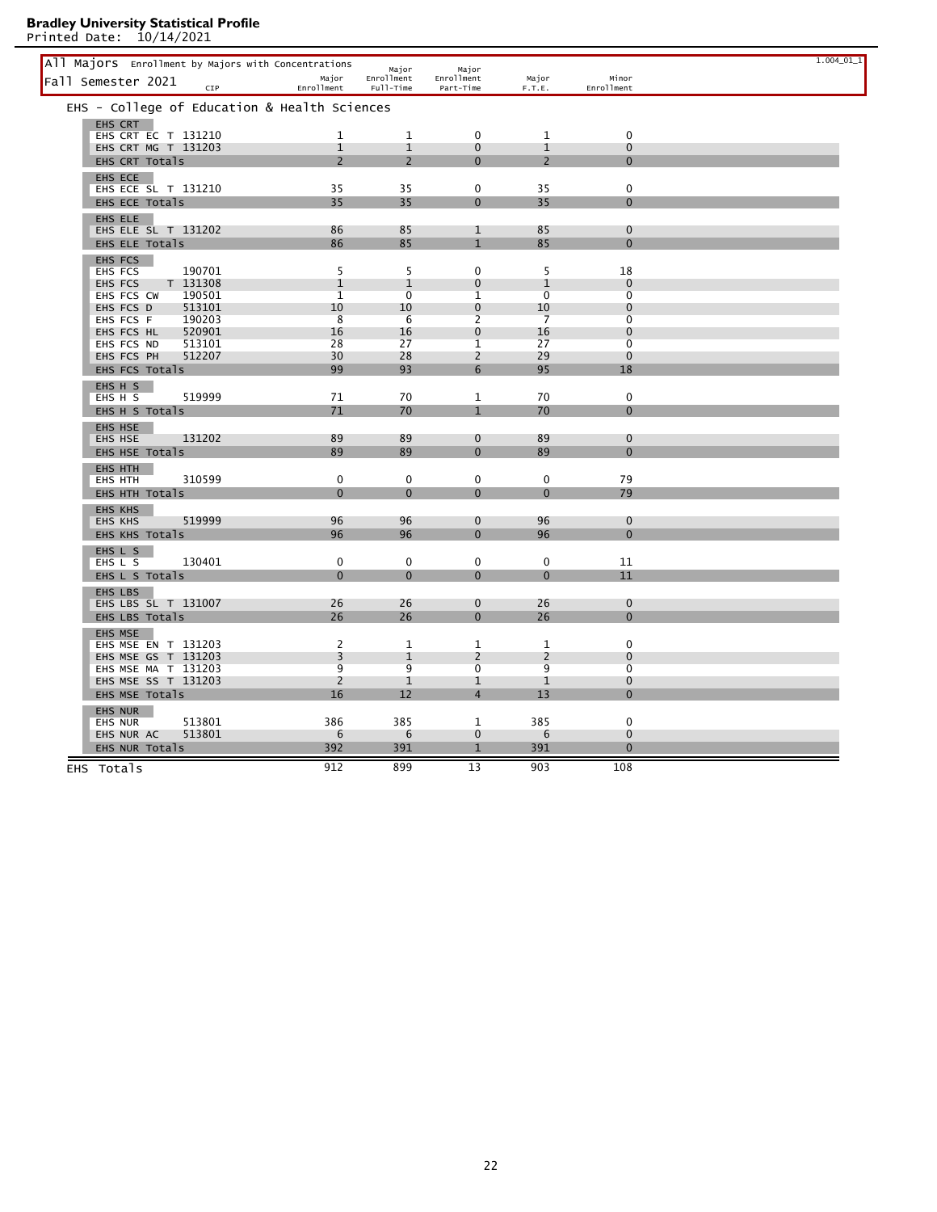**Bradley University Statistical Profile**
Printed Date: 10/14/2021

**All Majors** Enrollment by Majors with Concentrations

**Fall Semester 2021**

1.004_01_1

## EHS - College of Education & Health Sciences

| | CIP | Major Enrollment | Major Enrollment Full-Time | Major Enrollment Part-Time | Major F.T.E. | Minor Enrollment |
|---|---|---|---|---|---|---|
| **EHS CRT** | | | | | | |
| EHS CRT EC T | 131210 | 1 | 1 | 0 | 1 | 0 |
| EHS CRT MG T | 131203 | 1 | 1 | 0 | 1 | 0 |
| **EHS CRT Totals** | | 2 | 2 | 0 | 2 | 0 |
| **EHS ECE** | | | | | | |
| EHS ECE SL T | 131210 | 35 | 35 | 0 | 35 | 0 |
| **EHS ECE Totals** | | 35 | 35 | 0 | 35 | 0 |
| **EHS ELE** | | | | | | |
| EHS ELE SL T | 131202 | 86 | 85 | 1 | 85 | 0 |
| **EHS ELE Totals** | | 86 | 85 | 1 | 85 | 0 |
| **EHS FCS** | | | | | | |
| EHS FCS | 190701 | 5 | 5 | 0 | 5 | 18 |
| EHS FCS T | 131308 | 1 | 1 | 0 | 1 | 0 |
| EHS FCS CW | 190501 | 1 | 0 | 1 | 0 | 0 |
| EHS FCS D | 513101 | 10 | 10 | 0 | 10 | 0 |
| EHS FCS F | 190203 | 8 | 6 | 2 | 7 | 0 |
| EHS FCS HL | 520901 | 16 | 16 | 0 | 16 | 0 |
| EHS FCS ND | 513101 | 28 | 27 | 1 | 27 | 0 |
| EHS FCS PH | 512207 | 30 | 28 | 2 | 29 | 0 |
| **EHS FCS Totals** | | 99 | 93 | 6 | 95 | 18 |
| **EHS H S** | | | | | | |
| EHS H S | 519999 | 71 | 70 | 1 | 70 | 0 |
| **EHS H S Totals** | | 71 | 70 | 1 | 70 | 0 |
| **EHS HSE** | | | | | | |
| EHS HSE | 131202 | 89 | 89 | 0 | 89 | 0 |
| **EHS HSE Totals** | | 89 | 89 | 0 | 89 | 0 |
| **EHS HTH** | | | | | | |
| EHS HTH | 310599 | 0 | 0 | 0 | 0 | 79 |
| **EHS HTH Totals** | | 0 | 0 | 0 | 0 | 79 |
| **EHS KHS** | | | | | | |
| EHS KHS | 519999 | 96 | 96 | 0 | 96 | 0 |
| **EHS KHS Totals** | | 96 | 96 | 0 | 96 | 0 |
| **EHS L S** | | | | | | |
| EHS L S | 130401 | 0 | 0 | 0 | 0 | 11 |
| **EHS L S Totals** | | 0 | 0 | 0 | 0 | 11 |
| **EHS LBS** | | | | | | |
| EHS LBS SL T | 131007 | 26 | 26 | 0 | 26 | 0 |
| **EHS LBS Totals** | | 26 | 26 | 0 | 26 | 0 |
| **EHS MSE** | | | | | | |
| EHS MSE EN T | 131203 | 2 | 1 | 1 | 1 | 0 |
| EHS MSE GS T | 131203 | 3 | 1 | 2 | 2 | 0 |
| EHS MSE MA T | 131203 | 9 | 9 | 0 | 9 | 0 |
| EHS MSE SS T | 131203 | 2 | 1 | 1 | 1 | 0 |
| **EHS MSE Totals** | | 16 | 12 | 4 | 13 | 0 |
| **EHS NUR** | | | | | | |
| EHS NUR | 513801 | 386 | 385 | 1 | 385 | 0 |
| EHS NUR AC | 513801 | 6 | 6 | 0 | 6 | 0 |
| **EHS NUR Totals** | | 392 | 391 | 1 | 391 | 0 |
| **EHS Totals** | | 912 | 899 | 13 | 903 | 108 |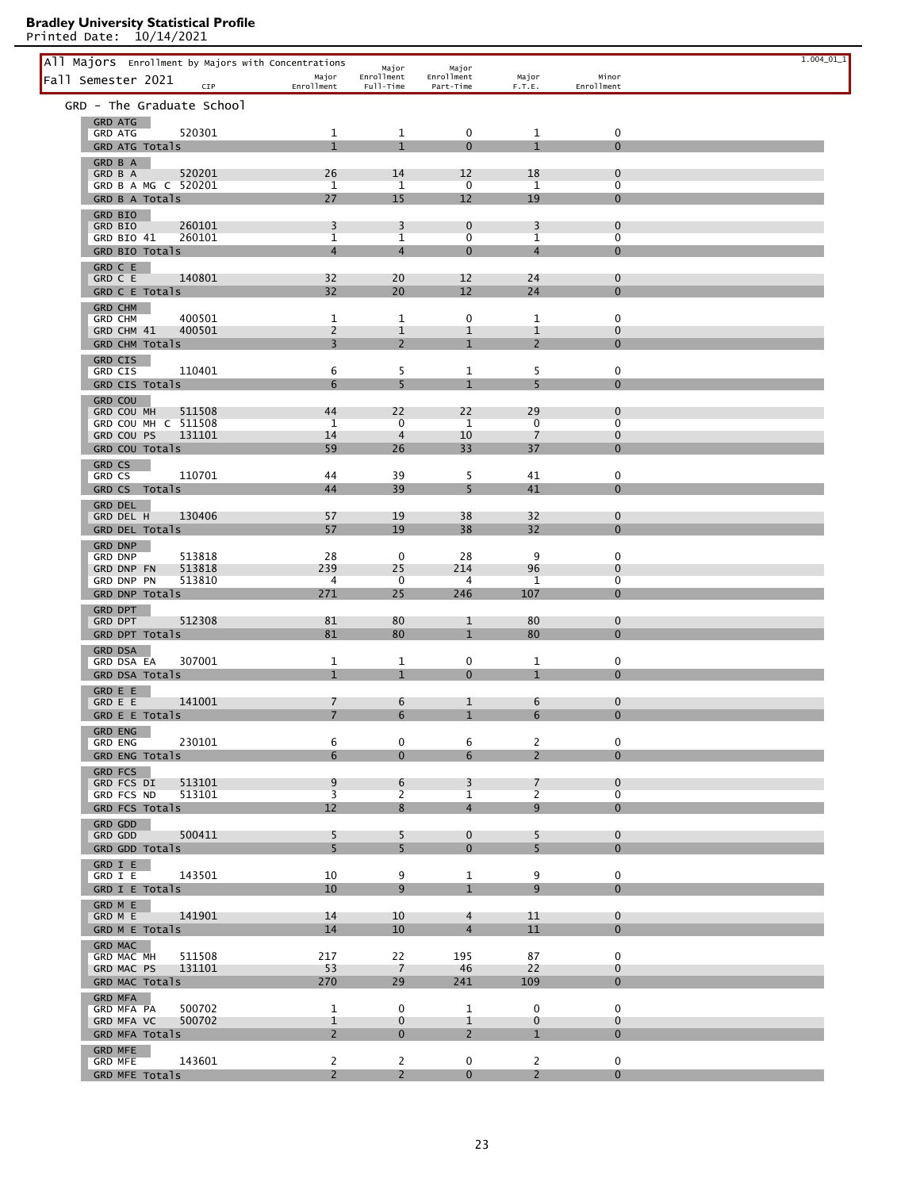**Bradley University Statistical Profile**
Printed Date: 10/14/2021

All Majors Enrollment by Majors with Concentrations
Fall Semester 2021

1.004_01_1

## GRD - The Graduate School

| Major | CIP | Major Enrollment | Major Enrollment Full-Time | Major Enrollment Part-Time | Major F.T.E. | Minor Enrollment |
|---|---|---|---|---|---|---|
| **GRD ATG** | | | | | | |
| GRD ATG | 520301 | 1 | 1 | 0 | 1 | 0 |
| GRD ATG Totals | | 1 | 1 | 0 | 1 | 0 |
| **GRD B A** | | | | | | |
| GRD B A | 520201 | 26 | 14 | 12 | 18 | 0 |
| GRD B A MG C | 520201 | 1 | 1 | 0 | 1 | 0 |
| GRD B A Totals | | 27 | 15 | 12 | 19 | 0 |
| **GRD BIO** | | | | | | |
| GRD BIO | 260101 | 3 | 3 | 0 | 3 | 0 |
| GRD BIO 41 | 260101 | 1 | 1 | 0 | 1 | 0 |
| GRD BIO Totals | | 4 | 4 | 0 | 4 | 0 |
| **GRD C E** | | | | | | |
| GRD C E | 140801 | 32 | 20 | 12 | 24 | 0 |
| GRD C E Totals | | 32 | 20 | 12 | 24 | 0 |
| **GRD CHM** | | | | | | |
| GRD CHM | 400501 | 1 | 1 | 0 | 1 | 0 |
| GRD CHM 41 | 400501 | 2 | 1 | 1 | 1 | 0 |
| GRD CHM Totals | | 3 | 2 | 1 | 2 | 0 |
| **GRD CIS** | | | | | | |
| GRD CIS | 110401 | 6 | 5 | 1 | 5 | 0 |
| GRD CIS Totals | | 6 | 5 | 1 | 5 | 0 |
| **GRD COU** | | | | | | |
| GRD COU MH | 511508 | 44 | 22 | 22 | 29 | 0 |
| GRD COU MH C | 511508 | 1 | 0 | 1 | 0 | 0 |
| GRD COU PS | 131101 | 14 | 4 | 10 | 7 | 0 |
| GRD COU Totals | | 59 | 26 | 33 | 37 | 0 |
| **GRD CS** | | | | | | |
| GRD CS | 110701 | 44 | 39 | 5 | 41 | 0 |
| GRD CS Totals | | 44 | 39 | 5 | 41 | 0 |
| **GRD DEL** | | | | | | |
| GRD DEL H | 130406 | 57 | 19 | 38 | 32 | 0 |
| GRD DEL Totals | | 57 | 19 | 38 | 32 | 0 |
| **GRD DNP** | | | | | | |
| GRD DNP | 513818 | 28 | 0 | 28 | 9 | 0 |
| GRD DNP FN | 513818 | 239 | 25 | 214 | 96 | 0 |
| GRD DNP PN | 513810 | 4 | 0 | 4 | 1 | 0 |
| GRD DNP Totals | | 271 | 25 | 246 | 107 | 0 |
| **GRD DPT** | | | | | | |
| GRD DPT | 512308 | 81 | 80 | 1 | 80 | 0 |
| GRD DPT Totals | | 81 | 80 | 1 | 80 | 0 |
| **GRD DSA** | | | | | | |
| GRD DSA EA | 307001 | 1 | 1 | 0 | 1 | 0 |
| GRD DSA Totals | | 1 | 1 | 0 | 1 | 0 |
| **GRD E E** | | | | | | |
| GRD E E | 141001 | 7 | 6 | 1 | 6 | 0 |
| GRD E E Totals | | 7 | 6 | 1 | 6 | 0 |
| **GRD ENG** | | | | | | |
| GRD ENG | 230101 | 6 | 0 | 6 | 2 | 0 |
| GRD ENG Totals | | 6 | 0 | 6 | 2 | 0 |
| **GRD FCS** | | | | | | |
| GRD FCS DI | 513101 | 9 | 6 | 3 | 7 | 0 |
| GRD FCS ND | 513101 | 3 | 2 | 1 | 2 | 0 |
| GRD FCS Totals | | 12 | 8 | 4 | 9 | 0 |
| **GRD GDD** | | | | | | |
| GRD GDD | 500411 | 5 | 5 | 0 | 5 | 0 |
| GRD GDD Totals | | 5 | 5 | 0 | 5 | 0 |
| **GRD I E** | | | | | | |
| GRD I E | 143501 | 10 | 9 | 1 | 9 | 0 |
| GRD I E Totals | | 10 | 9 | 1 | 9 | 0 |
| **GRD M E** | | | | | | |
| GRD M E | 141901 | 14 | 10 | 4 | 11 | 0 |
| GRD M E Totals | | 14 | 10 | 4 | 11 | 0 |
| **GRD MAC** | | | | | | |
| GRD MAC MH | 511508 | 217 | 22 | 195 | 87 | 0 |
| GRD MAC PS | 131101 | 53 | 7 | 46 | 22 | 0 |
| GRD MAC Totals | | 270 | 29 | 241 | 109 | 0 |
| **GRD MFA** | | | | | | |
| GRD MFA PA | 500702 | 1 | 0 | 1 | 0 | 0 |
| GRD MFA VC | 500702 | 1 | 0 | 1 | 0 | 0 |
| GRD MFA Totals | | 2 | 0 | 2 | 1 | 0 |
| **GRD MFE** | | | | | | |
| GRD MFE | 143601 | 2 | 2 | 0 | 2 | 0 |
| GRD MFE Totals | | 2 | 2 | 0 | 2 | 0 |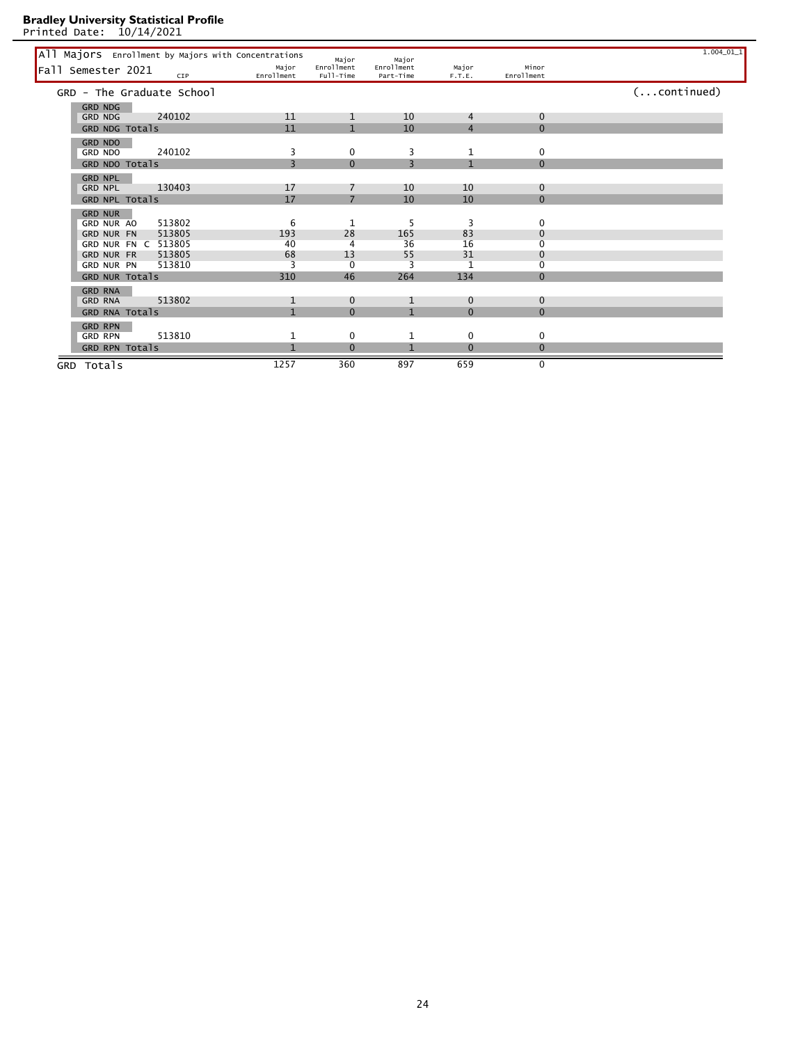**Bradley University Statistical Profile**
Printed Date: 10/14/2021

**All Majors** Enrollment by Majors with Concentrations

**Fall Semester 2021**

1.004_01_1

## GRD - The Graduate School

(...continued)

| | CIP | Major Enrollment | Major Enrollment Full-Time | Major Enrollment Part-Time | Major F.T.E. | Minor Enrollment |
|---|---|---|---|---|---|---|
| **GRD NDG** | | | | | | |
| GRD NDG | 240102 | 11 | 1 | 10 | 4 | 0 |
| GRD NDG Totals | | 11 | 1 | 10 | 4 | 0 |
| **GRD NDO** | | | | | | |
| GRD NDO | 240102 | 3 | 0 | 3 | 1 | 0 |
| GRD NDO Totals | | 3 | 0 | 3 | 1 | 0 |
| **GRD NPL** | | | | | | |
| GRD NPL | 130403 | 17 | 7 | 10 | 10 | 0 |
| GRD NPL Totals | | 17 | 7 | 10 | 10 | 0 |
| **GRD NUR** | | | | | | |
| GRD NUR AO | 513802 | 6 | 1 | 5 | 3 | 0 |
| GRD NUR FN | 513805 | 193 | 28 | 165 | 83 | 0 |
| GRD NUR FN C | 513805 | 40 | 4 | 36 | 16 | 0 |
| GRD NUR FR | 513805 | 68 | 13 | 55 | 31 | 0 |
| GRD NUR PN | 513810 | 3 | 0 | 3 | 1 | 0 |
| GRD NUR Totals | | 310 | 46 | 264 | 134 | 0 |
| **GRD RNA** | | | | | | |
| GRD RNA | 513802 | 1 | 0 | 1 | 0 | 0 |
| GRD RNA Totals | | 1 | 0 | 1 | 0 | 0 |
| **GRD RPN** | | | | | | |
| GRD RPN | 513810 | 1 | 0 | 1 | 0 | 0 |
| GRD RPN Totals | | 1 | 0 | 1 | 0 | 0 |
| **GRD Totals** | | 1257 | 360 | 897 | 659 | 0 |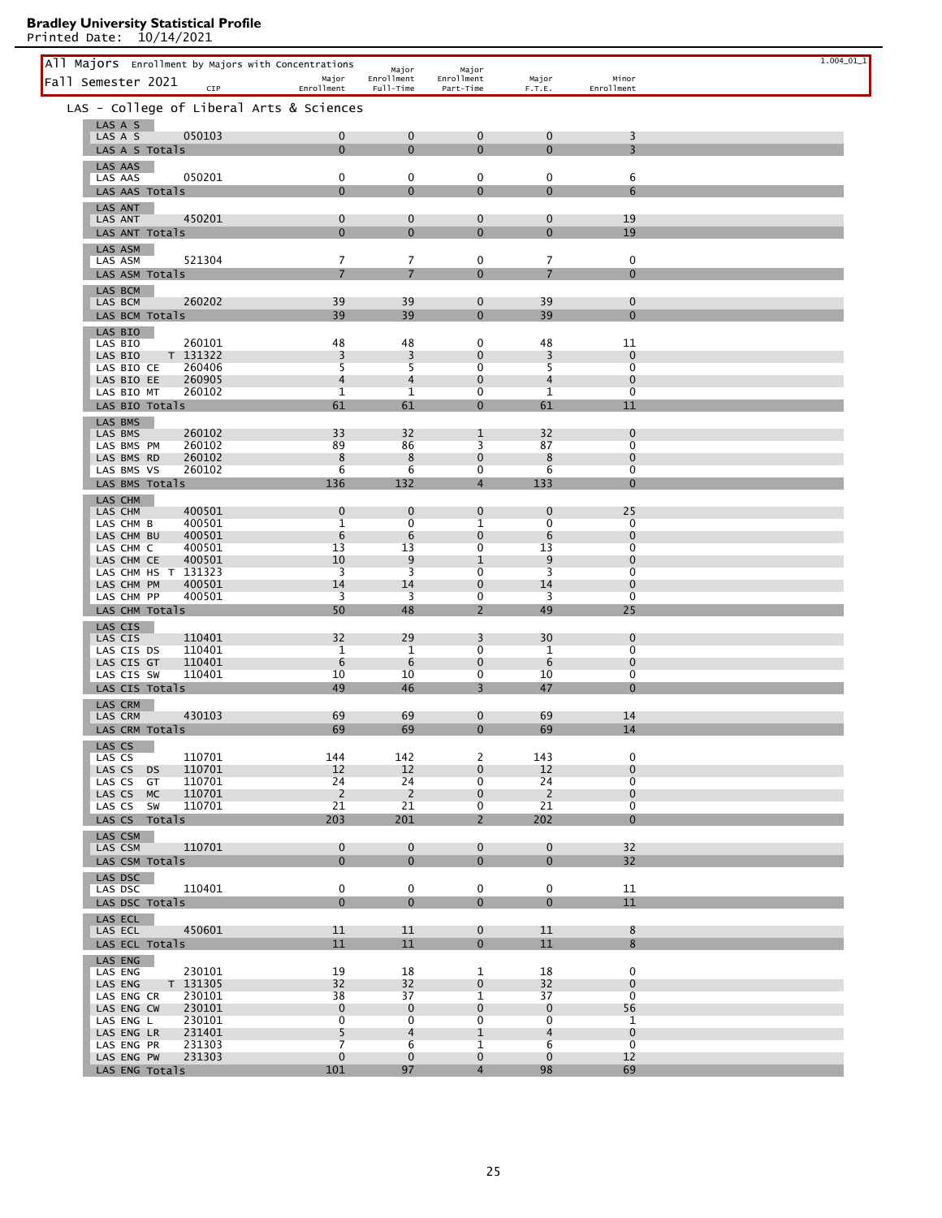**Bradley University Statistical Profile**
Printed Date: 10/14/2021

1.004_01_1

## All Majors Enrollment by Majors with Concentrations

## Fall Semester 2021

### LAS - College of Liberal Arts & Sciences

| | CIP | Major Enrollment | Major Enrollment Full-Time | Major Enrollment Part-Time | Major F.T.E. | Minor Enrollment |
|---|---|---|---|---|---|---|
| **LAS A S** | | | | | | |
| LAS A S | 050103 | 0 | 0 | 0 | 0 | 3 |
| LAS A S Totals | | 0 | 0 | 0 | 0 | 3 |
| **LAS AAS** | | | | | | |
| LAS AAS | 050201 | 0 | 0 | 0 | 0 | 6 |
| LAS AAS Totals | | 0 | 0 | 0 | 0 | 6 |
| **LAS ANT** | | | | | | |
| LAS ANT | 450201 | 0 | 0 | 0 | 0 | 19 |
| LAS ANT Totals | | 0 | 0 | 0 | 0 | 19 |
| **LAS ASM** | | | | | | |
| LAS ASM | 521304 | 7 | 7 | 0 | 7 | 0 |
| LAS ASM Totals | | 7 | 7 | 0 | 7 | 0 |
| **LAS BCM** | | | | | | |
| LAS BCM | 260202 | 39 | 39 | 0 | 39 | 0 |
| LAS BCM Totals | | 39 | 39 | 0 | 39 | 0 |
| **LAS BIO** | | | | | | |
| LAS BIO | 260101 | 48 | 48 | 0 | 48 | 11 |
| LAS BIO | T 131322 | 3 | 3 | 0 | 3 | 0 |
| LAS BIO CE | 260406 | 5 | 5 | 0 | 5 | 0 |
| LAS BIO EE | 260905 | 4 | 4 | 0 | 4 | 0 |
| LAS BIO MT | 260102 | 1 | 1 | 0 | 1 | 0 |
| LAS BIO Totals | | 61 | 61 | 0 | 61 | 11 |
| **LAS BMS** | | | | | | |
| LAS BMS | 260102 | 33 | 32 | 1 | 32 | 0 |
| LAS BMS PM | 260102 | 89 | 86 | 3 | 87 | 0 |
| LAS BMS RD | 260102 | 8 | 8 | 0 | 8 | 0 |
| LAS BMS VS | 260102 | 6 | 6 | 0 | 6 | 0 |
| LAS BMS Totals | | 136 | 132 | 4 | 133 | 0 |
| **LAS CHM** | | | | | | |
| LAS CHM | 400501 | 0 | 0 | 0 | 0 | 25 |
| LAS CHM B | 400501 | 1 | 0 | 1 | 0 | 0 |
| LAS CHM BU | 400501 | 6 | 6 | 0 | 6 | 0 |
| LAS CHM C | 400501 | 13 | 13 | 0 | 13 | 0 |
| LAS CHM CE | 400501 | 10 | 9 | 1 | 9 | 0 |
| LAS CHM HS | T 131323 | 3 | 3 | 0 | 3 | 0 |
| LAS CHM PM | 400501 | 14 | 14 | 0 | 14 | 0 |
| LAS CHM PP | 400501 | 3 | 3 | 0 | 3 | 0 |
| LAS CHM Totals | | 50 | 48 | 2 | 49 | 25 |
| **LAS CIS** | | | | | | |
| LAS CIS | 110401 | 32 | 29 | 3 | 30 | 0 |
| LAS CIS DS | 110401 | 1 | 1 | 0 | 1 | 0 |
| LAS CIS GT | 110401 | 6 | 6 | 0 | 6 | 0 |
| LAS CIS SW | 110401 | 10 | 10 | 0 | 10 | 0 |
| LAS CIS Totals | | 49 | 46 | 3 | 47 | 0 |
| **LAS CRM** | | | | | | |
| LAS CRM | 430103 | 69 | 69 | 0 | 69 | 14 |
| LAS CRM Totals | | 69 | 69 | 0 | 69 | 14 |
| **LAS CS** | | | | | | |
| LAS CS | 110701 | 144 | 142 | 2 | 143 | 0 |
| LAS CS DS | 110701 | 12 | 12 | 0 | 12 | 0 |
| LAS CS GT | 110701 | 24 | 24 | 0 | 24 | 0 |
| LAS CS MC | 110701 | 2 | 2 | 0 | 2 | 0 |
| LAS CS SW | 110701 | 21 | 21 | 0 | 21 | 0 |
| LAS CS Totals | | 203 | 201 | 2 | 202 | 0 |
| **LAS CSM** | | | | | | |
| LAS CSM | 110701 | 0 | 0 | 0 | 0 | 32 |
| LAS CSM Totals | | 0 | 0 | 0 | 0 | 32 |
| **LAS DSC** | | | | | | |
| LAS DSC | 110401 | 0 | 0 | 0 | 0 | 11 |
| LAS DSC Totals | | 0 | 0 | 0 | 0 | 11 |
| **LAS ECL** | | | | | | |
| LAS ECL | 450601 | 11 | 11 | 0 | 11 | 8 |
| LAS ECL Totals | | 11 | 11 | 0 | 11 | 8 |
| **LAS ENG** | | | | | | |
| LAS ENG | 230101 | 19 | 18 | 1 | 18 | 0 |
| LAS ENG | T 131305 | 32 | 32 | 0 | 32 | 0 |
| LAS ENG CR | 230101 | 38 | 37 | 1 | 37 | 0 |
| LAS ENG CW | 230101 | 0 | 0 | 0 | 0 | 56 |
| LAS ENG L | 230101 | 0 | 0 | 0 | 0 | 1 |
| LAS ENG LR | 231401 | 5 | 4 | 1 | 4 | 0 |
| LAS ENG PR | 231303 | 7 | 6 | 1 | 6 | 0 |
| LAS ENG PW | 231303 | 0 | 0 | 0 | 0 | 12 |
| LAS ENG Totals | | 101 | 97 | 4 | 98 | 69 |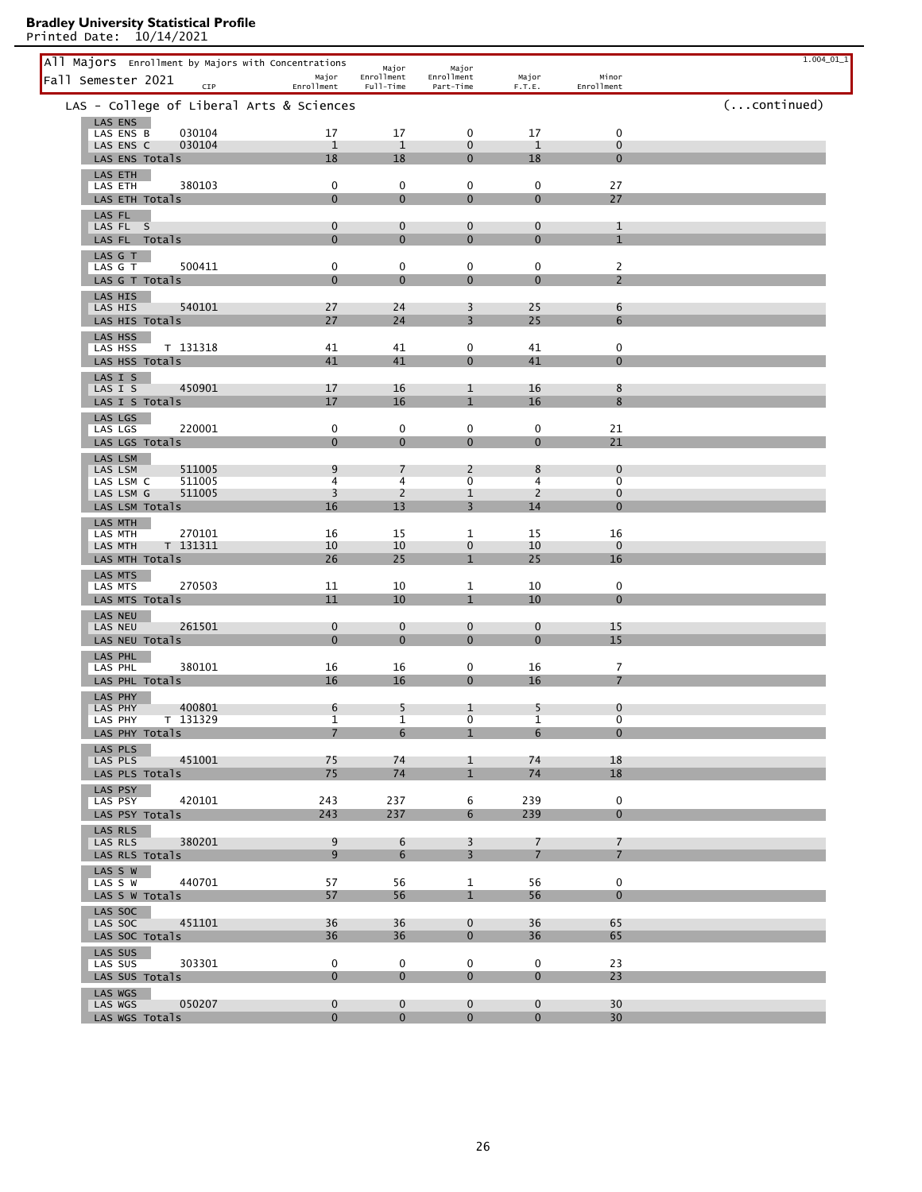**Bradley University Statistical Profile**
Printed Date: 10/14/2021

## All Majors Enrollment by Majors with Concentrations

1.004_01_1

Fall Semester 2021

### LAS - College of Liberal Arts & Sciences (...continued)

| Major | CIP | Major Enrollment | Major Enrollment Full-Time | Major Enrollment Part-Time | Major F.T.E. | Minor Enrollment |
|---|---|---|---|---|---|---|
| **LAS ENS** | | | | | | |
| LAS ENS B | 030104 | 17 | 17 | 0 | 17 | 0 |
| LAS ENS C | 030104 | 1 | 1 | 0 | 1 | 0 |
| LAS ENS Totals | | 18 | 18 | 0 | 18 | 0 |
| **LAS ETH** | | | | | | |
| LAS ETH | 380103 | 0 | 0 | 0 | 0 | 27 |
| LAS ETH Totals | | 0 | 0 | 0 | 0 | 27 |
| **LAS FL** | | | | | | |
| LAS FL S | | 0 | 0 | 0 | 0 | 1 |
| LAS FL Totals | | 0 | 0 | 0 | 0 | 1 |
| **LAS G T** | | | | | | |
| LAS G T | 500411 | 0 | 0 | 0 | 0 | 2 |
| LAS G T Totals | | 0 | 0 | 0 | 0 | 2 |
| **LAS HIS** | | | | | | |
| LAS HIS | 540101 | 27 | 24 | 3 | 25 | 6 |
| LAS HIS Totals | | 27 | 24 | 3 | 25 | 6 |
| **LAS HSS** | | | | | | |
| LAS HSS | T 131318 | 41 | 41 | 0 | 41 | 0 |
| LAS HSS Totals | | 41 | 41 | 0 | 41 | 0 |
| **LAS I S** | | | | | | |
| LAS I S | 450901 | 17 | 16 | 1 | 16 | 8 |
| LAS I S Totals | | 17 | 16 | 1 | 16 | 8 |
| **LAS LGS** | | | | | | |
| LAS LGS | 220001 | 0 | 0 | 0 | 0 | 21 |
| LAS LGS Totals | | 0 | 0 | 0 | 0 | 21 |
| **LAS LSM** | | | | | | |
| LAS LSM | 511005 | 9 | 7 | 2 | 8 | 0 |
| LAS LSM C | 511005 | 4 | 4 | 0 | 4 | 0 |
| LAS LSM G | 511005 | 3 | 2 | 1 | 2 | 0 |
| LAS LSM Totals | | 16 | 13 | 3 | 14 | 0 |
| **LAS MTH** | | | | | | |
| LAS MTH | 270101 | 16 | 15 | 1 | 15 | 16 |
| LAS MTH | T 131311 | 10 | 10 | 0 | 10 | 0 |
| LAS MTH Totals | | 26 | 25 | 1 | 25 | 16 |
| **LAS MTS** | | | | | | |
| LAS MTS | 270503 | 11 | 10 | 1 | 10 | 0 |
| LAS MTS Totals | | 11 | 10 | 1 | 10 | 0 |
| **LAS NEU** | | | | | | |
| LAS NEU | 261501 | 0 | 0 | 0 | 0 | 15 |
| LAS NEU Totals | | 0 | 0 | 0 | 0 | 15 |
| **LAS PHL** | | | | | | |
| LAS PHL | 380101 | 16 | 16 | 0 | 16 | 7 |
| LAS PHL Totals | | 16 | 16 | 0 | 16 | 7 |
| **LAS PHY** | | | | | | |
| LAS PHY | 400801 | 6 | 5 | 1 | 5 | 0 |
| LAS PHY | T 131329 | 1 | 1 | 0 | 1 | 0 |
| LAS PHY Totals | | 7 | 6 | 1 | 6 | 0 |
| **LAS PLS** | | | | | | |
| LAS PLS | 451001 | 75 | 74 | 1 | 74 | 18 |
| LAS PLS Totals | | 75 | 74 | 1 | 74 | 18 |
| **LAS PSY** | | | | | | |
| LAS PSY | 420101 | 243 | 237 | 6 | 239 | 0 |
| LAS PSY Totals | | 243 | 237 | 6 | 239 | 0 |
| **LAS RLS** | | | | | | |
| LAS RLS | 380201 | 9 | 6 | 3 | 7 | 7 |
| LAS RLS Totals | | 9 | 6 | 3 | 7 | 7 |
| **LAS S W** | | | | | | |
| LAS S W | 440701 | 57 | 56 | 1 | 56 | 0 |
| LAS S W Totals | | 57 | 56 | 1 | 56 | 0 |
| **LAS SOC** | | | | | | |
| LAS SOC | 451101 | 36 | 36 | 0 | 36 | 65 |
| LAS SOC Totals | | 36 | 36 | 0 | 36 | 65 |
| **LAS SUS** | | | | | | |
| LAS SUS | 303301 | 0 | 0 | 0 | 0 | 23 |
| LAS SUS Totals | | 0 | 0 | 0 | 0 | 23 |
| **LAS WGS** | | | | | | |
| LAS WGS | 050207 | 0 | 0 | 0 | 0 | 30 |
| LAS WGS Totals | | 0 | 0 | 0 | 0 | 30 |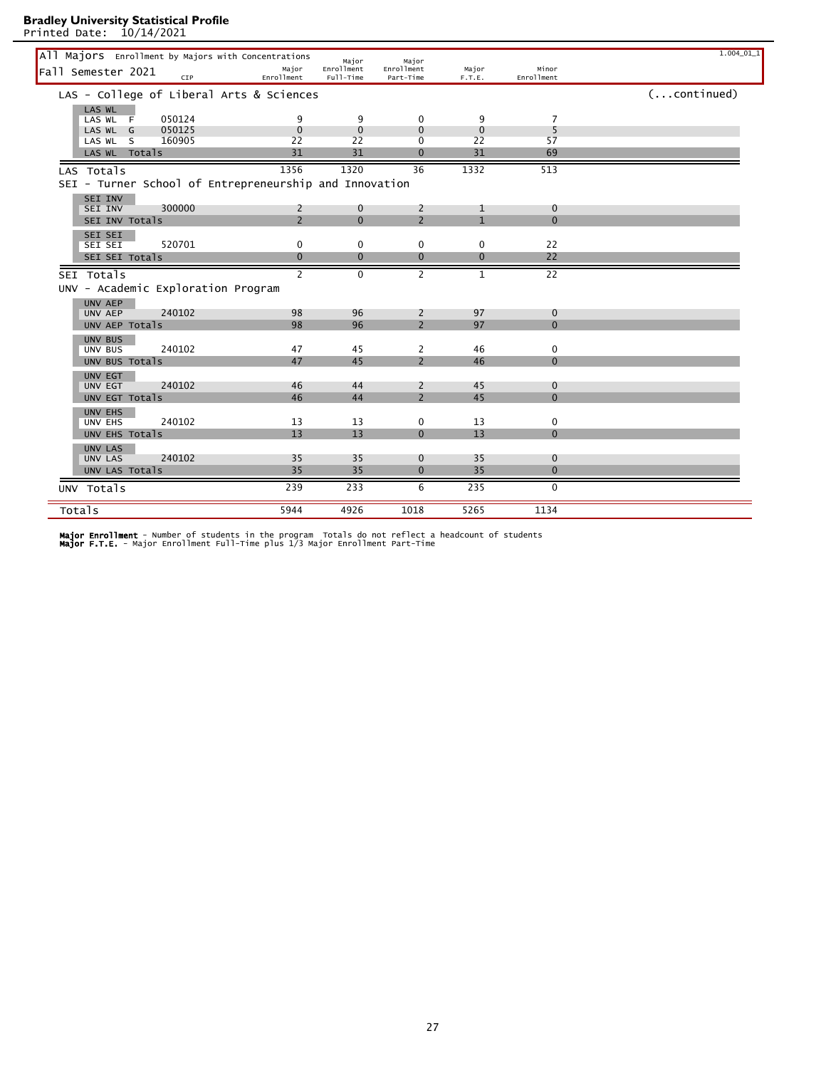**Bradley University Statistical Profile**
Printed Date: 10/14/2021

1.004_01_1

## All Majors Enrollment by Majors with Concentrations

Fall Semester 2021

| | CIP | Major Enrollment | Major Enrollment Full-Time | Major Enrollment Part-Time | Major F.T.E. | Minor Enrollment |
|---|---|---|---|---|---|---|
| **LAS - College of Liberal Arts & Sciences** (...continued) | | | | | | |
| LAS WL | | | | | | |
| LAS WL F | 050124 | 9 | 9 | 0 | 9 | 7 |
| LAS WL G | 050125 | 0 | 0 | 0 | 0 | 5 |
| LAS WL S | 160905 | 22 | 22 | 0 | 22 | 57 |
| LAS WL Totals | | 31 | 31 | 0 | 31 | 69 |
| **LAS Totals** | | 1356 | 1320 | 36 | 1332 | 513 |
| **SEI - Turner School of Entrepreneurship and Innovation** | | | | | | |
| SEI INV | | | | | | |
| SEI INV | 300000 | 2 | 0 | 2 | 1 | 0 |
| SEI INV Totals | | 2 | 0 | 2 | 1 | 0 |
| SEI SEI | | | | | | |
| SEI SEI | 520701 | 0 | 0 | 0 | 0 | 22 |
| SEI SEI Totals | | 0 | 0 | 0 | 0 | 22 |
| **SEI Totals** | | 2 | 0 | 2 | 1 | 22 |
| **UNV - Academic Exploration Program** | | | | | | |
| UNV AEP | | | | | | |
| UNV AEP | 240102 | 98 | 96 | 2 | 97 | 0 |
| UNV AEP Totals | | 98 | 96 | 2 | 97 | 0 |
| UNV BUS | | | | | | |
| UNV BUS | 240102 | 47 | 45 | 2 | 46 | 0 |
| UNV BUS Totals | | 47 | 45 | 2 | 46 | 0 |
| UNV EGT | | | | | | |
| UNV EGT | 240102 | 46 | 44 | 2 | 45 | 0 |
| UNV EGT Totals | | 46 | 44 | 2 | 45 | 0 |
| UNV EHS | | | | | | |
| UNV EHS | 240102 | 13 | 13 | 0 | 13 | 0 |
| UNV EHS Totals | | 13 | 13 | 0 | 13 | 0 |
| UNV LAS | | | | | | |
| UNV LAS | 240102 | 35 | 35 | 0 | 35 | 0 |
| UNV LAS Totals | | 35 | 35 | 0 | 35 | 0 |
| **UNV Totals** | | 239 | 233 | 6 | 235 | 0 |
| **Totals** | | 5944 | 4926 | 1018 | 5265 | 1134 |

**Major Enrollment** - Number of students in the program Totals do not reflect a headcount of students
**Major F.T.E.** - Major Enrollment Full-Time plus 1/3 Major Enrollment Part-Time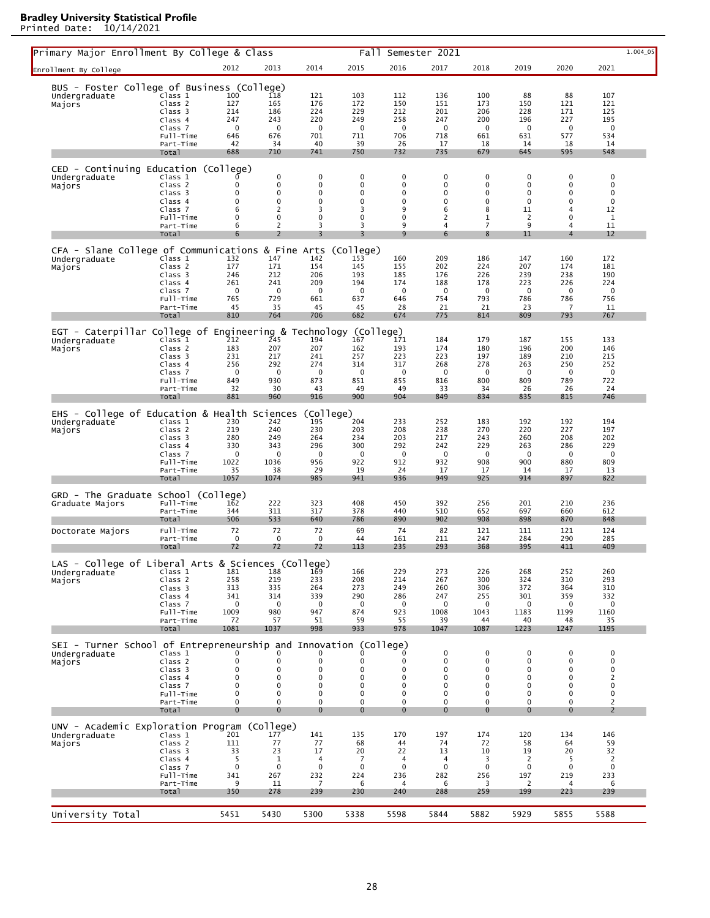**Bradley University Statistical Profile**
Printed Date: 10/14/2021

## Primary Major Enrollment By College & Class — Fall Semester 2021

1.004_05

| Enrollment By College | | 2012 | 2013 | 2014 | 2015 | 2016 | 2017 | 2018 | 2019 | 2020 | 2021 |
|---|---|---|---|---|---|---|---|---|---|---|---|
| **BUS - Foster College of Business (College)** | | | | | | | | | | | |
| Undergraduate Majors | Class 1 | 100 | 118 | 121 | 103 | 112 | 136 | 100 | 88 | 88 | 107 |
| | Class 2 | 127 | 165 | 176 | 172 | 150 | 151 | 173 | 150 | 121 | 121 |
| | Class 3 | 214 | 186 | 224 | 229 | 212 | 201 | 206 | 228 | 171 | 125 |
| | Class 4 | 247 | 243 | 220 | 249 | 258 | 247 | 200 | 196 | 227 | 195 |
| | Class 7 | 0 | 0 | 0 | 0 | 0 | 0 | 0 | 0 | 0 | 0 |
| | Full-Time | 646 | 676 | 701 | 711 | 706 | 718 | 661 | 631 | 577 | 534 |
| | Part-Time | 42 | 34 | 40 | 39 | 26 | 17 | 18 | 14 | 18 | 14 |
| | Total | 688 | 710 | 741 | 750 | 732 | 735 | 679 | 645 | 595 | 548 |
| **CED - Continuing Education (College)** | | | | | | | | | | | |
| Undergraduate Majors | Class 1 | 0 | 0 | 0 | 0 | 0 | 0 | 0 | 0 | 0 | 0 |
| | Class 2 | 0 | 0 | 0 | 0 | 0 | 0 | 0 | 0 | 0 | 0 |
| | Class 3 | 0 | 0 | 0 | 0 | 0 | 0 | 0 | 0 | 0 | 0 |
| | Class 4 | 0 | 0 | 0 | 0 | 0 | 0 | 0 | 0 | 0 | 0 |
| | Class 7 | 6 | 2 | 3 | 3 | 9 | 6 | 8 | 11 | 4 | 12 |
| | Full-Time | 0 | 0 | 0 | 0 | 0 | 2 | 1 | 2 | 0 | 1 |
| | Part-Time | 6 | 2 | 3 | 3 | 9 | 4 | 7 | 9 | 4 | 11 |
| | Total | 6 | 2 | 3 | 3 | 9 | 6 | 8 | 11 | 4 | 12 |
| **CFA - Slane College of Communications & Fine Arts (College)** | | | | | | | | | | | |
| Undergraduate Majors | Class 1 | 132 | 147 | 142 | 153 | 160 | 209 | 186 | 147 | 160 | 172 |
| | Class 2 | 177 | 171 | 154 | 145 | 155 | 202 | 224 | 207 | 174 | 181 |
| | Class 3 | 246 | 212 | 206 | 193 | 185 | 176 | 226 | 239 | 238 | 190 |
| | Class 4 | 261 | 241 | 209 | 194 | 174 | 188 | 178 | 223 | 226 | 224 |
| | Class 7 | 0 | 0 | 0 | 0 | 0 | 0 | 0 | 0 | 0 | 0 |
| | Full-Time | 765 | 729 | 661 | 637 | 646 | 754 | 793 | 786 | 786 | 756 |
| | Part-Time | 45 | 35 | 45 | 45 | 28 | 21 | 21 | 23 | 7 | 11 |
| | Total | 810 | 764 | 706 | 682 | 674 | 775 | 814 | 809 | 793 | 767 |
| **EGT - Caterpillar College of Engineering & Technology (College)** | | | | | | | | | | | |
| Undergraduate Majors | Class 1 | 212 | 245 | 194 | 167 | 171 | 184 | 179 | 187 | 155 | 133 |
| | Class 2 | 183 | 207 | 207 | 162 | 193 | 174 | 180 | 196 | 200 | 146 |
| | Class 3 | 231 | 217 | 241 | 257 | 223 | 223 | 197 | 189 | 210 | 215 |
| | Class 4 | 256 | 292 | 274 | 314 | 317 | 268 | 278 | 263 | 250 | 252 |
| | Class 7 | 0 | 0 | 0 | 0 | 0 | 0 | 0 | 0 | 0 | 0 |
| | Full-Time | 849 | 930 | 873 | 851 | 855 | 816 | 800 | 809 | 789 | 722 |
| | Part-Time | 32 | 30 | 43 | 49 | 49 | 33 | 34 | 26 | 26 | 24 |
| | Total | 881 | 960 | 916 | 900 | 904 | 849 | 834 | 835 | 815 | 746 |
| **EHS - College of Education & Health Sciences (College)** | | | | | | | | | | | |
| Undergraduate Majors | Class 1 | 230 | 242 | 195 | 204 | 233 | 252 | 183 | 192 | 192 | 194 |
| | Class 2 | 219 | 240 | 230 | 203 | 208 | 238 | 270 | 220 | 227 | 197 |
| | Class 3 | 280 | 249 | 264 | 234 | 203 | 217 | 243 | 260 | 208 | 202 |
| | Class 4 | 330 | 343 | 296 | 300 | 292 | 242 | 229 | 263 | 286 | 229 |
| | Class 7 | 0 | 0 | 0 | 0 | 0 | 0 | 0 | 0 | 0 | 0 |
| | Full-Time | 1022 | 1036 | 956 | 922 | 912 | 932 | 908 | 900 | 880 | 809 |
| | Part-Time | 35 | 38 | 29 | 19 | 24 | 17 | 17 | 14 | 17 | 13 |
| | Total | 1057 | 1074 | 985 | 941 | 936 | 949 | 925 | 914 | 897 | 822 |
| **GRD - The Graduate School (College)** | | | | | | | | | | | |
| Graduate Majors | Full-Time | 162 | 222 | 323 | 408 | 450 | 392 | 256 | 201 | 210 | 236 |
| | Part-Time | 344 | 311 | 317 | 378 | 440 | 510 | 652 | 697 | 660 | 612 |
| | Total | 506 | 533 | 640 | 786 | 890 | 902 | 908 | 898 | 870 | 848 |
| Doctorate Majors | Full-Time | 72 | 72 | 72 | 69 | 74 | 82 | 121 | 111 | 121 | 124 |
| | Part-Time | 0 | 0 | 0 | 44 | 161 | 211 | 247 | 284 | 290 | 285 |
| | Total | 72 | 72 | 72 | 113 | 235 | 293 | 368 | 395 | 411 | 409 |
| **LAS - College of Liberal Arts & Sciences (College)** | | | | | | | | | | | |
| Undergraduate Majors | Class 1 | 181 | 188 | 169 | 166 | 229 | 273 | 226 | 268 | 252 | 260 |
| | Class 2 | 258 | 219 | 233 | 208 | 214 | 267 | 300 | 324 | 310 | 293 |
| | Class 3 | 313 | 335 | 264 | 273 | 249 | 260 | 306 | 372 | 364 | 310 |
| | Class 4 | 341 | 314 | 339 | 290 | 286 | 247 | 255 | 301 | 359 | 332 |
| | Class 7 | 0 | 0 | 0 | 0 | 0 | 0 | 0 | 0 | 0 | 0 |
| | Full-Time | 1009 | 980 | 947 | 874 | 923 | 1008 | 1043 | 1183 | 1199 | 1160 |
| | Part-Time | 72 | 57 | 51 | 59 | 55 | 39 | 44 | 40 | 48 | 35 |
| | Total | 1081 | 1037 | 998 | 933 | 978 | 1047 | 1087 | 1223 | 1247 | 1195 |
| **SEI - Turner School of Entrepreneurship and Innovation (College)** | | | | | | | | | | | |
| Undergraduate Majors | Class 1 | 0 | 0 | 0 | 0 | 0 | 0 | 0 | 0 | 0 | 0 |
| | Class 2 | 0 | 0 | 0 | 0 | 0 | 0 | 0 | 0 | 0 | 0 |
| | Class 3 | 0 | 0 | 0 | 0 | 0 | 0 | 0 | 0 | 0 | 0 |
| | Class 4 | 0 | 0 | 0 | 0 | 0 | 0 | 0 | 0 | 0 | 2 |
| | Class 7 | 0 | 0 | 0 | 0 | 0 | 0 | 0 | 0 | 0 | 0 |
| | Full-Time | 0 | 0 | 0 | 0 | 0 | 0 | 0 | 0 | 0 | 0 |
| | Part-Time | 0 | 0 | 0 | 0 | 0 | 0 | 0 | 0 | 0 | 2 |
| | Total | 0 | 0 | 0 | 0 | 0 | 0 | 0 | 0 | 0 | 2 |
| **UNV - Academic Exploration Program (College)** | | | | | | | | | | | |
| Undergraduate Majors | Class 1 | 201 | 177 | 141 | 135 | 170 | 197 | 174 | 120 | 134 | 146 |
| | Class 2 | 111 | 77 | 77 | 68 | 44 | 74 | 72 | 58 | 64 | 59 |
| | Class 3 | 33 | 23 | 17 | 20 | 22 | 13 | 10 | 19 | 20 | 32 |
| | Class 4 | 5 | 1 | 4 | 7 | 4 | 4 | 3 | 2 | 5 | 2 |
| | Class 7 | 0 | 0 | 0 | 0 | 0 | 0 | 0 | 0 | 0 | 0 |
| | Full-Time | 341 | 267 | 232 | 224 | 236 | 282 | 256 | 197 | 219 | 233 |
| | Part-Time | 9 | 11 | 7 | 6 | 4 | 6 | 3 | 2 | 4 | 6 |
| | Total | 350 | 278 | 239 | 230 | 240 | 288 | 259 | 199 | 223 | 239 |
| **University Total** | | 5451 | 5430 | 5300 | 5338 | 5598 | 5844 | 5882 | 5929 | 5855 | 5588 |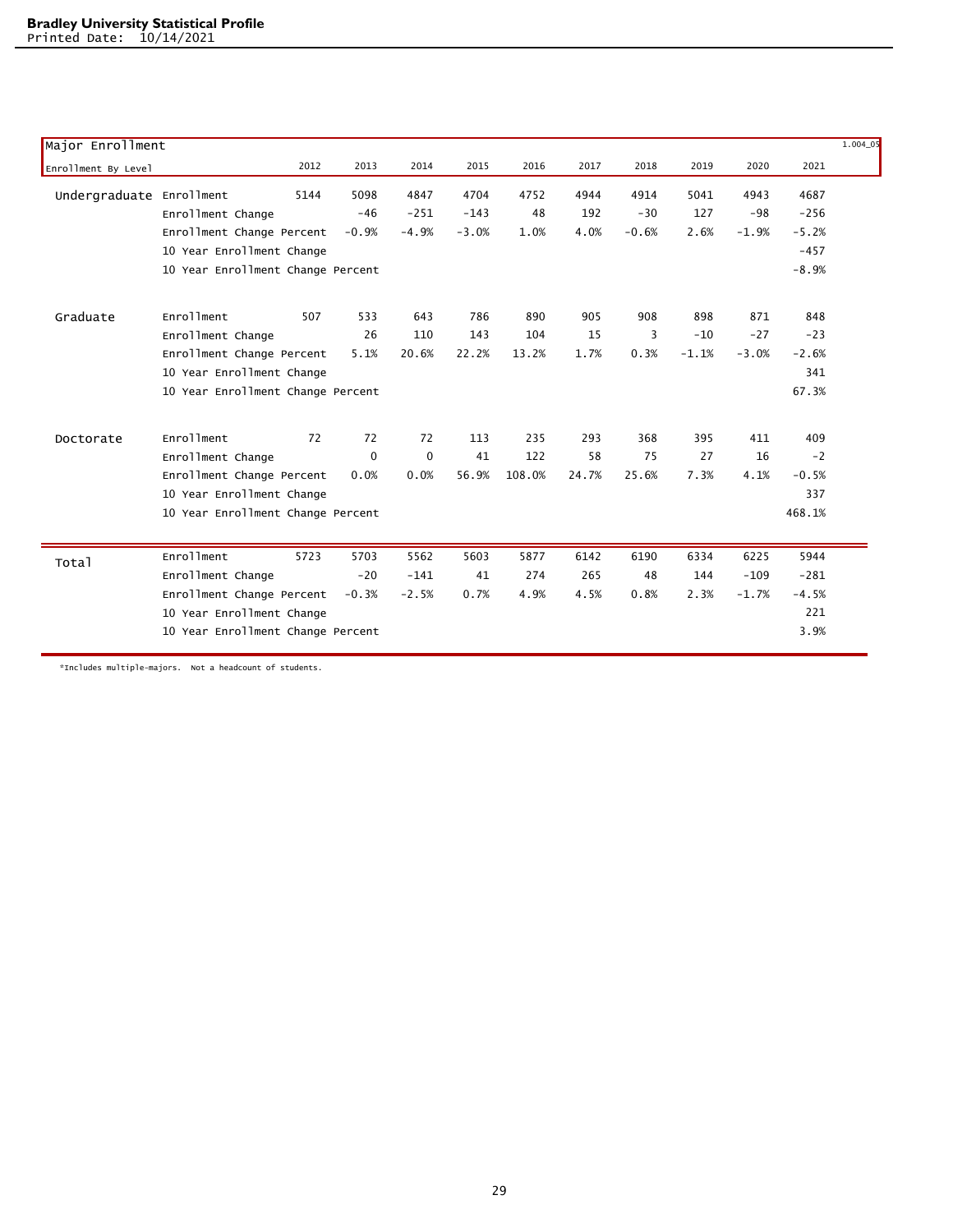**Bradley University Statistical Profile**
Printed Date: 10/14/2021

## Major Enrollment

1.004_05

| Enrollment By Level | | 2012 | 2013 | 2014 | 2015 | 2016 | 2017 | 2018 | 2019 | 2020 | 2021 |
|---|---|---|---|---|---|---|---|---|---|---|---|
| Undergraduate | Enrollment | 5144 | 5098 | 4847 | 4704 | 4752 | 4944 | 4914 | 5041 | 4943 | 4687 |
| | Enrollment Change | | -46 | -251 | -143 | 48 | 192 | -30 | 127 | -98 | -256 |
| | Enrollment Change Percent | | -0.9% | -4.9% | -3.0% | 1.0% | 4.0% | -0.6% | 2.6% | -1.9% | -5.2% |
| | 10 Year Enrollment Change | | | | | | | | | | -457 |
| | 10 Year Enrollment Change Percent | | | | | | | | | | -8.9% |
| Graduate | Enrollment | 507 | 533 | 643 | 786 | 890 | 905 | 908 | 898 | 871 | 848 |
| | Enrollment Change | | 26 | 110 | 143 | 104 | 15 | 3 | -10 | -27 | -23 |
| | Enrollment Change Percent | | 5.1% | 20.6% | 22.2% | 13.2% | 1.7% | 0.3% | -1.1% | -3.0% | -2.6% |
| | 10 Year Enrollment Change | | | | | | | | | | 341 |
| | 10 Year Enrollment Change Percent | | | | | | | | | | 67.3% |
| Doctorate | Enrollment | 72 | 72 | 72 | 113 | 235 | 293 | 368 | 395 | 411 | 409 |
| | Enrollment Change | | 0 | 0 | 41 | 122 | 58 | 75 | 27 | 16 | -2 |
| | Enrollment Change Percent | | 0.0% | 0.0% | 56.9% | 108.0% | 24.7% | 25.6% | 7.3% | 4.1% | -0.5% |
| | 10 Year Enrollment Change | | | | | | | | | | 337 |
| | 10 Year Enrollment Change Percent | | | | | | | | | | 468.1% |
| Total | Enrollment | 5723 | 5703 | 5562 | 5603 | 5877 | 6142 | 6190 | 6334 | 6225 | 5944 |
| | Enrollment Change | | -20 | -141 | 41 | 274 | 265 | 48 | 144 | -109 | -281 |
| | Enrollment Change Percent | | -0.3% | -2.5% | 0.7% | 4.9% | 4.5% | 0.8% | 2.3% | -1.7% | -4.5% |
| | 10 Year Enrollment Change | | | | | | | | | | 221 |
| | 10 Year Enrollment Change Percent | | | | | | | | | | 3.9% |

*Includes multiple-majors. Not a headcount of students.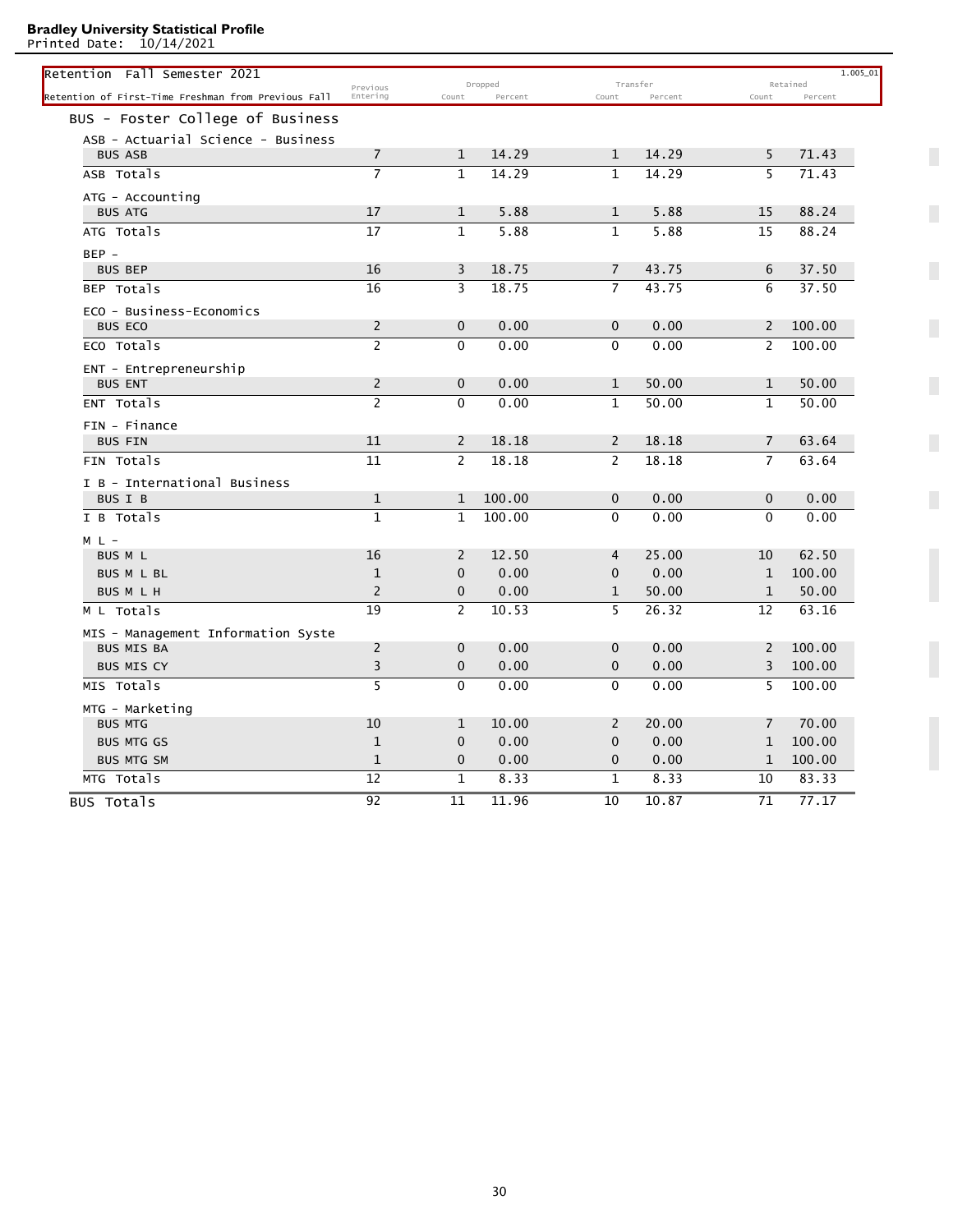**Bradley University Statistical Profile**
Printed Date: 10/14/2021

## Retention Fall Semester 2021

1.005_01

| Retention of First-Time Freshman from Previous Fall | Previous Entering | Dropped | | Transfer | | Retained | |
|---|---|---|---|---|---|---|---|
| | | Count | Percent | Count | Percent | Count | Percent |
| **BUS - Foster College of Business** | | | | | | | |
| ASB - Actuarial Science - Business | | | | | | | |
| BUS ASB | 7 | 1 | 14.29 | 1 | 14.29 | 5 | 71.43 |
| ASB Totals | 7 | 1 | 14.29 | 1 | 14.29 | 5 | 71.43 |
| ATG - Accounting | | | | | | | |
| BUS ATG | 17 | 1 | 5.88 | 1 | 5.88 | 15 | 88.24 |
| ATG Totals | 17 | 1 | 5.88 | 1 | 5.88 | 15 | 88.24 |
| BEP - | | | | | | | |
| BUS BEP | 16 | 3 | 18.75 | 7 | 43.75 | 6 | 37.50 |
| BEP Totals | 16 | 3 | 18.75 | 7 | 43.75 | 6 | 37.50 |
| ECO - Business-Economics | | | | | | | |
| BUS ECO | 2 | 0 | 0.00 | 0 | 0.00 | 2 | 100.00 |
| ECO Totals | 2 | 0 | 0.00 | 0 | 0.00 | 2 | 100.00 |
| ENT - Entrepreneurship | | | | | | | |
| BUS ENT | 2 | 0 | 0.00 | 1 | 50.00 | 1 | 50.00 |
| ENT Totals | 2 | 0 | 0.00 | 1 | 50.00 | 1 | 50.00 |
| FIN - Finance | | | | | | | |
| BUS FIN | 11 | 2 | 18.18 | 2 | 18.18 | 7 | 63.64 |
| FIN Totals | 11 | 2 | 18.18 | 2 | 18.18 | 7 | 63.64 |
| I B - International Business | | | | | | | |
| BUS I B | 1 | 1 | 100.00 | 0 | 0.00 | 0 | 0.00 |
| I B Totals | 1 | 1 | 100.00 | 0 | 0.00 | 0 | 0.00 |
| M L - | | | | | | | |
| BUS M L | 16 | 2 | 12.50 | 4 | 25.00 | 10 | 62.50 |
| BUS M L BL | 1 | 0 | 0.00 | 0 | 0.00 | 1 | 100.00 |
| BUS M L H | 2 | 0 | 0.00 | 1 | 50.00 | 1 | 50.00 |
| M L Totals | 19 | 2 | 10.53 | 5 | 26.32 | 12 | 63.16 |
| MIS - Management Information Syste | | | | | | | |
| BUS MIS BA | 2 | 0 | 0.00 | 0 | 0.00 | 2 | 100.00 |
| BUS MIS CY | 3 | 0 | 0.00 | 0 | 0.00 | 3 | 100.00 |
| MIS Totals | 5 | 0 | 0.00 | 0 | 0.00 | 5 | 100.00 |
| MTG - Marketing | | | | | | | |
| BUS MTG | 10 | 1 | 10.00 | 2 | 20.00 | 7 | 70.00 |
| BUS MTG GS | 1 | 0 | 0.00 | 0 | 0.00 | 1 | 100.00 |
| BUS MTG SM | 1 | 0 | 0.00 | 0 | 0.00 | 1 | 100.00 |
| MTG Totals | 12 | 1 | 8.33 | 1 | 8.33 | 10 | 83.33 |
| BUS Totals | 92 | 11 | 11.96 | 10 | 10.87 | 71 | 77.17 |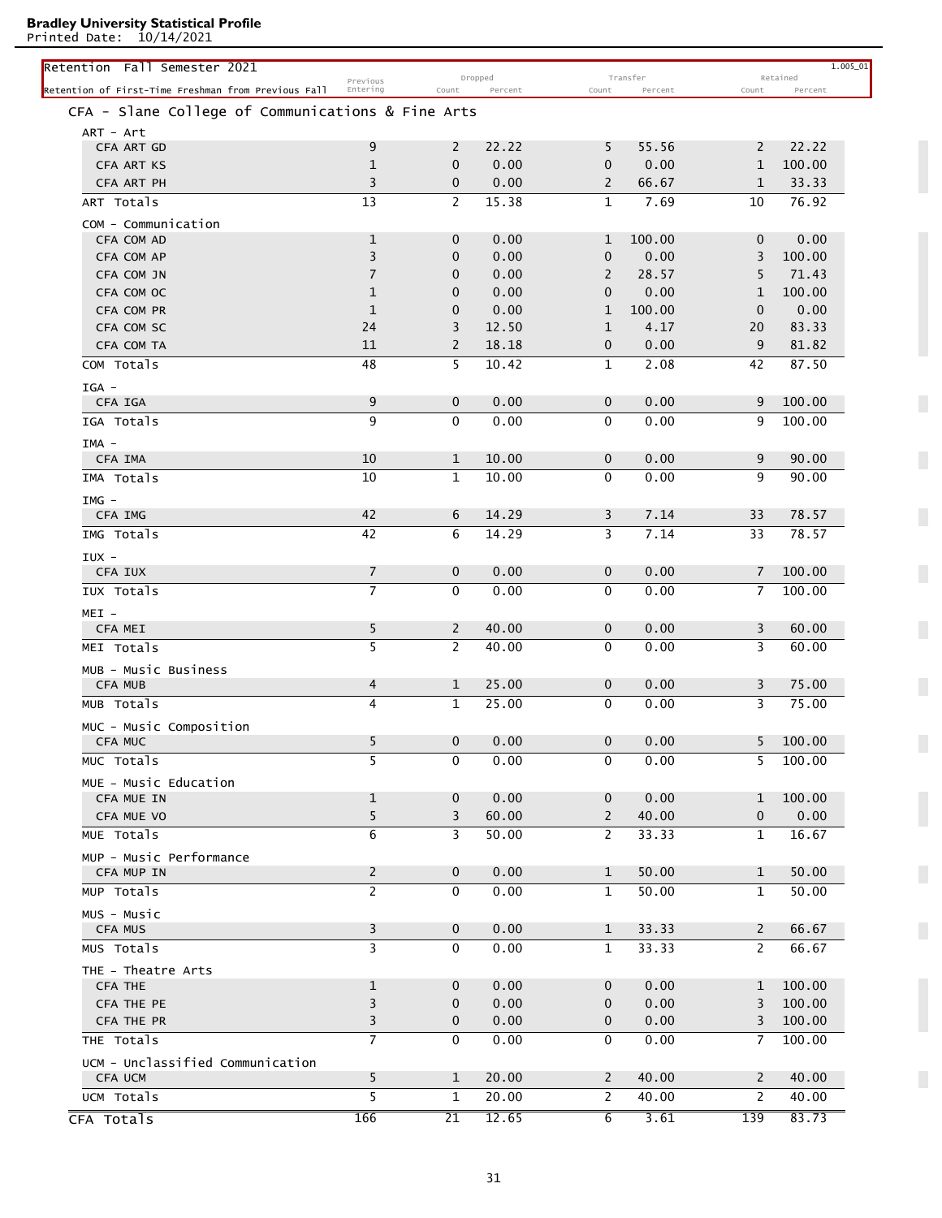**Bradley University Statistical Profile**
Printed Date: 10/14/2021

## Retention Fall Semester 2021

Retention of First-Time Freshman from Previous Fall — 1.005_01

| | Previous Entering | Dropped Count | Dropped Percent | Transfer Count | Transfer Percent | Retained Count | Retained Percent |
|---|---|---|---|---|---|---|---|
| **CFA - Slane College of Communications & Fine Arts** | | | | | | | |
| ART - Art | | | | | | | |
| CFA ART GD | 9 | 2 | 22.22 | 5 | 55.56 | 2 | 22.22 |
| CFA ART KS | 1 | 0 | 0.00 | 0 | 0.00 | 1 | 100.00 |
| CFA ART PH | 3 | 0 | 0.00 | 2 | 66.67 | 1 | 33.33 |
| ART Totals | 13 | 2 | 15.38 | 1 | 7.69 | 10 | 76.92 |
| COM - Communication | | | | | | | |
| CFA COM AD | 1 | 0 | 0.00 | 1 | 100.00 | 0 | 0.00 |
| CFA COM AP | 3 | 0 | 0.00 | 0 | 0.00 | 3 | 100.00 |
| CFA COM JN | 7 | 0 | 0.00 | 2 | 28.57 | 5 | 71.43 |
| CFA COM OC | 1 | 0 | 0.00 | 0 | 0.00 | 1 | 100.00 |
| CFA COM PR | 1 | 0 | 0.00 | 1 | 100.00 | 0 | 0.00 |
| CFA COM SC | 24 | 3 | 12.50 | 1 | 4.17 | 20 | 83.33 |
| CFA COM TA | 11 | 2 | 18.18 | 0 | 0.00 | 9 | 81.82 |
| COM Totals | 48 | 5 | 10.42 | 1 | 2.08 | 42 | 87.50 |
| IGA - | | | | | | | |
| CFA IGA | 9 | 0 | 0.00 | 0 | 0.00 | 9 | 100.00 |
| IGA Totals | 9 | 0 | 0.00 | 0 | 0.00 | 9 | 100.00 |
| IMA - | | | | | | | |
| CFA IMA | 10 | 1 | 10.00 | 0 | 0.00 | 9 | 90.00 |
| IMA Totals | 10 | 1 | 10.00 | 0 | 0.00 | 9 | 90.00 |
| IMG - | | | | | | | |
| CFA IMG | 42 | 6 | 14.29 | 3 | 7.14 | 33 | 78.57 |
| IMG Totals | 42 | 6 | 14.29 | 3 | 7.14 | 33 | 78.57 |
| IUX - | | | | | | | |
| CFA IUX | 7 | 0 | 0.00 | 0 | 0.00 | 7 | 100.00 |
| IUX Totals | 7 | 0 | 0.00 | 0 | 0.00 | 7 | 100.00 |
| MEI - | | | | | | | |
| CFA MEI | 5 | 2 | 40.00 | 0 | 0.00 | 3 | 60.00 |
| MEI Totals | 5 | 2 | 40.00 | 0 | 0.00 | 3 | 60.00 |
| MUB - Music Business | | | | | | | |
| CFA MUB | 4 | 1 | 25.00 | 0 | 0.00 | 3 | 75.00 |
| MUB Totals | 4 | 1 | 25.00 | 0 | 0.00 | 3 | 75.00 |
| MUC - Music Composition | | | | | | | |
| CFA MUC | 5 | 0 | 0.00 | 0 | 0.00 | 5 | 100.00 |
| MUC Totals | 5 | 0 | 0.00 | 0 | 0.00 | 5 | 100.00 |
| MUE - Music Education | | | | | | | |
| CFA MUE IN | 1 | 0 | 0.00 | 0 | 0.00 | 1 | 100.00 |
| CFA MUE VO | 5 | 3 | 60.00 | 2 | 40.00 | 0 | 0.00 |
| MUE Totals | 6 | 3 | 50.00 | 2 | 33.33 | 1 | 16.67 |
| MUP - Music Performance | | | | | | | |
| CFA MUP IN | 2 | 0 | 0.00 | 1 | 50.00 | 1 | 50.00 |
| MUP Totals | 2 | 0 | 0.00 | 1 | 50.00 | 1 | 50.00 |
| MUS - Music | | | | | | | |
| CFA MUS | 3 | 0 | 0.00 | 1 | 33.33 | 2 | 66.67 |
| MUS Totals | 3 | 0 | 0.00 | 1 | 33.33 | 2 | 66.67 |
| THE - Theatre Arts | | | | | | | |
| CFA THE | 1 | 0 | 0.00 | 0 | 0.00 | 1 | 100.00 |
| CFA THE PE | 3 | 0 | 0.00 | 0 | 0.00 | 3 | 100.00 |
| CFA THE PR | 3 | 0 | 0.00 | 0 | 0.00 | 3 | 100.00 |
| THE Totals | 7 | 0 | 0.00 | 0 | 0.00 | 7 | 100.00 |
| UCM - Unclassified Communication | | | | | | | |
| CFA UCM | 5 | 1 | 20.00 | 2 | 40.00 | 2 | 40.00 |
| UCM Totals | 5 | 1 | 20.00 | 2 | 40.00 | 2 | 40.00 |
| **CFA Totals** | 166 | 21 | 12.65 | 6 | 3.61 | 139 | 83.73 |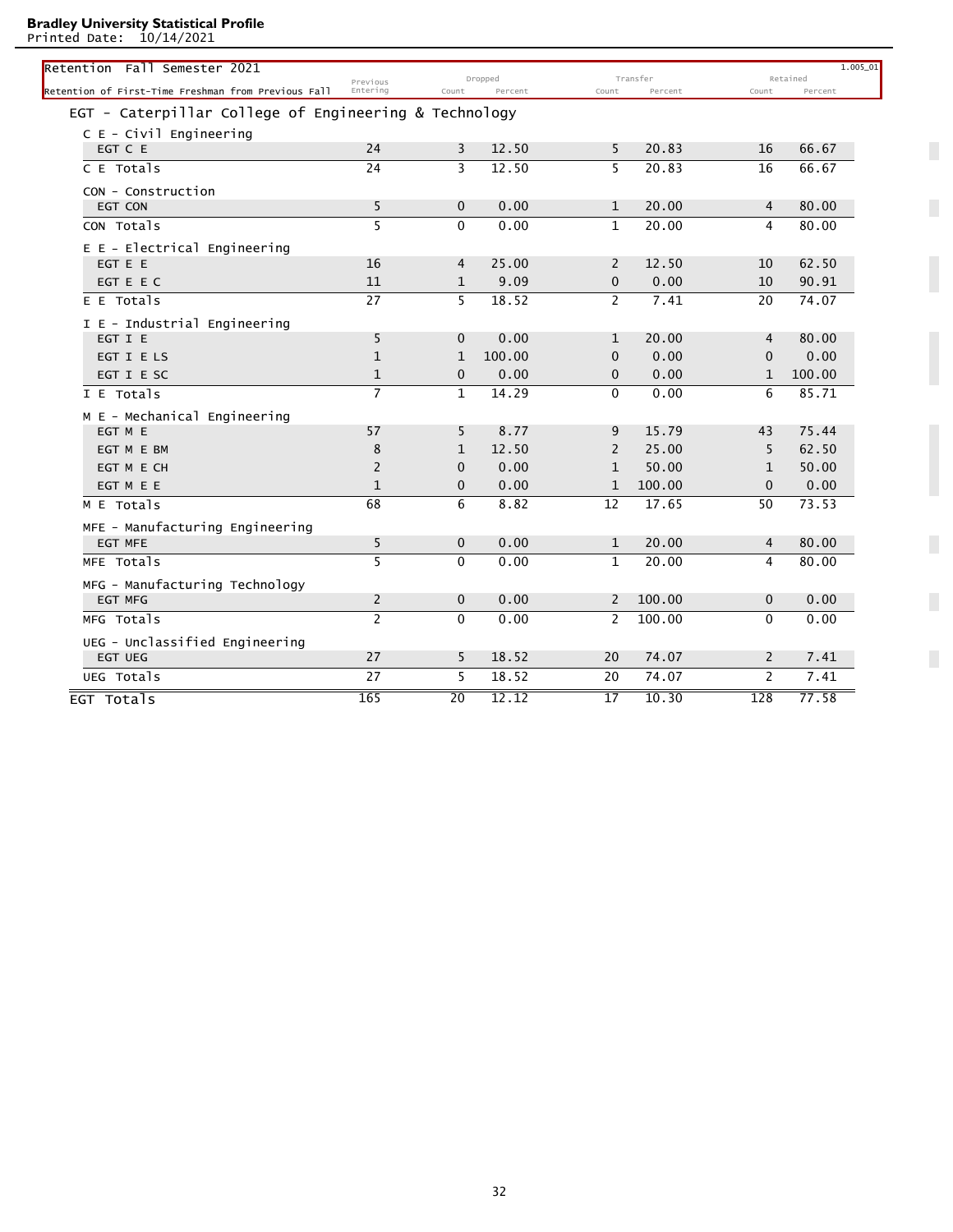**Bradley University Statistical Profile**
Printed Date: 10/14/2021

| Retention Fall Semester 2021 — Retention of First-Time Freshman from Previous Fall | Previous Entering | Dropped | | Transfer | | Retained | |
|---|---|---|---|---|---|---|---|
| | | Count | Percent | Count | Percent | Count | Percent |
| **EGT - Caterpillar College of Engineering & Technology** | | | | | | | |
| **C E - Civil Engineering** | | | | | | | |
| EGT C E | 24 | 3 | 12.50 | 5 | 20.83 | 16 | 66.67 |
| C E Totals | 24 | 3 | 12.50 | 5 | 20.83 | 16 | 66.67 |
| **CON - Construction** | | | | | | | |
| EGT CON | 5 | 0 | 0.00 | 1 | 20.00 | 4 | 80.00 |
| CON Totals | 5 | 0 | 0.00 | 1 | 20.00 | 4 | 80.00 |
| **E E - Electrical Engineering** | | | | | | | |
| EGT E E | 16 | 4 | 25.00 | 2 | 12.50 | 10 | 62.50 |
| EGT E E C | 11 | 1 | 9.09 | 0 | 0.00 | 10 | 90.91 |
| E E Totals | 27 | 5 | 18.52 | 2 | 7.41 | 20 | 74.07 |
| **I E - Industrial Engineering** | | | | | | | |
| EGT I E | 5 | 0 | 0.00 | 1 | 20.00 | 4 | 80.00 |
| EGT I E LS | 1 | 1 | 100.00 | 0 | 0.00 | 0 | 0.00 |
| EGT I E SC | 1 | 0 | 0.00 | 0 | 0.00 | 1 | 100.00 |
| I E Totals | 7 | 1 | 14.29 | 0 | 0.00 | 6 | 85.71 |
| **M E - Mechanical Engineering** | | | | | | | |
| EGT M E | 57 | 5 | 8.77 | 9 | 15.79 | 43 | 75.44 |
| EGT M E BM | 8 | 1 | 12.50 | 2 | 25.00 | 5 | 62.50 |
| EGT M E CH | 2 | 0 | 0.00 | 1 | 50.00 | 1 | 50.00 |
| EGT M E E | 1 | 0 | 0.00 | 1 | 100.00 | 0 | 0.00 |
| M E Totals | 68 | 6 | 8.82 | 12 | 17.65 | 50 | 73.53 |
| **MFE - Manufacturing Engineering** | | | | | | | |
| EGT MFE | 5 | 0 | 0.00 | 1 | 20.00 | 4 | 80.00 |
| MFE Totals | 5 | 0 | 0.00 | 1 | 20.00 | 4 | 80.00 |
| **MFG - Manufacturing Technology** | | | | | | | |
| EGT MFG | 2 | 0 | 0.00 | 2 | 100.00 | 0 | 0.00 |
| MFG Totals | 2 | 0 | 0.00 | 2 | 100.00 | 0 | 0.00 |
| **UEG - Unclassified Engineering** | | | | | | | |
| EGT UEG | 27 | 5 | 18.52 | 20 | 74.07 | 2 | 7.41 |
| UEG Totals | 27 | 5 | 18.52 | 20 | 74.07 | 2 | 7.41 |
| **EGT Totals** | 165 | 20 | 12.12 | 17 | 10.30 | 128 | 77.58 |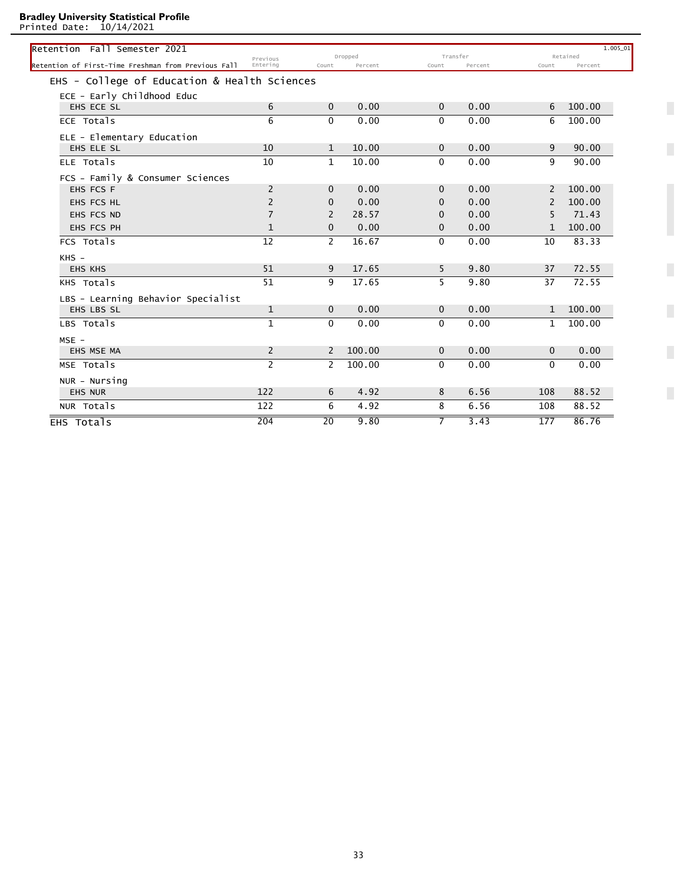**Bradley University Statistical Profile**
Printed Date: 10/14/2021

## Retention Fall Semester 2021

Retention of First-Time Freshman from Previous Fall — 1.005_01

| | Previous Entering | Dropped | | Transfer | | Retained | |
|---|---|---|---|---|---|---|---|
| | | Count | Percent | Count | Percent | Count | Percent |
| **EHS - College of Education & Health Sciences** | | | | | | | |
| **ECE - Early Childhood Educ** | | | | | | | |
| EHS ECE SL | 6 | 0 | 0.00 | 0 | 0.00 | 6 | 100.00 |
| ECE Totals | 6 | 0 | 0.00 | 0 | 0.00 | 6 | 100.00 |
| **ELE - Elementary Education** | | | | | | | |
| EHS ELE SL | 10 | 1 | 10.00 | 0 | 0.00 | 9 | 90.00 |
| ELE Totals | 10 | 1 | 10.00 | 0 | 0.00 | 9 | 90.00 |
| **FCS - Family & Consumer Sciences** | | | | | | | |
| EHS FCS F | 2 | 0 | 0.00 | 0 | 0.00 | 2 | 100.00 |
| EHS FCS HL | 2 | 0 | 0.00 | 0 | 0.00 | 2 | 100.00 |
| EHS FCS ND | 7 | 2 | 28.57 | 0 | 0.00 | 5 | 71.43 |
| EHS FCS PH | 1 | 0 | 0.00 | 0 | 0.00 | 1 | 100.00 |
| FCS Totals | 12 | 2 | 16.67 | 0 | 0.00 | 10 | 83.33 |
| **KHS -** | | | | | | | |
| EHS KHS | 51 | 9 | 17.65 | 5 | 9.80 | 37 | 72.55 |
| KHS Totals | 51 | 9 | 17.65 | 5 | 9.80 | 37 | 72.55 |
| **LBS - Learning Behavior Specialist** | | | | | | | |
| EHS LBS SL | 1 | 0 | 0.00 | 0 | 0.00 | 1 | 100.00 |
| LBS Totals | 1 | 0 | 0.00 | 0 | 0.00 | 1 | 100.00 |
| **MSE -** | | | | | | | |
| EHS MSE MA | 2 | 2 | 100.00 | 0 | 0.00 | 0 | 0.00 |
| MSE Totals | 2 | 2 | 100.00 | 0 | 0.00 | 0 | 0.00 |
| **NUR - Nursing** | | | | | | | |
| EHS NUR | 122 | 6 | 4.92 | 8 | 6.56 | 108 | 88.52 |
| NUR Totals | 122 | 6 | 4.92 | 8 | 6.56 | 108 | 88.52 |
| **EHS Totals** | 204 | 20 | 9.80 | 7 | 3.43 | 177 | 86.76 |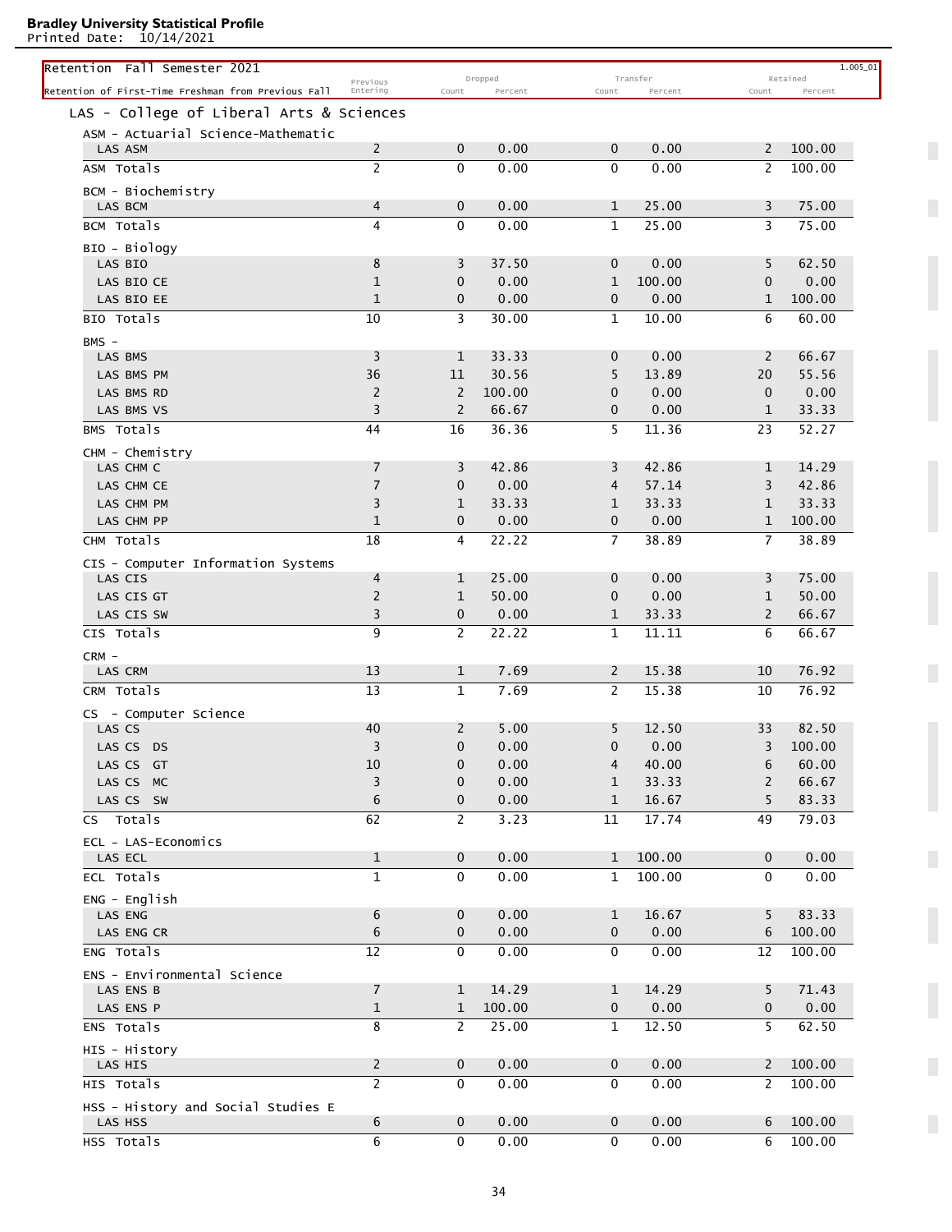# Bradley University Statistical Profile

Printed Date: 10/14/2021

## Retention Fall Semester 2021

Retention of First-Time Freshman from Previous Fall

1.005_01

### LAS - College of Liberal Arts & Sciences

| | Previous Entering | Dropped Count | Dropped Percent | Transfer Count | Transfer Percent | Retained Count | Retained Percent |
|---|---|---|---|---|---|---|---|
| **ASM - Actuarial Science-Mathematic** | | | | | | | |
| LAS ASM | 2 | 0 | 0.00 | 0 | 0.00 | 2 | 100.00 |
| ASM Totals | 2 | 0 | 0.00 | 0 | 0.00 | 2 | 100.00 |
| **BCM - Biochemistry** | | | | | | | |
| LAS BCM | 4 | 0 | 0.00 | 1 | 25.00 | 3 | 75.00 |
| BCM Totals | 4 | 0 | 0.00 | 1 | 25.00 | 3 | 75.00 |
| **BIO - Biology** | | | | | | | |
| LAS BIO | 8 | 3 | 37.50 | 0 | 0.00 | 5 | 62.50 |
| LAS BIO CE | 1 | 0 | 0.00 | 1 | 100.00 | 0 | 0.00 |
| LAS BIO EE | 1 | 0 | 0.00 | 0 | 0.00 | 1 | 100.00 |
| BIO Totals | 10 | 3 | 30.00 | 1 | 10.00 | 6 | 60.00 |
| **BMS -** | | | | | | | |
| LAS BMS | 3 | 1 | 33.33 | 0 | 0.00 | 2 | 66.67 |
| LAS BMS PM | 36 | 11 | 30.56 | 5 | 13.89 | 20 | 55.56 |
| LAS BMS RD | 2 | 2 | 100.00 | 0 | 0.00 | 0 | 0.00 |
| LAS BMS VS | 3 | 2 | 66.67 | 0 | 0.00 | 1 | 33.33 |
| BMS Totals | 44 | 16 | 36.36 | 5 | 11.36 | 23 | 52.27 |
| **CHM - Chemistry** | | | | | | | |
| LAS CHM C | 7 | 3 | 42.86 | 3 | 42.86 | 1 | 14.29 |
| LAS CHM CE | 7 | 0 | 0.00 | 4 | 57.14 | 3 | 42.86 |
| LAS CHM PM | 3 | 1 | 33.33 | 1 | 33.33 | 1 | 33.33 |
| LAS CHM PP | 1 | 0 | 0.00 | 0 | 0.00 | 1 | 100.00 |
| CHM Totals | 18 | 4 | 22.22 | 7 | 38.89 | 7 | 38.89 |
| **CIS - Computer Information Systems** | | | | | | | |
| LAS CIS | 4 | 1 | 25.00 | 0 | 0.00 | 3 | 75.00 |
| LAS CIS GT | 2 | 1 | 50.00 | 0 | 0.00 | 1 | 50.00 |
| LAS CIS SW | 3 | 0 | 0.00 | 1 | 33.33 | 2 | 66.67 |
| CIS Totals | 9 | 2 | 22.22 | 1 | 11.11 | 6 | 66.67 |
| **CRM -** | | | | | | | |
| LAS CRM | 13 | 1 | 7.69 | 2 | 15.38 | 10 | 76.92 |
| CRM Totals | 13 | 1 | 7.69 | 2 | 15.38 | 10 | 76.92 |
| **CS - Computer Science** | | | | | | | |
| LAS CS | 40 | 2 | 5.00 | 5 | 12.50 | 33 | 82.50 |
| LAS CS DS | 3 | 0 | 0.00 | 0 | 0.00 | 3 | 100.00 |
| LAS CS GT | 10 | 0 | 0.00 | 4 | 40.00 | 6 | 60.00 |
| LAS CS MC | 3 | 0 | 0.00 | 1 | 33.33 | 2 | 66.67 |
| LAS CS SW | 6 | 0 | 0.00 | 1 | 16.67 | 5 | 83.33 |
| CS Totals | 62 | 2 | 3.23 | 11 | 17.74 | 49 | 79.03 |
| **ECL - LAS-Economics** | | | | | | | |
| LAS ECL | 1 | 0 | 0.00 | 1 | 100.00 | 0 | 0.00 |
| ECL Totals | 1 | 0 | 0.00 | 1 | 100.00 | 0 | 0.00 |
| **ENG - English** | | | | | | | |
| LAS ENG | 6 | 0 | 0.00 | 1 | 16.67 | 5 | 83.33 |
| LAS ENG CR | 6 | 0 | 0.00 | 0 | 0.00 | 6 | 100.00 |
| ENG Totals | 12 | 0 | 0.00 | 0 | 0.00 | 12 | 100.00 |
| **ENS - Environmental Science** | | | | | | | |
| LAS ENS B | 7 | 1 | 14.29 | 1 | 14.29 | 5 | 71.43 |
| LAS ENS P | 1 | 1 | 100.00 | 0 | 0.00 | 0 | 0.00 |
| ENS Totals | 8 | 2 | 25.00 | 1 | 12.50 | 5 | 62.50 |
| **HIS - History** | | | | | | | |
| LAS HIS | 2 | 0 | 0.00 | 0 | 0.00 | 2 | 100.00 |
| HIS Totals | 2 | 0 | 0.00 | 0 | 0.00 | 2 | 100.00 |
| **HSS - History and Social Studies E** | | | | | | | |
| LAS HSS | 6 | 0 | 0.00 | 0 | 0.00 | 6 | 100.00 |
| HSS Totals | 6 | 0 | 0.00 | 0 | 0.00 | 6 | 100.00 |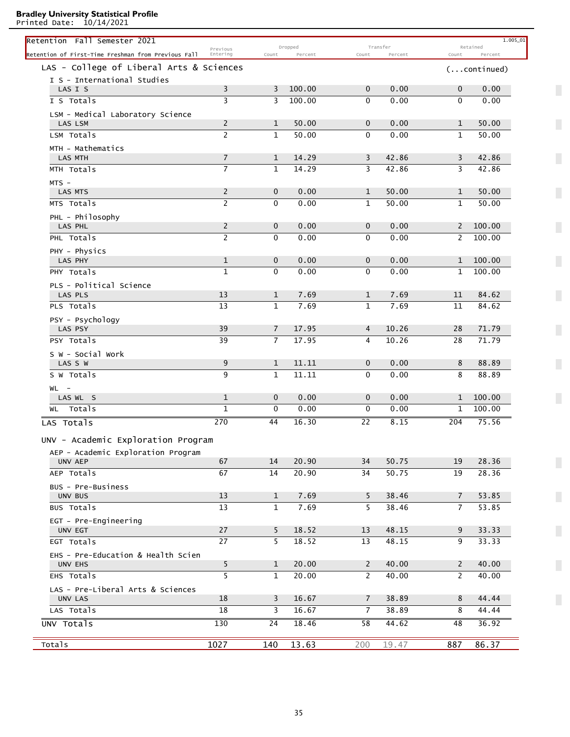## Retention Fall Semester 2021

Retention of First-Time Freshman from Previous Fall

1.005_01

| | Previous Entering | Dropped Count | Dropped Percent | Transfer Count | Transfer Percent | Retained Count | Retained Percent |
|---|---|---|---|---|---|---|---|
| **LAS - College of Liberal Arts & Sciences** (...continued) | | | | | | | |
| I S - International Studies | | | | | | | |
| LAS I S | 3 | 3 | 100.00 | 0 | 0.00 | 0 | 0.00 |
| I S Totals | 3 | 3 | 100.00 | 0 | 0.00 | 0 | 0.00 |
| LSM - Medical Laboratory Science | | | | | | | |
| LAS LSM | 2 | 1 | 50.00 | 0 | 0.00 | 1 | 50.00 |
| LSM Totals | 2 | 1 | 50.00 | 0 | 0.00 | 1 | 50.00 |
| MTH - Mathematics | | | | | | | |
| LAS MTH | 7 | 1 | 14.29 | 3 | 42.86 | 3 | 42.86 |
| MTH Totals | 7 | 1 | 14.29 | 3 | 42.86 | 3 | 42.86 |
| MTS - | | | | | | | |
| LAS MTS | 2 | 0 | 0.00 | 1 | 50.00 | 1 | 50.00 |
| MTS Totals | 2 | 0 | 0.00 | 1 | 50.00 | 1 | 50.00 |
| PHL - Philosophy | | | | | | | |
| LAS PHL | 2 | 0 | 0.00 | 0 | 0.00 | 2 | 100.00 |
| PHL Totals | 2 | 0 | 0.00 | 0 | 0.00 | 2 | 100.00 |
| PHY - Physics | | | | | | | |
| LAS PHY | 1 | 0 | 0.00 | 0 | 0.00 | 1 | 100.00 |
| PHY Totals | 1 | 0 | 0.00 | 0 | 0.00 | 1 | 100.00 |
| PLS - Political Science | | | | | | | |
| LAS PLS | 13 | 1 | 7.69 | 1 | 7.69 | 11 | 84.62 |
| PLS Totals | 13 | 1 | 7.69 | 1 | 7.69 | 11 | 84.62 |
| PSY - Psychology | | | | | | | |
| LAS PSY | 39 | 7 | 17.95 | 4 | 10.26 | 28 | 71.79 |
| PSY Totals | 39 | 7 | 17.95 | 4 | 10.26 | 28 | 71.79 |
| S W - Social Work | | | | | | | |
| LAS S W | 9 | 1 | 11.11 | 0 | 0.00 | 8 | 88.89 |
| S W Totals | 9 | 1 | 11.11 | 0 | 0.00 | 8 | 88.89 |
| WL - | | | | | | | |
| LAS WL S | 1 | 0 | 0.00 | 0 | 0.00 | 1 | 100.00 |
| WL Totals | 1 | 0 | 0.00 | 0 | 0.00 | 1 | 100.00 |
| **LAS Totals** | 270 | 44 | 16.30 | 22 | 8.15 | 204 | 75.56 |
| **UNV - Academic Exploration Program** | | | | | | | |
| AEP - Academic Exploration Program | | | | | | | |
| UNV AEP | 67 | 14 | 20.90 | 34 | 50.75 | 19 | 28.36 |
| AEP Totals | 67 | 14 | 20.90 | 34 | 50.75 | 19 | 28.36 |
| BUS - Pre-Business | | | | | | | |
| UNV BUS | 13 | 1 | 7.69 | 5 | 38.46 | 7 | 53.85 |
| BUS Totals | 13 | 1 | 7.69 | 5 | 38.46 | 7 | 53.85 |
| EGT - Pre-Engineering | | | | | | | |
| UNV EGT | 27 | 5 | 18.52 | 13 | 48.15 | 9 | 33.33 |
| EGT Totals | 27 | 5 | 18.52 | 13 | 48.15 | 9 | 33.33 |
| EHS - Pre-Education & Health Scien | | | | | | | |
| UNV EHS | 5 | 1 | 20.00 | 2 | 40.00 | 2 | 40.00 |
| EHS Totals | 5 | 1 | 20.00 | 2 | 40.00 | 2 | 40.00 |
| LAS - Pre-Liberal Arts & Sciences | | | | | | | |
| UNV LAS | 18 | 3 | 16.67 | 7 | 38.89 | 8 | 44.44 |
| LAS Totals | 18 | 3 | 16.67 | 7 | 38.89 | 8 | 44.44 |
| **UNV Totals** | 130 | 24 | 18.46 | 58 | 44.62 | 48 | 36.92 |
| **Totals** | 1027 | 140 | 13.63 | 200 | 19.47 | 887 | 86.37 |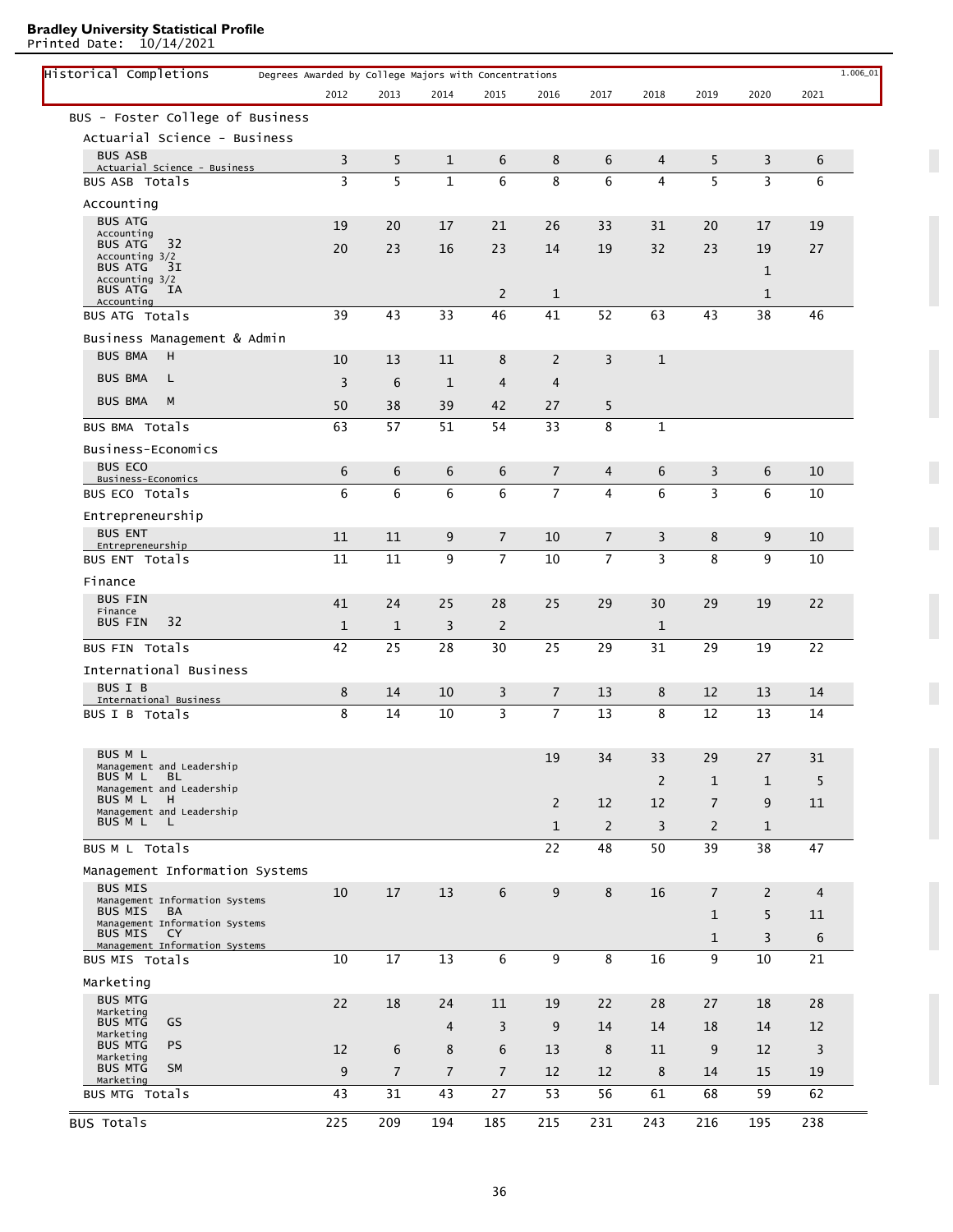**Bradley University Statistical Profile**
Printed Date: 10/14/2021

## Historical Completions

Degrees Awarded by College Majors with Concentrations

1.006_01

| | 2012 | 2013 | 2014 | 2015 | 2016 | 2017 | 2018 | 2019 | 2020 | 2021 |
|---|---|---|---|---|---|---|---|---|---|---|
| **BUS - Foster College of Business** | | | | | | | | | | |
| **Actuarial Science - Business** | | | | | | | | | | |
| BUS ASB Actuarial Science - Business | 3 | 5 | 1 | 6 | 8 | 6 | 4 | 5 | 3 | 6 |
| BUS ASB Totals | 3 | 5 | 1 | 6 | 8 | 6 | 4 | 5 | 3 | 6 |
| **Accounting** | | | | | | | | | | |
| BUS ATG Accounting | 19 | 20 | 17 | 21 | 26 | 33 | 31 | 20 | 17 | 19 |
| BUS ATG 32 Accounting 3/2 | 20 | 23 | 16 | 23 | 14 | 19 | 32 | 23 | 19 | 27 |
| BUS ATG 3I Accounting 3/2 | | | | | | | | | 1 | |
| BUS ATG IA Accounting | | | | 2 | 1 | | | | 1 | |
| BUS ATG Totals | 39 | 43 | 33 | 46 | 41 | 52 | 63 | 43 | 38 | 46 |
| **Business Management & Admin** | | | | | | | | | | |
| BUS BMA H | 10 | 13 | 11 | 8 | 2 | 3 | 1 | | | |
| BUS BMA L | 3 | 6 | 1 | 4 | 4 | | | | | |
| BUS BMA M | 50 | 38 | 39 | 42 | 27 | 5 | | | | |
| BUS BMA Totals | 63 | 57 | 51 | 54 | 33 | 8 | 1 | | | |
| **Business-Economics** | | | | | | | | | | |
| BUS ECO Business-Economics | 6 | 6 | 6 | 6 | 7 | 4 | 6 | 3 | 6 | 10 |
| BUS ECO Totals | 6 | 6 | 6 | 6 | 7 | 4 | 6 | 3 | 6 | 10 |
| **Entrepreneurship** | | | | | | | | | | |
| BUS ENT Entrepreneurship | 11 | 11 | 9 | 7 | 10 | 7 | 3 | 8 | 9 | 10 |
| BUS ENT Totals | 11 | 11 | 9 | 7 | 10 | 7 | 3 | 8 | 9 | 10 |
| **Finance** | | | | | | | | | | |
| BUS FIN Finance | 41 | 24 | 25 | 28 | 25 | 29 | 30 | 29 | 19 | 22 |
| BUS FIN 32 | 1 | 1 | 3 | 2 | | | 1 | | | |
| BUS FIN Totals | 42 | 25 | 28 | 30 | 25 | 29 | 31 | 29 | 19 | 22 |
| **International Business** | | | | | | | | | | |
| BUS I B International Business | 8 | 14 | 10 | 3 | 7 | 13 | 8 | 12 | 13 | 14 |
| BUS I B Totals | 8 | 14 | 10 | 3 | 7 | 13 | 8 | 12 | 13 | 14 |
| BUS M L Management and Leadership | | | | | 19 | 34 | 33 | 29 | 27 | 31 |
| BUS M L BL Management and Leadership | | | | | | | 2 | 1 | 1 | 5 |
| BUS M L H Management and Leadership | | | | | 2 | 12 | 12 | 7 | 9 | 11 |
| BUS M L L | | | | | 1 | 2 | 3 | 2 | 1 | |
| BUS M L Totals | | | | | 22 | 48 | 50 | 39 | 38 | 47 |
| **Management Information Systems** | | | | | | | | | | |
| BUS MIS Management Information Systems | 10 | 17 | 13 | 6 | 9 | 8 | 16 | 7 | 2 | 4 |
| BUS MIS BA Management Information Systems | | | | | | | | 1 | 5 | 11 |
| BUS MIS CY Management Information Systems | | | | | | | | 1 | 3 | 6 |
| BUS MIS Totals | 10 | 17 | 13 | 6 | 9 | 8 | 16 | 9 | 10 | 21 |
| **Marketing** | | | | | | | | | | |
| BUS MTG Marketing | 22 | 18 | 24 | 11 | 19 | 22 | 28 | 27 | 18 | 28 |
| BUS MTG GS Marketing | | | 4 | 3 | 9 | 14 | 14 | 18 | 14 | 12 |
| BUS MTG PS Marketing | 12 | 6 | 8 | 6 | 13 | 8 | 11 | 9 | 12 | 3 |
| BUS MTG SM Marketing | 9 | 7 | 7 | 7 | 12 | 12 | 8 | 14 | 15 | 19 |
| BUS MTG Totals | 43 | 31 | 43 | 27 | 53 | 56 | 61 | 68 | 59 | 62 |
| **BUS Totals** | 225 | 209 | 194 | 185 | 215 | 231 | 243 | 216 | 195 | 238 |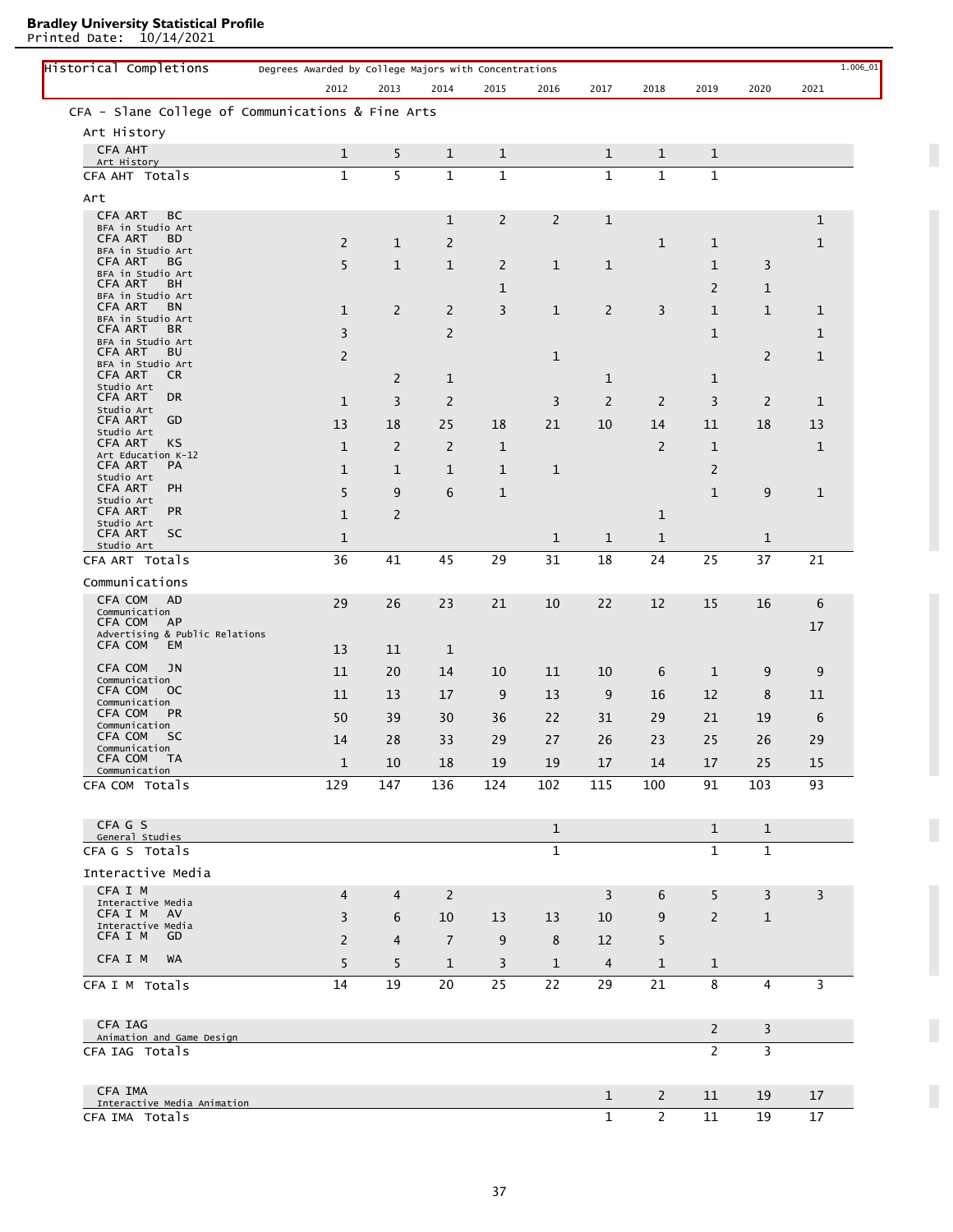## Historical Completions

Degrees Awarded by College Majors with Concentrations — 1.006_01

| | 2012 | 2013 | 2014 | 2015 | 2016 | 2017 | 2018 | 2019 | 2020 | 2021 |
|---|---|---|---|---|---|---|---|---|---|---|
| **CFA - Slane College of Communications & Fine Arts** | | | | | | | | | | |
| **Art History** | | | | | | | | | | |
| CFA AHT Art History | 1 | 5 | 1 | 1 | | 1 | 1 | 1 | | |
| CFA AHT Totals | 1 | 5 | 1 | 1 | | 1 | 1 | 1 | | |
| **Art** | | | | | | | | | | |
| CFA ART BC BFA in Studio Art | | | 1 | 2 | 2 | 1 | | | | 1 |
| CFA ART BD BFA in Studio Art | 2 | 1 | 2 | | | | 1 | 1 | | 1 |
| CFA ART BG BFA in Studio Art | 5 | 1 | 1 | 2 | 1 | 1 | | 1 | 3 | |
| CFA ART BH BFA in Studio Art | | | | 1 | | | | 2 | 1 | |
| CFA ART BN BFA in Studio Art | 1 | 2 | 2 | 3 | 1 | 2 | 3 | 1 | 1 | 1 |
| CFA ART BR BFA in Studio Art | 3 | | 2 | | | | | 1 | | 1 |
| CFA ART BU BFA in Studio Art | 2 | | | | 1 | | | | 2 | 1 |
| CFA ART CR Studio Art | | 2 | 1 | | | 1 | | 1 | | |
| CFA ART DR Studio Art | 1 | 3 | 2 | | 3 | 2 | 2 | 3 | 2 | 1 |
| CFA ART GD Studio Art | 13 | 18 | 25 | 18 | 21 | 10 | 14 | 11 | 18 | 13 |
| CFA ART KS Art Education K-12 | 1 | 2 | 2 | 1 | | | 2 | 1 | | 1 |
| CFA ART PA Studio Art | 1 | 1 | 1 | 1 | 1 | | | 2 | | |
| CFA ART PH Studio Art | 5 | 9 | 6 | 1 | | | | 1 | 9 | 1 |
| CFA ART PR Studio Art | 1 | 2 | | | | | 1 | | | |
| CFA ART SC Studio Art | 1 | | | | 1 | 1 | 1 | | 1 | |
| CFA ART Totals | 36 | 41 | 45 | 29 | 31 | 18 | 24 | 25 | 37 | 21 |
| **Communications** | | | | | | | | | | |
| CFA COM AD Communication | 29 | 26 | 23 | 21 | 10 | 22 | 12 | 15 | 16 | 6 |
| CFA COM AP Advertising & Public Relations | | | | | | | | | | 17 |
| CFA COM EM | 13 | 11 | 1 | | | | | | | |
| CFA COM JN Communication | 11 | 20 | 14 | 10 | 11 | 10 | 6 | 1 | 9 | 9 |
| CFA COM OC Communication | 11 | 13 | 17 | 9 | 13 | 9 | 16 | 12 | 8 | 11 |
| CFA COM PR Communication | 50 | 39 | 30 | 36 | 22 | 31 | 29 | 21 | 19 | 6 |
| CFA COM SC Communication | 14 | 28 | 33 | 29 | 27 | 26 | 23 | 25 | 26 | 29 |
| CFA COM TA Communication | 1 | 10 | 18 | 19 | 19 | 17 | 14 | 17 | 25 | 15 |
| CFA COM Totals | 129 | 147 | 136 | 124 | 102 | 115 | 100 | 91 | 103 | 93 |
| CFA G S General Studies | | | | | 1 | | | 1 | 1 | |
| CFA G S Totals | | | | | 1 | | | 1 | 1 | |
| **Interactive Media** | | | | | | | | | | |
| CFA I M Interactive Media | 4 | 4 | 2 | | | 3 | 6 | 5 | 3 | 3 |
| CFA I M AV Interactive Media | 3 | 6 | 10 | 13 | 13 | 10 | 9 | 2 | 1 | |
| CFA I M GD | 2 | 4 | 7 | 9 | 8 | 12 | 5 | | | |
| CFA I M WA | 5 | 5 | 1 | 3 | 1 | 4 | 1 | 1 | | |
| CFA I M Totals | 14 | 19 | 20 | 25 | 22 | 29 | 21 | 8 | 4 | 3 |
| CFA IAG Animation and Game Design | | | | | | | | 2 | 3 | |
| CFA IAG Totals | | | | | | | | 2 | 3 | |
| CFA IMA Interactive Media Animation | | | | | | 1 | 2 | 11 | 19 | 17 |
| CFA IMA Totals | | | | | | 1 | 2 | 11 | 19 | 17 |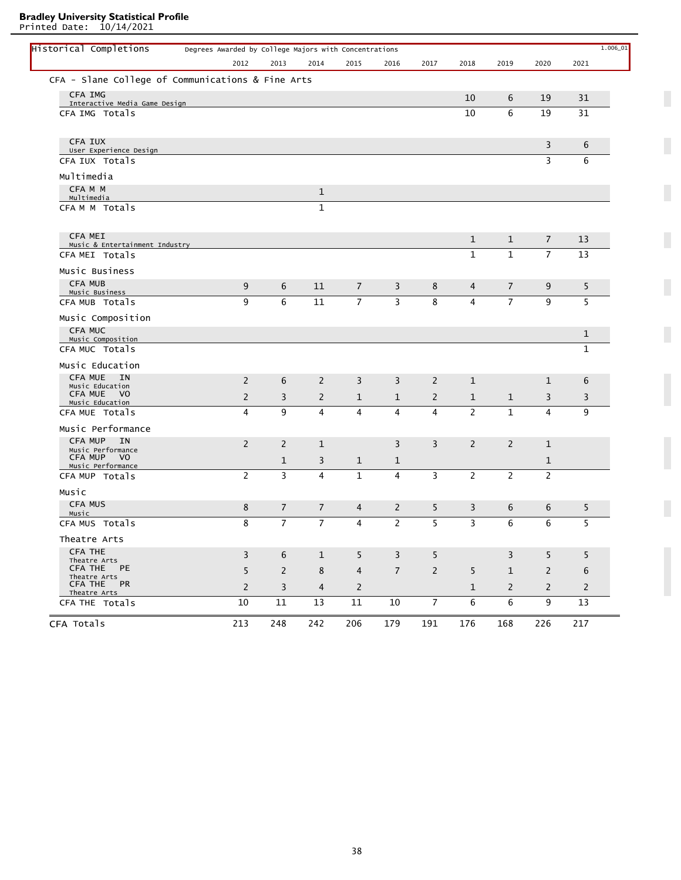**Bradley University Statistical Profile**
Printed Date: 10/14/2021

## Historical Completions

Degrees Awarded by College Majors with Concentrations

1.006_01

| | 2012 | 2013 | 2014 | 2015 | 2016 | 2017 | 2018 | 2019 | 2020 | 2021 |
|---|---|---|---|---|---|---|---|---|---|---|
| **CFA - Slane College of Communications & Fine Arts** | | | | | | | | | | |
| CFA IMG Interactive Media Game Design | | | | | | | 10 | 6 | 19 | 31 |
| CFA IMG Totals | | | | | | | 10 | 6 | 19 | 31 |
| CFA IUX User Experience Design | | | | | | | | | 3 | 6 |
| CFA IUX Totals | | | | | | | | | 3 | 6 |
| **Multimedia** | | | | | | | | | | |
| CFA M M Multimedia | | | 1 | | | | | | | |
| CFA M M Totals | | | 1 | | | | | | | |
| CFA MEI Music & Entertainment Industry | | | | | | | 1 | 1 | 7 | 13 |
| CFA MEI Totals | | | | | | | 1 | 1 | 7 | 13 |
| **Music Business** | | | | | | | | | | |
| CFA MUB Music Business | 9 | 6 | 11 | 7 | 3 | 8 | 4 | 7 | 9 | 5 |
| CFA MUB Totals | 9 | 6 | 11 | 7 | 3 | 8 | 4 | 7 | 9 | 5 |
| **Music Composition** | | | | | | | | | | |
| CFA MUC Music Composition | | | | | | | | | | 1 |
| CFA MUC Totals | | | | | | | | | | 1 |
| **Music Education** | | | | | | | | | | |
| CFA MUE IN Music Education | 2 | 6 | 2 | 3 | 3 | 2 | 1 | | 1 | 6 |
| CFA MUE VO Music Education | 2 | 3 | 2 | 1 | 1 | 2 | 1 | 1 | 3 | 3 |
| CFA MUE Totals | 4 | 9 | 4 | 4 | 4 | 4 | 2 | 1 | 4 | 9 |
| **Music Performance** | | | | | | | | | | |
| CFA MUP IN Music Performance | 2 | 2 | 1 | | 3 | 3 | 2 | 2 | 1 | |
| CFA MUP VO Music Performance | | 1 | 3 | 1 | 1 | | | | 1 | |
| CFA MUP Totals | 2 | 3 | 4 | 1 | 4 | 3 | 2 | 2 | 2 | |
| **Music** | | | | | | | | | | |
| CFA MUS Music | 8 | 7 | 7 | 4 | 2 | 5 | 3 | 6 | 6 | 5 |
| CFA MUS Totals | 8 | 7 | 7 | 4 | 2 | 5 | 3 | 6 | 6 | 5 |
| **Theatre Arts** | | | | | | | | | | |
| CFA THE Theatre Arts | 3 | 6 | 1 | 5 | 3 | 5 | | 3 | 5 | 5 |
| CFA THE PE Theatre Arts | 5 | 2 | 8 | 4 | 7 | 2 | 5 | 1 | 2 | 6 |
| CFA THE PR Theatre Arts | 2 | 3 | 4 | 2 | | | 1 | 2 | 2 | 2 |
| CFA THE Totals | 10 | 11 | 13 | 11 | 10 | 7 | 6 | 6 | 9 | 13 |
| **CFA Totals** | 213 | 248 | 242 | 206 | 179 | 191 | 176 | 168 | 226 | 217 |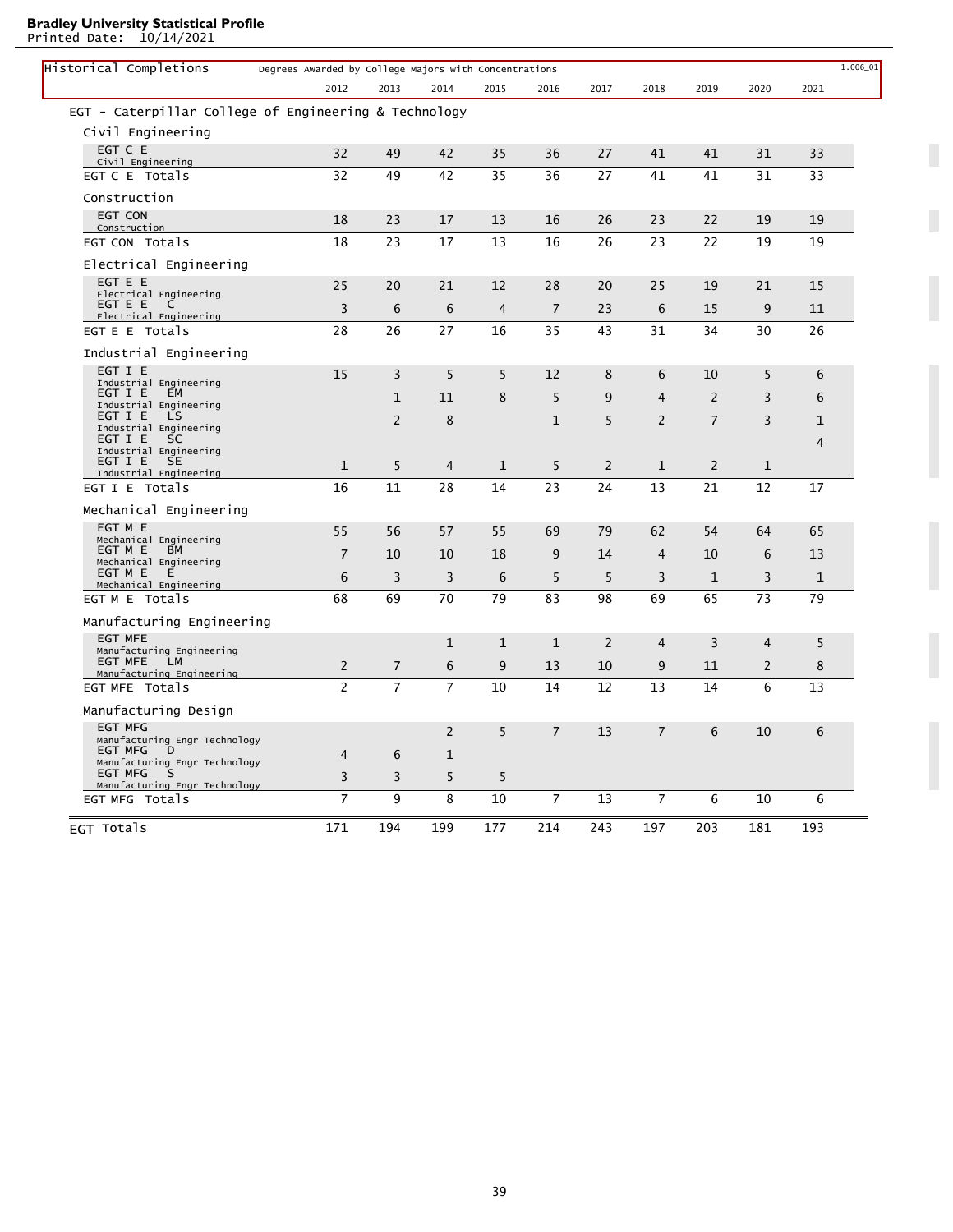**Bradley University Statistical Profile**
Printed Date: 10/14/2021

## Historical Completions

Degrees Awarded by College Majors with Concentrations

1.006_01

| | 2012 | 2013 | 2014 | 2015 | 2016 | 2017 | 2018 | 2019 | 2020 | 2021 |
|---|---|---|---|---|---|---|---|---|---|---|
| **EGT - Caterpillar College of Engineering & Technology** | | | | | | | | | | |
| **Civil Engineering** | | | | | | | | | | |
| EGT C E Civil Engineering | 32 | 49 | 42 | 35 | 36 | 27 | 41 | 41 | 31 | 33 |
| EGT C E Totals | 32 | 49 | 42 | 35 | 36 | 27 | 41 | 41 | 31 | 33 |
| **Construction** | | | | | | | | | | |
| EGT CON Construction | 18 | 23 | 17 | 13 | 16 | 26 | 23 | 22 | 19 | 19 |
| EGT CON Totals | 18 | 23 | 17 | 13 | 16 | 26 | 23 | 22 | 19 | 19 |
| **Electrical Engineering** | | | | | | | | | | |
| EGT E E Electrical Engineering | 25 | 20 | 21 | 12 | 28 | 20 | 25 | 19 | 21 | 15 |
| EGT E E C Electrical Engineering | 3 | 6 | 6 | 4 | 7 | 23 | 6 | 15 | 9 | 11 |
| EGT E E Totals | 28 | 26 | 27 | 16 | 35 | 43 | 31 | 34 | 30 | 26 |
| **Industrial Engineering** | | | | | | | | | | |
| EGT I E Industrial Engineering | 15 | 3 | 5 | 5 | 12 | 8 | 6 | 10 | 5 | 6 |
| EGT I E EM Industrial Engineering | | 1 | 11 | 8 | 5 | 9 | 4 | 2 | 3 | 6 |
| EGT I E LS Industrial Engineering | | 2 | 8 | | 1 | 5 | 2 | 7 | 3 | 1 |
| EGT I E SC Industrial Engineering | | | | | | | | | | 4 |
| EGT I E SE Industrial Engineering | 1 | 5 | 4 | 1 | 5 | 2 | 1 | 2 | 1 | |
| EGT I E Totals | 16 | 11 | 28 | 14 | 23 | 24 | 13 | 21 | 12 | 17 |
| **Mechanical Engineering** | | | | | | | | | | |
| EGT M E Mechanical Engineering | 55 | 56 | 57 | 55 | 69 | 79 | 62 | 54 | 64 | 65 |
| EGT M E BM Mechanical Engineering | 7 | 10 | 10 | 18 | 9 | 14 | 4 | 10 | 6 | 13 |
| EGT M E E Mechanical Engineering | 6 | 3 | 3 | 6 | 5 | 5 | 3 | 1 | 3 | 1 |
| EGT M E Totals | 68 | 69 | 70 | 79 | 83 | 98 | 69 | 65 | 73 | 79 |
| **Manufacturing Engineering** | | | | | | | | | | |
| EGT MFE Manufacturing Engineering | | | 1 | 1 | 1 | 2 | 4 | 3 | 4 | 5 |
| EGT MFE LM Manufacturing Engineering | 2 | 7 | 6 | 9 | 13 | 10 | 9 | 11 | 2 | 8 |
| EGT MFE Totals | 2 | 7 | 7 | 10 | 14 | 12 | 13 | 14 | 6 | 13 |
| **Manufacturing Design** | | | | | | | | | | |
| EGT MFG Manufacturing Engr Technology | | | 2 | 5 | 7 | 13 | 7 | 6 | 10 | 6 |
| EGT MFG D Manufacturing Engr Technology | 4 | 6 | 1 | | | | | | | |
| EGT MFG S Manufacturing Engr Technology | 3 | 3 | 5 | 5 | | | | | | |
| EGT MFG Totals | 7 | 9 | 8 | 10 | 7 | 13 | 7 | 6 | 10 | 6 |
| **EGT Totals** | 171 | 194 | 199 | 177 | 214 | 243 | 197 | 203 | 181 | 193 |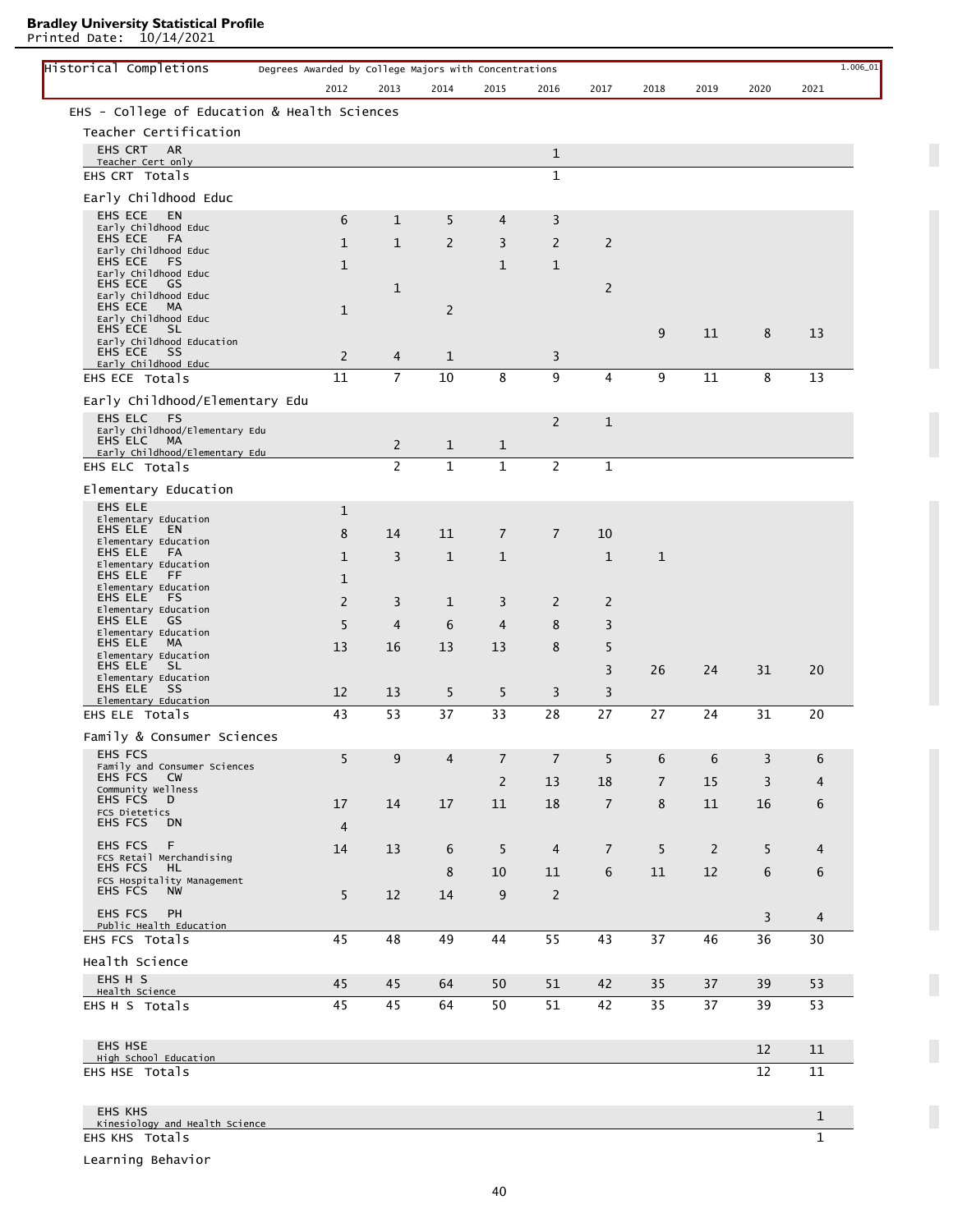**Bradley University Statistical Profile**
Printed Date: 10/14/2021

| Historical Completions | Degrees Awarded by College Majors with Concentrations | 2012 | 2013 | 2014 | 2015 | 2016 | 2017 | 2018 | 2019 | 2020 | 2021 |
|---|---|---|---|---|---|---|---|---|---|---|---|
| **EHS - College of Education & Health Sciences** | | | | | | | | | | | |
| **Teacher Certification** | | | | | | | | | | | |
| EHS CRT AR | Teacher Cert only | | | | | 1 | | | | | |
| EHS CRT Totals | | | | | | 1 | | | | | |
| **Early Childhood Educ** | | | | | | | | | | | |
| EHS ECE EN | Early Childhood Educ | 6 | 1 | 5 | 4 | 3 | | | | | |
| EHS ECE FA | Early Childhood Educ | 1 | 1 | 2 | 3 | 2 | 2 | | | | |
| EHS ECE FS | Early Childhood Educ | 1 | | | 1 | 1 | | | | | |
| EHS ECE GS | Early Childhood Educ | | 1 | | | | 2 | | | | |
| EHS ECE MA | Early Childhood Educ | 1 | | 2 | | | | | | | |
| EHS ECE SL | Early Childhood Education | | | | | | | 9 | 11 | 8 | 13 |
| EHS ECE SS | Early Childhood Educ | 2 | 4 | 1 | | 3 | | | | | |
| EHS ECE Totals | | 11 | 7 | 10 | 8 | 9 | 4 | 9 | 11 | 8 | 13 |
| **Early Childhood/Elementary Edu** | | | | | | | | | | | |
| EHS ELC FS | Early Childhood/Elementary Edu | | | | | 2 | 1 | | | | |
| EHS ELC MA | Early Childhood/Elementary Edu | | 2 | 1 | 1 | | | | | | |
| EHS ELC Totals | | | 2 | 1 | 1 | 2 | 1 | | | | |
| **Elementary Education** | | | | | | | | | | | |
| EHS ELE | Elementary Education | 1 | | | | | | | | | |
| EHS ELE EN | Elementary Education | 8 | 14 | 11 | 7 | 7 | 10 | | | | |
| EHS ELE FA | Elementary Education | 1 | 3 | 1 | 1 | | 1 | 1 | | | |
| EHS ELE FF | Elementary Education | 1 | | | | | | | | | |
| EHS ELE FS | Elementary Education | 2 | 3 | 1 | 3 | 2 | 2 | | | | |
| EHS ELE GS | Elementary Education | 5 | 4 | 6 | 4 | 8 | 3 | | | | |
| EHS ELE MA | Elementary Education | 13 | 16 | 13 | 13 | 8 | 5 | | | | |
| EHS ELE SL | Elementary Education | | | | | | 3 | 26 | 24 | 31 | 20 |
| EHS ELE SS | Elementary Education | 12 | 13 | 5 | 5 | 3 | 3 | | | | |
| EHS ELE Totals | | 43 | 53 | 37 | 33 | 28 | 27 | 27 | 24 | 31 | 20 |
| **Family & Consumer Sciences** | | | | | | | | | | | |
| EHS FCS | Family and Consumer Sciences | 5 | 9 | 4 | 7 | 7 | 5 | 6 | 6 | 3 | 6 |
| EHS FCS CW | Community Wellness | | | | 2 | 13 | 18 | 7 | 15 | 3 | 4 |
| EHS FCS D | FCS Dietetics | 17 | 14 | 17 | 11 | 18 | 7 | 8 | 11 | 16 | 6 |
| EHS FCS DN | | 4 | | | | | | | | | |
| EHS FCS F | FCS Retail Merchandising | 14 | 13 | 6 | 5 | 4 | 7 | 5 | 2 | 5 | 4 |
| EHS FCS HL | FCS Hospitality Management | | | 8 | 10 | 11 | 6 | 11 | 12 | 6 | 6 |
| EHS FCS NW | | 5 | 12 | 14 | 9 | 2 | | | | | |
| EHS FCS PH | Public Health Education | | | | | | | | | 3 | 4 |
| EHS FCS Totals | | 45 | 48 | 49 | 44 | 55 | 43 | 37 | 46 | 36 | 30 |
| **Health Science** | | | | | | | | | | | |
| EHS H S | Health Science | 45 | 45 | 64 | 50 | 51 | 42 | 35 | 37 | 39 | 53 |
| EHS H S Totals | | 45 | 45 | 64 | 50 | 51 | 42 | 35 | 37 | 39 | 53 |
| EHS HSE | High School Education | | | | | | | | | 12 | 11 |
| EHS HSE Totals | | | | | | | | | | 12 | 11 |
| EHS KHS | Kinesiology and Health Science | | | | | | | | | | 1 |
| EHS KHS Totals | | | | | | | | | | | 1 |
| **Learning Behavior** | | | | | | | | | | | |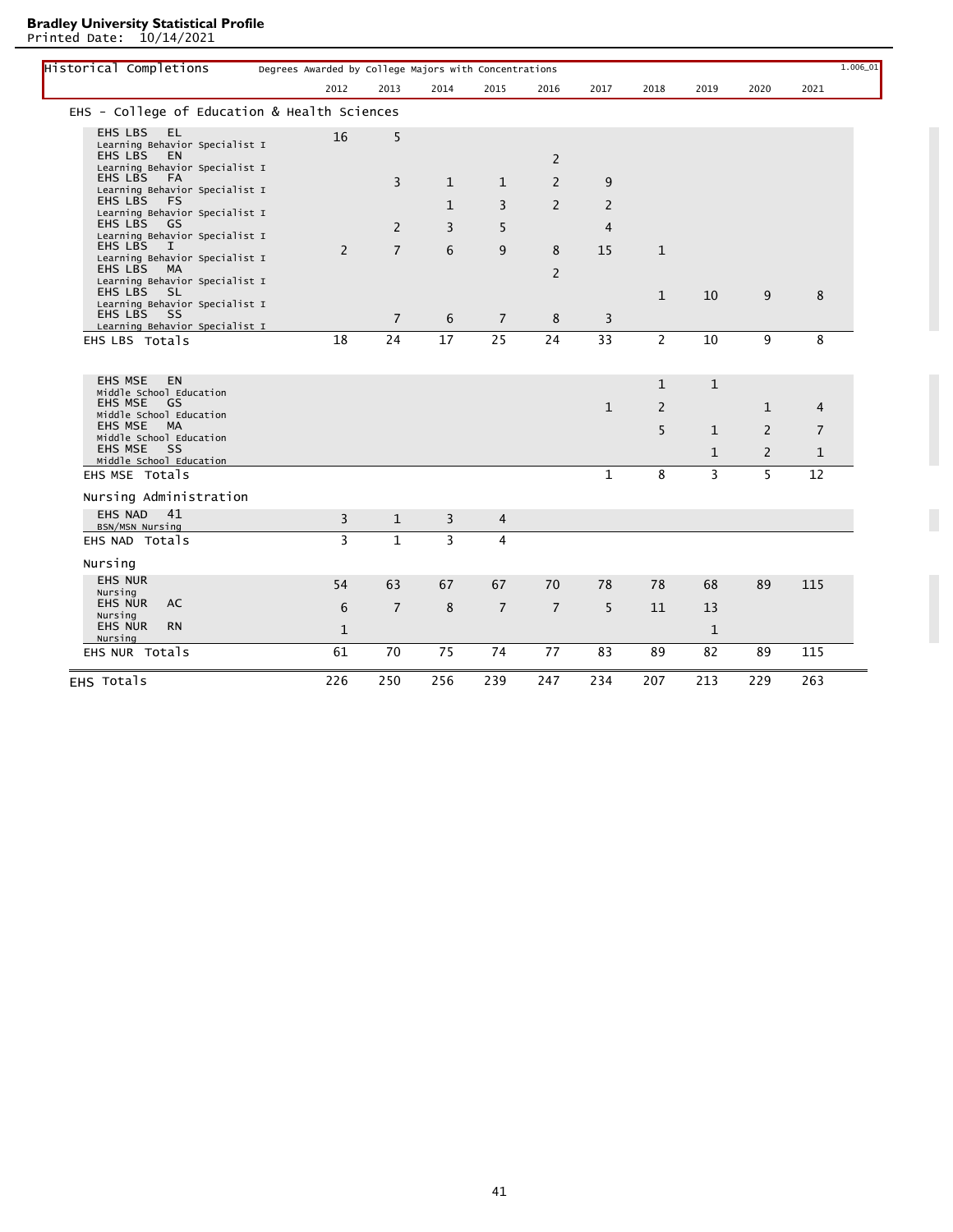## Historical Completions

Degrees Awarded by College Majors with Concentrations

1.006_01

### EHS - College of Education & Health Sciences

| | 2012 | 2013 | 2014 | 2015 | 2016 | 2017 | 2018 | 2019 | 2020 | 2021 |
|---|---|---|---|---|---|---|---|---|---|---|
| EHS LBS EL Learning Behavior Specialist I | 16 | 5 | | | | | | | | |
| EHS LBS EN Learning Behavior Specialist I | | | | | 2 | | | | | |
| EHS LBS FA Learning Behavior Specialist I | | 3 | 1 | 1 | 2 | 9 | | | | |
| EHS LBS FS Learning Behavior Specialist I | | | 1 | 3 | 2 | 2 | | | | |
| EHS LBS GS Learning Behavior Specialist I | | 2 | 3 | 5 | | 4 | | | | |
| EHS LBS I Learning Behavior Specialist I | 2 | 7 | 6 | 9 | 8 | 15 | 1 | | | |
| EHS LBS MA Learning Behavior Specialist I | | | | | 2 | | | | | |
| EHS LBS SL Learning Behavior Specialist I | | | | | | | 1 | 10 | 9 | 8 |
| EHS LBS SS Learning Behavior Specialist I | | 7 | 6 | 7 | 8 | 3 | | | | |
| EHS LBS Totals | 18 | 24 | 17 | 25 | 24 | 33 | 2 | 10 | 9 | 8 |
| EHS MSE EN Middle School Education | | | | | | | 1 | 1 | | |
| EHS MSE GS Middle School Education | | | | | | 1 | 2 | | 1 | 4 |
| EHS MSE MA Middle School Education | | | | | | | 5 | 1 | 2 | 7 |
| EHS MSE SS Middle School Education | | | | | | | | 1 | 2 | 1 |
| EHS MSE Totals | | | | | | 1 | 8 | 3 | 5 | 12 |
| **Nursing Administration** | | | | | | | | | | |
| EHS NAD 41 BSN/MSN Nursing | 3 | 1 | 3 | 4 | | | | | | |
| EHS NAD Totals | 3 | 1 | 3 | 4 | | | | | | |
| **Nursing** | | | | | | | | | | |
| EHS NUR Nursing | 54 | 63 | 67 | 67 | 70 | 78 | 78 | 68 | 89 | 115 |
| EHS NUR AC Nursing | 6 | 7 | 8 | 7 | 7 | 5 | 11 | 13 | | |
| EHS NUR RN Nursing | 1 | | | | | | | 1 | | |
| EHS NUR Totals | 61 | 70 | 75 | 74 | 77 | 83 | 89 | 82 | 89 | 115 |
| **EHS Totals** | 226 | 250 | 256 | 239 | 247 | 234 | 207 | 213 | 229 | 263 |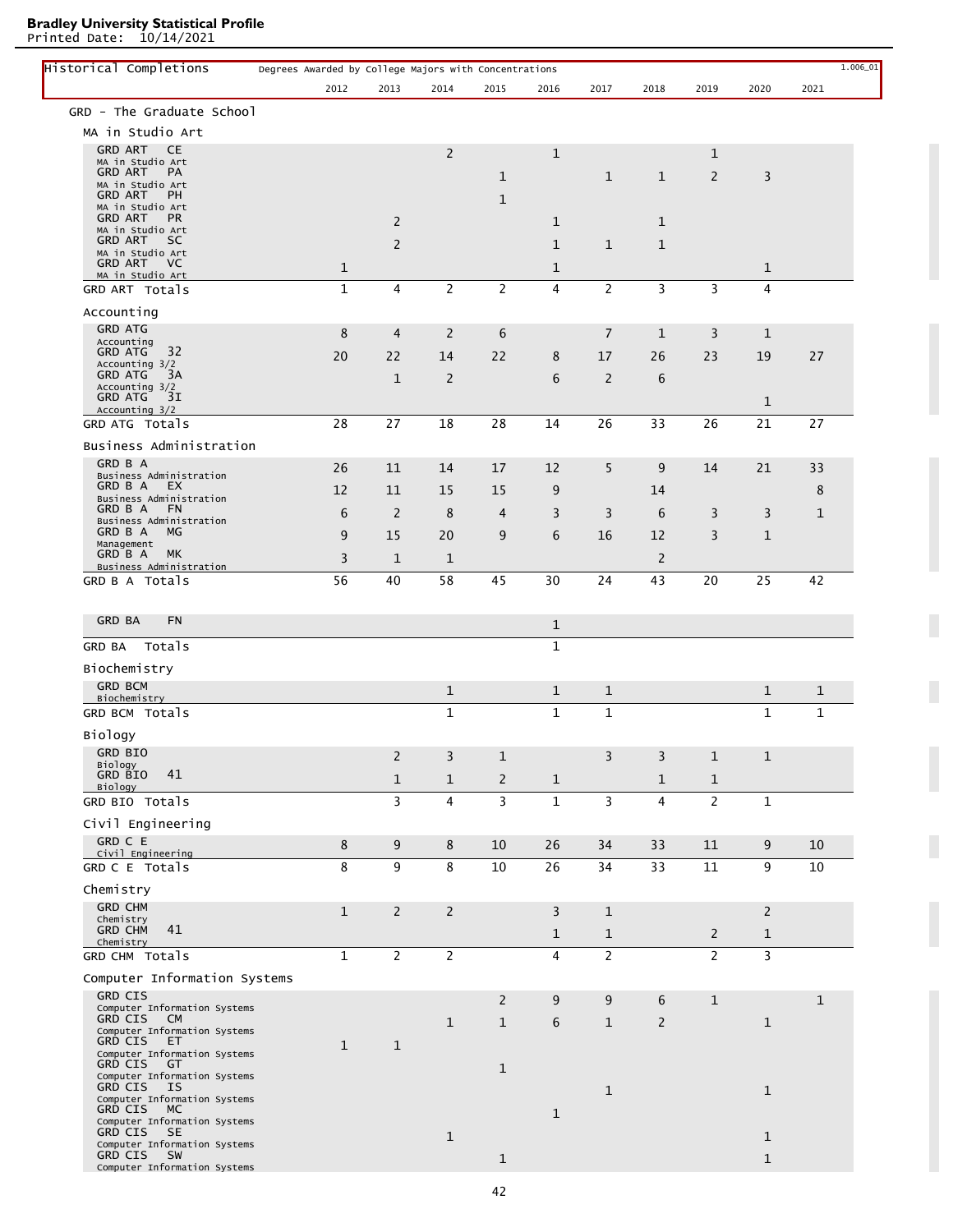**Bradley University Statistical Profile**
Printed Date: 10/14/2021

## Historical Completions

Degrees Awarded by College Majors with Concentrations

1.006_01

### GRD - The Graduate School

| | 2012 | 2013 | 2014 | 2015 | 2016 | 2017 | 2018 | 2019 | 2020 | 2021 |
|---|---|---|---|---|---|---|---|---|---|---|
| **MA in Studio Art** | | | | | | | | | | |
| GRD ART CE MA in Studio Art | | | 2 | | 1 | | | 1 | | |
| GRD ART PA MA in Studio Art | | | | 1 | | 1 | 1 | 2 | 3 | |
| GRD ART PH MA in Studio Art | | | | 1 | | | | | | |
| GRD ART PR MA in Studio Art | | 2 | | | 1 | | 1 | | | |
| GRD ART SC MA in Studio Art | | 2 | | | 1 | 1 | 1 | | | |
| GRD ART VC MA in Studio Art | 1 | | | | 1 | | | | 1 | |
| GRD ART Totals | 1 | 4 | 2 | 2 | 4 | 2 | 3 | 3 | 4 | |
| **Accounting** | | | | | | | | | | |
| GRD ATG Accounting | 8 | 4 | 2 | 6 | | 7 | 1 | 3 | 1 | |
| GRD ATG 32 Accounting 3/2 | 20 | 22 | 14 | 22 | 8 | 17 | 26 | 23 | 19 | 27 |
| GRD ATG 3A Accounting 3/2 | | 1 | 2 | | 6 | 2 | 6 | | | |
| GRD ATG 3I Accounting 3/2 | | | | | | | | | 1 | |
| GRD ATG Totals | 28 | 27 | 18 | 28 | 14 | 26 | 33 | 26 | 21 | 27 |
| **Business Administration** | | | | | | | | | | |
| GRD B A Business Administration | 26 | 11 | 14 | 17 | 12 | 5 | 9 | 14 | 21 | 33 |
| GRD B A EX Business Administration | 12 | 11 | 15 | 15 | 9 | | 14 | | | 8 |
| GRD B A FN Business Administration | 6 | 2 | 8 | 4 | 3 | 3 | 6 | 3 | 3 | 1 |
| GRD B A MG Management | 9 | 15 | 20 | 9 | 6 | 16 | 12 | 3 | 1 | |
| GRD B A MK Business Administration | 3 | 1 | 1 | | | | 2 | | | |
| GRD B A Totals | 56 | 40 | 58 | 45 | 30 | 24 | 43 | 20 | 25 | 42 |
| GRD BA FN | | | | | 1 | | | | | |
| GRD BA Totals | | | | | 1 | | | | | |
| **Biochemistry** | | | | | | | | | | |
| GRD BCM Biochemistry | | | 1 | | 1 | 1 | | | 1 | 1 |
| GRD BCM Totals | | | 1 | | 1 | 1 | | | 1 | 1 |
| **Biology** | | | | | | | | | | |
| GRD BIO Biology | | 2 | 3 | 1 | | 3 | 3 | 1 | 1 | |
| GRD BIO 41 Biology | | 1 | 1 | 2 | 1 | | 1 | 1 | | |
| GRD BIO Totals | | 3 | 4 | 3 | 1 | 3 | 4 | 2 | 1 | |
| **Civil Engineering** | | | | | | | | | | |
| GRD C E Civil Engineering | 8 | 9 | 8 | 10 | 26 | 34 | 33 | 11 | 9 | 10 |
| GRD C E Totals | 8 | 9 | 8 | 10 | 26 | 34 | 33 | 11 | 9 | 10 |
| **Chemistry** | | | | | | | | | | |
| GRD CHM Chemistry | 1 | 2 | 2 | | 3 | 1 | | | 2 | |
| GRD CHM 41 Chemistry | | | | | 1 | 1 | | 2 | 1 | |
| GRD CHM Totals | 1 | 2 | 2 | | 4 | 2 | | 2 | 3 | |
| **Computer Information Systems** | | | | | | | | | | |
| GRD CIS Computer Information Systems | | | | 2 | 9 | 9 | 6 | 1 | | 1 |
| GRD CIS CM Computer Information Systems | | | 1 | 1 | 6 | 1 | 2 | | 1 | |
| GRD CIS ET Computer Information Systems | 1 | 1 | | | | | | | | |
| GRD CIS GT Computer Information Systems | | | | 1 | | | | | | |
| GRD CIS IS Computer Information Systems | | | | | | 1 | | | 1 | |
| GRD CIS MC Computer Information Systems | | | | | 1 | | | | | |
| GRD CIS SE Computer Information Systems | | | 1 | | | | | | 1 | |
| GRD CIS SW Computer Information Systems | | | | 1 | | | | | 1 | |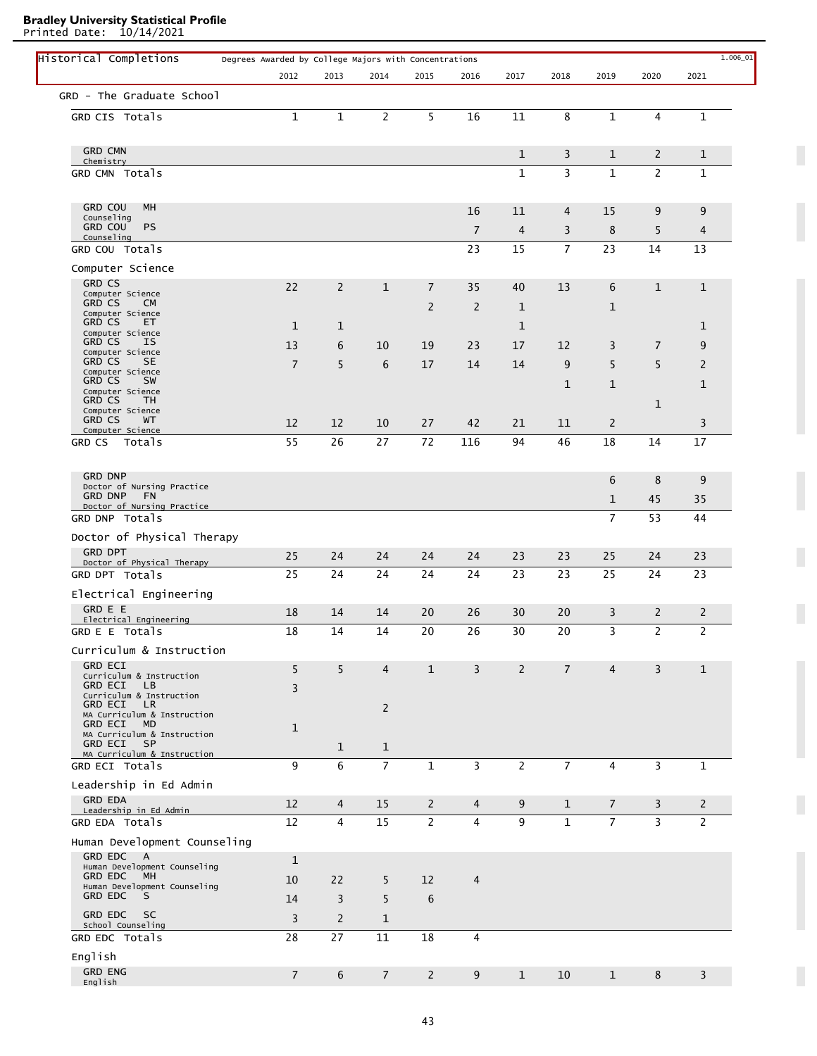**Bradley University Statistical Profile**
Printed Date: 10/14/2021

## Historical Completions

Degrees Awarded by College Majors with Concentrations — 1.006_01

### GRD - The Graduate School

| Major | 2012 | 2013 | 2014 | 2015 | 2016 | 2017 | 2018 | 2019 | 2020 | 2021 |
|---|---|---|---|---|---|---|---|---|---|---|
| GRD CIS Totals | 1 | 1 | 2 | 5 | 16 | 11 | 8 | 1 | 4 | 1 |
| GRD CMN (Chemistry) | | | | | | 1 | 3 | 1 | 2 | 1 |
| **GRD CMN Totals** | | | | | | 1 | 3 | 1 | 2 | 1 |
| GRD COU MH (Counseling) | | | | | 16 | 11 | 4 | 15 | 9 | 9 |
| GRD COU PS (Counseling) | | | | | 7 | 4 | 3 | 8 | 5 | 4 |
| **GRD COU Totals** | | | | | 23 | 15 | 7 | 23 | 14 | 13 |
| **Computer Science** | | | | | | | | | | |
| GRD CS (Computer Science) | 22 | 2 | 1 | 7 | 35 | 40 | 13 | 6 | 1 | 1 |
| GRD CS CM (Computer Science) | | | | 2 | 2 | 1 | | 1 | | |
| GRD CS ET (Computer Science) | 1 | 1 | | | | 1 | | | | 1 |
| GRD CS IS (Computer Science) | 13 | 6 | 10 | 19 | 23 | 17 | 12 | 3 | 7 | 9 |
| GRD CS SE (Computer Science) | 7 | 5 | 6 | 17 | 14 | 14 | 9 | 5 | 5 | 2 |
| GRD CS SW (Computer Science) | | | | | | | 1 | 1 | | 1 |
| GRD CS TH (Computer Science) | | | | | | | | | 1 | |
| GRD CS WT (Computer Science) | 12 | 12 | 10 | 27 | 42 | 21 | 11 | 2 | | 3 |
| **GRD CS Totals** | 55 | 26 | 27 | 72 | 116 | 94 | 46 | 18 | 14 | 17 |
| GRD DNP (Doctor of Nursing Practice) | | | | | | | | 6 | 8 | 9 |
| GRD DNP FN (Doctor of Nursing Practice) | | | | | | | | 1 | 45 | 35 |
| **GRD DNP Totals** | | | | | | | | 7 | 53 | 44 |
| **Doctor of Physical Therapy** | | | | | | | | | | |
| GRD DPT (Doctor of Physical Therapy) | 25 | 24 | 24 | 24 | 24 | 23 | 23 | 25 | 24 | 23 |
| **GRD DPT Totals** | 25 | 24 | 24 | 24 | 24 | 23 | 23 | 25 | 24 | 23 |
| **Electrical Engineering** | | | | | | | | | | |
| GRD E E (Electrical Engineering) | 18 | 14 | 14 | 20 | 26 | 30 | 20 | 3 | 2 | 2 |
| **GRD E E Totals** | 18 | 14 | 14 | 20 | 26 | 30 | 20 | 3 | 2 | 2 |
| **Curriculum & Instruction** | | | | | | | | | | |
| GRD ECI (Curriculum & Instruction) | 5 | 5 | 4 | 1 | 3 | 2 | 7 | 4 | 3 | 1 |
| GRD ECI LB (Curriculum & Instruction) | 3 | | | | | | | | | |
| GRD ECI LR (MA Curriculum & Instruction) | | | 2 | | | | | | | |
| GRD ECI MD (MA Curriculum & Instruction) | 1 | | | | | | | | | |
| GRD ECI SP (MA Curriculum & Instruction) | | 1 | 1 | | | | | | | |
| **GRD ECI Totals** | 9 | 6 | 7 | 1 | 3 | 2 | 7 | 4 | 3 | 1 |
| **Leadership in Ed Admin** | | | | | | | | | | |
| GRD EDA (Leadership in Ed Admin) | 12 | 4 | 15 | 2 | 4 | 9 | 1 | 7 | 3 | 2 |
| **GRD EDA Totals** | 12 | 4 | 15 | 2 | 4 | 9 | 1 | 7 | 3 | 2 |
| **Human Development Counseling** | | | | | | | | | | |
| GRD EDC A (Human Development Counseling) | 1 | | | | | | | | | |
| GRD EDC MH (Human Development Counseling) | 10 | 22 | 5 | 12 | 4 | | | | | |
| GRD EDC S | 14 | 3 | 5 | 6 | | | | | | |
| GRD EDC SC (School Counseling) | 3 | 2 | 1 | | | | | | | |
| **GRD EDC Totals** | 28 | 27 | 11 | 18 | 4 | | | | | |
| **English** | | | | | | | | | | |
| GRD ENG (English) | 7 | 6 | 7 | 2 | 9 | 1 | 10 | 1 | 8 | 3 |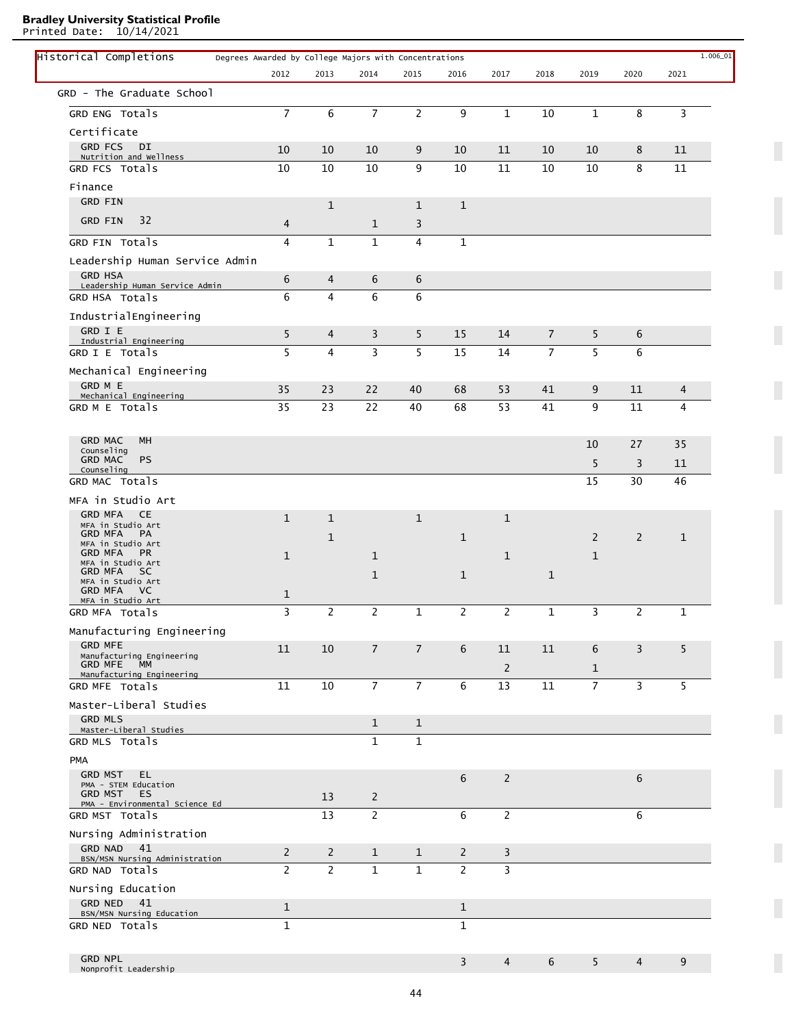**Bradley University Statistical Profile**
Printed Date: 10/14/2021

| Historical Completions — Degrees Awarded by College Majors with Concentrations | 2012 | 2013 | 2014 | 2015 | 2016 | 2017 | 2018 | 2019 | 2020 | 2021 |
|---|---|---|---|---|---|---|---|---|---|---|
| **GRD - The Graduate School** | | | | | | | | | | |
| GRD ENG Totals | 7 | 6 | 7 | 2 | 9 | 1 | 10 | 1 | 8 | 3 |
| **Certificate** | | | | | | | | | | |
| GRD FCS DI Nutrition and Wellness | 10 | 10 | 10 | 9 | 10 | 11 | 10 | 10 | 8 | 11 |
| GRD FCS Totals | 10 | 10 | 10 | 9 | 10 | 11 | 10 | 10 | 8 | 11 |
| **Finance** | | | | | | | | | | |
| GRD FIN | | 1 | | 1 | 1 | | | | | |
| GRD FIN 32 | 4 | | 1 | 3 | | | | | | |
| GRD FIN Totals | 4 | 1 | 1 | 4 | 1 | | | | | |
| **Leadership Human Service Admin** | | | | | | | | | | |
| GRD HSA Leadership Human Service Admin | 6 | 4 | 6 | 6 | | | | | | |
| GRD HSA Totals | 6 | 4 | 6 | 6 | | | | | | |
| **IndustrialEngineering** | | | | | | | | | | |
| GRD I E Industrial Engineering | 5 | 4 | 3 | 5 | 15 | 14 | 7 | 5 | 6 | |
| GRD I E Totals | 5 | 4 | 3 | 5 | 15 | 14 | 7 | 5 | 6 | |
| **Mechanical Engineering** | | | | | | | | | | |
| GRD M E Mechanical Engineering | 35 | 23 | 22 | 40 | 68 | 53 | 41 | 9 | 11 | 4 |
| GRD M E Totals | 35 | 23 | 22 | 40 | 68 | 53 | 41 | 9 | 11 | 4 |
| GRD MAC MH Counseling | | | | | | | | 10 | 27 | 35 |
| GRD MAC PS Counseling | | | | | | | | 5 | 3 | 11 |
| GRD MAC Totals | | | | | | | | 15 | 30 | 46 |
| **MFA in Studio Art** | | | | | | | | | | |
| GRD MFA CE MFA in Studio Art | 1 | 1 | | 1 | | 1 | | | | |
| GRD MFA PA MFA in Studio Art | | 1 | | | 1 | | | 2 | 2 | 1 |
| GRD MFA PR MFA in Studio Art | 1 | | 1 | | | 1 | | 1 | | |
| GRD MFA SC MFA in Studio Art | | | 1 | | 1 | | 1 | | | |
| GRD MFA VC MFA in Studio Art | 1 | | | | | | | | | |
| GRD MFA Totals | 3 | 2 | 2 | 1 | 2 | 2 | 1 | 3 | 2 | 1 |
| **Manufacturing Engineering** | | | | | | | | | | |
| GRD MFE Manufacturing Engineering | 11 | 10 | 7 | 7 | 6 | 11 | 11 | 6 | 3 | 5 |
| GRD MFE MM Manufacturing Engineering | | | | | | 2 | | 1 | | |
| GRD MFE Totals | 11 | 10 | 7 | 7 | 6 | 13 | 11 | 7 | 3 | 5 |
| **Master-Liberal Studies** | | | | | | | | | | |
| GRD MLS Master-Liberal Studies | | | 1 | 1 | | | | | | |
| GRD MLS Totals | | | 1 | 1 | | | | | | |
| **PMA** | | | | | | | | | | |
| GRD MST EL PMA - STEM Education | | | | | 6 | 2 | | | 6 | |
| GRD MST ES PMA - Environmental Science Ed | | 13 | 2 | | | | | | | |
| GRD MST Totals | | 13 | 2 | | 6 | 2 | | | 6 | |
| **Nursing Administration** | | | | | | | | | | |
| GRD NAD 41 BSN/MSN Nursing Administration | 2 | 2 | 1 | 1 | 2 | 3 | | | | |
| GRD NAD Totals | 2 | 2 | 1 | 1 | 2 | 3 | | | | |
| **Nursing Education** | | | | | | | | | | |
| GRD NED 41 BSN/MSN Nursing Education | 1 | | | | 1 | | | | | |
| GRD NED Totals | 1 | | | | 1 | | | | | |
| GRD NPL Nonprofit Leadership | | | | | 3 | 4 | 6 | 5 | 4 | 9 |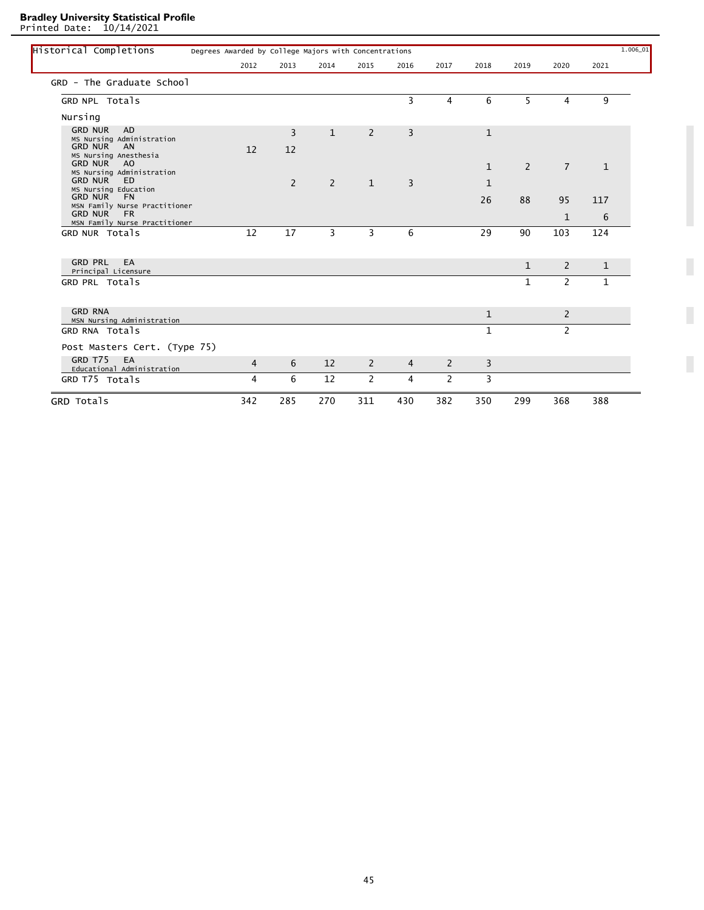**Bradley University Statistical Profile**
Printed Date: 10/14/2021

| Historical Completions — Degrees Awarded by College Majors with Concentrations | 2012 | 2013 | 2014 | 2015 | 2016 | 2017 | 2018 | 2019 | 2020 | 2021 |
|---|---|---|---|---|---|---|---|---|---|---|
| **GRD - The Graduate School** | | | | | | | | | | |
| GRD NPL Totals | | | | | 3 | 4 | 6 | 5 | 4 | 9 |
| **Nursing** | | | | | | | | | | |
| GRD NUR AD — MS Nursing Administration | | 3 | 1 | 2 | 3 | | 1 | | | |
| GRD NUR AN — MS Nursing Anesthesia | 12 | 12 | | | | | | | | |
| GRD NUR AO — MS Nursing Administration | | | | | | | 1 | 2 | 7 | 1 |
| GRD NUR ED — MS Nursing Education | | 2 | 2 | 1 | 3 | | 1 | | | |
| GRD NUR FN — MSN Family Nurse Practitioner | | | | | | | 26 | 88 | 95 | 117 |
| GRD NUR FR — MSN Family Nurse Practitioner | | | | | | | | | 1 | 6 |
| GRD NUR Totals | 12 | 17 | 3 | 3 | 6 | | 29 | 90 | 103 | 124 |
| GRD PRL EA — Principal Licensure | | | | | | | | 1 | 2 | 1 |
| GRD PRL Totals | | | | | | | | 1 | 2 | 1 |
| GRD RNA — MSN Nursing Administration | | | | | | | 1 | | 2 | |
| GRD RNA Totals | | | | | | | 1 | | 2 | |
| **Post Masters Cert. (Type 75)** | | | | | | | | | | |
| GRD T75 EA — Educational Administration | 4 | 6 | 12 | 2 | 4 | 2 | 3 | | | |
| GRD T75 Totals | 4 | 6 | 12 | 2 | 4 | 2 | 3 | | | |
| **GRD Totals** | 342 | 285 | 270 | 311 | 430 | 382 | 350 | 299 | 368 | 388 |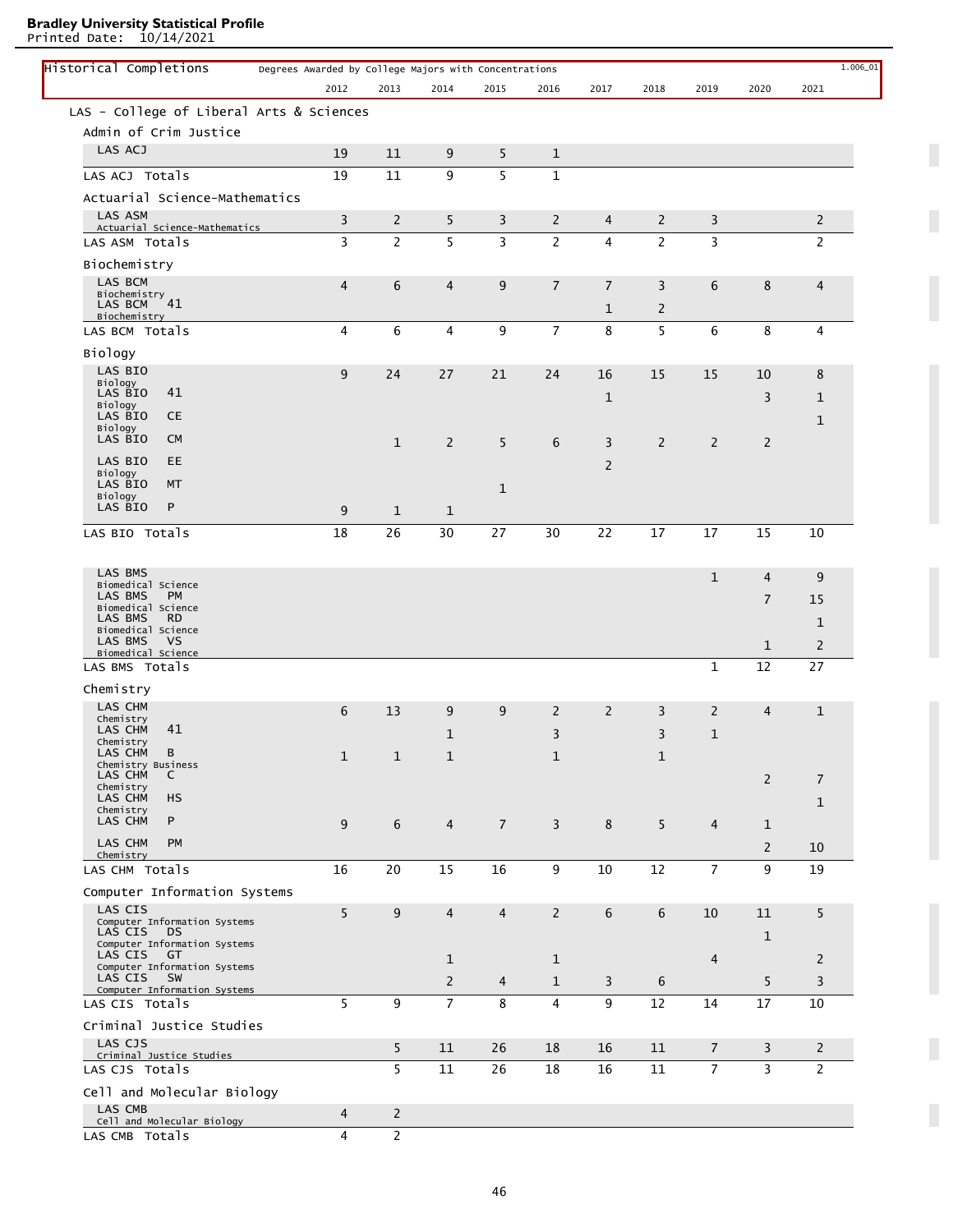**Bradley University Statistical Profile**
Printed Date: 10/14/2021

## Historical Completions

Degrees Awarded by College Majors with Concentrations — 1.006_01

| | 2012 | 2013 | 2014 | 2015 | 2016 | 2017 | 2018 | 2019 | 2020 | 2021 |
|---|---|---|---|---|---|---|---|---|---|---|
| **LAS - College of Liberal Arts & Sciences** | | | | | | | | | | |
| **Admin of Crim Justice** | | | | | | | | | | |
| LAS ACJ | 19 | 11 | 9 | 5 | 1 | | | | | |
| LAS ACJ Totals | 19 | 11 | 9 | 5 | 1 | | | | | |
| **Actuarial Science-Mathematics** | | | | | | | | | | |
| LAS ASM Actuarial Science-Mathematics | 3 | 2 | 5 | 3 | 2 | 4 | 2 | 3 | | 2 |
| LAS ASM Totals | 3 | 2 | 5 | 3 | 2 | 4 | 2 | 3 | | 2 |
| **Biochemistry** | | | | | | | | | | |
| LAS BCM Biochemistry | 4 | 6 | 4 | 9 | 7 | 7 | 3 | 6 | 8 | 4 |
| LAS BCM 41 Biochemistry | | | | | | 1 | 2 | | | |
| LAS BCM Totals | 4 | 6 | 4 | 9 | 7 | 8 | 5 | 6 | 8 | 4 |
| **Biology** | | | | | | | | | | |
| LAS BIO Biology | 9 | 24 | 27 | 21 | 24 | 16 | 15 | 15 | 10 | 8 |
| LAS BIO 41 Biology | | | | | | 1 | | | 3 | 1 |
| LAS BIO CE Biology | | | | | | | | | | 1 |
| LAS BIO CM | | 1 | 2 | 5 | 6 | 3 | 2 | 2 | 2 | |
| LAS BIO EE Biology | | | | | | 2 | | | | |
| LAS BIO MT Biology | | | | 1 | | | | | | |
| LAS BIO P | 9 | 1 | 1 | | | | | | | |
| LAS BIO Totals | 18 | 26 | 30 | 27 | 30 | 22 | 17 | 17 | 15 | 10 |
| LAS BMS Biomedical Science | | | | | | | | 1 | 4 | 9 |
| LAS BMS PM Biomedical Science | | | | | | | | | 7 | 15 |
| LAS BMS RD Biomedical Science | | | | | | | | | | 1 |
| LAS BMS VS Biomedical Science | | | | | | | | | 1 | 2 |
| LAS BMS Totals | | | | | | | | 1 | 12 | 27 |
| **Chemistry** | | | | | | | | | | |
| LAS CHM Chemistry | 6 | 13 | 9 | 9 | 2 | 2 | 3 | 2 | 4 | 1 |
| LAS CHM 41 Chemistry | | | 1 | | 3 | | 3 | 1 | | |
| LAS CHM B Chemistry Business | 1 | 1 | 1 | | 1 | | 1 | | | |
| LAS CHM C Chemistry | | | | | | | | | 2 | 7 |
| LAS CHM HS Chemistry | | | | | | | | | | 1 |
| LAS CHM P | 9 | 6 | 4 | 7 | 3 | 8 | 5 | 4 | 1 | |
| LAS CHM PM Chemistry | | | | | | | | | 2 | 10 |
| LAS CHM Totals | 16 | 20 | 15 | 16 | 9 | 10 | 12 | 7 | 9 | 19 |
| **Computer Information Systems** | | | | | | | | | | |
| LAS CIS Computer Information Systems | 5 | 9 | 4 | 4 | 2 | 6 | 6 | 10 | 11 | 5 |
| LAS CIS DS Computer Information Systems | | | | | | | | | 1 | |
| LAS CIS GT Computer Information Systems | | | 1 | | 1 | | | 4 | | 2 |
| LAS CIS SW Computer Information Systems | | | 2 | 4 | 1 | 3 | 6 | | 5 | 3 |
| LAS CIS Totals | 5 | 9 | 7 | 8 | 4 | 9 | 12 | 14 | 17 | 10 |
| **Criminal Justice Studies** | | | | | | | | | | |
| LAS CJS Criminal Justice Studies | | 5 | 11 | 26 | 18 | 16 | 11 | 7 | 3 | 2 |
| LAS CJS Totals | | 5 | 11 | 26 | 18 | 16 | 11 | 7 | 3 | 2 |
| **Cell and Molecular Biology** | | | | | | | | | | |
| LAS CMB Cell and Molecular Biology | 4 | 2 | | | | | | | | |
| LAS CMB Totals | 4 | 2 | | | | | | | | |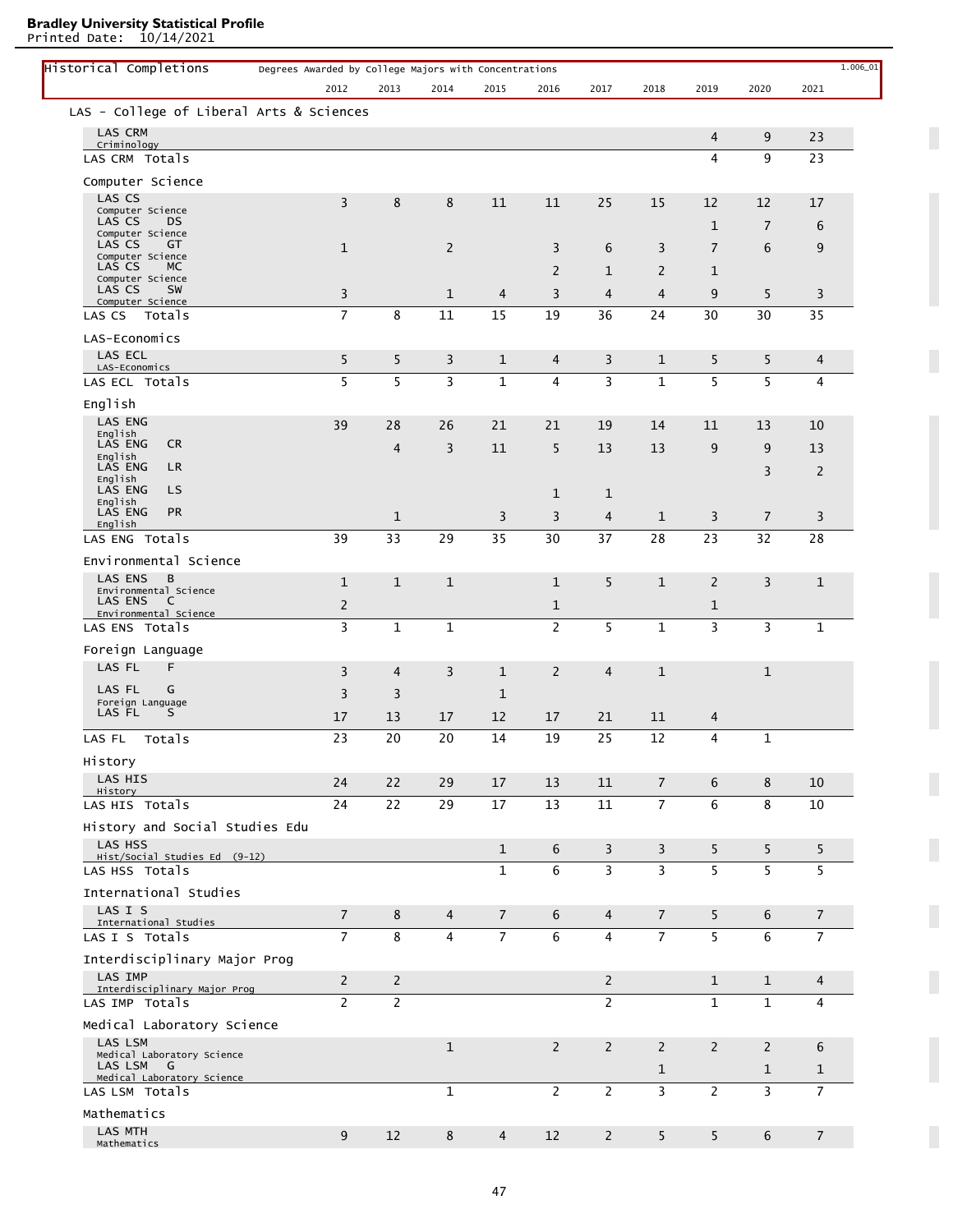**Bradley University Statistical Profile**
Printed Date: 10/14/2021

## Historical Completions — Degrees Awarded by College Majors with Concentrations

1.006_01

| | 2012 | 2013 | 2014 | 2015 | 2016 | 2017 | 2018 | 2019 | 2020 | 2021 |
|---|---|---|---|---|---|---|---|---|---|---|
| **LAS - College of Liberal Arts & Sciences** | | | | | | | | | | |
| LAS CRM Criminology | | | | | | | | 4 | 9 | 23 |
| LAS CRM Totals | | | | | | | | 4 | 9 | 23 |
| **Computer Science** | | | | | | | | | | |
| LAS CS Computer Science | 3 | 8 | 8 | 11 | 11 | 25 | 15 | 12 | 12 | 17 |
| LAS CS DS Computer Science | | | | | | | | 1 | 7 | 6 |
| LAS CS GT Computer Science | 1 | | 2 | | 3 | 6 | 3 | 7 | 6 | 9 |
| LAS CS MC Computer Science | | | | | 2 | 1 | 2 | 1 | | |
| LAS CS SW Computer Science | 3 | | 1 | 4 | 3 | 4 | 4 | 9 | 5 | 3 |
| LAS CS Totals | 7 | 8 | 11 | 15 | 19 | 36 | 24 | 30 | 30 | 35 |
| **LAS-Economics** | | | | | | | | | | |
| LAS ECL LAS-Economics | 5 | 5 | 3 | 1 | 4 | 3 | 1 | 5 | 5 | 4 |
| LAS ECL Totals | 5 | 5 | 3 | 1 | 4 | 3 | 1 | 5 | 5 | 4 |
| **English** | | | | | | | | | | |
| LAS ENG English | 39 | 28 | 26 | 21 | 21 | 19 | 14 | 11 | 13 | 10 |
| LAS ENG CR English | | 4 | 3 | 11 | 5 | 13 | 13 | 9 | 9 | 13 |
| LAS ENG LR English | | | | | | | | | 3 | 2 |
| LAS ENG LS English | | | | | 1 | 1 | | | | |
| LAS ENG PR English | | 1 | | 3 | 3 | 4 | 1 | 3 | 7 | 3 |
| LAS ENG Totals | 39 | 33 | 29 | 35 | 30 | 37 | 28 | 23 | 32 | 28 |
| **Environmental Science** | | | | | | | | | | |
| LAS ENS B Environmental Science | 1 | 1 | 1 | | 1 | 5 | 1 | 2 | 3 | 1 |
| LAS ENS C Environmental Science | 2 | | | | 1 | | | 1 | | |
| LAS ENS Totals | 3 | 1 | 1 | | 2 | 5 | 1 | 3 | 3 | 1 |
| **Foreign Language** | | | | | | | | | | |
| LAS FL F | 3 | 4 | 3 | 1 | 2 | 4 | 1 | | 1 | |
| LAS FL G Foreign Language | 3 | 3 | | 1 | | | | | | |
| LAS FL S | 17 | 13 | 17 | 12 | 17 | 21 | 11 | 4 | | |
| LAS FL Totals | 23 | 20 | 20 | 14 | 19 | 25 | 12 | 4 | 1 | |
| **History** | | | | | | | | | | |
| LAS HIS History | 24 | 22 | 29 | 17 | 13 | 11 | 7 | 6 | 8 | 10 |
| LAS HIS Totals | 24 | 22 | 29 | 17 | 13 | 11 | 7 | 6 | 8 | 10 |
| **History and Social Studies Edu** | | | | | | | | | | |
| LAS HSS Hist/Social Studies Ed (9-12) | | | | 1 | 6 | 3 | 3 | 5 | 5 | 5 |
| LAS HSS Totals | | | | 1 | 6 | 3 | 3 | 5 | 5 | 5 |
| **International Studies** | | | | | | | | | | |
| LAS I S International Studies | 7 | 8 | 4 | 7 | 6 | 4 | 7 | 5 | 6 | 7 |
| LAS I S Totals | 7 | 8 | 4 | 7 | 6 | 4 | 7 | 5 | 6 | 7 |
| **Interdisciplinary Major Prog** | | | | | | | | | | |
| LAS IMP Interdisciplinary Major Prog | 2 | 2 | | | | 2 | | 1 | 1 | 4 |
| LAS IMP Totals | 2 | 2 | | | | 2 | | 1 | 1 | 4 |
| **Medical Laboratory Science** | | | | | | | | | | |
| LAS LSM Medical Laboratory Science | | | 1 | | 2 | 2 | 2 | 2 | 2 | 6 |
| LAS LSM G Medical Laboratory Science | | | | | | | 1 | | 1 | 1 |
| LAS LSM Totals | | | 1 | | 2 | 2 | 3 | 2 | 3 | 7 |
| **Mathematics** | | | | | | | | | | |
| LAS MTH Mathematics | 9 | 12 | 8 | 4 | 12 | 2 | 5 | 5 | 6 | 7 |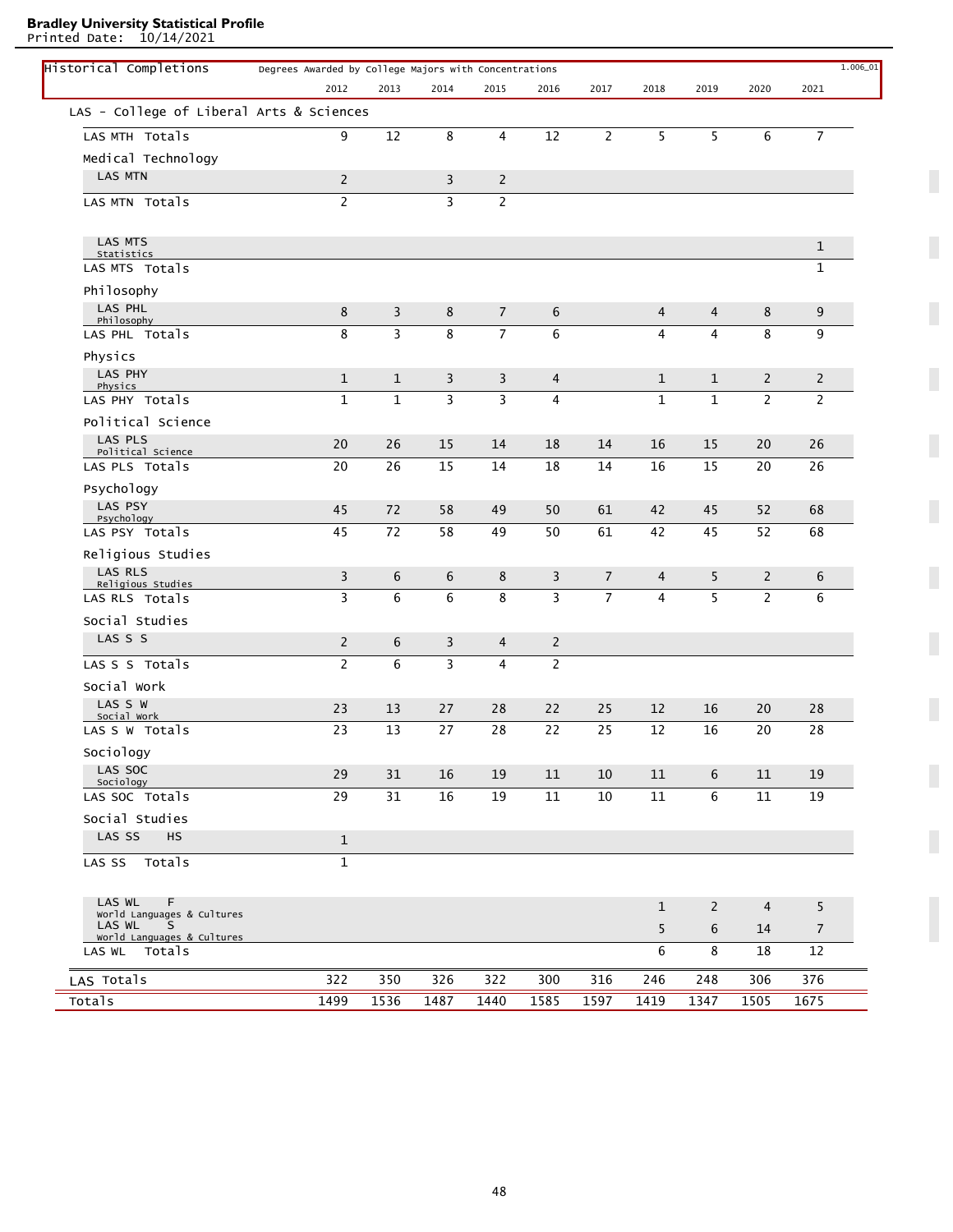**Bradley University Statistical Profile**
Printed Date: 10/14/2021

**Historical Completions** — Degrees Awarded by College Majors with Concentrations — 1.006_01

| | 2012 | 2013 | 2014 | 2015 | 2016 | 2017 | 2018 | 2019 | 2020 | 2021 |
|---|---|---|---|---|---|---|---|---|---|---|
| **LAS - College of Liberal Arts & Sciences** | | | | | | | | | | |
| LAS MTH Totals | 9 | 12 | 8 | 4 | 12 | 2 | 5 | 5 | 6 | 7 |
| Medical Technology | | | | | | | | | | |
| LAS MTN | 2 | | 3 | 2 | | | | | | |
| LAS MTN Totals | 2 | | 3 | 2 | | | | | | |
| LAS MTS Statistics | | | | | | | | | | 1 |
| LAS MTS Totals | | | | | | | | | | 1 |
| Philosophy | | | | | | | | | | |
| LAS PHL Philosophy | 8 | 3 | 8 | 7 | 6 | | 4 | 4 | 8 | 9 |
| LAS PHL Totals | 8 | 3 | 8 | 7 | 6 | | 4 | 4 | 8 | 9 |
| Physics | | | | | | | | | | |
| LAS PHY Physics | 1 | 1 | 3 | 3 | 4 | | 1 | 1 | 2 | 2 |
| LAS PHY Totals | 1 | 1 | 3 | 3 | 4 | | 1 | 1 | 2 | 2 |
| Political Science | | | | | | | | | | |
| LAS PLS Political Science | 20 | 26 | 15 | 14 | 18 | 14 | 16 | 15 | 20 | 26 |
| LAS PLS Totals | 20 | 26 | 15 | 14 | 18 | 14 | 16 | 15 | 20 | 26 |
| Psychology | | | | | | | | | | |
| LAS PSY Psychology | 45 | 72 | 58 | 49 | 50 | 61 | 42 | 45 | 52 | 68 |
| LAS PSY Totals | 45 | 72 | 58 | 49 | 50 | 61 | 42 | 45 | 52 | 68 |
| Religious Studies | | | | | | | | | | |
| LAS RLS Religious Studies | 3 | 6 | 6 | 8 | 3 | 7 | 4 | 5 | 2 | 6 |
| LAS RLS Totals | 3 | 6 | 6 | 8 | 3 | 7 | 4 | 5 | 2 | 6 |
| Social Studies | | | | | | | | | | |
| LAS S S | 2 | 6 | 3 | 4 | 2 | | | | | |
| LAS S S Totals | 2 | 6 | 3 | 4 | 2 | | | | | |
| Social Work | | | | | | | | | | |
| LAS S W Social Work | 23 | 13 | 27 | 28 | 22 | 25 | 12 | 16 | 20 | 28 |
| LAS S W Totals | 23 | 13 | 27 | 28 | 22 | 25 | 12 | 16 | 20 | 28 |
| Sociology | | | | | | | | | | |
| LAS SOC Sociology | 29 | 31 | 16 | 19 | 11 | 10 | 11 | 6 | 11 | 19 |
| LAS SOC Totals | 29 | 31 | 16 | 19 | 11 | 10 | 11 | 6 | 11 | 19 |
| Social Studies | | | | | | | | | | |
| LAS SS HS | 1 | | | | | | | | | |
| LAS SS Totals | 1 | | | | | | | | | |
| LAS WL F World Languages & Cultures | | | | | | | 1 | 2 | 4 | 5 |
| LAS WL S World Languages & Cultures | | | | | | | 5 | 6 | 14 | 7 |
| LAS WL Totals | | | | | | | 6 | 8 | 18 | 12 |
| **LAS Totals** | 322 | 350 | 326 | 322 | 300 | 316 | 246 | 248 | 306 | 376 |
| **Totals** | 1499 | 1536 | 1487 | 1440 | 1585 | 1597 | 1419 | 1347 | 1505 | 1675 |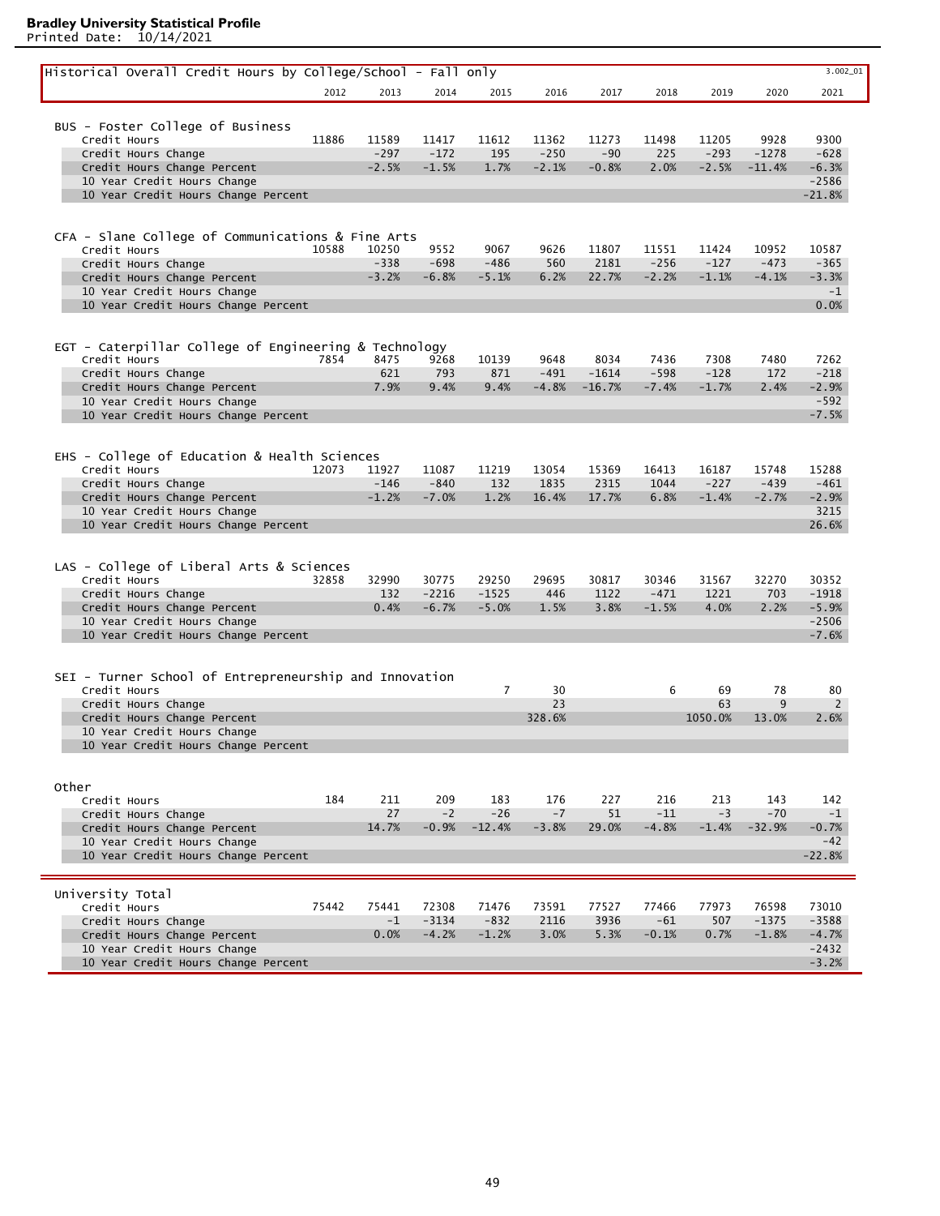**Bradley University Statistical Profile**
Printed Date: 10/14/2021

## Historical Overall Credit Hours by College/School - Fall only

3.002_01

| | 2012 | 2013 | 2014 | 2015 | 2016 | 2017 | 2018 | 2019 | 2020 | 2021 |
|---|---|---|---|---|---|---|---|---|---|---|
| **BUS - Foster College of Business** | | | | | | | | | | |
| Credit Hours | 11886 | 11589 | 11417 | 11612 | 11362 | 11273 | 11498 | 11205 | 9928 | 9300 |
| Credit Hours Change | | -297 | -172 | 195 | -250 | -90 | 225 | -293 | -1278 | -628 |
| Credit Hours Change Percent | | -2.5% | -1.5% | 1.7% | -2.1% | -0.8% | 2.0% | -2.5% | -11.4% | -6.3% |
| 10 Year Credit Hours Change | | | | | | | | | | -2586 |
| 10 Year Credit Hours Change Percent | | | | | | | | | | -21.8% |
| **CFA - Slane College of Communications & Fine Arts** | | | | | | | | | | |
| Credit Hours | 10588 | 10250 | 9552 | 9067 | 9626 | 11807 | 11551 | 11424 | 10952 | 10587 |
| Credit Hours Change | | -338 | -698 | -486 | 560 | 2181 | -256 | -127 | -473 | -365 |
| Credit Hours Change Percent | | -3.2% | -6.8% | -5.1% | 6.2% | 22.7% | -2.2% | -1.1% | -4.1% | -3.3% |
| 10 Year Credit Hours Change | | | | | | | | | | -1 |
| 10 Year Credit Hours Change Percent | | | | | | | | | | 0.0% |
| **EGT - Caterpillar College of Engineering & Technology** | | | | | | | | | | |
| Credit Hours | 7854 | 8475 | 9268 | 10139 | 9648 | 8034 | 7436 | 7308 | 7480 | 7262 |
| Credit Hours Change | | 621 | 793 | 871 | -491 | -1614 | -598 | -128 | 172 | -218 |
| Credit Hours Change Percent | | 7.9% | 9.4% | 9.4% | -4.8% | -16.7% | -7.4% | -1.7% | 2.4% | -2.9% |
| 10 Year Credit Hours Change | | | | | | | | | | -592 |
| 10 Year Credit Hours Change Percent | | | | | | | | | | -7.5% |
| **EHS - College of Education & Health Sciences** | | | | | | | | | | |
| Credit Hours | 12073 | 11927 | 11087 | 11219 | 13054 | 15369 | 16413 | 16187 | 15748 | 15288 |
| Credit Hours Change | | -146 | -840 | 132 | 1835 | 2315 | 1044 | -227 | -439 | -461 |
| Credit Hours Change Percent | | -1.2% | -7.0% | 1.2% | 16.4% | 17.7% | 6.8% | -1.4% | -2.7% | -2.9% |
| 10 Year Credit Hours Change | | | | | | | | | | 3215 |
| 10 Year Credit Hours Change Percent | | | | | | | | | | 26.6% |
| **LAS - College of Liberal Arts & Sciences** | | | | | | | | | | |
| Credit Hours | 32858 | 32990 | 30775 | 29250 | 29695 | 30817 | 30346 | 31567 | 32270 | 30352 |
| Credit Hours Change | | 132 | -2216 | -1525 | 446 | 1122 | -471 | 1221 | 703 | -1918 |
| Credit Hours Change Percent | | 0.4% | -6.7% | -5.0% | 1.5% | 3.8% | -1.5% | 4.0% | 2.2% | -5.9% |
| 10 Year Credit Hours Change | | | | | | | | | | -2506 |
| 10 Year Credit Hours Change Percent | | | | | | | | | | -7.6% |
| **SEI - Turner School of Entrepreneurship and Innovation** | | | | | | | | | | |
| Credit Hours | | | | 7 | 30 | | 6 | 69 | 78 | 80 |
| Credit Hours Change | | | | | 23 | | | 63 | 9 | 2 |
| Credit Hours Change Percent | | | | | 328.6% | | | 1050.0% | 13.0% | 2.6% |
| 10 Year Credit Hours Change | | | | | | | | | | |
| 10 Year Credit Hours Change Percent | | | | | | | | | | |
| **Other** | | | | | | | | | | |
| Credit Hours | 184 | 211 | 209 | 183 | 176 | 227 | 216 | 213 | 143 | 142 |
| Credit Hours Change | | 27 | -2 | -26 | -7 | 51 | -11 | -3 | -70 | -1 |
| Credit Hours Change Percent | | 14.7% | -0.9% | -12.4% | -3.8% | 29.0% | -4.8% | -1.4% | -32.9% | -0.7% |
| 10 Year Credit Hours Change | | | | | | | | | | -42 |
| 10 Year Credit Hours Change Percent | | | | | | | | | | -22.8% |
| **University Total** | | | | | | | | | | |
| Credit Hours | 75442 | 75441 | 72308 | 71476 | 73591 | 77527 | 77466 | 77973 | 76598 | 73010 |
| Credit Hours Change | | -1 | -3134 | -832 | 2116 | 3936 | -61 | 507 | -1375 | -3588 |
| Credit Hours Change Percent | | 0.0% | -4.2% | -1.2% | 3.0% | 5.3% | -0.1% | 0.7% | -1.8% | -4.7% |
| 10 Year Credit Hours Change | | | | | | | | | | -2432 |
| 10 Year Credit Hours Change Percent | | | | | | | | | | -3.2% |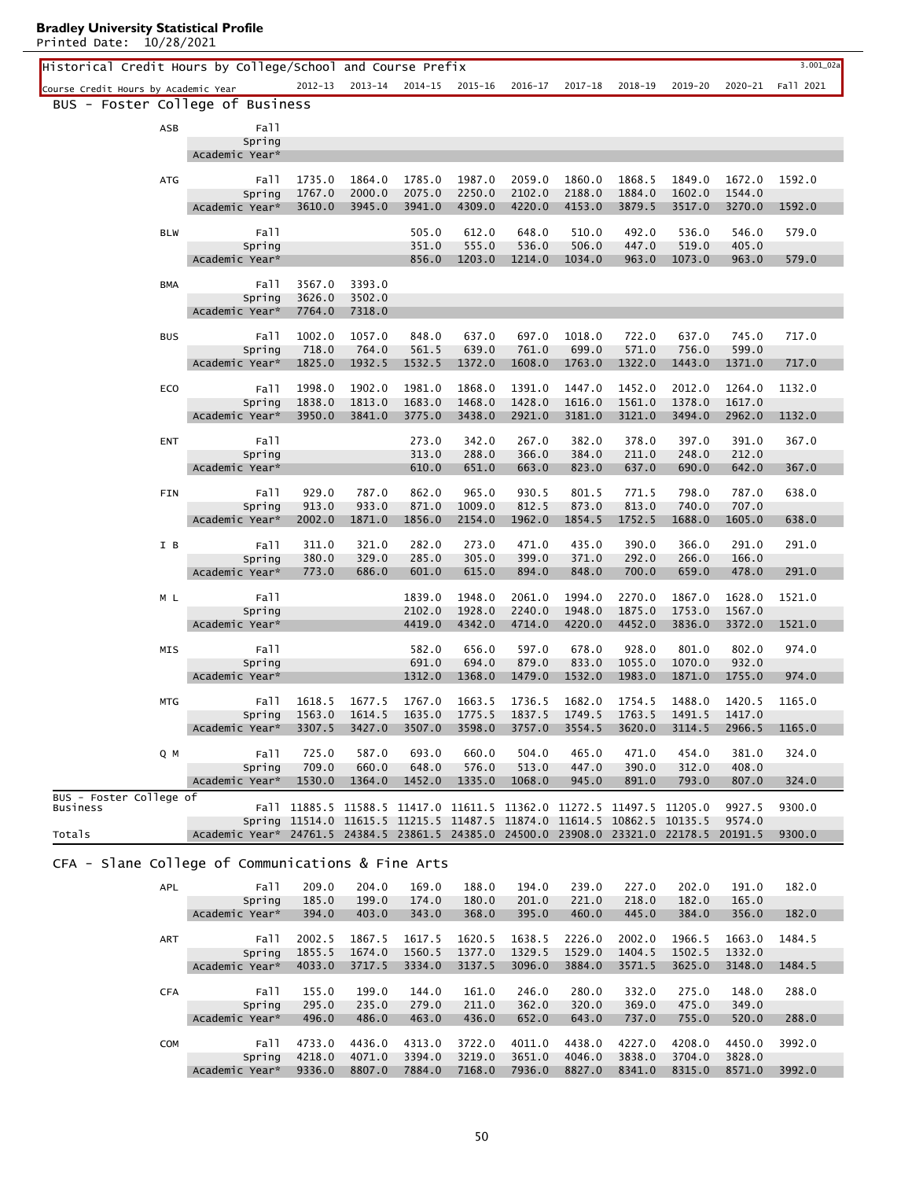**Bradley University Statistical Profile**
Printed Date: 10/28/2021

## Historical Credit Hours by College/School and Course Prefix

3.001_02a

### BUS - Foster College of Business

| Course Prefix | Course Credit Hours by Academic Year | 2012-13 | 2013-14 | 2014-15 | 2015-16 | 2016-17 | 2017-18 | 2018-19 | 2019-20 | 2020-21 | Fall 2021 |
|---|---|---|---|---|---|---|---|---|---|---|---|
| ASB | Fall | | | | | | | | | | |
| | Spring | | | | | | | | | | |
| | Academic Year* | | | | | | | | | | |
| ATG | Fall | 1735.0 | 1864.0 | 1785.0 | 1987.0 | 2059.0 | 1860.0 | 1868.5 | 1849.0 | 1672.0 | 1592.0 |
| | Spring | 1767.0 | 2000.0 | 2075.0 | 2250.0 | 2102.0 | 2188.0 | 1884.0 | 1602.0 | 1544.0 | |
| | Academic Year* | 3610.0 | 3945.0 | 3941.0 | 4309.0 | 4220.0 | 4153.0 | 3879.5 | 3517.0 | 3270.0 | 1592.0 |
| BLW | Fall | | | 505.0 | 612.0 | 648.0 | 510.0 | 492.0 | 536.0 | 546.0 | 579.0 |
| | Spring | | | 351.0 | 555.0 | 536.0 | 506.0 | 447.0 | 519.0 | 405.0 | |
| | Academic Year* | | | 856.0 | 1203.0 | 1214.0 | 1034.0 | 963.0 | 1073.0 | 963.0 | 579.0 |
| BMA | Fall | 3567.0 | 3393.0 | | | | | | | | |
| | Spring | 3626.0 | 3502.0 | | | | | | | | |
| | Academic Year* | 7764.0 | 7318.0 | | | | | | | | |
| BUS | Fall | 1002.0 | 1057.0 | 848.0 | 637.0 | 697.0 | 1018.0 | 722.0 | 637.0 | 745.0 | 717.0 |
| | Spring | 718.0 | 764.0 | 561.5 | 639.0 | 761.0 | 699.0 | 571.0 | 756.0 | 599.0 | |
| | Academic Year* | 1825.0 | 1932.5 | 1532.5 | 1372.0 | 1608.0 | 1763.0 | 1322.0 | 1443.0 | 1371.0 | 717.0 |
| ECO | Fall | 1998.0 | 1902.0 | 1981.0 | 1868.0 | 1391.0 | 1447.0 | 1452.0 | 2012.0 | 1264.0 | 1132.0 |
| | Spring | 1838.0 | 1813.0 | 1683.0 | 1468.0 | 1428.0 | 1616.0 | 1561.0 | 1378.0 | 1617.0 | |
| | Academic Year* | 3950.0 | 3841.0 | 3775.0 | 3438.0 | 2921.0 | 3181.0 | 3121.0 | 3494.0 | 2962.0 | 1132.0 |
| ENT | Fall | | | 273.0 | 342.0 | 267.0 | 382.0 | 378.0 | 397.0 | 391.0 | 367.0 |
| | Spring | | | 313.0 | 288.0 | 366.0 | 384.0 | 211.0 | 248.0 | 212.0 | |
| | Academic Year* | | | 610.0 | 651.0 | 663.0 | 823.0 | 637.0 | 690.0 | 642.0 | 367.0 |
| FIN | Fall | 929.0 | 787.0 | 862.0 | 965.0 | 930.5 | 801.5 | 771.5 | 798.0 | 787.0 | 638.0 |
| | Spring | 913.0 | 933.0 | 871.0 | 1009.0 | 812.5 | 873.0 | 813.0 | 740.0 | 707.0 | |
| | Academic Year* | 2002.0 | 1871.0 | 1856.0 | 2154.0 | 1962.0 | 1854.5 | 1752.5 | 1688.0 | 1605.0 | 638.0 |
| I B | Fall | 311.0 | 321.0 | 282.0 | 273.0 | 471.0 | 435.0 | 390.0 | 366.0 | 291.0 | 291.0 |
| | Spring | 380.0 | 329.0 | 285.0 | 305.0 | 399.0 | 371.0 | 292.0 | 266.0 | 166.0 | |
| | Academic Year* | 773.0 | 686.0 | 601.0 | 615.0 | 894.0 | 848.0 | 700.0 | 659.0 | 478.0 | 291.0 |
| M L | Fall | | | 1839.0 | 1948.0 | 2061.0 | 1994.0 | 2270.0 | 1867.0 | 1628.0 | 1521.0 |
| | Spring | | | 2102.0 | 1928.0 | 2240.0 | 1948.0 | 1875.0 | 1753.0 | 1567.0 | |
| | Academic Year* | | | 4419.0 | 4342.0 | 4714.0 | 4220.0 | 4452.0 | 3836.0 | 3372.0 | 1521.0 |
| MIS | Fall | | | 582.0 | 656.0 | 597.0 | 678.0 | 928.0 | 801.0 | 802.0 | 974.0 |
| | Spring | | | 691.0 | 694.0 | 879.0 | 833.0 | 1055.0 | 1070.0 | 932.0 | |
| | Academic Year* | | | 1312.0 | 1368.0 | 1479.0 | 1532.0 | 1983.0 | 1871.0 | 1755.0 | 974.0 |
| MTG | Fall | 1618.5 | 1677.5 | 1767.0 | 1663.5 | 1736.5 | 1682.0 | 1754.5 | 1488.0 | 1420.5 | 1165.0 |
| | Spring | 1563.0 | 1614.5 | 1635.0 | 1775.5 | 1837.5 | 1749.5 | 1763.5 | 1491.5 | 1417.0 | |
| | Academic Year* | 3307.5 | 3427.0 | 3507.0 | 3598.0 | 3757.0 | 3554.5 | 3620.0 | 3114.5 | 2966.5 | 1165.0 |
| Q M | Fall | 725.0 | 587.0 | 693.0 | 660.0 | 504.0 | 465.0 | 471.0 | 454.0 | 381.0 | 324.0 |
| | Spring | 709.0 | 660.0 | 648.0 | 576.0 | 513.0 | 447.0 | 390.0 | 312.0 | 408.0 | |
| | Academic Year* | 1530.0 | 1364.0 | 1452.0 | 1335.0 | 1068.0 | 945.0 | 891.0 | 793.0 | 807.0 | 324.0 |
| BUS - Foster College of Business Totals | Fall | 11885.5 | 11588.5 | 11417.0 | 11611.5 | 11362.0 | 11272.5 | 11497.5 | 11205.0 | 9927.5 | 9300.0 |
| | Spring | 11514.0 | 11615.5 | 11215.5 | 11487.5 | 11874.0 | 11614.5 | 10862.5 | 10135.5 | 9574.0 | |
| | Academic Year* | 24761.5 | 24384.5 | 23861.5 | 24385.0 | 24500.0 | 23908.0 | 23321.0 | 22178.5 | 20191.5 | 9300.0 |

### CFA - Slane College of Communications & Fine Arts

| Course Prefix | Course Credit Hours by Academic Year | 2012-13 | 2013-14 | 2014-15 | 2015-16 | 2016-17 | 2017-18 | 2018-19 | 2019-20 | 2020-21 | Fall 2021 |
|---|---|---|---|---|---|---|---|---|---|---|---|
| APL | Fall | 209.0 | 204.0 | 169.0 | 188.0 | 194.0 | 239.0 | 227.0 | 202.0 | 191.0 | 182.0 |
| | Spring | 185.0 | 199.0 | 174.0 | 180.0 | 201.0 | 221.0 | 218.0 | 182.0 | 165.0 | |
| | Academic Year* | 394.0 | 403.0 | 343.0 | 368.0 | 395.0 | 460.0 | 445.0 | 384.0 | 356.0 | 182.0 |
| ART | Fall | 2002.5 | 1867.5 | 1617.5 | 1620.5 | 1638.5 | 2226.0 | 2002.0 | 1966.5 | 1663.0 | 1484.5 |
| | Spring | 1855.5 | 1674.0 | 1560.5 | 1377.0 | 1329.5 | 1529.0 | 1404.5 | 1502.5 | 1332.0 | |
| | Academic Year* | 4033.0 | 3717.5 | 3334.0 | 3137.5 | 3096.0 | 3884.0 | 3571.5 | 3625.0 | 3148.0 | 1484.5 |
| CFA | Fall | 155.0 | 199.0 | 144.0 | 161.0 | 246.0 | 280.0 | 332.0 | 275.0 | 148.0 | 288.0 |
| | Spring | 295.0 | 235.0 | 279.0 | 211.0 | 362.0 | 320.0 | 369.0 | 475.0 | 349.0 | |
| | Academic Year* | 496.0 | 486.0 | 463.0 | 436.0 | 652.0 | 643.0 | 737.0 | 755.0 | 520.0 | 288.0 |
| COM | Fall | 4733.0 | 4436.0 | 4313.0 | 3722.0 | 4011.0 | 4438.0 | 4227.0 | 4208.0 | 4450.0 | 3992.0 |
| | Spring | 4218.0 | 4071.0 | 3394.0 | 3219.0 | 3651.0 | 4046.0 | 3838.0 | 3704.0 | 3828.0 | |
| | Academic Year* | 9336.0 | 8807.0 | 7884.0 | 7168.0 | 7936.0 | 8827.0 | 8341.0 | 8315.0 | 8571.0 | 3992.0 |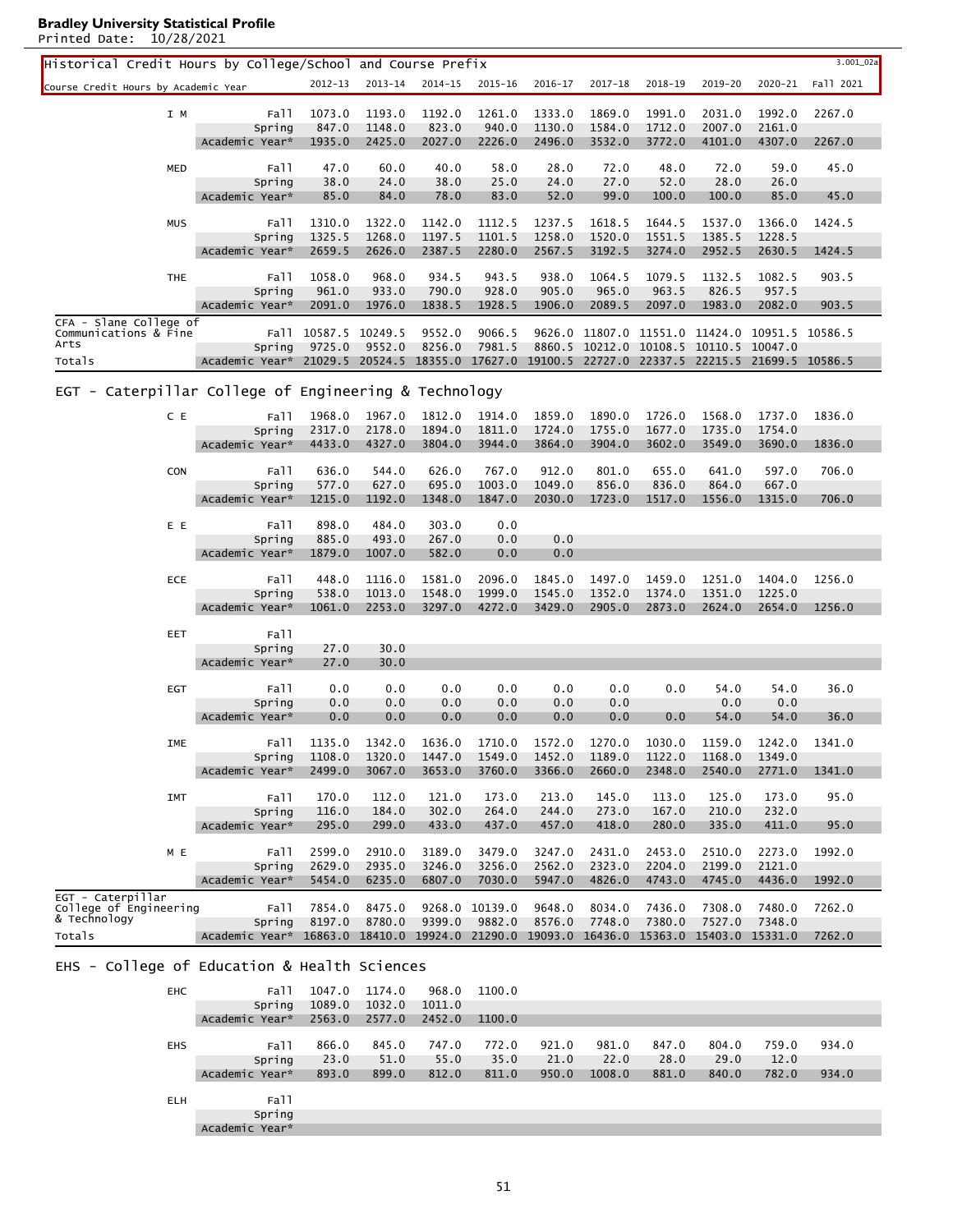**Bradley University Statistical Profile**
Printed Date: 10/28/2021

## Historical Credit Hours by College/School and Course Prefix

3.001_02a

| Course Credit Hours by Academic Year | | 2012-13 | 2013-14 | 2014-15 | 2015-16 | 2016-17 | 2017-18 | 2018-19 | 2019-20 | 2020-21 | Fall 2021 |
|---|---|---|---|---|---|---|---|---|---|---|---|
| I M | Fall | 1073.0 | 1193.0 | 1192.0 | 1261.0 | 1333.0 | 1869.0 | 1991.0 | 2031.0 | 1992.0 | 2267.0 |
| | Spring | 847.0 | 1148.0 | 823.0 | 940.0 | 1130.0 | 1584.0 | 1712.0 | 2007.0 | 2161.0 | |
| | Academic Year* | 1935.0 | 2425.0 | 2027.0 | 2226.0 | 2496.0 | 3532.0 | 3772.0 | 4101.0 | 4307.0 | 2267.0 |
| MED | Fall | 47.0 | 60.0 | 40.0 | 58.0 | 28.0 | 72.0 | 48.0 | 72.0 | 59.0 | 45.0 |
| | Spring | 38.0 | 24.0 | 38.0 | 25.0 | 24.0 | 27.0 | 52.0 | 28.0 | 26.0 | |
| | Academic Year* | 85.0 | 84.0 | 78.0 | 83.0 | 52.0 | 99.0 | 100.0 | 100.0 | 85.0 | 45.0 |
| MUS | Fall | 1310.0 | 1322.0 | 1142.0 | 1112.5 | 1237.5 | 1618.5 | 1644.5 | 1537.0 | 1366.0 | 1424.5 |
| | Spring | 1325.5 | 1268.0 | 1197.5 | 1101.5 | 1258.0 | 1520.0 | 1551.5 | 1385.5 | 1228.5 | |
| | Academic Year* | 2659.5 | 2626.0 | 2387.5 | 2280.0 | 2567.5 | 3192.5 | 3274.0 | 2952.5 | 2630.5 | 1424.5 |
| THE | Fall | 1058.0 | 968.0 | 934.5 | 943.5 | 938.0 | 1064.5 | 1079.5 | 1132.5 | 1082.5 | 903.5 |
| | Spring | 961.0 | 933.0 | 790.0 | 928.0 | 905.0 | 965.0 | 963.5 | 826.5 | 957.5 | |
| | Academic Year* | 2091.0 | 1976.0 | 1838.5 | 1928.5 | 1906.0 | 2089.5 | 2097.0 | 1983.0 | 2082.0 | 903.5 |
| CFA - Slane College of Communications & Fine Arts Totals | Fall | 10587.5 | 10249.5 | 9552.0 | 9066.5 | 9626.0 | 11807.0 | 11551.0 | 11424.0 | 10951.5 | 10586.5 |
| | Spring | 9725.0 | 9552.0 | 8256.0 | 7981.5 | 8860.5 | 10212.0 | 10108.5 | 10110.5 | 10047.0 | |
| | Academic Year* | 21029.5 | 20524.5 | 18355.0 | 17627.0 | 19100.5 | 22727.0 | 22337.5 | 22215.5 | 21699.5 | 10586.5 |

## EGT - Caterpillar College of Engineering & Technology

| Course Credit Hours by Academic Year | | 2012-13 | 2013-14 | 2014-15 | 2015-16 | 2016-17 | 2017-18 | 2018-19 | 2019-20 | 2020-21 | Fall 2021 |
|---|---|---|---|---|---|---|---|---|---|---|---|
| C E | Fall | 1968.0 | 1967.0 | 1812.0 | 1914.0 | 1859.0 | 1890.0 | 1726.0 | 1568.0 | 1737.0 | 1836.0 |
| | Spring | 2317.0 | 2178.0 | 1894.0 | 1811.0 | 1724.0 | 1755.0 | 1677.0 | 1735.0 | 1754.0 | |
| | Academic Year* | 4433.0 | 4327.0 | 3804.0 | 3944.0 | 3864.0 | 3904.0 | 3602.0 | 3549.0 | 3690.0 | 1836.0 |
| CON | Fall | 636.0 | 544.0 | 626.0 | 767.0 | 912.0 | 801.0 | 655.0 | 641.0 | 597.0 | 706.0 |
| | Spring | 577.0 | 627.0 | 695.0 | 1003.0 | 1049.0 | 856.0 | 836.0 | 864.0 | 667.0 | |
| | Academic Year* | 1215.0 | 1192.0 | 1348.0 | 1847.0 | 2030.0 | 1723.0 | 1517.0 | 1556.0 | 1315.0 | 706.0 |
| E E | Fall | 898.0 | 484.0 | 303.0 | 0.0 | | | | | | |
| | Spring | 885.0 | 493.0 | 267.0 | 0.0 | 0.0 | | | | | |
| | Academic Year* | 1879.0 | 1007.0 | 582.0 | 0.0 | 0.0 | | | | | |
| ECE | Fall | 448.0 | 1116.0 | 1581.0 | 2096.0 | 1845.0 | 1497.0 | 1459.0 | 1251.0 | 1404.0 | 1256.0 |
| | Spring | 538.0 | 1013.0 | 1548.0 | 1999.0 | 1545.0 | 1352.0 | 1374.0 | 1351.0 | 1225.0 | |
| | Academic Year* | 1061.0 | 2253.0 | 3297.0 | 4272.0 | 3429.0 | 2905.0 | 2873.0 | 2624.0 | 2654.0 | 1256.0 |
| EET | Fall | | | | | | | | | | |
| | Spring | 27.0 | 30.0 | | | | | | | | |
| | Academic Year* | 27.0 | 30.0 | | | | | | | | |
| EGT | Fall | 0.0 | 0.0 | 0.0 | 0.0 | 0.0 | 0.0 | 0.0 | 54.0 | 54.0 | 36.0 |
| | Spring | 0.0 | 0.0 | 0.0 | 0.0 | 0.0 | 0.0 | | 0.0 | 0.0 | |
| | Academic Year* | 0.0 | 0.0 | 0.0 | 0.0 | 0.0 | 0.0 | 0.0 | 54.0 | 54.0 | 36.0 |
| IME | Fall | 1135.0 | 1342.0 | 1636.0 | 1710.0 | 1572.0 | 1270.0 | 1030.0 | 1159.0 | 1242.0 | 1341.0 |
| | Spring | 1108.0 | 1320.0 | 1447.0 | 1549.0 | 1452.0 | 1189.0 | 1122.0 | 1168.0 | 1349.0 | |
| | Academic Year* | 2499.0 | 3067.0 | 3653.0 | 3760.0 | 3366.0 | 2660.0 | 2348.0 | 2540.0 | 2771.0 | 1341.0 |
| IMT | Fall | 170.0 | 112.0 | 121.0 | 173.0 | 213.0 | 145.0 | 113.0 | 125.0 | 173.0 | 95.0 |
| | Spring | 116.0 | 184.0 | 302.0 | 264.0 | 244.0 | 273.0 | 167.0 | 210.0 | 232.0 | |
| | Academic Year* | 295.0 | 299.0 | 433.0 | 437.0 | 457.0 | 418.0 | 280.0 | 335.0 | 411.0 | 95.0 |
| M E | Fall | 2599.0 | 2910.0 | 3189.0 | 3479.0 | 3247.0 | 2431.0 | 2453.0 | 2510.0 | 2273.0 | 1992.0 |
| | Spring | 2629.0 | 2935.0 | 3246.0 | 3256.0 | 2562.0 | 2323.0 | 2204.0 | 2199.0 | 2121.0 | |
| | Academic Year* | 5454.0 | 6235.0 | 6807.0 | 7030.0 | 5947.0 | 4826.0 | 4743.0 | 4745.0 | 4436.0 | 1992.0 |
| EGT - Caterpillar College of Engineering & Technology Totals | Fall | 7854.0 | 8475.0 | 9268.0 | 10139.0 | 9648.0 | 8034.0 | 7436.0 | 7308.0 | 7480.0 | 7262.0 |
| | Spring | 8197.0 | 8780.0 | 9399.0 | 9882.0 | 8576.0 | 7748.0 | 7380.0 | 7527.0 | 7348.0 | |
| | Academic Year* | 16863.0 | 18410.0 | 19924.0 | 21290.0 | 19093.0 | 16436.0 | 15363.0 | 15403.0 | 15331.0 | 7262.0 |

## EHS - College of Education & Health Sciences

| Course Credit Hours by Academic Year | | 2012-13 | 2013-14 | 2014-15 | 2015-16 | 2016-17 | 2017-18 | 2018-19 | 2019-20 | 2020-21 | Fall 2021 |
|---|---|---|---|---|---|---|---|---|---|---|---|
| EHC | Fall | 1047.0 | 1174.0 | 968.0 | 1100.0 | | | | | | |
| | Spring | 1089.0 | 1032.0 | 1011.0 | | | | | | | |
| | Academic Year* | 2563.0 | 2577.0 | 2452.0 | 1100.0 | | | | | | |
| EHS | Fall | 866.0 | 845.0 | 747.0 | 772.0 | 921.0 | 981.0 | 847.0 | 804.0 | 759.0 | 934.0 |
| | Spring | 23.0 | 51.0 | 55.0 | 35.0 | 21.0 | 22.0 | 28.0 | 29.0 | 12.0 | |
| | Academic Year* | 893.0 | 899.0 | 812.0 | 811.0 | 950.0 | 1008.0 | 881.0 | 840.0 | 782.0 | 934.0 |
| ELH | Fall | | | | | | | | | | |
| | Spring | | | | | | | | | | |
| | Academic Year* | | | | | | | | | | |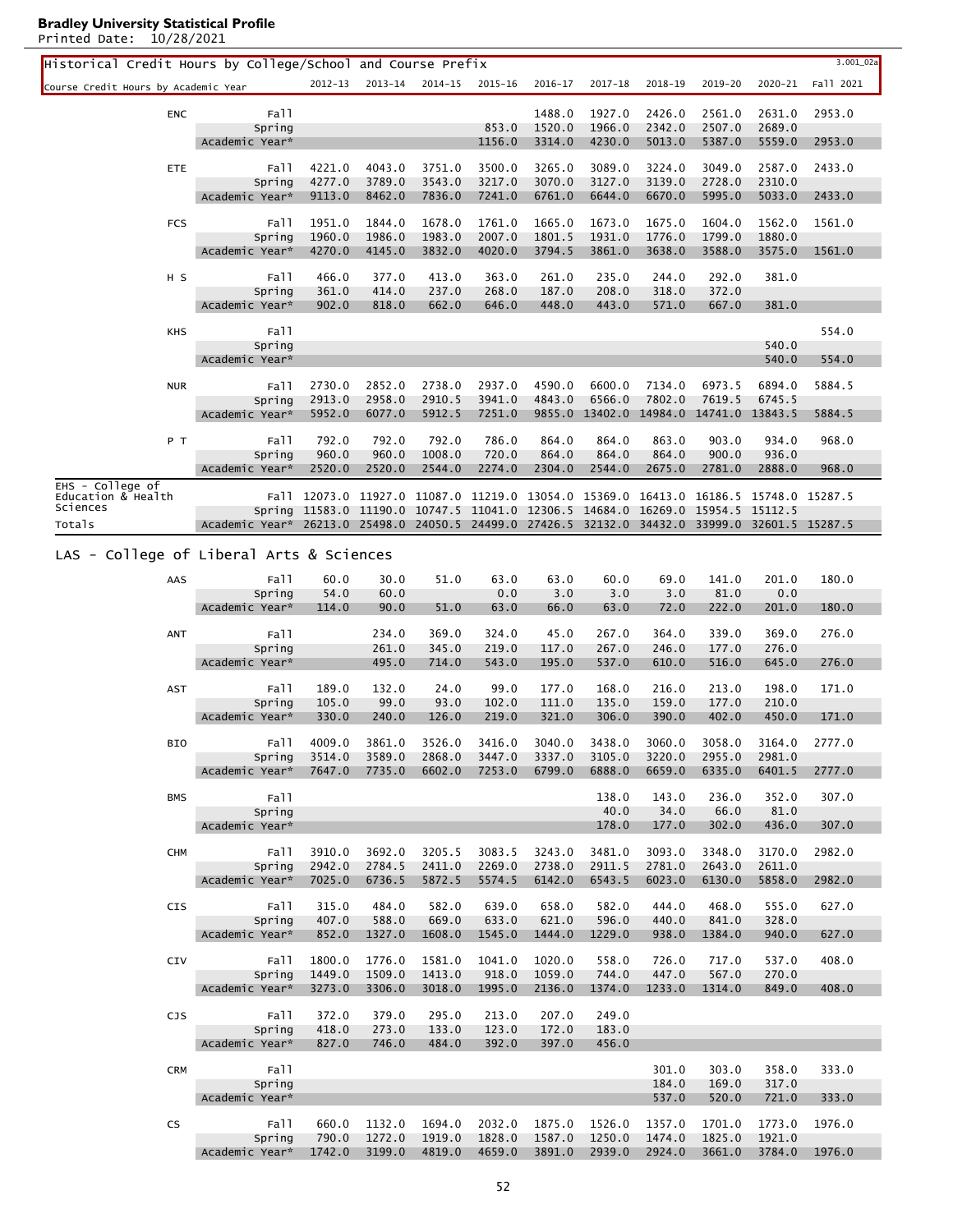**Bradley University Statistical Profile**
Printed Date: 10/28/2021

## Historical Credit Hours by College/School and Course Prefix

3.001_02a

| Course Credit Hours by Academic Year | | 2012-13 | 2013-14 | 2014-15 | 2015-16 | 2016-17 | 2017-18 | 2018-19 | 2019-20 | 2020-21 | Fall 2021 |
|---|---|---|---|---|---|---|---|---|---|---|---|
| ENC | Fall | | | | | 1488.0 | 1927.0 | 2426.0 | 2561.0 | 2631.0 | 2953.0 |
| | Spring | | | | 853.0 | 1520.0 | 1966.0 | 2342.0 | 2507.0 | 2689.0 | |
| | Academic Year* | | | | 1156.0 | 3314.0 | 4230.0 | 5013.0 | 5387.0 | 5559.0 | 2953.0 |
| ETE | Fall | 4221.0 | 4043.0 | 3751.0 | 3500.0 | 3265.0 | 3089.0 | 3224.0 | 3049.0 | 2587.0 | 2433.0 |
| | Spring | 4277.0 | 3789.0 | 3543.0 | 3217.0 | 3070.0 | 3127.0 | 3139.0 | 2728.0 | 2310.0 | |
| | Academic Year* | 9113.0 | 8462.0 | 7836.0 | 7241.0 | 6761.0 | 6644.0 | 6670.0 | 5995.0 | 5033.0 | 2433.0 |
| FCS | Fall | 1951.0 | 1844.0 | 1678.0 | 1761.0 | 1665.0 | 1673.0 | 1675.0 | 1604.0 | 1562.0 | 1561.0 |
| | Spring | 1960.0 | 1986.0 | 1983.0 | 2007.0 | 1801.5 | 1931.0 | 1776.0 | 1799.0 | 1880.0 | |
| | Academic Year* | 4270.0 | 4145.0 | 3832.0 | 4020.0 | 3794.5 | 3861.0 | 3638.0 | 3588.0 | 3575.0 | 1561.0 |
| H S | Fall | 466.0 | 377.0 | 413.0 | 363.0 | 261.0 | 235.0 | 244.0 | 292.0 | 381.0 | |
| | Spring | 361.0 | 414.0 | 237.0 | 268.0 | 187.0 | 208.0 | 318.0 | 372.0 | | |
| | Academic Year* | 902.0 | 818.0 | 662.0 | 646.0 | 448.0 | 443.0 | 571.0 | 667.0 | 381.0 | |
| KHS | Fall | | | | | | | | | | 554.0 |
| | Spring | | | | | | | | | 540.0 | |
| | Academic Year* | | | | | | | | | 540.0 | 554.0 |
| NUR | Fall | 2730.0 | 2852.0 | 2738.0 | 2937.0 | 4590.0 | 6600.0 | 7134.0 | 6973.5 | 6894.0 | 5884.5 |
| | Spring | 2913.0 | 2958.0 | 2910.5 | 3941.0 | 4843.0 | 6566.0 | 7802.0 | 7619.5 | 6745.5 | |
| | Academic Year* | 5952.0 | 6077.0 | 5912.5 | 7251.0 | 9855.0 | 13402.0 | 14984.0 | 14741.0 | 13843.5 | 5884.5 |
| P T | Fall | 792.0 | 792.0 | 792.0 | 786.0 | 864.0 | 864.0 | 863.0 | 903.0 | 934.0 | 968.0 |
| | Spring | 960.0 | 960.0 | 1008.0 | 720.0 | 864.0 | 864.0 | 864.0 | 900.0 | 936.0 | |
| | Academic Year* | 2520.0 | 2520.0 | 2544.0 | 2274.0 | 2304.0 | 2544.0 | 2675.0 | 2781.0 | 2888.0 | 968.0 |
| EHS - College of Education & Health Sciences Totals | Fall | 12073.0 | 11927.0 | 11087.0 | 11219.0 | 13054.0 | 15369.0 | 16413.0 | 16186.5 | 15748.0 | 15287.5 |
| | Spring | 11583.0 | 11190.0 | 10747.5 | 11041.0 | 12306.5 | 14684.0 | 16269.0 | 15954.5 | 15112.5 | |
| | Academic Year* | 26213.0 | 25498.0 | 24050.5 | 24499.0 | 27426.5 | 32132.0 | 34432.0 | 33999.0 | 32601.5 | 15287.5 |

## LAS - College of Liberal Arts & Sciences

| | | 2012-13 | 2013-14 | 2014-15 | 2015-16 | 2016-17 | 2017-18 | 2018-19 | 2019-20 | 2020-21 | Fall 2021 |
|---|---|---|---|---|---|---|---|---|---|---|---|
| AAS | Fall | 60.0 | 30.0 | 51.0 | 63.0 | 63.0 | 60.0 | 69.0 | 141.0 | 201.0 | 180.0 |
| | Spring | 54.0 | 60.0 | | 0.0 | 3.0 | 3.0 | 3.0 | 81.0 | 0.0 | |
| | Academic Year* | 114.0 | 90.0 | 51.0 | 63.0 | 66.0 | 63.0 | 72.0 | 222.0 | 201.0 | 180.0 |
| ANT | Fall | | 234.0 | 369.0 | 324.0 | 45.0 | 267.0 | 364.0 | 339.0 | 369.0 | 276.0 |
| | Spring | | 261.0 | 345.0 | 219.0 | 117.0 | 267.0 | 246.0 | 177.0 | 276.0 | |
| | Academic Year* | | 495.0 | 714.0 | 543.0 | 195.0 | 537.0 | 610.0 | 516.0 | 645.0 | 276.0 |
| AST | Fall | 189.0 | 132.0 | 24.0 | 99.0 | 177.0 | 168.0 | 216.0 | 213.0 | 198.0 | 171.0 |
| | Spring | 105.0 | 99.0 | 93.0 | 102.0 | 111.0 | 135.0 | 159.0 | 177.0 | 210.0 | |
| | Academic Year* | 330.0 | 240.0 | 126.0 | 219.0 | 321.0 | 306.0 | 390.0 | 402.0 | 450.0 | 171.0 |
| BIO | Fall | 4009.0 | 3861.0 | 3526.0 | 3416.0 | 3040.0 | 3438.0 | 3060.0 | 3058.0 | 3164.0 | 2777.0 |
| | Spring | 3514.0 | 3589.0 | 2868.0 | 3447.0 | 3337.0 | 3105.0 | 3220.0 | 2955.0 | 2981.0 | |
| | Academic Year* | 7647.0 | 7735.0 | 6602.0 | 7253.0 | 6799.0 | 6888.0 | 6659.0 | 6335.0 | 6401.5 | 2777.0 |
| BMS | Fall | | | | | | 138.0 | 143.0 | 236.0 | 352.0 | 307.0 |
| | Spring | | | | | | 40.0 | 34.0 | 66.0 | 81.0 | |
| | Academic Year* | | | | | | 178.0 | 177.0 | 302.0 | 436.0 | 307.0 |
| CHM | Fall | 3910.0 | 3692.0 | 3205.5 | 3083.5 | 3243.0 | 3481.0 | 3093.0 | 3348.0 | 3170.0 | 2982.0 |
| | Spring | 2942.0 | 2784.5 | 2411.0 | 2269.0 | 2738.0 | 2911.5 | 2781.0 | 2643.0 | 2611.0 | |
| | Academic Year* | 7025.0 | 6736.5 | 5872.5 | 5574.5 | 6142.0 | 6543.5 | 6023.0 | 6130.0 | 5858.0 | 2982.0 |
| CIS | Fall | 315.0 | 484.0 | 582.0 | 639.0 | 658.0 | 582.0 | 444.0 | 468.0 | 555.0 | 627.0 |
| | Spring | 407.0 | 588.0 | 669.0 | 633.0 | 621.0 | 596.0 | 440.0 | 841.0 | 328.0 | |
| | Academic Year* | 852.0 | 1327.0 | 1608.0 | 1545.0 | 1444.0 | 1229.0 | 938.0 | 1384.0 | 940.0 | 627.0 |
| CIV | Fall | 1800.0 | 1776.0 | 1581.0 | 1041.0 | 1020.0 | 558.0 | 726.0 | 717.0 | 537.0 | 408.0 |
| | Spring | 1449.0 | 1509.0 | 1413.0 | 918.0 | 1059.0 | 744.0 | 447.0 | 567.0 | 270.0 | |
| | Academic Year* | 3273.0 | 3306.0 | 3018.0 | 1995.0 | 2136.0 | 1374.0 | 1233.0 | 1314.0 | 849.0 | 408.0 |
| CJS | Fall | 372.0 | 379.0 | 295.0 | 213.0 | 207.0 | 249.0 | | | | |
| | Spring | 418.0 | 273.0 | 133.0 | 123.0 | 172.0 | 183.0 | | | | |
| | Academic Year* | 827.0 | 746.0 | 484.0 | 392.0 | 397.0 | 456.0 | | | | |
| CRM | Fall | | | | | | | 301.0 | 303.0 | 358.0 | 333.0 |
| | Spring | | | | | | | 184.0 | 169.0 | 317.0 | |
| | Academic Year* | | | | | | | 537.0 | 520.0 | 721.0 | 333.0 |
| CS | Fall | 660.0 | 1132.0 | 1694.0 | 2032.0 | 1875.0 | 1526.0 | 1357.0 | 1701.0 | 1773.0 | 1976.0 |
| | Spring | 790.0 | 1272.0 | 1919.0 | 1828.0 | 1587.0 | 1250.0 | 1474.0 | 1825.0 | 1921.0 | |
| | Academic Year* | 1742.0 | 3199.0 | 4819.0 | 4659.0 | 3891.0 | 2939.0 | 2924.0 | 3661.0 | 3784.0 | 1976.0 |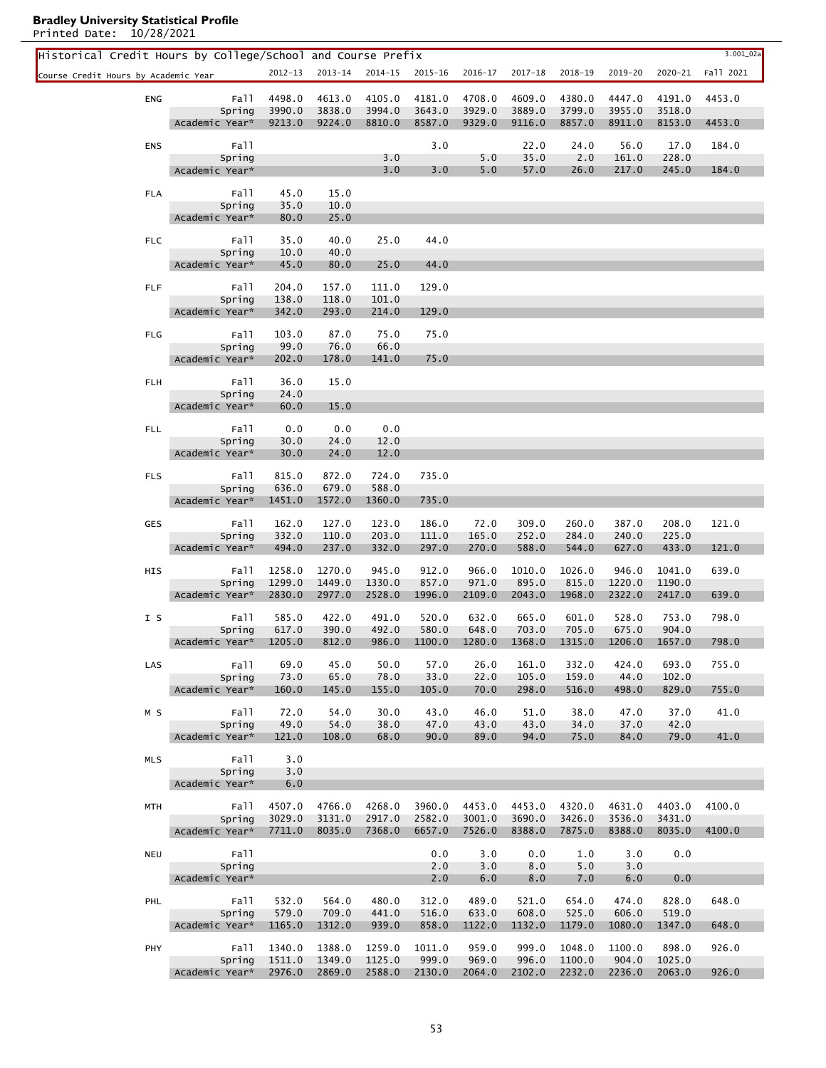**Bradley University Statistical Profile**
Printed Date: 10/28/2021

## Historical Credit Hours by College/School and Course Prefix

3.001_02a

| Course Credit Hours by Academic Year | | 2012-13 | 2013-14 | 2014-15 | 2015-16 | 2016-17 | 2017-18 | 2018-19 | 2019-20 | 2020-21 | Fall 2021 |
|---|---|---|---|---|---|---|---|---|---|---|---|
| ENG | Fall | 4498.0 | 4613.0 | 4105.0 | 4181.0 | 4708.0 | 4609.0 | 4380.0 | 4447.0 | 4191.0 | 4453.0 |
| | Spring | 3990.0 | 3838.0 | 3994.0 | 3643.0 | 3929.0 | 3889.0 | 3799.0 | 3955.0 | 3518.0 | |
| | Academic Year* | 9213.0 | 9224.0 | 8810.0 | 8587.0 | 9329.0 | 9116.0 | 8857.0 | 8911.0 | 8153.0 | 4453.0 |
| ENS | Fall | | | | 3.0 | | 22.0 | 24.0 | 56.0 | 17.0 | 184.0 |
| | Spring | | | 3.0 | | 5.0 | 35.0 | 2.0 | 161.0 | 228.0 | |
| | Academic Year* | | | 3.0 | 3.0 | 5.0 | 57.0 | 26.0 | 217.0 | 245.0 | 184.0 |
| FLA | Fall | 45.0 | 15.0 | | | | | | | | |
| | Spring | 35.0 | 10.0 | | | | | | | | |
| | Academic Year* | 80.0 | 25.0 | | | | | | | | |
| FLC | Fall | 35.0 | 40.0 | 25.0 | 44.0 | | | | | | |
| | Spring | 10.0 | 40.0 | | | | | | | | |
| | Academic Year* | 45.0 | 80.0 | 25.0 | 44.0 | | | | | | |
| FLF | Fall | 204.0 | 157.0 | 111.0 | 129.0 | | | | | | |
| | Spring | 138.0 | 118.0 | 101.0 | | | | | | | |
| | Academic Year* | 342.0 | 293.0 | 214.0 | 129.0 | | | | | | |
| FLG | Fall | 103.0 | 87.0 | 75.0 | 75.0 | | | | | | |
| | Spring | 99.0 | 76.0 | 66.0 | | | | | | | |
| | Academic Year* | 202.0 | 178.0 | 141.0 | 75.0 | | | | | | |
| FLH | Fall | 36.0 | 15.0 | | | | | | | | |
| | Spring | 24.0 | | | | | | | | | |
| | Academic Year* | 60.0 | 15.0 | | | | | | | | |
| FLL | Fall | 0.0 | 0.0 | 0.0 | | | | | | | |
| | Spring | 30.0 | 24.0 | 12.0 | | | | | | | |
| | Academic Year* | 30.0 | 24.0 | 12.0 | | | | | | | |
| FLS | Fall | 815.0 | 872.0 | 724.0 | 735.0 | | | | | | |
| | Spring | 636.0 | 679.0 | 588.0 | | | | | | | |
| | Academic Year* | 1451.0 | 1572.0 | 1360.0 | 735.0 | | | | | | |
| GES | Fall | 162.0 | 127.0 | 123.0 | 186.0 | 72.0 | 309.0 | 260.0 | 387.0 | 208.0 | 121.0 |
| | Spring | 332.0 | 110.0 | 203.0 | 111.0 | 165.0 | 252.0 | 284.0 | 240.0 | 225.0 | |
| | Academic Year* | 494.0 | 237.0 | 332.0 | 297.0 | 270.0 | 588.0 | 544.0 | 627.0 | 433.0 | 121.0 |
| HIS | Fall | 1258.0 | 1270.0 | 945.0 | 912.0 | 966.0 | 1010.0 | 1026.0 | 946.0 | 1041.0 | 639.0 |
| | Spring | 1299.0 | 1449.0 | 1330.0 | 857.0 | 971.0 | 895.0 | 815.0 | 1220.0 | 1190.0 | |
| | Academic Year* | 2830.0 | 2977.0 | 2528.0 | 1996.0 | 2109.0 | 2043.0 | 1968.0 | 2322.0 | 2417.0 | 639.0 |
| I S | Fall | 585.0 | 422.0 | 491.0 | 520.0 | 632.0 | 665.0 | 601.0 | 528.0 | 753.0 | 798.0 |
| | Spring | 617.0 | 390.0 | 492.0 | 580.0 | 648.0 | 703.0 | 705.0 | 675.0 | 904.0 | |
| | Academic Year* | 1205.0 | 812.0 | 986.0 | 1100.0 | 1280.0 | 1368.0 | 1315.0 | 1206.0 | 1657.0 | 798.0 |
| LAS | Fall | 69.0 | 45.0 | 50.0 | 57.0 | 26.0 | 161.0 | 332.0 | 424.0 | 693.0 | 755.0 |
| | Spring | 73.0 | 65.0 | 78.0 | 33.0 | 22.0 | 105.0 | 159.0 | 44.0 | 102.0 | |
| | Academic Year* | 160.0 | 145.0 | 155.0 | 105.0 | 70.0 | 298.0 | 516.0 | 498.0 | 829.0 | 755.0 |
| M S | Fall | 72.0 | 54.0 | 30.0 | 43.0 | 46.0 | 51.0 | 38.0 | 47.0 | 37.0 | 41.0 |
| | Spring | 49.0 | 54.0 | 38.0 | 47.0 | 43.0 | 43.0 | 34.0 | 37.0 | 42.0 | |
| | Academic Year* | 121.0 | 108.0 | 68.0 | 90.0 | 89.0 | 94.0 | 75.0 | 84.0 | 79.0 | 41.0 |
| MLS | Fall | 3.0 | | | | | | | | | |
| | Spring | 3.0 | | | | | | | | | |
| | Academic Year* | 6.0 | | | | | | | | | |
| MTH | Fall | 4507.0 | 4766.0 | 4268.0 | 3960.0 | 4453.0 | 4453.0 | 4320.0 | 4631.0 | 4403.0 | 4100.0 |
| | Spring | 3029.0 | 3131.0 | 2917.0 | 2582.0 | 3001.0 | 3690.0 | 3426.0 | 3536.0 | 3431.0 | |
| | Academic Year* | 7711.0 | 8035.0 | 7368.0 | 6657.0 | 7526.0 | 8388.0 | 7875.0 | 8388.0 | 8035.0 | 4100.0 |
| NEU | Fall | | | | 0.0 | 3.0 | 0.0 | 1.0 | 3.0 | 0.0 | |
| | Spring | | | | 2.0 | 3.0 | 8.0 | 5.0 | 3.0 | | |
| | Academic Year* | | | | 2.0 | 6.0 | 8.0 | 7.0 | 6.0 | 0.0 | |
| PHL | Fall | 532.0 | 564.0 | 480.0 | 312.0 | 489.0 | 521.0 | 654.0 | 474.0 | 828.0 | 648.0 |
| | Spring | 579.0 | 709.0 | 441.0 | 516.0 | 633.0 | 608.0 | 525.0 | 606.0 | 519.0 | |
| | Academic Year* | 1165.0 | 1312.0 | 939.0 | 858.0 | 1122.0 | 1132.0 | 1179.0 | 1080.0 | 1347.0 | 648.0 |
| PHY | Fall | 1340.0 | 1388.0 | 1259.0 | 1011.0 | 959.0 | 999.0 | 1048.0 | 1100.0 | 898.0 | 926.0 |
| | Spring | 1511.0 | 1349.0 | 1125.0 | 999.0 | 969.0 | 996.0 | 1100.0 | 904.0 | 1025.0 | |
| | Academic Year* | 2976.0 | 2869.0 | 2588.0 | 2130.0 | 2064.0 | 2102.0 | 2232.0 | 2236.0 | 2063.0 | 926.0 |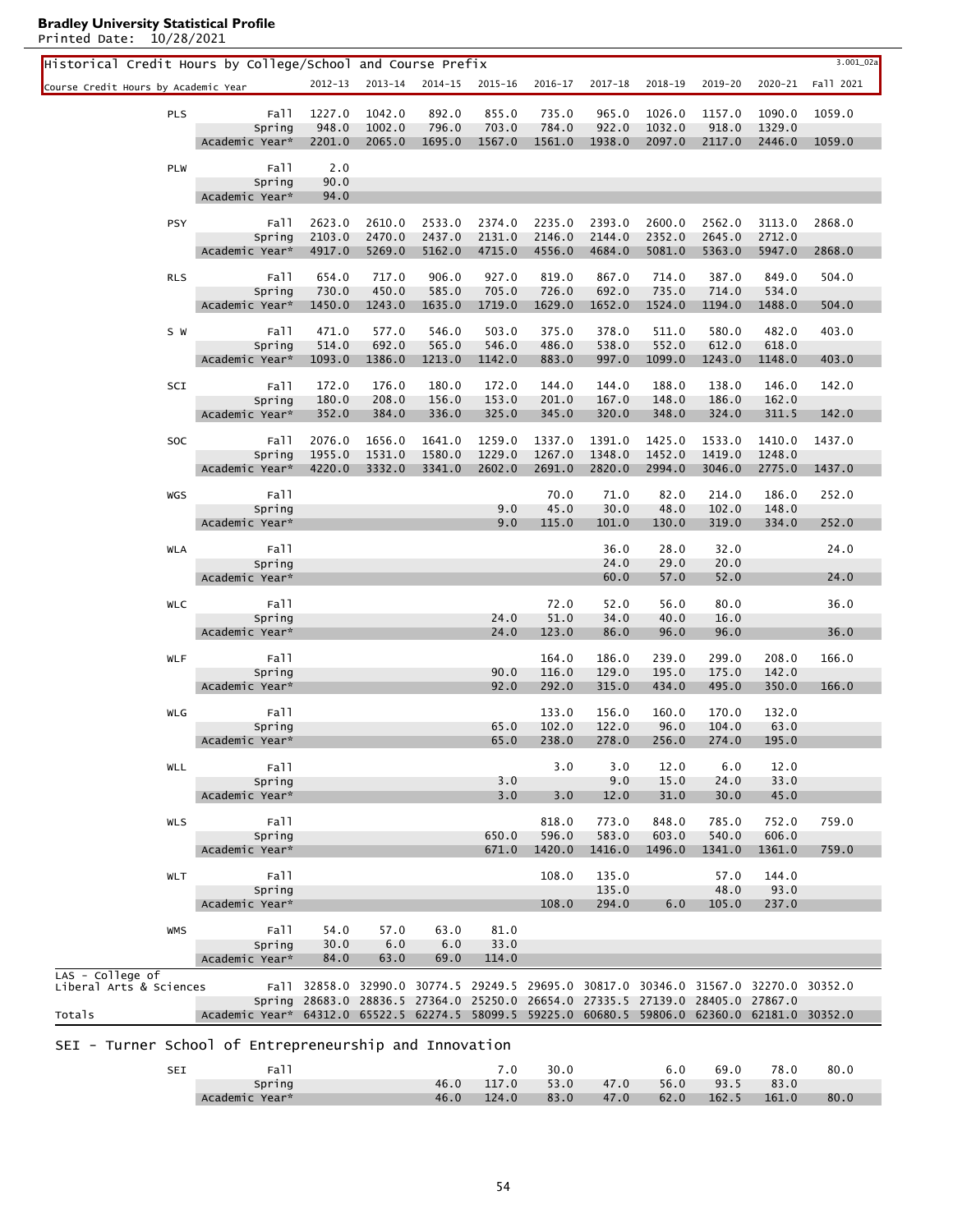## Historical Credit Hours by College/School and Course Prefix

3.001_02a

| Course Credit Hours by Academic Year | | 2012-13 | 2013-14 | 2014-15 | 2015-16 | 2016-17 | 2017-18 | 2018-19 | 2019-20 | 2020-21 | Fall 2021 |
|---|---|---|---|---|---|---|---|---|---|---|---|
| PLS | Fall | 1227.0 | 1042.0 | 892.0 | 855.0 | 735.0 | 965.0 | 1026.0 | 1157.0 | 1090.0 | 1059.0 |
| | Spring | 948.0 | 1002.0 | 796.0 | 703.0 | 784.0 | 922.0 | 1032.0 | 918.0 | 1329.0 | |
| | Academic Year* | 2201.0 | 2065.0 | 1695.0 | 1567.0 | 1561.0 | 1938.0 | 2097.0 | 2117.0 | 2446.0 | 1059.0 |
| PLW | Fall | 2.0 | | | | | | | | | |
| | Spring | 90.0 | | | | | | | | | |
| | Academic Year* | 94.0 | | | | | | | | | |
| PSY | Fall | 2623.0 | 2610.0 | 2533.0 | 2374.0 | 2235.0 | 2393.0 | 2600.0 | 2562.0 | 3113.0 | 2868.0 |
| | Spring | 2103.0 | 2470.0 | 2437.0 | 2131.0 | 2146.0 | 2144.0 | 2352.0 | 2645.0 | 2712.0 | |
| | Academic Year* | 4917.0 | 5269.0 | 5162.0 | 4715.0 | 4556.0 | 4684.0 | 5081.0 | 5363.0 | 5947.0 | 2868.0 |
| RLS | Fall | 654.0 | 717.0 | 906.0 | 927.0 | 819.0 | 867.0 | 714.0 | 387.0 | 849.0 | 504.0 |
| | Spring | 730.0 | 450.0 | 585.0 | 705.0 | 726.0 | 692.0 | 735.0 | 714.0 | 534.0 | |
| | Academic Year* | 1450.0 | 1243.0 | 1635.0 | 1719.0 | 1629.0 | 1652.0 | 1524.0 | 1194.0 | 1488.0 | 504.0 |
| S W | Fall | 471.0 | 577.0 | 546.0 | 503.0 | 375.0 | 378.0 | 511.0 | 580.0 | 482.0 | 403.0 |
| | Spring | 514.0 | 692.0 | 565.0 | 546.0 | 486.0 | 538.0 | 552.0 | 612.0 | 618.0 | |
| | Academic Year* | 1093.0 | 1386.0 | 1213.0 | 1142.0 | 883.0 | 997.0 | 1099.0 | 1243.0 | 1148.0 | 403.0 |
| SCI | Fall | 172.0 | 176.0 | 180.0 | 172.0 | 144.0 | 144.0 | 188.0 | 138.0 | 146.0 | 142.0 |
| | Spring | 180.0 | 208.0 | 156.0 | 153.0 | 201.0 | 167.0 | 148.0 | 186.0 | 162.0 | |
| | Academic Year* | 352.0 | 384.0 | 336.0 | 325.0 | 345.0 | 320.0 | 348.0 | 324.0 | 311.5 | 142.0 |
| SOC | Fall | 2076.0 | 1656.0 | 1641.0 | 1259.0 | 1337.0 | 1391.0 | 1425.0 | 1533.0 | 1410.0 | 1437.0 |
| | Spring | 1955.0 | 1531.0 | 1580.0 | 1229.0 | 1267.0 | 1348.0 | 1452.0 | 1419.0 | 1248.0 | |
| | Academic Year* | 4220.0 | 3332.0 | 3341.0 | 2602.0 | 2691.0 | 2820.0 | 2994.0 | 3046.0 | 2775.0 | 1437.0 |
| WGS | Fall | | | | | 70.0 | 71.0 | 82.0 | 214.0 | 186.0 | 252.0 |
| | Spring | | | | 9.0 | 45.0 | 30.0 | 48.0 | 102.0 | 148.0 | |
| | Academic Year* | | | | 9.0 | 115.0 | 101.0 | 130.0 | 319.0 | 334.0 | 252.0 |
| WLA | Fall | | | | | | 36.0 | 28.0 | 32.0 | | 24.0 |
| | Spring | | | | | | 24.0 | 29.0 | 20.0 | | |
| | Academic Year* | | | | | | 60.0 | 57.0 | 52.0 | | 24.0 |
| WLC | Fall | | | | | 72.0 | 52.0 | 56.0 | 80.0 | | 36.0 |
| | Spring | | | | 24.0 | 51.0 | 34.0 | 40.0 | 16.0 | | |
| | Academic Year* | | | | 24.0 | 123.0 | 86.0 | 96.0 | 96.0 | | 36.0 |
| WLF | Fall | | | | | 164.0 | 186.0 | 239.0 | 299.0 | 208.0 | 166.0 |
| | Spring | | | | 90.0 | 116.0 | 129.0 | 195.0 | 175.0 | 142.0 | |
| | Academic Year* | | | | 92.0 | 292.0 | 315.0 | 434.0 | 495.0 | 350.0 | 166.0 |
| WLG | Fall | | | | | 133.0 | 156.0 | 160.0 | 170.0 | 132.0 | |
| | Spring | | | | 65.0 | 102.0 | 122.0 | 96.0 | 104.0 | 63.0 | |
| | Academic Year* | | | | 65.0 | 238.0 | 278.0 | 256.0 | 274.0 | 195.0 | |
| WLL | Fall | | | | | 3.0 | 3.0 | 12.0 | 6.0 | 12.0 | |
| | Spring | | | | 3.0 | | 9.0 | 15.0 | 24.0 | 33.0 | |
| | Academic Year* | | | | 3.0 | 3.0 | 12.0 | 31.0 | 30.0 | 45.0 | |
| WLS | Fall | | | | | 818.0 | 773.0 | 848.0 | 785.0 | 752.0 | 759.0 |
| | Spring | | | | 650.0 | 596.0 | 583.0 | 603.0 | 540.0 | 606.0 | |
| | Academic Year* | | | | 671.0 | 1420.0 | 1416.0 | 1496.0 | 1341.0 | 1361.0 | 759.0 |
| WLT | Fall | | | | | 108.0 | 135.0 | | 57.0 | 144.0 | |
| | Spring | | | | | | 135.0 | | 48.0 | 93.0 | |
| | Academic Year* | | | | | 108.0 | 294.0 | 6.0 | 105.0 | 237.0 | |
| WMS | Fall | 54.0 | 57.0 | 63.0 | 81.0 | | | | | | |
| | Spring | 30.0 | 6.0 | 6.0 | 33.0 | | | | | | |
| | Academic Year* | 84.0 | 63.0 | 69.0 | 114.0 | | | | | | |
| LAS - College of Liberal Arts & Sciences Totals | Fall | 32858.0 | 32990.0 | 30774.5 | 29249.5 | 29695.0 | 30817.0 | 30346.0 | 31567.0 | 32270.0 | 30352.0 |
| | Spring | 28683.0 | 28836.5 | 27364.0 | 25250.0 | 26654.0 | 27335.5 | 27139.0 | 28405.0 | 27867.0 | |
| | Academic Year* | 64312.0 | 65522.5 | 62274.5 | 58099.5 | 59225.0 | 60680.5 | 59806.0 | 62360.0 | 62181.0 | 30352.0 |

## SEI - Turner School of Entrepreneurship and Innovation

| | | 2012-13 | 2013-14 | 2014-15 | 2015-16 | 2016-17 | 2017-18 | 2018-19 | 2019-20 | 2020-21 | Fall 2021 |
|---|---|---|---|---|---|---|---|---|---|---|---|
| SEI | Fall | | | | 7.0 | 30.0 | | 6.0 | 69.0 | 78.0 | 80.0 |
| | Spring | | | 46.0 | 117.0 | 53.0 | 47.0 | 56.0 | 93.5 | 83.0 | |
| | Academic Year* | | | 46.0 | 124.0 | 83.0 | 47.0 | 62.0 | 162.5 | 161.0 | 80.0 |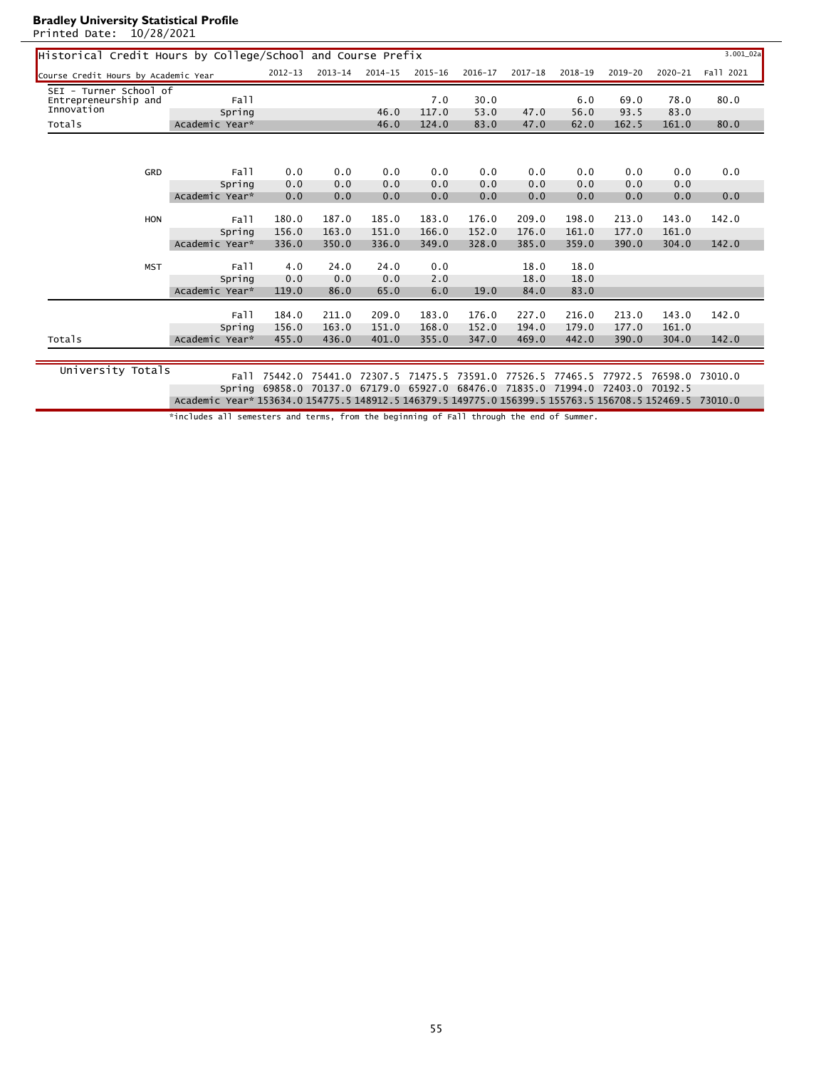**Bradley University Statistical Profile**

Printed Date: 10/28/2021

## Historical Credit Hours by College/School and Course Prefix

3.001_02a

| Course Credit Hours by Academic Year | | 2012-13 | 2013-14 | 2014-15 | 2015-16 | 2016-17 | 2017-18 | 2018-19 | 2019-20 | 2020-21 | Fall 2021 |
|---|---|---|---|---|---|---|---|---|---|---|---|
| SEI - Turner School of Entrepreneurship and Innovation | Fall | | | | 7.0 | 30.0 | | 6.0 | 69.0 | 78.0 | 80.0 |
| | Spring | | | 46.0 | 117.0 | 53.0 | 47.0 | 56.0 | 93.5 | 83.0 | |
| Totals | Academic Year* | | | 46.0 | 124.0 | 83.0 | 47.0 | 62.0 | 162.5 | 161.0 | 80.0 |
| GRD | Fall | 0.0 | 0.0 | 0.0 | 0.0 | 0.0 | 0.0 | 0.0 | 0.0 | 0.0 | 0.0 |
| | Spring | 0.0 | 0.0 | 0.0 | 0.0 | 0.0 | 0.0 | 0.0 | 0.0 | 0.0 | |
| | Academic Year* | 0.0 | 0.0 | 0.0 | 0.0 | 0.0 | 0.0 | 0.0 | 0.0 | 0.0 | 0.0 |
| HON | Fall | 180.0 | 187.0 | 185.0 | 183.0 | 176.0 | 209.0 | 198.0 | 213.0 | 143.0 | 142.0 |
| | Spring | 156.0 | 163.0 | 151.0 | 166.0 | 152.0 | 176.0 | 161.0 | 177.0 | 161.0 | |
| | Academic Year* | 336.0 | 350.0 | 336.0 | 349.0 | 328.0 | 385.0 | 359.0 | 390.0 | 304.0 | 142.0 |
| MST | Fall | 4.0 | 24.0 | 24.0 | 0.0 | | 18.0 | 18.0 | | | |
| | Spring | 0.0 | 0.0 | 0.0 | 2.0 | | 18.0 | 18.0 | | | |
| | Academic Year* | 119.0 | 86.0 | 65.0 | 6.0 | 19.0 | 84.0 | 83.0 | | | |
| | Fall | 184.0 | 211.0 | 209.0 | 183.0 | 176.0 | 227.0 | 216.0 | 213.0 | 143.0 | 142.0 |
| | Spring | 156.0 | 163.0 | 151.0 | 168.0 | 152.0 | 194.0 | 179.0 | 177.0 | 161.0 | |
| Totals | Academic Year* | 455.0 | 436.0 | 401.0 | 355.0 | 347.0 | 469.0 | 442.0 | 390.0 | 304.0 | 142.0 |
| University Totals | Fall | 75442.0 | 75441.0 | 72307.5 | 71475.5 | 73591.0 | 77526.5 | 77465.5 | 77972.5 | 76598.0 | 73010.0 |
| | Spring | 69858.0 | 70137.0 | 67179.0 | 65927.0 | 68476.0 | 71835.0 | 71994.0 | 72403.0 | 70192.5 | |
| | Academic Year* | 153634.0 | 154775.5 | 148912.5 | 146379.5 | 149775.0 | 156399.5 | 155763.5 | 156708.5 | 152469.5 | 73010.0 |

*includes all semesters and terms, from the beginning of Fall through the end of Summer.